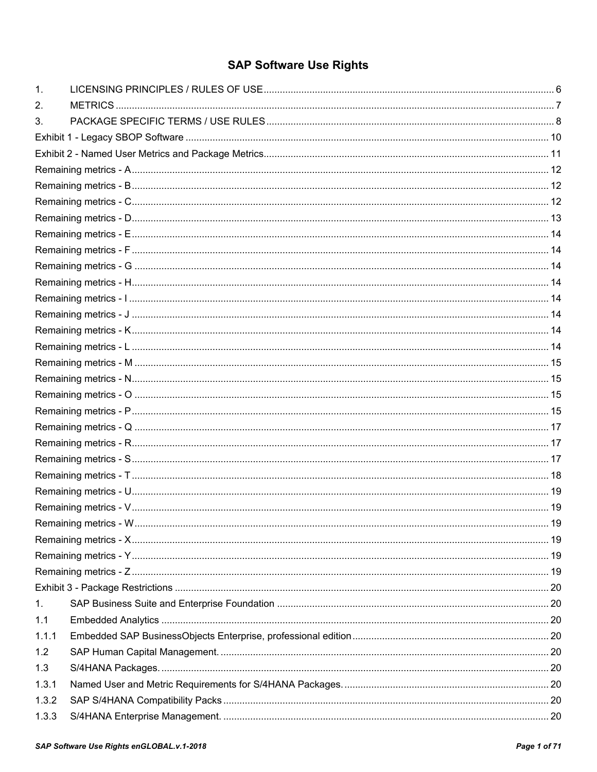# SAP Software Use Rights

1. LICENSING PRINCIPLES / RULES OF USE ... 6
2. METRICS ... 7
3. PACKAGE SPECIFIC TERMS / USE RULES ... 8

Exhibit 1 - Legacy SBOP Software ... 10
Exhibit 2 - Named User Metrics and Package Metrics ... 11
Remaining metrics - A ... 12
Remaining metrics - B ... 12
Remaining metrics - C ... 12
Remaining metrics - D ... 13
Remaining metrics - E ... 14
Remaining metrics - F ... 14
Remaining metrics - G ... 14
Remaining metrics - H ... 14
Remaining metrics - I ... 14
Remaining metrics - J ... 14
Remaining metrics - K ... 14
Remaining metrics - L ... 14
Remaining metrics - M ... 15
Remaining metrics - N ... 15
Remaining metrics - O ... 15
Remaining metrics - P ... 15
Remaining metrics - Q ... 17
Remaining metrics - R ... 17
Remaining metrics - S ... 17
Remaining metrics - T ... 18
Remaining metrics - U ... 19
Remaining metrics - V ... 19
Remaining metrics - W ... 19
Remaining metrics - X ... 19
Remaining metrics - Y ... 19
Remaining metrics - Z ... 19
Exhibit 3 - Package Restrictions ... 20

1. SAP Business Suite and Enterprise Foundation ... 20
   - 1.1 Embedded Analytics ... 20
     - 1.1.1 Embedded SAP BusinessObjects Enterprise, professional edition ... 20
   - 1.2 SAP Human Capital Management. ... 20
   - 1.3 S/4HANA Packages. ... 20
     - 1.3.1 Named User and Metric Requirements for S/4HANA Packages. ... 20
     - 1.3.2 SAP S/4HANA Compatibility Packs ... 20
     - 1.3.3 S/4HANA Enterprise Management. ... 20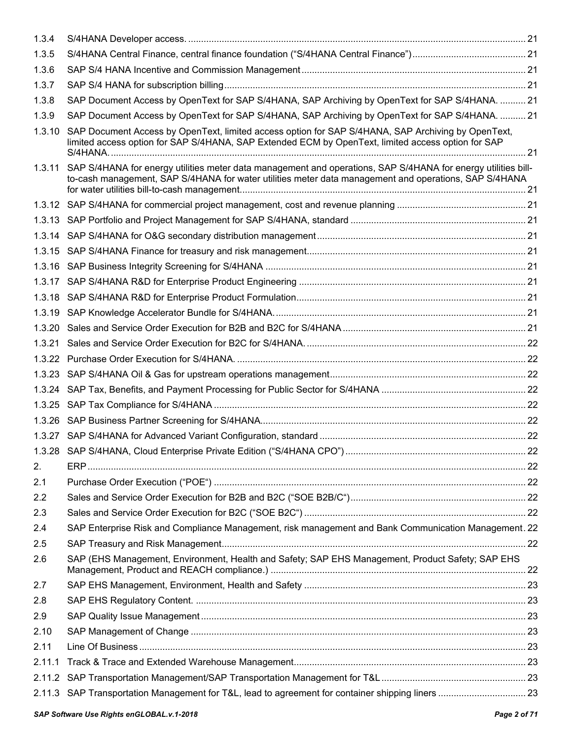1.3.4 S/4HANA Developer access. ..... 21

1.3.5 S/4HANA Central Finance, central finance foundation ("S/4HANA Central Finance") ..... 21

1.3.6 SAP S/4 HANA Incentive and Commission Management ..... 21

1.3.7 SAP S/4 HANA for subscription billing ..... 21

1.3.8 SAP Document Access by OpenText for SAP S/4HANA, SAP Archiving by OpenText for SAP S/4HANA. ..... 21

1.3.9 SAP Document Access by OpenText for SAP S/4HANA, SAP Archiving by OpenText for SAP S/4HANA. ..... 21

1.3.10 SAP Document Access by OpenText, limited access option for SAP S/4HANA, SAP Archiving by OpenText, limited access option for SAP S/4HANA, SAP Extended ECM by OpenText, limited access option for SAP S/4HANA. ..... 21

1.3.11 SAP S/4HANA for energy utilities meter data management and operations, SAP S/4HANA for energy utilities bill-to-cash management, SAP S/4HANA for water utilities meter data management and operations, SAP S/4HANA for water utilities bill-to-cash management ..... 21

1.3.12 SAP S/4HANA for commercial project management, cost and revenue planning ..... 21

1.3.13 SAP Portfolio and Project Management for SAP S/4HANA, standard ..... 21

1.3.14 SAP S/4HANA for O&G secondary distribution management ..... 21

1.3.15 SAP S/4HANA Finance for treasury and risk management ..... 21

1.3.16 SAP Business Integrity Screening for S/4HANA ..... 21

1.3.17 SAP S/4HANA R&D for Enterprise Product Engineering ..... 21

1.3.18 SAP S/4HANA R&D for Enterprise Product Formulation ..... 21

1.3.19 SAP Knowledge Accelerator Bundle for S/4HANA. ..... 21

1.3.20 Sales and Service Order Execution for B2B and B2C for S/4HANA ..... 21

1.3.21 Sales and Service Order Execution for B2C for S/4HANA. ..... 22

1.3.22 Purchase Order Execution for S/4HANA. ..... 22

1.3.23 SAP S/4HANA Oil & Gas for upstream operations management ..... 22

1.3.24 SAP Tax, Benefits, and Payment Processing for Public Sector for S/4HANA ..... 22

1.3.25 SAP Tax Compliance for S/4HANA ..... 22

1.3.26 SAP Business Partner Screening for S/4HANA ..... 22

1.3.27 SAP S/4HANA for Advanced Variant Configuration, standard ..... 22

1.3.28 SAP S/4HANA, Cloud Enterprise Private Edition ("S/4HANA CPO") ..... 22

2. ERP ..... 22

2.1 Purchase Order Execution ("POE") ..... 22

2.2 Sales and Service Order Execution for B2B and B2C ("SOE B2B/C") ..... 22

2.3 Sales and Service Order Execution for B2C ("SOE B2C") ..... 22

2.4 SAP Enterprise Risk and Compliance Management, risk management and Bank Communication Management ..... 22

2.5 SAP Treasury and Risk Management ..... 22

2.6 SAP (EHS Management, Environment, Health and Safety; SAP EHS Management, Product Safety; SAP EHS Management, Product and REACH compliance.) ..... 22

2.7 SAP EHS Management, Environment, Health and Safety ..... 23

2.8 SAP EHS Regulatory Content. ..... 23

2.9 SAP Quality Issue Management ..... 23

2.10 SAP Management of Change ..... 23

2.11 Line Of Business ..... 23

2.11.1 Track & Trace and Extended Warehouse Management ..... 23

2.11.2 SAP Transportation Management/SAP Transportation Management for T&L ..... 23

2.11.3 SAP Transportation Management for T&L, lead to agreement for container shipping liners ..... 23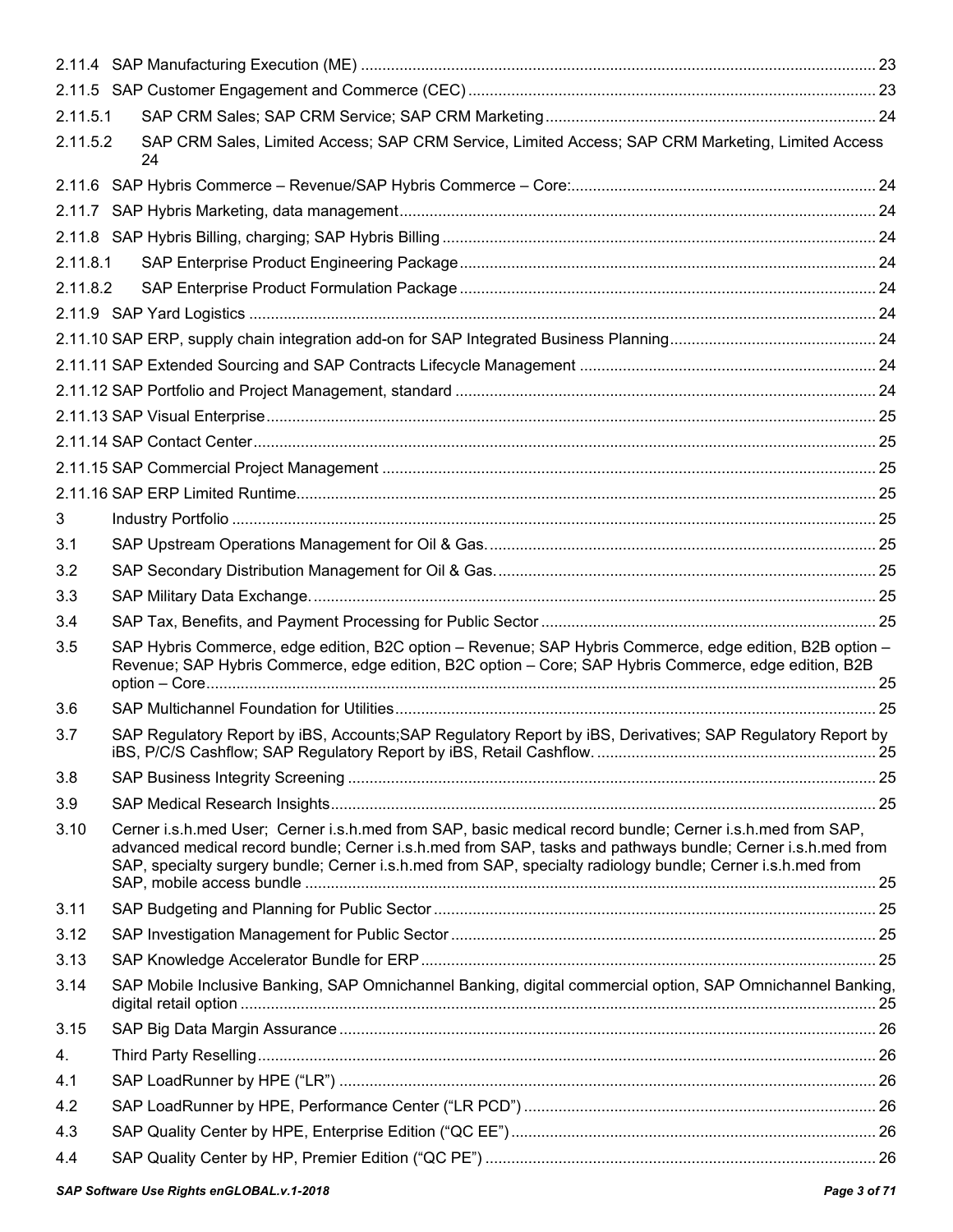2.11.4 SAP Manufacturing Execution (ME) ....................................................................................................... 23

2.11.5 SAP Customer Engagement and Commerce (CEC) .............................................................................. 23

2.11.5.1 SAP CRM Sales; SAP CRM Service; SAP CRM Marketing ............................................................ 24

2.11.5.2 SAP CRM Sales, Limited Access; SAP CRM Service, Limited Access; SAP CRM Marketing, Limited Access 24

2.11.6 SAP Hybris Commerce – Revenue/SAP Hybris Commerce – Core: ...................................................... 24

2.11.7 SAP Hybris Marketing, data management .............................................................................................. 24

2.11.8 SAP Hybris Billing, charging; SAP Hybris Billing .................................................................................... 24

2.11.8.1 SAP Enterprise Product Engineering Package ................................................................................ 24

2.11.8.2 SAP Enterprise Product Formulation Package ................................................................................ 24

2.11.9 SAP Yard Logistics ................................................................................................................................. 24

2.11.10 SAP ERP, supply chain integration add-on for SAP Integrated Business Planning ................................ 24

2.11.11 SAP Extended Sourcing and SAP Contracts Lifecycle Management ..................................................... 24

2.11.12 SAP Portfolio and Project Management, standard ................................................................................. 24

2.11.13 SAP Visual Enterprise ............................................................................................................................ 25

2.11.14 SAP Contact Center ................................................................................................................................ 25

2.11.15 SAP Commercial Project Management .................................................................................................. 25

2.11.16 SAP ERP Limited Runtime ...................................................................................................................... 25

3 Industry Portfolio .................................................................................................................................... 25

3.1 SAP Upstream Operations Management for Oil & Gas. ......................................................................... 25

3.2 SAP Secondary Distribution Management for Oil & Gas. ........................................................................ 25

3.3 SAP Military Data Exchange. .................................................................................................................. 25

3.4 SAP Tax, Benefits, and Payment Processing for Public Sector ............................................................. 25

3.5 SAP Hybris Commerce, edge edition, B2C option – Revenue; SAP Hybris Commerce, edge edition, B2B option – Revenue; SAP Hybris Commerce, edge edition, B2C option – Core; SAP Hybris Commerce, edge edition, B2B option – Core ........................................................................................................................................... 25

3.6 SAP Multichannel Foundation for Utilities ............................................................................................... 25

3.7 SAP Regulatory Report by iBS, Accounts;SAP Regulatory Report by iBS, Derivatives; SAP Regulatory Report by iBS, P/C/S Cashflow; SAP Regulatory Report by iBS, Retail Cashflow. ................................................................. 25

3.8 SAP Business Integrity Screening .......................................................................................................... 25

3.9 SAP Medical Research Insights ............................................................................................................. 25

3.10 Cerner i.s.h.med User; Cerner i.s.h.med from SAP, basic medical record bundle; Cerner i.s.h.med from SAP, advanced medical record bundle; Cerner i.s.h.med from SAP, tasks and pathways bundle; Cerner i.s.h.med from SAP, specialty surgery bundle; Cerner i.s.h.med from SAP, specialty radiology bundle; Cerner i.s.h.med from SAP, mobile access bundle .................................................................................................................... 25

3.11 SAP Budgeting and Planning for Public Sector ...................................................................................... 25

3.12 SAP Investigation Management for Public Sector .................................................................................. 25

3.13 SAP Knowledge Accelerator Bundle for ERP ......................................................................................... 25

3.14 SAP Mobile Inclusive Banking, SAP Omnichannel Banking, digital commercial option, SAP Omnichannel Banking, digital retail option ................................................................................................................................... 25

3.15 SAP Big Data Margin Assurance ............................................................................................................ 26

4. Third Party Reselling .............................................................................................................................. 26

4.1 SAP LoadRunner by HPE ("LR") ............................................................................................................ 26

4.2 SAP LoadRunner by HPE, Performance Center ("LR PCD") .................................................................. 26

4.3 SAP Quality Center by HPE, Enterprise Edition ("QC EE") ..................................................................... 26

4.4 SAP Quality Center by HP, Premier Edition ("QC PE") ........................................................................... 26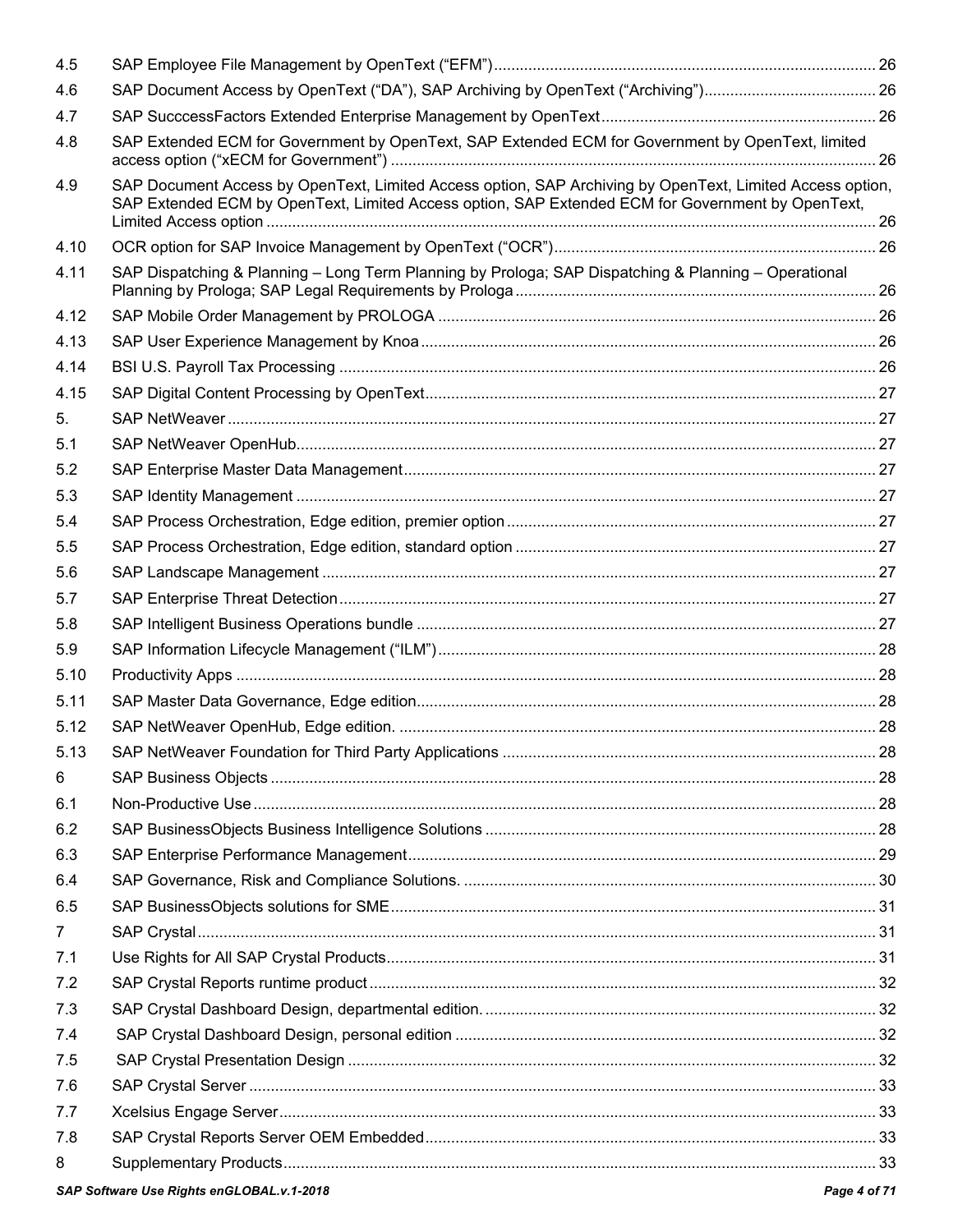| | | |
|---|---|---|
| 4.5 | SAP Employee File Management by OpenText (“EFM”) | 26 |
| 4.6 | SAP Document Access by OpenText (“DA”), SAP Archiving by OpenText (“Archiving”) | 26 |
| 4.7 | SAP SucccessFactors Extended Enterprise Management by OpenText | 26 |
| 4.8 | SAP Extended ECM for Government by OpenText, SAP Extended ECM for Government by OpenText, limited access option (“xECM for Government”) | 26 |
| 4.9 | SAP Document Access by OpenText, Limited Access option, SAP Archiving by OpenText, Limited Access option, SAP Extended ECM by OpenText, Limited Access option, SAP Extended ECM for Government by OpenText, Limited Access option | 26 |
| 4.10 | OCR option for SAP Invoice Management by OpenText (“OCR”) | 26 |
| 4.11 | SAP Dispatching & Planning – Long Term Planning by Prologa; SAP Dispatching & Planning – Operational Planning by Prologa; SAP Legal Requirements by Prologa | 26 |
| 4.12 | SAP Mobile Order Management by PROLOGA | 26 |
| 4.13 | SAP User Experience Management by Knoa | 26 |
| 4.14 | BSI U.S. Payroll Tax Processing | 26 |
| 4.15 | SAP Digital Content Processing by OpenText | 27 |
| 5. | SAP NetWeaver | 27 |
| 5.1 | SAP NetWeaver OpenHub | 27 |
| 5.2 | SAP Enterprise Master Data Management | 27 |
| 5.3 | SAP Identity Management | 27 |
| 5.4 | SAP Process Orchestration, Edge edition, premier option | 27 |
| 5.5 | SAP Process Orchestration, Edge edition, standard option | 27 |
| 5.6 | SAP Landscape Management | 27 |
| 5.7 | SAP Enterprise Threat Detection | 27 |
| 5.8 | SAP Intelligent Business Operations bundle | 27 |
| 5.9 | SAP Information Lifecycle Management (“ILM”) | 28 |
| 5.10 | Productivity Apps | 28 |
| 5.11 | SAP Master Data Governance, Edge edition | 28 |
| 5.12 | SAP NetWeaver OpenHub, Edge edition. | 28 |
| 5.13 | SAP NetWeaver Foundation for Third Party Applications | 28 |
| 6 | SAP Business Objects | 28 |
| 6.1 | Non-Productive Use | 28 |
| 6.2 | SAP BusinessObjects Business Intelligence Solutions | 28 |
| 6.3 | SAP Enterprise Performance Management | 29 |
| 6.4 | SAP Governance, Risk and Compliance Solutions. | 30 |
| 6.5 | SAP BusinessObjects solutions for SME | 31 |
| 7 | SAP Crystal | 31 |
| 7.1 | Use Rights for All SAP Crystal Products | 31 |
| 7.2 | SAP Crystal Reports runtime product | 32 |
| 7.3 | SAP Crystal Dashboard Design, departmental edition. | 32 |
| 7.4 | SAP Crystal Dashboard Design, personal edition | 32 |
| 7.5 | SAP Crystal Presentation Design | 32 |
| 7.6 | SAP Crystal Server | 33 |
| 7.7 | Xcelsius Engage Server | 33 |
| 7.8 | SAP Crystal Reports Server OEM Embedded | 33 |
| 8 | Supplementary Products | 33 |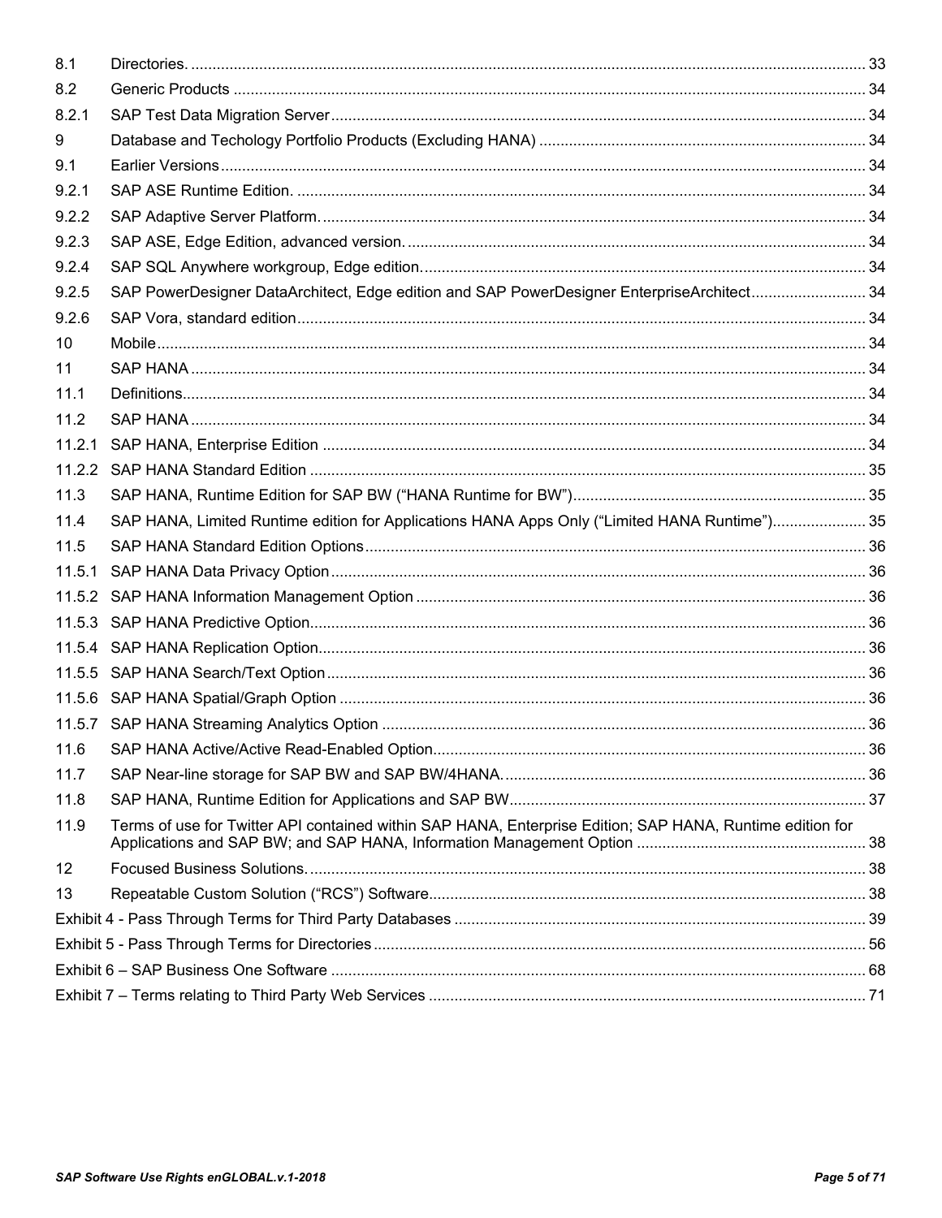| | | |
|---|---|---|
| 8.1 | Directories. | 33 |
| 8.2 | Generic Products | 34 |
| 8.2.1 | SAP Test Data Migration Server | 34 |
| 9 | Database and Techology Portfolio Products (Excluding HANA) | 34 |
| 9.1 | Earlier Versions | 34 |
| 9.2.1 | SAP ASE Runtime Edition. | 34 |
| 9.2.2 | SAP Adaptive Server Platform. | 34 |
| 9.2.3 | SAP ASE, Edge Edition, advanced version. | 34 |
| 9.2.4 | SAP SQL Anywhere workgroup, Edge edition. | 34 |
| 9.2.5 | SAP PowerDesigner DataArchitect, Edge edition and SAP PowerDesigner EnterpriseArchitect | 34 |
| 9.2.6 | SAP Vora, standard edition | 34 |
| 10 | Mobile | 34 |
| 11 | SAP HANA | 34 |
| 11.1 | Definitions | 34 |
| 11.2 | SAP HANA | 34 |
| 11.2.1 | SAP HANA, Enterprise Edition | 34 |
| 11.2.2 | SAP HANA Standard Edition | 35 |
| 11.3 | SAP HANA, Runtime Edition for SAP BW ("HANA Runtime for BW") | 35 |
| 11.4 | SAP HANA, Limited Runtime edition for Applications HANA Apps Only ("Limited HANA Runtime") | 35 |
| 11.5 | SAP HANA Standard Edition Options | 36 |
| 11.5.1 | SAP HANA Data Privacy Option | 36 |
| 11.5.2 | SAP HANA Information Management Option | 36 |
| 11.5.3 | SAP HANA Predictive Option | 36 |
| 11.5.4 | SAP HANA Replication Option | 36 |
| 11.5.5 | SAP HANA Search/Text Option | 36 |
| 11.5.6 | SAP HANA Spatial/Graph Option | 36 |
| 11.5.7 | SAP HANA Streaming Analytics Option | 36 |
| 11.6 | SAP HANA Active/Active Read-Enabled Option | 36 |
| 11.7 | SAP Near-line storage for SAP BW and SAP BW/4HANA. | 36 |
| 11.8 | SAP HANA, Runtime Edition for Applications and SAP BW | 37 |
| 11.9 | Terms of use for Twitter API contained within SAP HANA, Enterprise Edition; SAP HANA, Runtime edition for Applications and SAP BW; and SAP HANA, Information Management Option | 38 |
| 12 | Focused Business Solutions. | 38 |
| 13 | Repeatable Custom Solution ("RCS") Software | 38 |
| Exhibit 4 - Pass Through Terms for Third Party Databases | | 39 |
| Exhibit 5 - Pass Through Terms for Directories | | 56 |
| Exhibit 6 – SAP Business One Software | | 68 |
| Exhibit 7 – Terms relating to Third Party Web Services | | 71 |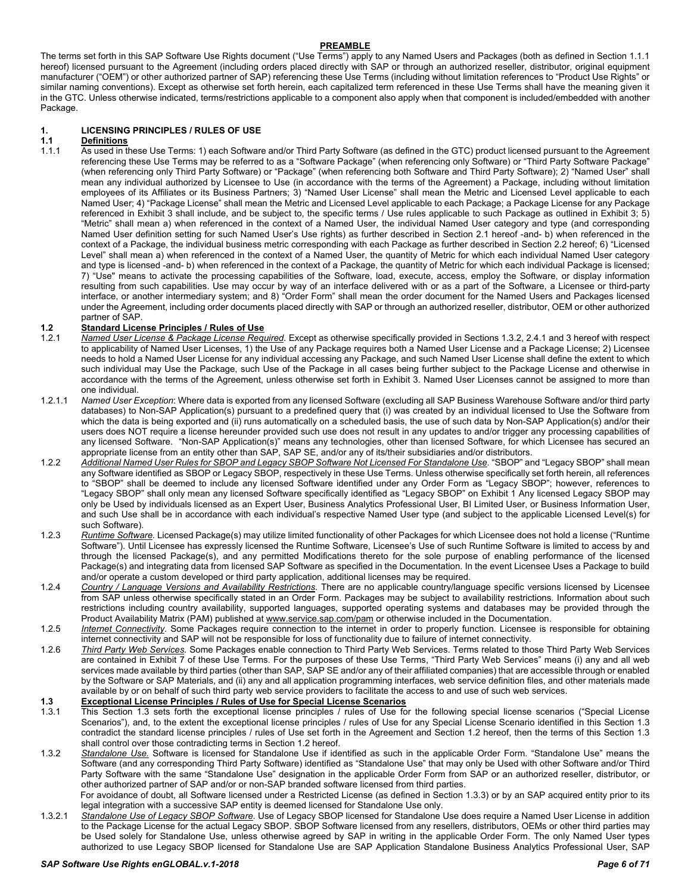## PREAMBLE

The terms set forth in this SAP Software Use Rights document ("Use Terms") apply to any Named Users and Packages (both as defined in Section 1.1.1 hereof) licensed pursuant to the Agreement (including orders placed directly with SAP or through an authorized reseller, distributor, original equipment manufacturer ("OEM") or other authorized partner of SAP) referencing these Use Terms (including without limitation references to "Product Use Rights" or similar naming conventions). Except as otherwise set forth herein, each capitalized term referenced in these Use Terms shall have the meaning given it in the GTC. Unless otherwise indicated, terms/restrictions applicable to a component also apply when that component is included/embedded with another Package.

# 1. LICENSING PRINCIPLES / RULES OF USE

## 1.1 Definitions

1.1.1 As used in these Use Terms: 1) each Software and/or Third Party Software (as defined in the GTC) product licensed pursuant to the Agreement referencing these Use Terms may be referred to as a "Software Package" (when referencing only Software) or "Third Party Software Package" (when referencing only Third Party Software) or "Package" (when referencing both Software and Third Party Software); 2) "Named User" shall mean any individual authorized by Licensee to Use (in accordance with the terms of the Agreement) a Package, including without limitation employees of its Affiliates or its Business Partners; 3) "Named User License" shall mean the Metric and Licensed Level applicable to each Named User; 4) "Package License" shall mean the Metric and Licensed Level applicable to each Package; a Package License for any Package referenced in Exhibit 3 shall include, and be subject to, the specific terms / Use rules applicable to such Package as outlined in Exhibit 3; 5) "Metric" shall mean a) when referenced in the context of a Named User, the individual Named User category and type (and corresponding Named User definition setting for such Named User's Use rights) as further described in Section 2.1 hereof -and- b) when referenced in the context of a Package, the individual business metric corresponding with each Package as further described in Section 2.2 hereof; 6) "Licensed Level" shall mean a) when referenced in the context of a Named User, the quantity of Metric for which each individual Named User category and type is licensed -and- b) when referenced in the context of a Package, the quantity of Metric for which each individual Package is licensed; 7) "Use" means to activate the processing capabilities of the Software, load, execute, access, employ the Software, or display information resulting from such capabilities. Use may occur by way of an interface delivered with or as a part of the Software, a Licensee or third-party interface, or another intermediary system; and 8) "Order Form" shall mean the order document for the Named Users and Packages licensed under the Agreement, including order documents placed directly with SAP or through an authorized reseller, distributor, OEM or other authorized partner of SAP.

## 1.2 Standard License Principles / Rules of Use

1.2.1 *Named User License & Package License Required.* Except as otherwise specifically provided in Sections 1.3.2, 2.4.1 and 3 hereof with respect to applicability of Named User Licenses, 1) the Use of any Package requires both a Named User License and a Package License; 2) Licensee needs to hold a Named User License for any individual accessing any Package, and such Named User License shall define the extent to which such individual may Use the Package, such Use of the Package in all cases being further subject to the Package License and otherwise in accordance with the terms of the Agreement, unless otherwise set forth in Exhibit 3. Named User Licenses cannot be assigned to more than one individual.

1.2.1.1 *Named User Exception*: Where data is exported from any licensed Software (excluding all SAP Business Warehouse Software and/or third party databases) to Non-SAP Application(s) pursuant to a predefined query that (i) was created by an individual licensed to Use the Software from which the data is being exported and (ii) runs automatically on a scheduled basis, the use of such data by Non-SAP Application(s) and/or their users does NOT require a license hereunder provided such use does not result in any updates to and/or trigger any processing capabilities of any licensed Software. "Non-SAP Application(s)" means any technologies, other than licensed Software, for which Licensee has secured an appropriate license from an entity other than SAP, SAP SE, and/or any of its/their subsidiaries and/or distributors.

1.2.2 *Additional Named User Rules for SBOP and Legacy SBOP Software Not Licensed For Standalone Use.* "SBOP" and "Legacy SBOP" shall mean any Software identified as SBOP or Legacy SBOP, respectively in these Use Terms. Unless otherwise specifically set forth herein, all references to "SBOP" shall be deemed to include any licensed Software identified under any Order Form as "Legacy SBOP"; however, references to "Legacy SBOP" shall only mean any licensed Software specifically identified as "Legacy SBOP" on Exhibit 1 Any licensed Legacy SBOP may only be Used by individuals licensed as an Expert User, Business Analytics Professional User, BI Limited User, or Business Information User, and such Use shall be in accordance with each individual's respective Named User type (and subject to the applicable Licensed Level(s) for such Software).

1.2.3 *Runtime Software.* Licensed Package(s) may utilize limited functionality of other Packages for which Licensee does not hold a license ("Runtime Software"). Until Licensee has expressly licensed the Runtime Software, Licensee's Use of such Runtime Software is limited to access by and through the licensed Package(s), and any permitted Modifications thereto for the sole purpose of enabling performance of the licensed Package(s) and integrating data from licensed SAP Software as specified in the Documentation. In the event Licensee Uses a Package to build and/or operate a custom developed or third party application, additional licenses may be required.

1.2.4 *Country / Language Versions and Availability Restrictions.* There are no applicable country/language specific versions licensed by Licensee from SAP unless otherwise specifically stated in an Order Form. Packages may be subject to availability restrictions. Information about such restrictions including country availability, supported languages, supported operating systems and databases may be provided through the Product Availability Matrix (PAM) published at www.service.sap.com/pam or otherwise included in the Documentation.

1.2.5 *Internet Connectivity.* Some Packages require connection to the internet in order to properly function. Licensee is responsible for obtaining internet connectivity and SAP will not be responsible for loss of functionality due to failure of internet connectivity.

1.2.6 *Third Party Web Services.* Some Packages enable connection to Third Party Web Services. Terms related to those Third Party Web Services are contained in Exhibit 7 of these Use Terms. For the purposes of these Use Terms, "Third Party Web Services" means (i) any and all web services made available by third parties (other than SAP, SAP SE and/or any of their affiliated companies) that are accessible through or enabled by the Software or SAP Materials, and (ii) any and all application programming interfaces, web service definition files, and other materials made available by or on behalf of such third party web service providers to facilitate the access to and use of such web services.

## 1.3 Exceptional License Principles / Rules of Use for Special License Scenarios

1.3.1 This Section 1.3 sets forth the exceptional license principles / rules of Use for the following special license scenarios ("Special License Scenarios"), and, to the extent the exceptional license principles / rules of Use for any Special License Scenario identified in this Section 1.3 contradict the standard license principles / rules of Use set forth in the Agreement and Section 1.2 hereof, then the terms of this Section 1.3 shall control over those contradicting terms in Section 1.2 hereof.

1.3.2 *Standalone Use.* Software is licensed for Standalone Use if identified as such in the applicable Order Form. "Standalone Use" means the Software (and any corresponding Third Party Software) identified as "Standalone Use" that may only be Used with other Software and/or Third Party Software with the same "Standalone Use" designation in the applicable Order Form from SAP or an authorized reseller, distributor, or other authorized partner of SAP and/or or non-SAP branded software licensed from third parties.

For avoidance of doubt, all Software licensed under a Restricted License (as defined in Section 1.3.3) or by an SAP acquired entity prior to its legal integration with a successive SAP entity is deemed licensed for Standalone Use only.

1.3.2.1 *Standalone Use of Legacy SBOP Software.* Use of Legacy SBOP licensed for Standalone Use does require a Named User License in addition to the Package License for the actual Legacy SBOP. SBOP Software licensed from any resellers, distributors, OEMs or other third parties may be Used solely for Standalone Use, unless otherwise agreed by SAP in writing in the applicable Order Form. The only Named User types authorized to use Legacy SBOP licensed for Standalone Use are SAP Application Standalone Business Analytics Professional User, SAP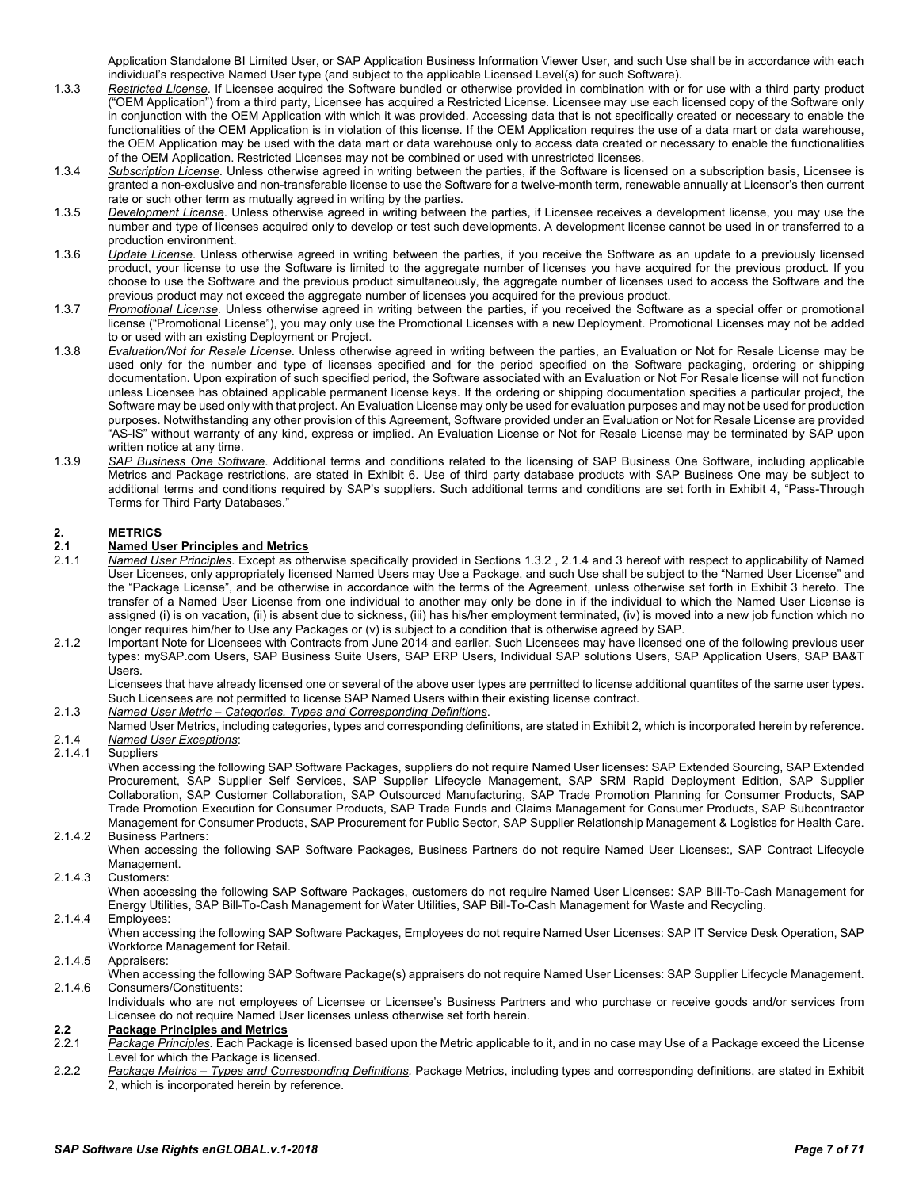Application Standalone BI Limited User, or SAP Application Business Information Viewer User, and such Use shall be in accordance with each individual's respective Named User type (and subject to the applicable Licensed Level(s) for such Software).

1.3.3 *Restricted License*. If Licensee acquired the Software bundled or otherwise provided in combination with or for use with a third party product ("OEM Application") from a third party, Licensee has acquired a Restricted License. Licensee may use each licensed copy of the Software only in conjunction with the OEM Application with which it was provided. Accessing data that is not specifically created or necessary to enable the functionalities of the OEM Application is in violation of this license. If the OEM Application requires the use of a data mart or data warehouse, the OEM Application may be used with the data mart or data warehouse only to access data created or necessary to enable the functionalities of the OEM Application. Restricted Licenses may not be combined or used with unrestricted licenses.

1.3.4 *Subscription License*. Unless otherwise agreed in writing between the parties, if the Software is licensed on a subscription basis, Licensee is granted a non-exclusive and non-transferable license to use the Software for a twelve-month term, renewable annually at Licensor's then current rate or such other term as mutually agreed in writing by the parties.

1.3.5 *Development License*. Unless otherwise agreed in writing between the parties, if Licensee receives a development license, you may use the number and type of licenses acquired only to develop or test such developments. A development license cannot be used in or transferred to a production environment.

1.3.6 *Update License*. Unless otherwise agreed in writing between the parties, if you receive the Software as an update to a previously licensed product, your license to use the Software is limited to the aggregate number of licenses you have acquired for the previous product. If you choose to use the Software and the previous product simultaneously, the aggregate number of licenses used to access the Software and the previous product may not exceed the aggregate number of licenses you acquired for the previous product.

1.3.7 *Promotional License*. Unless otherwise agreed in writing between the parties, if you received the Software as a special offer or promotional license ("Promotional License"), you may only use the Promotional Licenses with a new Deployment. Promotional Licenses may not be added to or used with an existing Deployment or Project.

1.3.8 *Evaluation/Not for Resale License*. Unless otherwise agreed in writing between the parties, an Evaluation or Not for Resale License may be used only for the number and type of licenses specified and for the period specified on the Software packaging, ordering or shipping documentation. Upon expiration of such specified period, the Software associated with an Evaluation or Not For Resale license will not function unless Licensee has obtained applicable permanent license keys. If the ordering or shipping documentation specifies a particular project, the Software may be used only with that project. An Evaluation License may only be used for evaluation purposes and may not be used for production purposes. Notwithstanding any other provision of this Agreement, Software provided under an Evaluation or Not for Resale License are provided "AS-IS" without warranty of any kind, express or implied. An Evaluation License or Not for Resale License may be terminated by SAP upon written notice at any time.

1.3.9 *SAP Business One Software*. Additional terms and conditions related to the licensing of SAP Business One Software, including applicable Metrics and Package restrictions, are stated in Exhibit 6. Use of third party database products with SAP Business One may be subject to additional terms and conditions required by SAP's suppliers. Such additional terms and conditions are set forth in Exhibit 4, "Pass-Through Terms for Third Party Databases."

## 2. METRICS

### 2.1 Named User Principles and Metrics

2.1.1 *Named User Principles*. Except as otherwise specifically provided in Sections 1.3.2 , 2.1.4 and 3 hereof with respect to applicability of Named User Licenses, only appropriately licensed Named Users may Use a Package, and such Use shall be subject to the "Named User License" and the "Package License", and be otherwise in accordance with the terms of the Agreement, unless otherwise set forth in Exhibit 3 hereto. The transfer of a Named User License from one individual to another may only be done in if the individual to which the Named User License is assigned (i) is on vacation, (ii) is absent due to sickness, (iii) has his/her employment terminated, (iv) is moved into a new job function which no longer requires him/her to Use any Packages or (v) is subject to a condition that is otherwise agreed by SAP.

2.1.2 Important Note for Licensees with Contracts from June 2014 and earlier. Such Licensees may have licensed one of the following previous user types: mySAP.com Users, SAP Business Suite Users, SAP ERP Users, Individual SAP solutions Users, SAP Application Users, SAP BA&T Users.

Licensees that have already licensed one or several of the above user types are permitted to license additional quantites of the same user types. Such Licensees are not permitted to license SAP Named Users within their existing license contract.

2.1.3 *Named User Metric – Categories, Types and Corresponding Definitions*.

Named User Metrics, including categories, types and corresponding definitions, are stated in Exhibit 2, which is incorporated herein by reference.

2.1.4 *Named User Exceptions*:

2.1.4.1 Suppliers

When accessing the following SAP Software Packages, suppliers do not require Named User licenses: SAP Extended Sourcing, SAP Extended Procurement, SAP Supplier Self Services, SAP Supplier Lifecycle Management, SAP SRM Rapid Deployment Edition, SAP Supplier Collaboration, SAP Customer Collaboration, SAP Outsourced Manufacturing, SAP Trade Promotion Planning for Consumer Products, SAP Trade Promotion Execution for Consumer Products, SAP Trade Funds and Claims Management for Consumer Products, SAP Subcontractor Management for Consumer Products, SAP Procurement for Public Sector, SAP Supplier Relationship Management & Logistics for Health Care.

2.1.4.2 Business Partners:

When accessing the following SAP Software Packages, Business Partners do not require Named User Licenses:, SAP Contract Lifecycle Management.

2.1.4.3 Customers:

When accessing the following SAP Software Packages, customers do not require Named User Licenses: SAP Bill-To-Cash Management for Energy Utilities, SAP Bill-To-Cash Management for Water Utilities, SAP Bill-To-Cash Management for Waste and Recycling.

2.1.4.4 Employees:

When accessing the following SAP Software Packages, Employees do not require Named User Licenses: SAP IT Service Desk Operation, SAP Workforce Management for Retail.

2.1.4.5 Appraisers:

When accessing the following SAP Software Package(s) appraisers do not require Named User Licenses: SAP Supplier Lifecycle Management.

2.1.4.6 Consumers/Constituents:

Individuals who are not employees of Licensee or Licensee's Business Partners and who purchase or receive goods and/or services from Licensee do not require Named User licenses unless otherwise set forth herein.

### 2.2 Package Principles and Metrics

2.2.1 *Package Principles*. Each Package is licensed based upon the Metric applicable to it, and in no case may Use of a Package exceed the License Level for which the Package is licensed.

2.2.2 *Package Metrics – Types and Corresponding Definitions*. Package Metrics, including types and corresponding definitions, are stated in Exhibit 2, which is incorporated herein by reference.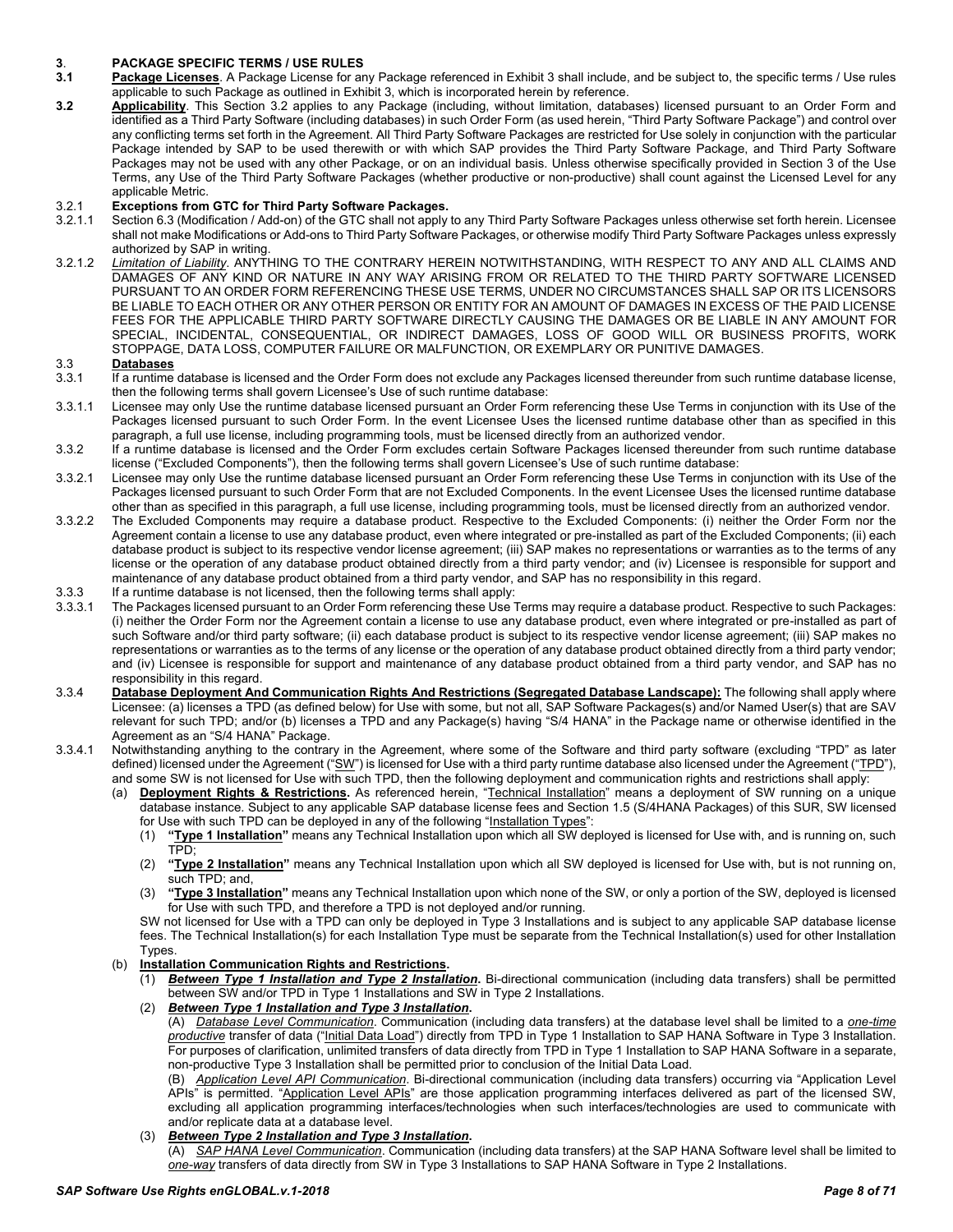**3. PACKAGE SPECIFIC TERMS / USE RULES**

**3.1** **Package Licenses**. A Package License for any Package referenced in Exhibit 3 shall include, and be subject to, the specific terms / Use rules applicable to such Package as outlined in Exhibit 3, which is incorporated herein by reference.

**3.2** **Applicability**. This Section 3.2 applies to any Package (including, without limitation, databases) licensed pursuant to an Order Form and identified as a Third Party Software (including databases) in such Order Form (as used herein, "Third Party Software Package") and control over any conflicting terms set forth in the Agreement. All Third Party Software Packages are restricted for Use solely in conjunction with the particular Package intended by SAP to be used therewith or with which SAP provides the Third Party Software Package, and Third Party Software Packages may not be used with any other Package, or on an individual basis. Unless otherwise specifically provided in Section 3 of the Use Terms, any Use of the Third Party Software Packages (whether productive or non-productive) shall count against the Licensed Level for any applicable Metric.

3.2.1 **Exceptions from GTC for Third Party Software Packages.**

3.2.1.1 Section 6.3 (Modification / Add-on) of the GTC shall not apply to any Third Party Software Packages unless otherwise set forth herein. Licensee shall not make Modifications or Add-ons to Third Party Software Packages, or otherwise modify Third Party Software Packages unless expressly authorized by SAP in writing.

3.2.1.2 *Limitation of Liability*. ANYTHING TO THE CONTRARY HEREIN NOTWITHSTANDING, WITH RESPECT TO ANY AND ALL CLAIMS AND DAMAGES OF ANY KIND OR NATURE IN ANY WAY ARISING FROM OR RELATED TO THE THIRD PARTY SOFTWARE LICENSED PURSUANT TO AN ORDER FORM REFERENCING THESE USE TERMS, UNDER NO CIRCUMSTANCES SHALL SAP OR ITS LICENSORS BE LIABLE TO EACH OTHER OR ANY OTHER PERSON OR ENTITY FOR AN AMOUNT OF DAMAGES IN EXCESS OF THE PAID LICENSE FEES FOR THE APPLICABLE THIRD PARTY SOFTWARE DIRECTLY CAUSING THE DAMAGES OR BE LIABLE IN ANY AMOUNT FOR SPECIAL, INCIDENTAL, CONSEQUENTIAL, OR INDIRECT DAMAGES, LOSS OF GOOD WILL OR BUSINESS PROFITS, WORK STOPPAGE, DATA LOSS, COMPUTER FAILURE OR MALFUNCTION, OR EXEMPLARY OR PUNITIVE DAMAGES.

3.3 **Databases**

3.3.1 If a runtime database is licensed and the Order Form does not exclude any Packages licensed thereunder from such runtime database license, then the following terms shall govern Licensee's Use of such runtime database:

3.3.1.1 Licensee may only Use the runtime database licensed pursuant an Order Form referencing these Use Terms in conjunction with its Use of the Packages licensed pursuant to such Order Form. In the event Licensee Uses the licensed runtime database other than as specified in this paragraph, a full use license, including programming tools, must be licensed directly from an authorized vendor.

3.3.2 If a runtime database is licensed and the Order Form excludes certain Software Packages licensed thereunder from such runtime database license ("Excluded Components"), then the following terms shall govern Licensee's Use of such runtime database:

3.3.2.1 Licensee may only Use the runtime database licensed pursuant an Order Form referencing these Use Terms in conjunction with its Use of the Packages licensed pursuant to such Order Form that are not Excluded Components. In the event Licensee Uses the licensed runtime database other than as specified in this paragraph, a full use license, including programming tools, must be licensed directly from an authorized vendor.

3.3.2.2 The Excluded Components may require a database product. Respective to the Excluded Components: (i) neither the Order Form nor the Agreement contain a license to use any database product, even where integrated or pre-installed as part of the Excluded Components; (ii) each database product is subject to its respective vendor license agreement; (iii) SAP makes no representations or warranties as to the terms of any license or the operation of any database product obtained directly from a third party vendor; and (iv) Licensee is responsible for support and maintenance of any database product obtained from a third party vendor, and SAP has no responsibility in this regard.

3.3.3 If a runtime database is not licensed, then the following terms shall apply:

3.3.3.1 The Packages licensed pursuant to an Order Form referencing these Use Terms may require a database product. Respective to such Packages: (i) neither the Order Form nor the Agreement contain a license to use any database product, even where integrated or pre-installed as part of such Software and/or third party software; (ii) each database product is subject to its respective vendor license agreement; (iii) SAP makes no representations or warranties as to the terms of any license or the operation of any database product obtained directly from a third party vendor; and (iv) Licensee is responsible for support and maintenance of any database product obtained from a third party vendor, and SAP has no responsibility in this regard.

3.3.4 **Database Deployment And Communication Rights And Restrictions (Segregated Database Landscape):** The following shall apply where Licensee: (a) licenses a TPD (as defined below) for Use with some, but not all, SAP Software Packages(s) and/or Named User(s) that are SAV relevant for such TPD; and/or (b) licenses a TPD and any Package(s) having "S/4 HANA" in the Package name or otherwise identified in the Agreement as an "S/4 HANA" Package.

3.3.4.1 Notwithstanding anything to the contrary in the Agreement, where some of the Software and third party software (excluding "TPD" as later defined) licensed under the Agreement ("SW") is licensed for Use with a third party runtime database also licensed under the Agreement ("TPD"), and some SW is not licensed for Use with such TPD, then the following deployment and communication rights and restrictions shall apply:

(a) **Deployment Rights & Restrictions.** As referenced herein, "Technical Installation" means a deployment of SW running on a unique database instance. Subject to any applicable SAP database license fees and Section 1.5 (S/4HANA Packages) of this SUR, SW licensed for Use with such TPD can be deployed in any of the following "Installation Types":

(1) **"Type 1 Installation"** means any Technical Installation upon which all SW deployed is licensed for Use with, and is running on, such TPD;

(2) **"Type 2 Installation"** means any Technical Installation upon which all SW deployed is licensed for Use with, but is not running on, such TPD; and,

(3) **"Type 3 Installation"** means any Technical Installation upon which none of the SW, or only a portion of the SW, deployed is licensed for Use with such TPD, and therefore a TPD is not deployed and/or running.

SW not licensed for Use with a TPD can only be deployed in Type 3 Installations and is subject to any applicable SAP database license fees. The Technical Installation(s) for each Installation Type must be separate from the Technical Installation(s) used for other Installation Types.

(b) **Installation Communication Rights and Restrictions.**

(1) ***Between Type 1 Installation and Type 2 Installation*.** Bi-directional communication (including data transfers) shall be permitted between SW and/or TPD in Type 1 Installations and SW in Type 2 Installations.

(2) ***Between Type 1 Installation and Type 3 Installation*.**

(A) *Database Level Communication*. Communication (including data transfers) at the database level shall be limited to a *one-time productive* transfer of data ("Initial Data Load") directly from TPD in Type 1 Installation to SAP HANA Software in Type 3 Installation. For purposes of clarification, unlimited transfers of data directly from TPD in Type 1 Installation to SAP HANA Software in a separate, non-productive Type 3 Installation shall be permitted prior to conclusion of the Initial Data Load.

(B) *Application Level API Communication*. Bi-directional communication (including data transfers) occurring via "Application Level APIs" is permitted. "Application Level APIs" are those application programming interfaces delivered as part of the licensed SW, excluding all application programming interfaces/technologies when such interfaces/technologies are used to communicate with and/or replicate data at a database level.

(3) ***Between Type 2 Installation and Type 3 Installation*.**

(A) *SAP HANA Level Communication*. Communication (including data transfers) at the SAP HANA Software level shall be limited to *one-way* transfers of data directly from SW in Type 3 Installations to SAP HANA Software in Type 2 Installations.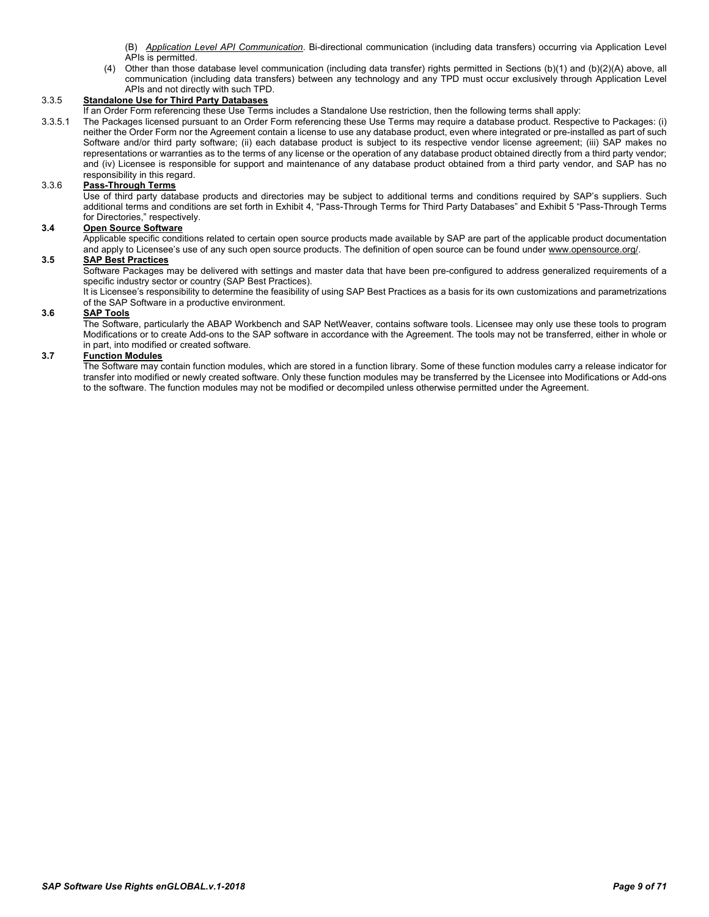(B) *Application Level API Communication*. Bi-directional communication (including data transfers) occurring via Application Level APIs is permitted.

(4) Other than those database level communication (including data transfer) rights permitted in Sections (b)(1) and (b)(2)(A) above, all communication (including data transfers) between any technology and any TPD must occur exclusively through Application Level APIs and not directly with such TPD.

#### 3.3.5 Standalone Use for Third Party Databases

If an Order Form referencing these Use Terms includes a Standalone Use restriction, then the following terms shall apply:

3.3.5.1 The Packages licensed pursuant to an Order Form referencing these Use Terms may require a database product. Respective to Packages: (i) neither the Order Form nor the Agreement contain a license to use any database product, even where integrated or pre-installed as part of such Software and/or third party software; (ii) each database product is subject to its respective vendor license agreement; (iii) SAP makes no representations or warranties as to the terms of any license or the operation of any database product obtained directly from a third party vendor; and (iv) Licensee is responsible for support and maintenance of any database product obtained from a third party vendor, and SAP has no responsibility in this regard.

#### 3.3.6 Pass-Through Terms

Use of third party database products and directories may be subject to additional terms and conditions required by SAP's suppliers. Such additional terms and conditions are set forth in Exhibit 4, "Pass-Through Terms for Third Party Databases" and Exhibit 5 "Pass-Through Terms for Directories," respectively.

### 3.4 Open Source Software

Applicable specific conditions related to certain open source products made available by SAP are part of the applicable product documentation and apply to Licensee's use of any such open source products. The definition of open source can be found under www.opensource.org/.

### 3.5 SAP Best Practices

Software Packages may be delivered with settings and master data that have been pre-configured to address generalized requirements of a specific industry sector or country (SAP Best Practices).

It is Licensee's responsibility to determine the feasibility of using SAP Best Practices as a basis for its own customizations and parametrizations of the SAP Software in a productive environment.

### 3.6 SAP Tools

The Software, particularly the ABAP Workbench and SAP NetWeaver, contains software tools. Licensee may only use these tools to program Modifications or to create Add-ons to the SAP software in accordance with the Agreement. The tools may not be transferred, either in whole or in part, into modified or created software.

### 3.7 Function Modules

The Software may contain function modules, which are stored in a function library. Some of these function modules carry a release indicator for transfer into modified or newly created software. Only these function modules may be transferred by the Licensee into Modifications or Add-ons to the software. The function modules may not be modified or decompiled unless otherwise permitted under the Agreement.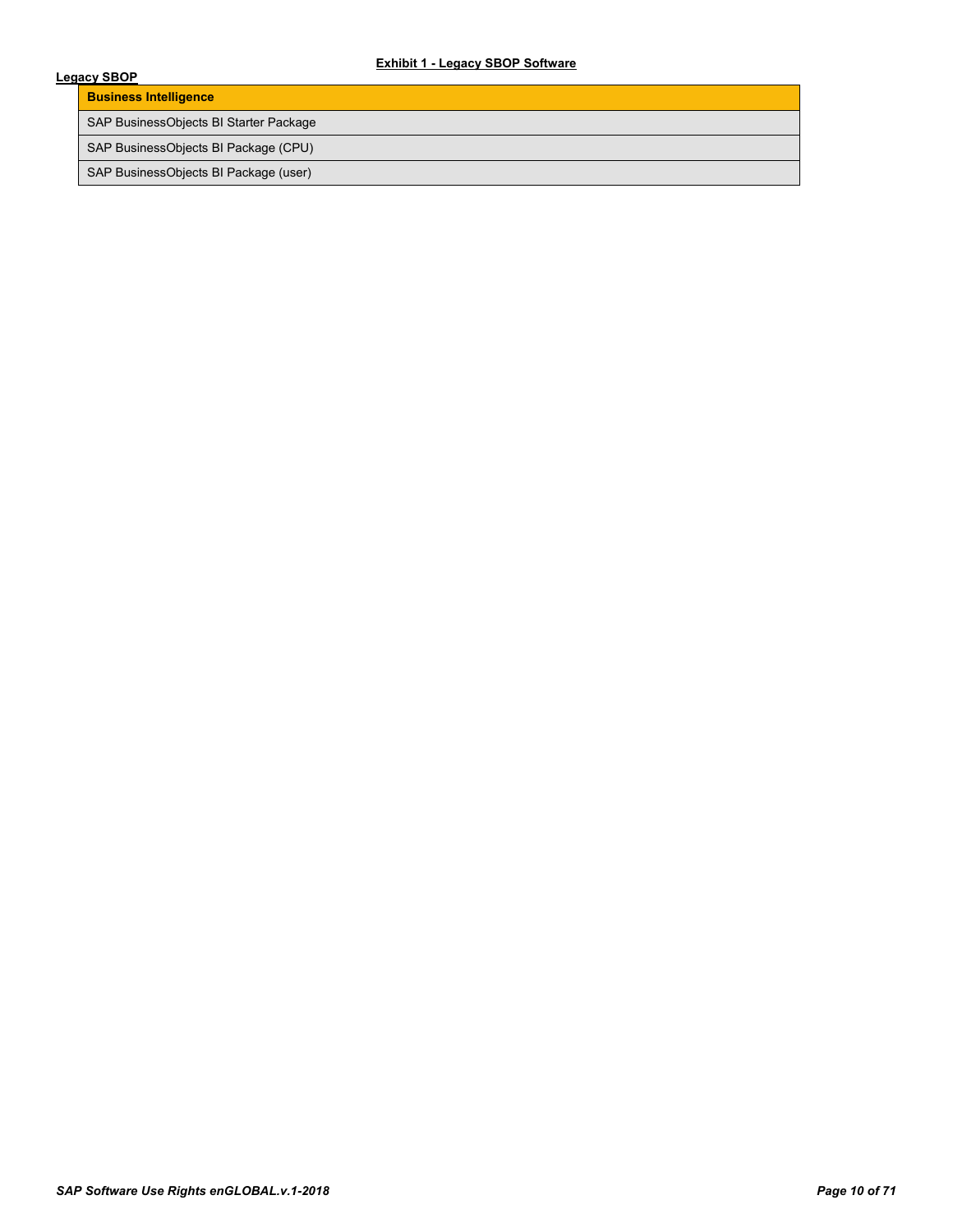## Exhibit 1 - Legacy SBOP Software

### Legacy SBOP

| Business Intelligence |
| --- |
| SAP BusinessObjects BI Starter Package |
| SAP BusinessObjects BI Package (CPU) |
| SAP BusinessObjects BI Package (user) |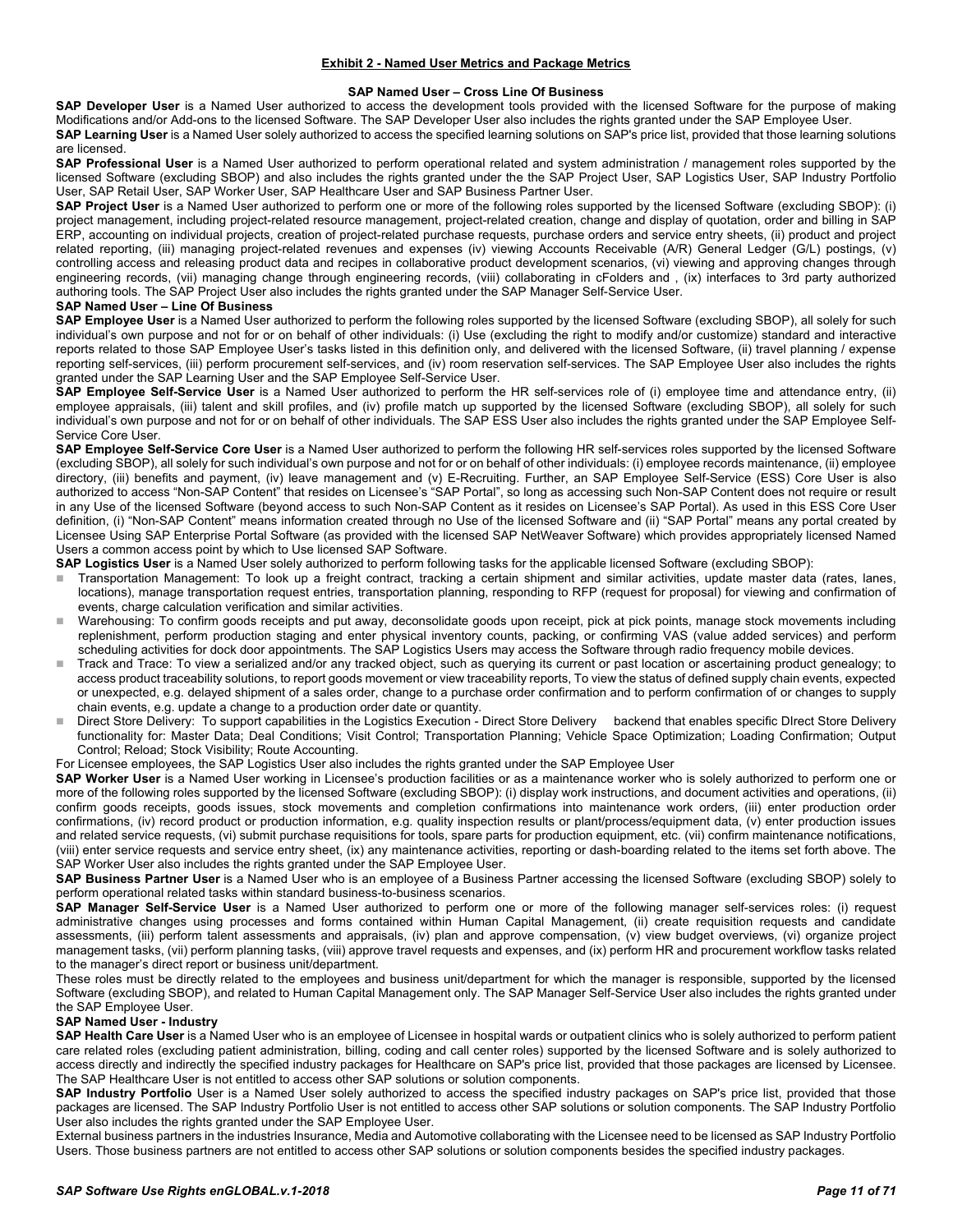## Exhibit 2 - Named User Metrics and Package Metrics

### SAP Named User – Cross Line Of Business

**SAP Developer User** is a Named User authorized to access the development tools provided with the licensed Software for the purpose of making Modifications and/or Add-ons to the licensed Software. The SAP Developer User also includes the rights granted under the SAP Employee User.

**SAP Learning User** is a Named User solely authorized to access the specified learning solutions on SAP's price list, provided that those learning solutions are licensed.

**SAP Professional User** is a Named User authorized to perform operational related and system administration / management roles supported by the licensed Software (excluding SBOP) and also includes the rights granted under the the SAP Project User, SAP Logistics User, SAP Industry Portfolio User, SAP Retail User, SAP Worker User, SAP Healthcare User and SAP Business Partner User.

**SAP Project User** is a Named User authorized to perform one or more of the following roles supported by the licensed Software (excluding SBOP): (i) project management, including project-related resource management, project-related creation, change and display of quotation, order and billing in SAP ERP, accounting on individual projects, creation of project-related purchase requests, purchase orders and service entry sheets, (ii) product and project related reporting, (iii) managing project-related revenues and expenses (iv) viewing Accounts Receivable (A/R) General Ledger (G/L) postings, (v) controlling access and releasing product data and recipes in collaborative product development scenarios, (vi) viewing and approving changes through engineering records, (vii) managing change through engineering records, (viii) collaborating in cFolders and , (ix) interfaces to 3rd party authorized authoring tools. The SAP Project User also includes the rights granted under the SAP Manager Self-Service User.

### SAP Named User – Line Of Business

**SAP Employee User** is a Named User authorized to perform the following roles supported by the licensed Software (excluding SBOP), all solely for such individual's own purpose and not for or on behalf of other individuals: (i) Use (excluding the right to modify and/or customize) standard and interactive reports related to those SAP Employee User's tasks listed in this definition only, and delivered with the licensed Software, (ii) travel planning / expense reporting self-services, (iii) perform procurement self-services, and (iv) room reservation self-services. The SAP Employee User also includes the rights granted under the SAP Learning User and the SAP Employee Self-Service User.

**SAP Employee Self-Service User** is a Named User authorized to perform the HR self-services role of (i) employee time and attendance entry, (ii) employee appraisals, (iii) talent and skill profiles, and (iv) profile match up supported by the licensed Software (excluding SBOP), all solely for such individual's own purpose and not for or on behalf of other individuals. The SAP ESS User also includes the rights granted under the SAP Employee Self-Service Core User.

**SAP Employee Self-Service Core User** is a Named User authorized to perform the following HR self-services roles supported by the licensed Software (excluding SBOP), all solely for such individual's own purpose and not for or on behalf of other individuals: (i) employee records maintenance, (ii) employee directory, (iii) benefits and payment, (iv) leave management and (v) E-Recruiting. Further, an SAP Employee Self-Service (ESS) Core User is also authorized to access "Non-SAP Content" that resides on Licensee's "SAP Portal", so long as accessing such Non-SAP Content does not require or result in any Use of the licensed Software (beyond access to such Non-SAP Content as it resides on Licensee's SAP Portal). As used in this ESS Core User definition, (i) "Non-SAP Content" means information created through no Use of the licensed Software and (ii) "SAP Portal" means any portal created by Licensee Using SAP Enterprise Portal Software (as provided with the licensed SAP NetWeaver Software) which provides appropriately licensed Named Users a common access point by which to Use licensed SAP Software.

**SAP Logistics User** is a Named User solely authorized to perform following tasks for the applicable licensed Software (excluding SBOP):

- Transportation Management: To look up a freight contract, tracking a certain shipment and similar activities, update master data (rates, lanes, locations), manage transportation request entries, transportation planning, responding to RFP (request for proposal) for viewing and confirmation of events, charge calculation verification and similar activities.
- Warehousing: To confirm goods receipts and put away, deconsolidate goods upon receipt, pick at pick points, manage stock movements including replenishment, perform production staging and enter physical inventory counts, packing, or confirming VAS (value added services) and perform scheduling activities for dock door appointments. The SAP Logistics Users may access the Software through radio frequency mobile devices.
- Track and Trace: To view a serialized and/or any tracked object, such as querying its current or past location or ascertaining product genealogy; to access product traceability solutions, to report goods movement or view traceability reports, To view the status of defined supply chain events, expected or unexpected, e.g. delayed shipment of a sales order, change to a purchase order confirmation and to perform confirmation of or changes to supply chain events, e.g. update a change to a production order date or quantity.
- Direct Store Delivery: To support capabilities in the Logistics Execution - Direct Store Delivery backend that enables specific DIrect Store Delivery functionality for: Master Data; Deal Conditions; Visit Control; Transportation Planning; Vehicle Space Optimization; Loading Confirmation; Output Control; Reload; Stock Visibility; Route Accounting.

For Licensee employees, the SAP Logistics User also includes the rights granted under the SAP Employee User

**SAP Worker User** is a Named User working in Licensee's production facilities or as a maintenance worker who is solely authorized to perform one or more of the following roles supported by the licensed Software (excluding SBOP): (i) display work instructions, and document activities and operations, (ii) confirm goods receipts, goods issues, stock movements and completion confirmations into maintenance work orders, (iii) enter production order confirmations, (iv) record product or production information, e.g. quality inspection results or plant/process/equipment data, (v) enter production issues and related service requests, (vi) submit purchase requisitions for tools, spare parts for production equipment, etc. (vii) confirm maintenance notifications, (viii) enter service requests and service entry sheet, (ix) any maintenance activities, reporting or dash-boarding related to the items set forth above. The SAP Worker User also includes the rights granted under the SAP Employee User.

**SAP Business Partner User** is a Named User who is an employee of a Business Partner accessing the licensed Software (excluding SBOP) solely to perform operational related tasks within standard business-to-business scenarios.

**SAP Manager Self-Service User** is a Named User authorized to perform one or more of the following manager self-services roles: (i) request administrative changes using processes and forms contained within Human Capital Management, (ii) create requisition requests and candidate assessments, (iii) perform talent assessments and appraisals, (iv) plan and approve compensation, (v) view budget overviews, (vi) organize project management tasks, (vii) perform planning tasks, (viii) approve travel requests and expenses, and (ix) perform HR and procurement workflow tasks related to the manager's direct report or business unit/department.

These roles must be directly related to the employees and business unit/department for which the manager is responsible, supported by the licensed Software (excluding SBOP), and related to Human Capital Management only. The SAP Manager Self-Service User also includes the rights granted under the SAP Employee User.

### SAP Named User - Industry

**SAP Health Care User** is a Named User who is an employee of Licensee in hospital wards or outpatient clinics who is solely authorized to perform patient care related roles (excluding patient administration, billing, coding and call center roles) supported by the licensed Software and is solely authorized to access directly and indirectly the specified industry packages for Healthcare on SAP's price list, provided that those packages are licensed by Licensee. The SAP Healthcare User is not entitled to access other SAP solutions or solution components.

**SAP Industry Portfolio** User is a Named User solely authorized to access the specified industry packages on SAP's price list, provided that those packages are licensed. The SAP Industry Portfolio User is not entitled to access other SAP solutions or solution components. The SAP Industry Portfolio User also includes the rights granted under the SAP Employee User.

External business partners in the industries Insurance, Media and Automotive collaborating with the Licensee need to be licensed as SAP Industry Portfolio Users. Those business partners are not entitled to access other SAP solutions or solution components besides the specified industry packages.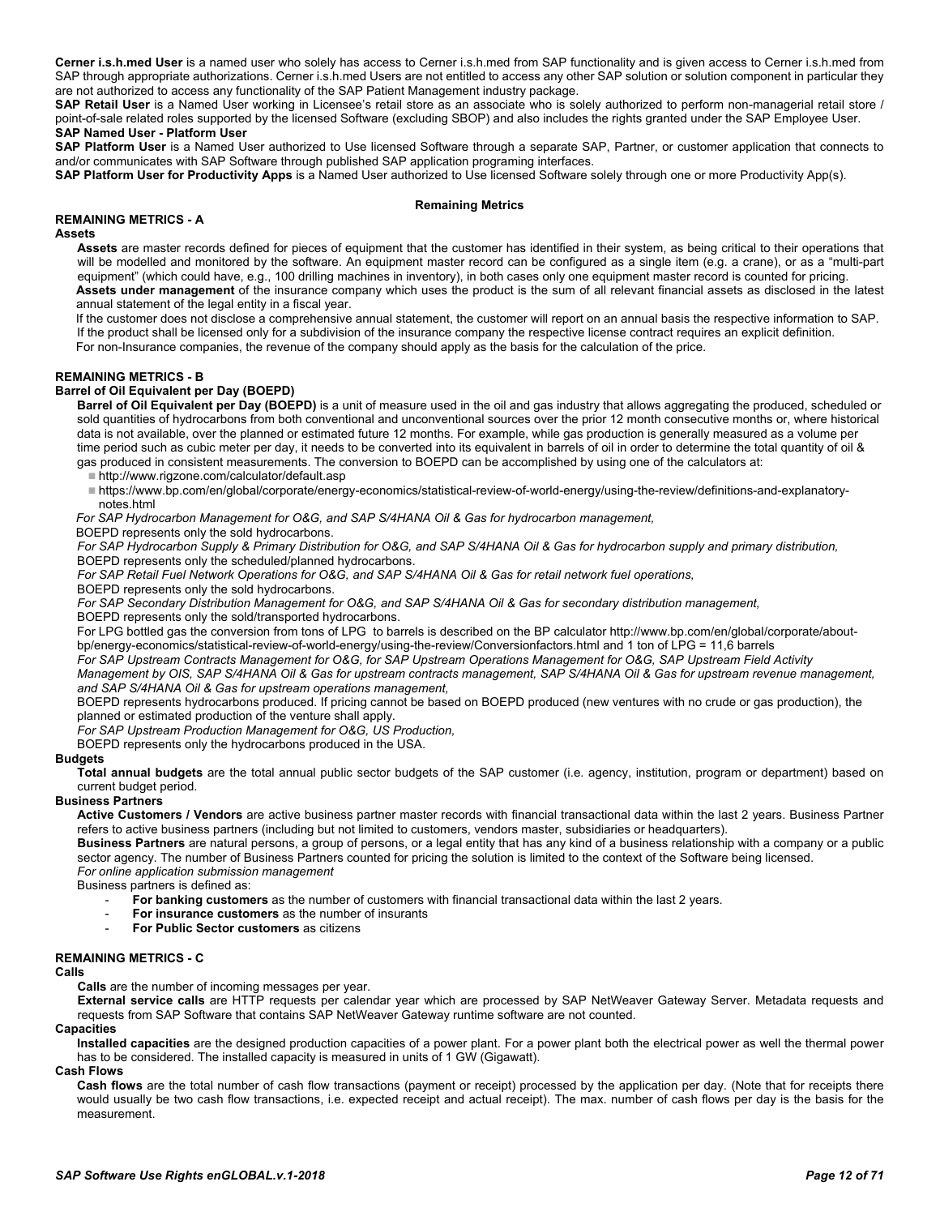**Cerner i.s.h.med User** is a named user who solely has access to Cerner i.s.h.med from SAP functionality and is given access to Cerner i.s.h.med from SAP through appropriate authorizations. Cerner i.s.h.med Users are not entitled to access any other SAP solution or solution component in particular they are not authorized to access any functionality of the SAP Patient Management industry package.

**SAP Retail User** is a Named User working in Licensee's retail store as an associate who is solely authorized to perform non-managerial retail store / point-of-sale related roles supported by the licensed Software (excluding SBOP) and also includes the rights granted under the SAP Employee User.

**SAP Named User - Platform User**

**SAP Platform User** is a Named User authorized to Use licensed Software through a separate SAP, Partner, or customer application that connects to and/or communicates with SAP Software through published SAP application programing interfaces.

**SAP Platform User for Productivity Apps** is a Named User authorized to Use licensed Software solely through one or more Productivity App(s).

## Remaining Metrics

### REMAINING METRICS - A

**Assets**

**Assets** are master records defined for pieces of equipment that the customer has identified in their system, as being critical to their operations that will be modelled and monitored by the software. An equipment master record can be configured as a single item (e.g. a crane), or as a "multi-part equipment" (which could have, e.g., 100 drilling machines in inventory), in both cases only one equipment master record is counted for pricing.

**Assets under management** of the insurance company which uses the product is the sum of all relevant financial assets as disclosed in the latest annual statement of the legal entity in a fiscal year.

If the customer does not disclose a comprehensive annual statement, the customer will report on an annual basis the respective information to SAP.

If the product shall be licensed only for a subdivision of the insurance company the respective license contract requires an explicit definition.

For non-Insurance companies, the revenue of the company should apply as the basis for the calculation of the price.

### REMAINING METRICS - B

**Barrel of Oil Equivalent per Day (BOEPD)**

**Barrel of Oil Equivalent per Day (BOEPD)** is a unit of measure used in the oil and gas industry that allows aggregating the produced, scheduled or sold quantities of hydrocarbons from both conventional and unconventional sources over the prior 12 month consecutive months or, where historical data is not available, over the planned or estimated future 12 months. For example, while gas production is generally measured as a volume per time period such as cubic meter per day, it needs to be converted into its equivalent in barrels of oil in order to determine the total quantity of oil & gas produced in consistent measurements. The conversion to BOEPD can be accomplished by using one of the calculators at:

- http://www.rigzone.com/calculator/default.asp
- https://www.bp.com/en/global/corporate/energy-economics/statistical-review-of-world-energy/using-the-review/definitions-and-explanatory-notes.html

*For SAP Hydrocarbon Management for O&G, and SAP S/4HANA Oil & Gas for hydrocarbon management,*
BOEPD represents only the sold hydrocarbons.

*For SAP Hydrocarbon Supply & Primary Distribution for O&G, and SAP S/4HANA Oil & Gas for hydrocarbon supply and primary distribution,*
BOEPD represents only the scheduled/planned hydrocarbons.

*For SAP Retail Fuel Network Operations for O&G, and SAP S/4HANA Oil & Gas for retail network fuel operations,*
BOEPD represents only the sold hydrocarbons.

*For SAP Secondary Distribution Management for O&G, and SAP S/4HANA Oil & Gas for secondary distribution management,*
BOEPD represents only the sold/transported hydrocarbons.

For LPG bottled gas the conversion from tons of LPG to barrels is described on the BP calculator http://www.bp.com/en/global/corporate/about-bp/energy-economics/statistical-review-of-world-energy/using-the-review/Conversionfactors.html and 1 ton of LPG = 11,6 barrels

*For SAP Upstream Contracts Management for O&G, for SAP Upstream Operations Management for O&G, SAP Upstream Field Activity Management by OIS, SAP S/4HANA Oil & Gas for upstream contracts management, SAP S/4HANA Oil & Gas for upstream revenue management, and SAP S/4HANA Oil & Gas for upstream operations management,*
BOEPD represents hydrocarbons produced. If pricing cannot be based on BOEPD produced (new ventures with no crude or gas production), the planned or estimated production of the venture shall apply.

*For SAP Upstream Production Management for O&G, US Production,*
BOEPD represents only the hydrocarbons produced in the USA.

**Budgets**

**Total annual budgets** are the total annual public sector budgets of the SAP customer (i.e. agency, institution, program or department) based on current budget period.

**Business Partners**

**Active Customers / Vendors** are active business partner master records with financial transactional data within the last 2 years. Business Partner refers to active business partners (including but not limited to customers, vendors master, subsidiaries or headquarters).

**Business Partners** are natural persons, a group of persons, or a legal entity that has any kind of a business relationship with a company or a public sector agency. The number of Business Partners counted for pricing the solution is limited to the context of the Software being licensed.

*For online application submission management*
Business partners is defined as:

- **For banking customers** as the number of customers with financial transactional data within the last 2 years.
- **For insurance customers** as the number of insurants
- **For Public Sector customers** as citizens

### REMAINING METRICS - C

**Calls**

**Calls** are the number of incoming messages per year.

**External service calls** are HTTP requests per calendar year which are processed by SAP NetWeaver Gateway Server. Metadata requests and requests from SAP Software that contains SAP NetWeaver Gateway runtime software are not counted.

**Capacities**

**Installed capacities** are the designed production capacities of a power plant. For a power plant both the electrical power as well the thermal power has to be considered. The installed capacity is measured in units of 1 GW (Gigawatt).

**Cash Flows**

**Cash flows** are the total number of cash flow transactions (payment or receipt) processed by the application per day. (Note that for receipts there would usually be two cash flow transactions, i.e. expected receipt and actual receipt). The max. number of cash flows per day is the basis for the measurement.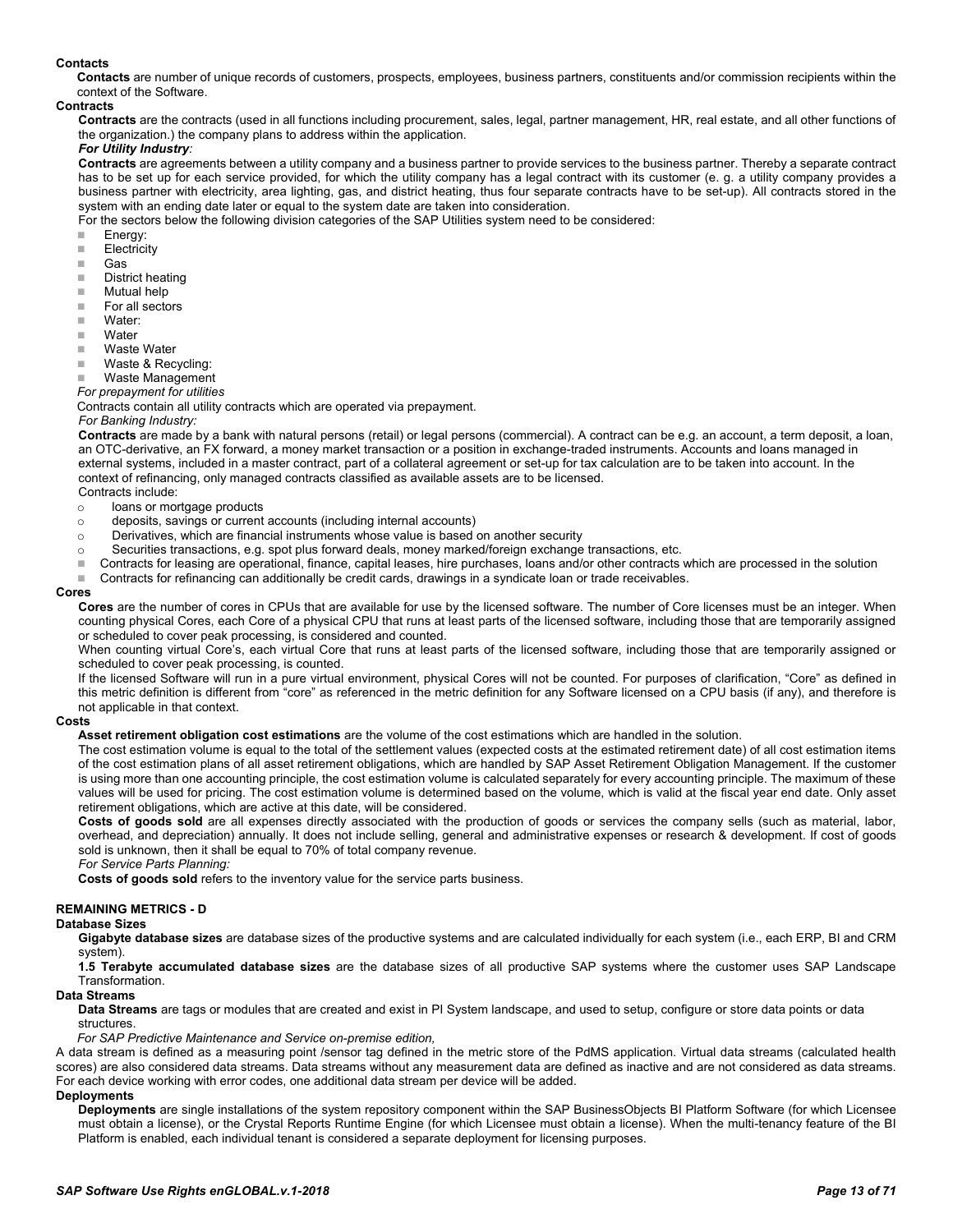**Contacts**

**Contacts** are number of unique records of customers, prospects, employees, business partners, constituents and/or commission recipients within the context of the Software.

**Contracts**

**Contracts** are the contracts (used in all functions including procurement, sales, legal, partner management, HR, real estate, and all other functions of the organization.) the company plans to address within the application.

***For Utility Industry:***

**Contracts** are agreements between a utility company and a business partner to provide services to the business partner. Thereby a separate contract has to be set up for each service provided, for which the utility company has a legal contract with its customer (e. g. a utility company provides a business partner with electricity, area lighting, gas, and district heating, thus four separate contracts have to be set-up). All contracts stored in the system with an ending date later or equal to the system date are taken into consideration.

For the sectors below the following division categories of the SAP Utilities system need to be considered:

- Energy:
- Electricity
- Gas
- District heating
- Mutual help
- For all sectors
- Water:
- Water
- Waste Water
- Waste & Recycling:
- Waste Management

*For prepayment for utilities*

Contracts contain all utility contracts which are operated via prepayment.

*For Banking Industry:*

**Contracts** are made by a bank with natural persons (retail) or legal persons (commercial). A contract can be e.g. an account, a term deposit, a loan, an OTC-derivative, an FX forward, a money market transaction or a position in exchange-traded instruments. Accounts and loans managed in external systems, included in a master contract, part of a collateral agreement or set-up for tax calculation are to be taken into account. In the context of refinancing, only managed contracts classified as available assets are to be licensed.

Contracts include:

- loans or mortgage products
- deposits, savings or current accounts (including internal accounts)
- Derivatives, which are financial instruments whose value is based on another security
- Securities transactions, e.g. spot plus forward deals, money marked/foreign exchange transactions, etc.

- Contracts for leasing are operational, finance, capital leases, hire purchases, loans and/or other contracts which are processed in the solution
- Contracts for refinancing can additionally be credit cards, drawings in a syndicate loan or trade receivables.

**Cores**

**Cores** are the number of cores in CPUs that are available for use by the licensed software. The number of Core licenses must be an integer. When counting physical Cores, each Core of a physical CPU that runs at least parts of the licensed software, including those that are temporarily assigned or scheduled to cover peak processing, is considered and counted.

When counting virtual Core's, each virtual Core that runs at least parts of the licensed software, including those that are temporarily assigned or scheduled to cover peak processing, is counted.

If the licensed Software will run in a pure virtual environment, physical Cores will not be counted. For purposes of clarification, "Core" as defined in this metric definition is different from "core" as referenced in the metric definition for any Software licensed on a CPU basis (if any), and therefore is not applicable in that context.

**Costs**

**Asset retirement obligation cost estimations** are the volume of the cost estimations which are handled in the solution.

The cost estimation volume is equal to the total of the settlement values (expected costs at the estimated retirement date) of all cost estimation items of the cost estimation plans of all asset retirement obligations, which are handled by SAP Asset Retirement Obligation Management. If the customer is using more than one accounting principle, the cost estimation volume is calculated separately for every accounting principle. The maximum of these values will be used for pricing. The cost estimation volume is determined based on the volume, which is valid at the fiscal year end date. Only asset retirement obligations, which are active at this date, will be considered.

**Costs of goods sold** are all expenses directly associated with the production of goods or services the company sells (such as material, labor, overhead, and depreciation) annually. It does not include selling, general and administrative expenses or research & development. If cost of goods sold is unknown, then it shall be equal to 70% of total company revenue.

*For Service Parts Planning:*

**Costs of goods sold** refers to the inventory value for the service parts business.

**REMAINING METRICS - D**

**Database Sizes**

**Gigabyte database sizes** are database sizes of the productive systems and are calculated individually for each system (i.e., each ERP, BI and CRM system).

**1.5 Terabyte accumulated database sizes** are the database sizes of all productive SAP systems where the customer uses SAP Landscape Transformation.

**Data Streams**

**Data Streams** are tags or modules that are created and exist in PI System landscape, and used to setup, configure or store data points or data structures.

*For SAP Predictive Maintenance and Service on-premise edition,*

A data stream is defined as a measuring point /sensor tag defined in the metric store of the PdMS application. Virtual data streams (calculated health scores) are also considered data streams. Data streams without any measurement data are defined as inactive and are not considered as data streams. For each device working with error codes, one additional data stream per device will be added.

**Deployments**

**Deployments** are single installations of the system repository component within the SAP BusinessObjects BI Platform Software (for which Licensee must obtain a license), or the Crystal Reports Runtime Engine (for which Licensee must obtain a license). When the multi-tenancy feature of the BI Platform is enabled, each individual tenant is considered a separate deployment for licensing purposes.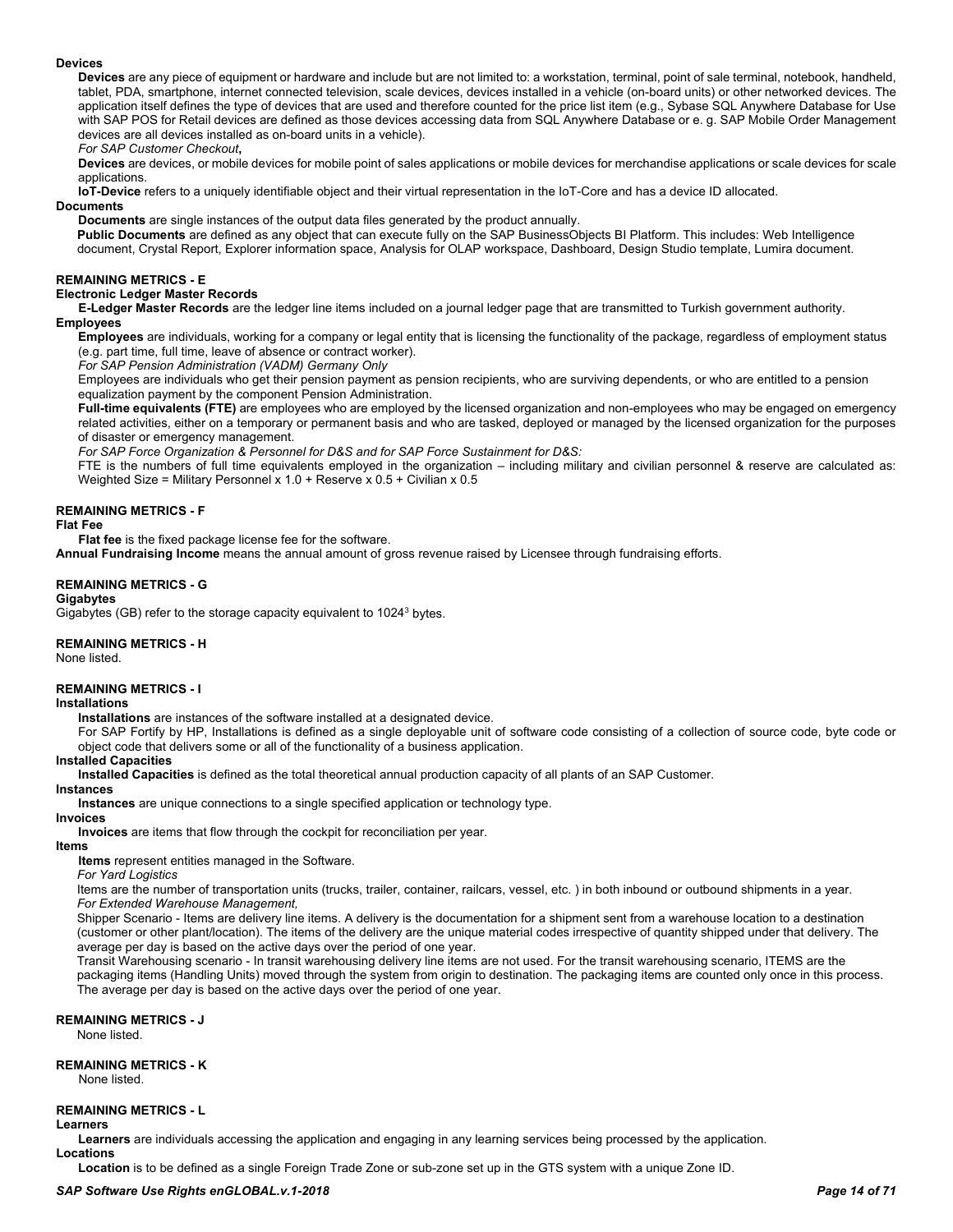**Devices**

**Devices** are any piece of equipment or hardware and include but are not limited to: a workstation, terminal, point of sale terminal, notebook, handheld, tablet, PDA, smartphone, internet connected television, scale devices, devices installed in a vehicle (on-board units) or other networked devices. The application itself defines the type of devices that are used and therefore counted for the price list item (e.g., Sybase SQL Anywhere Database for Use with SAP POS for Retail devices are defined as those devices accessing data from SQL Anywhere Database or e. g. SAP Mobile Order Management devices are all devices installed as on-board units in a vehicle).

*For SAP Customer Checkout,*

**Devices** are devices, or mobile devices for mobile point of sales applications or mobile devices for merchandise applications or scale devices for scale applications.

**IoT-Device** refers to a uniquely identifiable object and their virtual representation in the IoT-Core and has a device ID allocated.

**Documents**

**Documents** are single instances of the output data files generated by the product annually.

**Public Documents** are defined as any object that can execute fully on the SAP BusinessObjects BI Platform. This includes: Web Intelligence document, Crystal Report, Explorer information space, Analysis for OLAP workspace, Dashboard, Design Studio template, Lumira document.

## REMAINING METRICS - E

**Electronic Ledger Master Records**

**E-Ledger Master Records** are the ledger line items included on a journal ledger page that are transmitted to Turkish government authority.

**Employees**

**Employees** are individuals, working for a company or legal entity that is licensing the functionality of the package, regardless of employment status (e.g. part time, full time, leave of absence or contract worker).

*For SAP Pension Administration (VADM) Germany Only*

Employees are individuals who get their pension payment as pension recipients, who are surviving dependents, or who are entitled to a pension equalization payment by the component Pension Administration.

**Full-time equivalents (FTE)** are employees who are employed by the licensed organization and non-employees who may be engaged on emergency related activities, either on a temporary or permanent basis and who are tasked, deployed or managed by the licensed organization for the purposes of disaster or emergency management.

*For SAP Force Organization & Personnel for D&S and for SAP Force Sustainment for D&S:*

FTE is the numbers of full time equivalents employed in the organization – including military and civilian personnel & reserve are calculated as: Weighted Size = Military Personnel x 1.0 + Reserve x 0.5 + Civilian x 0.5

## REMAINING METRICS - F

**Flat Fee**

**Flat fee** is the fixed package license fee for the software.

**Annual Fundraising Income** means the annual amount of gross revenue raised by Licensee through fundraising efforts.

## REMAINING METRICS - G

**Gigabytes**

Gigabytes (GB) refer to the storage capacity equivalent to $1024^3$ bytes.

## REMAINING METRICS - H

None listed.

## REMAINING METRICS - I

**Installations**

**Installations** are instances of the software installed at a designated device.

For SAP Fortify by HP, Installations is defined as a single deployable unit of software code consisting of a collection of source code, byte code or object code that delivers some or all of the functionality of a business application.

**Installed Capacities**

**Installed Capacities** is defined as the total theoretical annual production capacity of all plants of an SAP Customer.

**Instances**

**Instances** are unique connections to a single specified application or technology type.

**Invoices**

**Invoices** are items that flow through the cockpit for reconciliation per year.

**Items**

**Items** represent entities managed in the Software.

*For Yard Logistics*

Items are the number of transportation units (trucks, trailer, container, railcars, vessel, etc. ) in both inbound or outbound shipments in a year.

*For Extended Warehouse Management,*

Shipper Scenario - Items are delivery line items. A delivery is the documentation for a shipment sent from a warehouse location to a destination (customer or other plant/location). The items of the delivery are the unique material codes irrespective of quantity shipped under that delivery. The average per day is based on the active days over the period of one year.

Transit Warehousing scenario - In transit warehousing delivery line items are not used. For the transit warehousing scenario, ITEMS are the packaging items (Handling Units) moved through the system from origin to destination. The packaging items are counted only once in this process. The average per day is based on the active days over the period of one year.

## REMAINING METRICS - J

None listed.

## REMAINING METRICS - K

None listed.

## REMAINING METRICS - L

**Learners**

**Learners** are individuals accessing the application and engaging in any learning services being processed by the application.

**Locations**

**Location** is to be defined as a single Foreign Trade Zone or sub-zone set up in the GTS system with a unique Zone ID.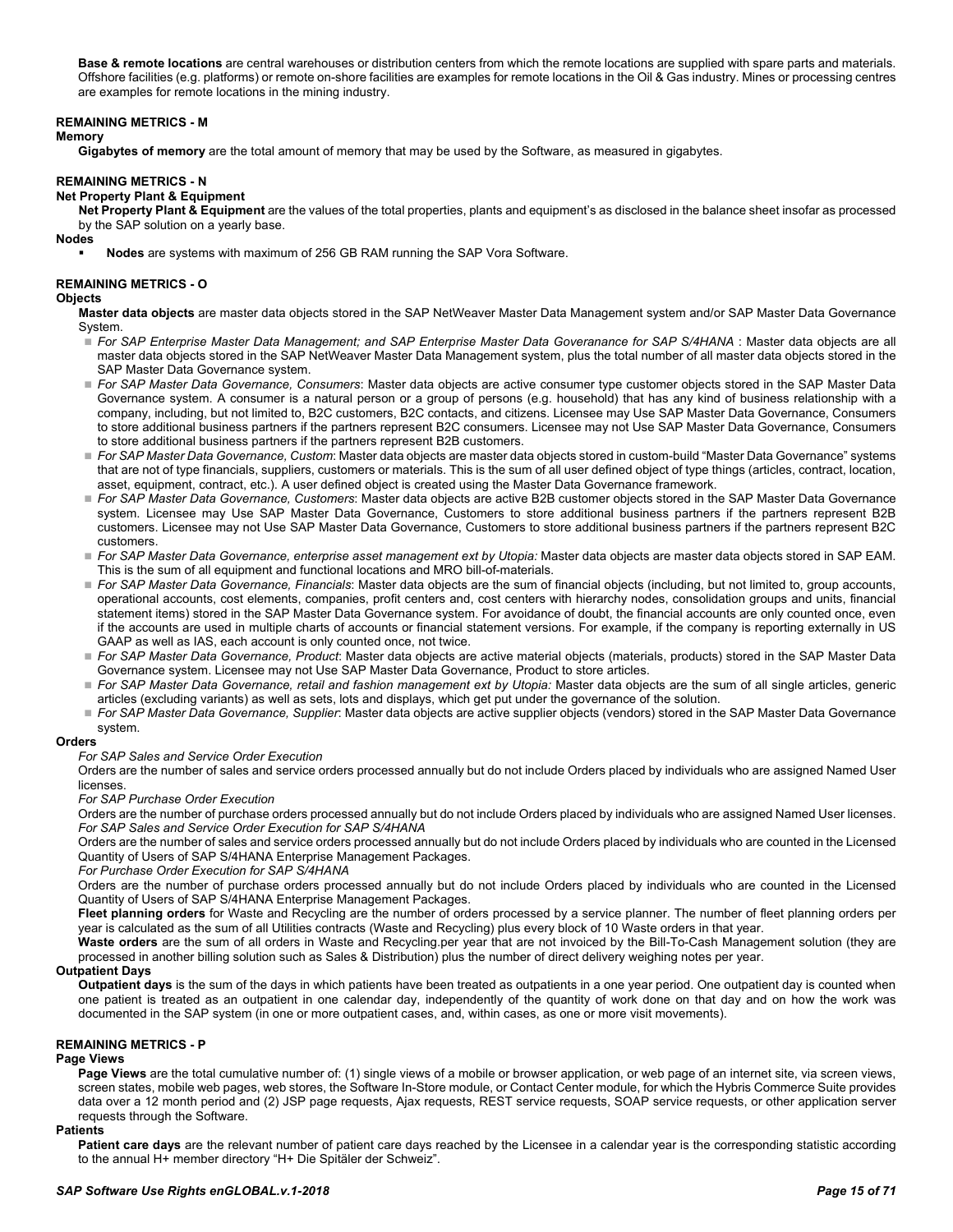**Base & remote locations** are central warehouses or distribution centers from which the remote locations are supplied with spare parts and materials. Offshore facilities (e.g. platforms) or remote on-shore facilities are examples for remote locations in the Oil & Gas industry. Mines or processing centres are examples for remote locations in the mining industry.

### REMAINING METRICS - M

**Memory**

**Gigabytes of memory** are the total amount of memory that may be used by the Software, as measured in gigabytes.

### REMAINING METRICS - N

**Net Property Plant & Equipment**

**Net Property Plant & Equipment** are the values of the total properties, plants and equipment's as disclosed in the balance sheet insofar as processed by the SAP solution on a yearly base.

**Nodes**

- **Nodes** are systems with maximum of 256 GB RAM running the SAP Vora Software.

### REMAINING METRICS - O

**Objects**

**Master data objects** are master data objects stored in the SAP NetWeaver Master Data Management system and/or SAP Master Data Governance System.

- *For SAP Enterprise Master Data Management; and SAP Enterprise Master Data Goveranance for SAP S/4HANA* : Master data objects are all master data objects stored in the SAP NetWeaver Master Data Management system, plus the total number of all master data objects stored in the SAP Master Data Governance system.
- *For SAP Master Data Governance, Consumers*: Master data objects are active consumer type customer objects stored in the SAP Master Data Governance system. A consumer is a natural person or a group of persons (e.g. household) that has any kind of business relationship with a company, including, but not limited to, B2C customers, B2C contacts, and citizens. Licensee may Use SAP Master Data Governance, Consumers to store additional business partners if the partners represent B2C consumers. Licensee may not Use SAP Master Data Governance, Consumers to store additional business partners if the partners represent B2B customers.
- *For SAP Master Data Governance, Custom*: Master data objects are master data objects stored in custom-build "Master Data Governance" systems that are not of type financials, suppliers, customers or materials. This is the sum of all user defined object of type things (articles, contract, location, asset, equipment, contract, etc.). A user defined object is created using the Master Data Governance framework.
- *For SAP Master Data Governance, Customers*: Master data objects are active B2B customer objects stored in the SAP Master Data Governance system. Licensee may Use SAP Master Data Governance, Customers to store additional business partners if the partners represent B2B customers. Licensee may not Use SAP Master Data Governance, Customers to store additional business partners if the partners represent B2C customers.
- *For SAP Master Data Governance, enterprise asset management ext by Utopia:* Master data objects are master data objects stored in SAP EAM. This is the sum of all equipment and functional locations and MRO bill-of-materials.
- *For SAP Master Data Governance, Financials*: Master data objects are the sum of financial objects (including, but not limited to, group accounts, operational accounts, cost elements, companies, profit centers and, cost centers with hierarchy nodes, consolidation groups and units, financial statement items) stored in the SAP Master Data Governance system. For avoidance of doubt, the financial accounts are only counted once, even if the accounts are used in multiple charts of accounts or financial statement versions. For example, if the company is reporting externally in US GAAP as well as IAS, each account is only counted once, not twice.
- *For SAP Master Data Governance, Product*: Master data objects are active material objects (materials, products) stored in the SAP Master Data Governance system. Licensee may not Use SAP Master Data Governance, Product to store articles.
- *For SAP Master Data Governance, retail and fashion management ext by Utopia:* Master data objects are the sum of all single articles, generic articles (excluding variants) as well as sets, lots and displays, which get put under the governance of the solution.
- *For SAP Master Data Governance, Supplier*: Master data objects are active supplier objects (vendors) stored in the SAP Master Data Governance system.

**Orders**

*For SAP Sales and Service Order Execution*

Orders are the number of sales and service orders processed annually but do not include Orders placed by individuals who are assigned Named User licenses.

*For SAP Purchase Order Execution*

Orders are the number of purchase orders processed annually but do not include Orders placed by individuals who are assigned Named User licenses.

*For SAP Sales and Service Order Execution for SAP S/4HANA*

Orders are the number of sales and service orders processed annually but do not include Orders placed by individuals who are counted in the Licensed Quantity of Users of SAP S/4HANA Enterprise Management Packages.

*For Purchase Order Execution for SAP S/4HANA*

Orders are the number of purchase orders processed annually but do not include Orders placed by individuals who are counted in the Licensed Quantity of Users of SAP S/4HANA Enterprise Management Packages.

**Fleet planning orders** for Waste and Recycling are the number of orders processed by a service planner. The number of fleet planning orders per year is calculated as the sum of all Utilities contracts (Waste and Recycling) plus every block of 10 Waste orders in that year.

**Waste orders** are the sum of all orders in Waste and Recycling.per year that are not invoiced by the Bill-To-Cash Management solution (they are processed in another billing solution such as Sales & Distribution) plus the number of direct delivery weighing notes per year.

**Outpatient Days**

**Outpatient days** is the sum of the days in which patients have been treated as outpatients in a one year period. One outpatient day is counted when one patient is treated as an outpatient in one calendar day, independently of the quantity of work done on that day and on how the work was documented in the SAP system (in one or more outpatient cases, and, within cases, as one or more visit movements).

### REMAINING METRICS - P

**Page Views**

**Page Views** are the total cumulative number of: (1) single views of a mobile or browser application, or web page of an internet site, via screen views, screen states, mobile web pages, web stores, the Software In-Store module, or Contact Center module, for which the Hybris Commerce Suite provides data over a 12 month period and (2) JSP page requests, Ajax requests, REST service requests, SOAP service requests, or other application server requests through the Software.

**Patients**

**Patient care days** are the relevant number of patient care days reached by the Licensee in a calendar year is the corresponding statistic according to the annual H+ member directory "H+ Die Spitäler der Schweiz".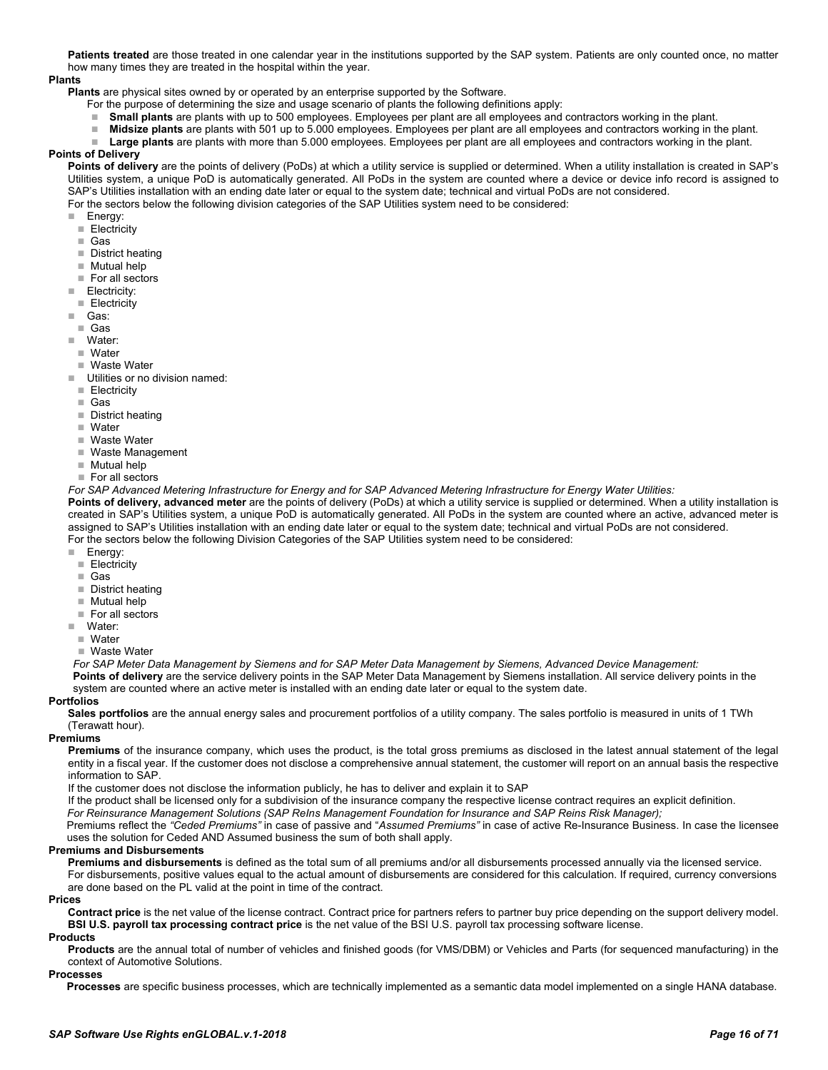**Patients treated** are those treated in one calendar year in the institutions supported by the SAP system. Patients are only counted once, no matter how many times they are treated in the hospital within the year.

**Plants**

**Plants** are physical sites owned by or operated by an enterprise supported by the Software.

For the purpose of determining the size and usage scenario of plants the following definitions apply:

- **Small plants** are plants with up to 500 employees. Employees per plant are all employees and contractors working in the plant.
- **Midsize plants** are plants with 501 up to 5.000 employees. Employees per plant are all employees and contractors working in the plant.
- **Large plants** are plants with more than 5.000 employees. Employees per plant are all employees and contractors working in the plant.

**Points of Delivery**

**Points of delivery** are the points of delivery (PoDs) at which a utility service is supplied or determined. When a utility installation is created in SAP's Utilities system, a unique PoD is automatically generated. All PoDs in the system are counted where a device or device info record is assigned to SAP's Utilities installation with an ending date later or equal to the system date; technical and virtual PoDs are not considered.

For the sectors below the following division categories of the SAP Utilities system need to be considered:

- Energy:
  - Electricity
  - Gas
  - District heating
  - Mutual help
  - For all sectors
- Electricity:
  - Electricity
- Gas:
  - Gas
- Water:
  - Water
  - Waste Water
- Utilities or no division named:
  - Electricity
  - Gas
  - District heating
  - Water
  - Waste Water
  - Waste Management
  - Mutual help
  - For all sectors

*For SAP Advanced Metering Infrastructure for Energy and for SAP Advanced Metering Infrastructure for Energy Water Utilities:*

**Points of delivery, advanced meter** are the points of delivery (PoDs) at which a utility service is supplied or determined. When a utility installation is created in SAP's Utilities system, a unique PoD is automatically generated. All PoDs in the system are counted where an active, advanced meter is assigned to SAP's Utilities installation with an ending date later or equal to the system date; technical and virtual PoDs are not considered.

For the sectors below the following Division Categories of the SAP Utilities system need to be considered:

- Energy:
  - Electricity
  - Gas
  - District heating
  - Mutual help
  - For all sectors
- Water:
  - Water
  - Waste Water

*For SAP Meter Data Management by Siemens and for SAP Meter Data Management by Siemens, Advanced Device Management:*

**Points of delivery** are the service delivery points in the SAP Meter Data Management by Siemens installation. All service delivery points in the system are counted where an active meter is installed with an ending date later or equal to the system date.

**Portfolios**

**Sales portfolios** are the annual energy sales and procurement portfolios of a utility company. The sales portfolio is measured in units of 1 TWh (Terawatt hour).

**Premiums**

**Premiums** of the insurance company, which uses the product, is the total gross premiums as disclosed in the latest annual statement of the legal entity in a fiscal year. If the customer does not disclose a comprehensive annual statement, the customer will report on an annual basis the respective information to SAP.

If the customer does not disclose the information publicly, he has to deliver and explain it to SAP

If the product shall be licensed only for a subdivision of the insurance company the respective license contract requires an explicit definition.

*For Reinsurance Management Solutions (SAP ReIns Management Foundation for Insurance and SAP Reins Risk Manager);*

Premiums reflect the *"Ceded Premiums"* in case of passive and "*Assumed Premiums"* in case of active Re-Insurance Business. In case the licensee uses the solution for Ceded AND Assumed business the sum of both shall apply.

**Premiums and Disbursements**

**Premiums and disbursements** is defined as the total sum of all premiums and/or all disbursements processed annually via the licensed service. For disbursements, positive values equal to the actual amount of disbursements are considered for this calculation. If required, currency conversions are done based on the PL valid at the point in time of the contract.

**Prices**

**Contract price** is the net value of the license contract. Contract price for partners refers to partner buy price depending on the support delivery model.

**BSI U.S. payroll tax processing contract price** is the net value of the BSI U.S. payroll tax processing software license.

**Products**

**Products** are the annual total of number of vehicles and finished goods (for VMS/DBM) or Vehicles and Parts (for sequenced manufacturing) in the context of Automotive Solutions.

**Processes**

**Processes** are specific business processes, which are technically implemented as a semantic data model implemented on a single HANA database.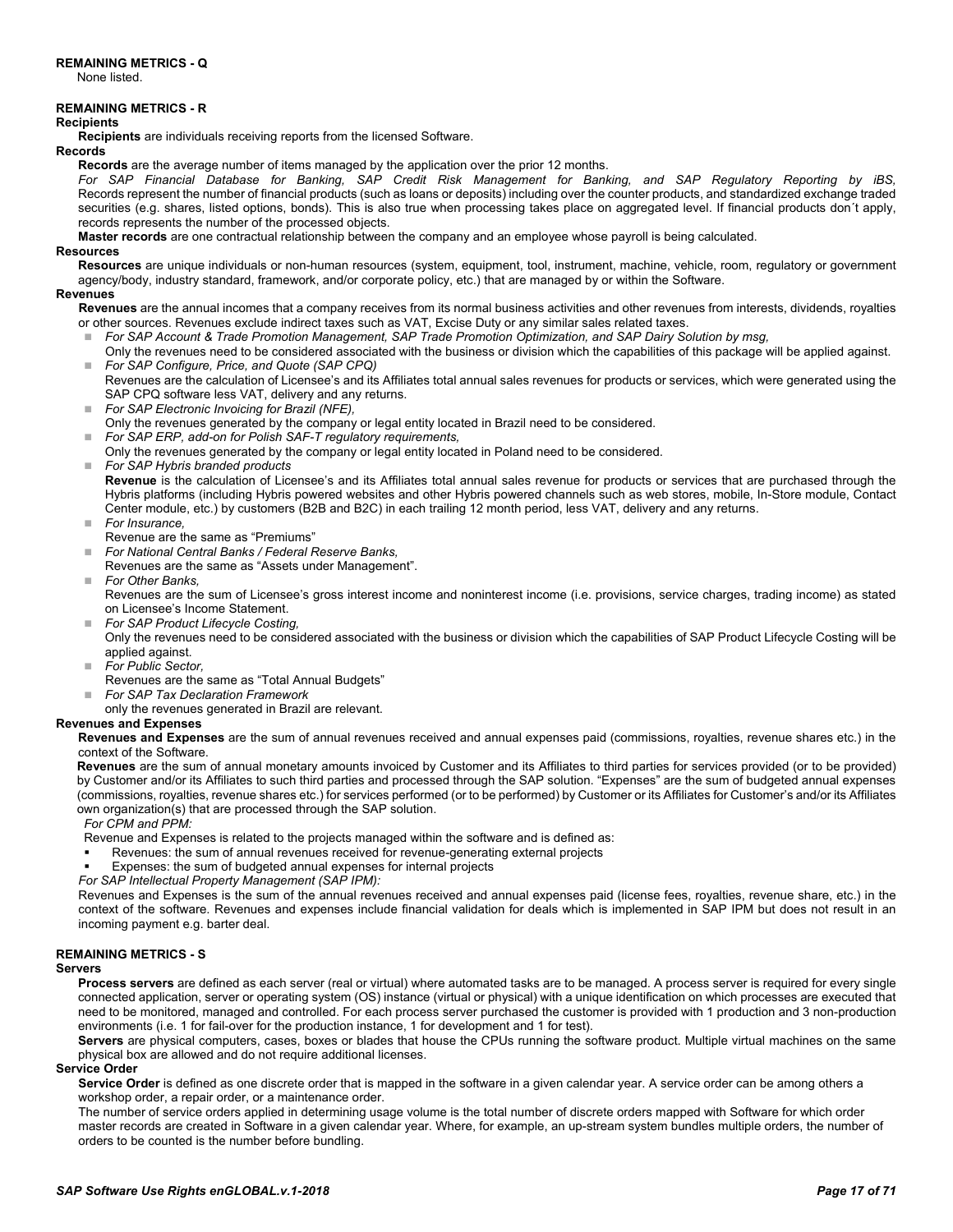### REMAINING METRICS - Q

None listed.

### REMAINING METRICS - R

**Recipients**

**Recipients** are individuals receiving reports from the licensed Software.

**Records**

**Records** are the average number of items managed by the application over the prior 12 months.

*For SAP Financial Database for Banking, SAP Credit Risk Management for Banking, and SAP Regulatory Reporting by iBS,* Records represent the number of financial products (such as loans or deposits) including over the counter products, and standardized exchange traded securities (e.g. shares, listed options, bonds). This is also true when processing takes place on aggregated level. If financial products don´t apply, records represents the number of the processed objects.

**Master records** are one contractual relationship between the company and an employee whose payroll is being calculated.

**Resources**

**Resources** are unique individuals or non-human resources (system, equipment, tool, instrument, machine, vehicle, room, regulatory or government agency/body, industry standard, framework, and/or corporate policy, etc.) that are managed by or within the Software.

**Revenues**

**Revenues** are the annual incomes that a company receives from its normal business activities and other revenues from interests, dividends, royalties or other sources. Revenues exclude indirect taxes such as VAT, Excise Duty or any similar sales related taxes.

- *For SAP Account & Trade Promotion Management, SAP Trade Promotion Optimization, and SAP Dairy Solution by msg,*
  Only the revenues need to be considered associated with the business or division which the capabilities of this package will be applied against.
- *For SAP Configure, Price, and Quote (SAP CPQ)*
  Revenues are the calculation of Licensee's and its Affiliates total annual sales revenues for products or services, which were generated using the SAP CPQ software less VAT, delivery and any returns.
- *For SAP Electronic Invoicing for Brazil (NFE),*
  Only the revenues generated by the company or legal entity located in Brazil need to be considered.
- *For SAP ERP, add-on for Polish SAF-T regulatory requirements,*
  Only the revenues generated by the company or legal entity located in Poland need to be considered.
- *For SAP Hybris branded products*
  **Revenue** is the calculation of Licensee's and its Affiliates total annual sales revenue for products or services that are purchased through the Hybris platforms (including Hybris powered websites and other Hybris powered channels such as web stores, mobile, In-Store module, Contact Center module, etc.) by customers (B2B and B2C) in each trailing 12 month period, less VAT, delivery and any returns.
- *For Insurance,*
  Revenue are the same as "Premiums"
- *For National Central Banks / Federal Reserve Banks,*
  Revenues are the same as "Assets under Management".
- *For Other Banks,*
  Revenues are the sum of Licensee's gross interest income and noninterest income (i.e. provisions, service charges, trading income) as stated on Licensee's Income Statement.
- *For SAP Product Lifecycle Costing,*
  Only the revenues need to be considered associated with the business or division which the capabilities of SAP Product Lifecycle Costing will be applied against.
- *For Public Sector,*
  Revenues are the same as "Total Annual Budgets"
- *For SAP Tax Declaration Framework*
  only the revenues generated in Brazil are relevant.

**Revenues and Expenses**

**Revenues and Expenses** are the sum of annual revenues received and annual expenses paid (commissions, royalties, revenue shares etc.) in the context of the Software.

**Revenues** are the sum of annual monetary amounts invoiced by Customer and its Affiliates to third parties for services provided (or to be provided) by Customer and/or its Affiliates to such third parties and processed through the SAP solution. "Expenses" are the sum of budgeted annual expenses (commissions, royalties, revenue shares etc.) for services performed (or to be performed) by Customer or its Affiliates for Customer's and/or its Affiliates own organization(s) that are processed through the SAP solution.

*For CPM and PPM:*

Revenue and Expenses is related to the projects managed within the software and is defined as:

- Revenues: the sum of annual revenues received for revenue-generating external projects
- Expenses: the sum of budgeted annual expenses for internal projects

*For SAP Intellectual Property Management (SAP IPM):*

Revenues and Expenses is the sum of the annual revenues received and annual expenses paid (license fees, royalties, revenue share, etc.) in the context of the software. Revenues and expenses include financial validation for deals which is implemented in SAP IPM but does not result in an incoming payment e.g. barter deal.

### REMAINING METRICS - S

**Servers**

**Process servers** are defined as each server (real or virtual) where automated tasks are to be managed. A process server is required for every single connected application, server or operating system (OS) instance (virtual or physical) with a unique identification on which processes are executed that need to be monitored, managed and controlled. For each process server purchased the customer is provided with 1 production and 3 non-production environments (i.e. 1 for fail-over for the production instance, 1 for development and 1 for test).

**Servers** are physical computers, cases, boxes or blades that house the CPUs running the software product. Multiple virtual machines on the same physical box are allowed and do not require additional licenses.

**Service Order**

**Service Order** is defined as one discrete order that is mapped in the software in a given calendar year. A service order can be among others a workshop order, a repair order, or a maintenance order.

The number of service orders applied in determining usage volume is the total number of discrete orders mapped with Software for which order master records are created in Software in a given calendar year. Where, for example, an up-stream system bundles multiple orders, the number of orders to be counted is the number before bundling.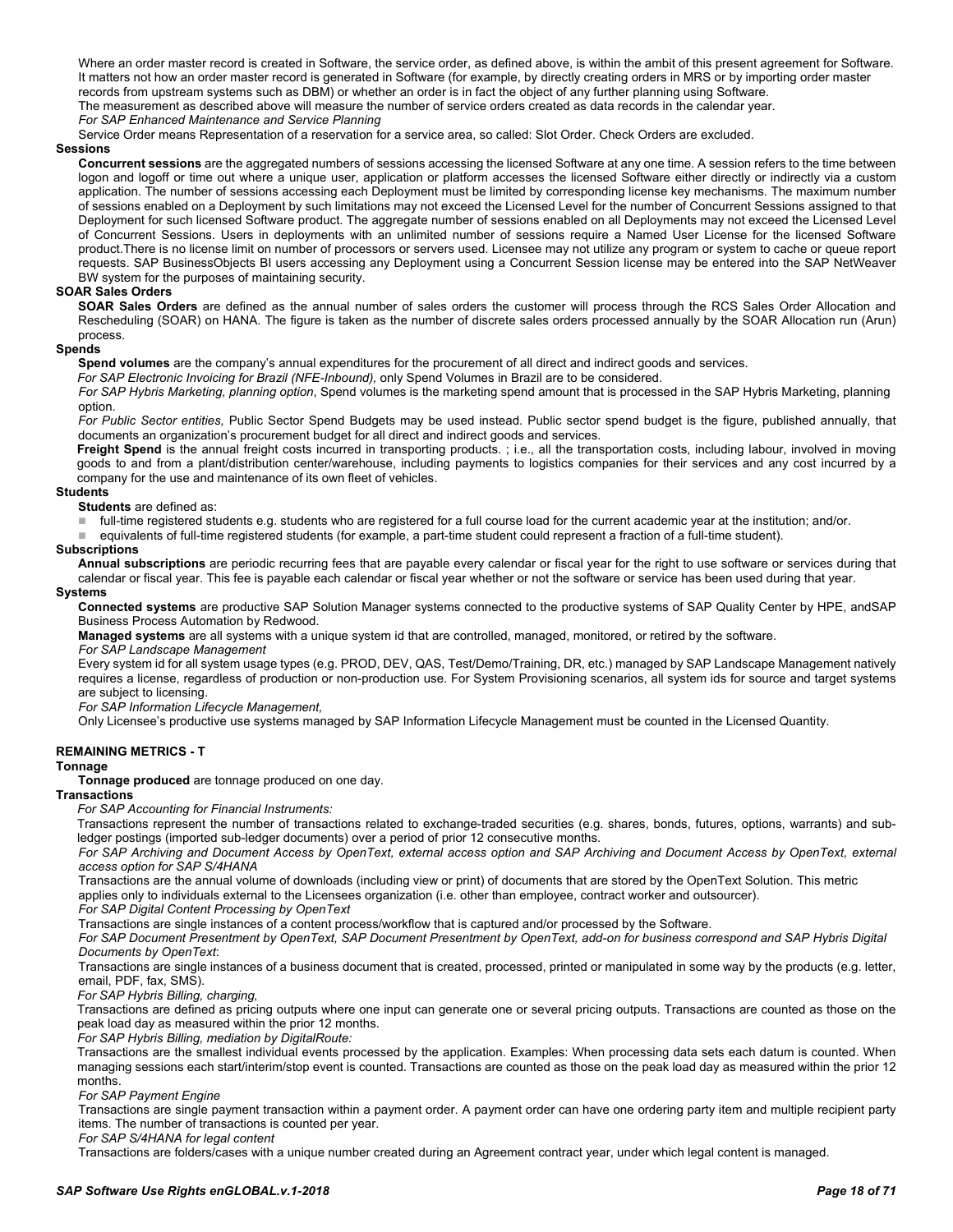Where an order master record is created in Software, the service order, as defined above, is within the ambit of this present agreement for Software. It matters not how an order master record is generated in Software (for example, by directly creating orders in MRS or by importing order master records from upstream systems such as DBM) or whether an order is in fact the object of any further planning using Software.

The measurement as described above will measure the number of service orders created as data records in the calendar year.

*For SAP Enhanced Maintenance and Service Planning*

Service Order means Representation of a reservation for a service area, so called: Slot Order. Check Orders are excluded.

### Sessions

**Concurrent sessions** are the aggregated numbers of sessions accessing the licensed Software at any one time. A session refers to the time between logon and logoff or time out where a unique user, application or platform accesses the licensed Software either directly or indirectly via a custom application. The number of sessions accessing each Deployment must be limited by corresponding license key mechanisms. The maximum number of sessions enabled on a Deployment by such limitations may not exceed the Licensed Level for the number of Concurrent Sessions assigned to that Deployment for such licensed Software product. The aggregate number of sessions enabled on all Deployments may not exceed the Licensed Level of Concurrent Sessions. Users in deployments with an unlimited number of sessions require a Named User License for the licensed Software product.There is no license limit on number of processors or servers used. Licensee may not utilize any program or system to cache or queue report requests. SAP BusinessObjects BI users accessing any Deployment using a Concurrent Session license may be entered into the SAP NetWeaver BW system for the purposes of maintaining security.

### SOAR Sales Orders

**SOAR Sales Orders** are defined as the annual number of sales orders the customer will process through the RCS Sales Order Allocation and Rescheduling (SOAR) on HANA. The figure is taken as the number of discrete sales orders processed annually by the SOAR Allocation run (Arun) process.

### Spends

**Spend volumes** are the company's annual expenditures for the procurement of all direct and indirect goods and services.

*For SAP Electronic Invoicing for Brazil (NFE-Inbound),* only Spend Volumes in Brazil are to be considered.

*For SAP Hybris Marketing, planning option*, Spend volumes is the marketing spend amount that is processed in the SAP Hybris Marketing, planning option.

*For Public Sector entities,* Public Sector Spend Budgets may be used instead. Public sector spend budget is the figure, published annually, that documents an organization's procurement budget for all direct and indirect goods and services.

**Freight Spend** is the annual freight costs incurred in transporting products. ; i.e., all the transportation costs, including labour, involved in moving goods to and from a plant/distribution center/warehouse, including payments to logistics companies for their services and any cost incurred by a company for the use and maintenance of its own fleet of vehicles.

### Students

**Students** are defined as:

- full-time registered students e.g. students who are registered for a full course load for the current academic year at the institution; and/or.
- equivalents of full-time registered students (for example, a part-time student could represent a fraction of a full-time student).

### Subscriptions

**Annual subscriptions** are periodic recurring fees that are payable every calendar or fiscal year for the right to use software or services during that calendar or fiscal year. This fee is payable each calendar or fiscal year whether or not the software or service has been used during that year.

### Systems

**Connected systems** are productive SAP Solution Manager systems connected to the productive systems of SAP Quality Center by HPE, andSAP Business Process Automation by Redwood.

**Managed systems** are all systems with a unique system id that are controlled, managed, monitored, or retired by the software.

*For SAP Landscape Management*

Every system id for all system usage types (e.g. PROD, DEV, QAS, Test/Demo/Training, DR, etc.) managed by SAP Landscape Management natively requires a license, regardless of production or non-production use. For System Provisioning scenarios, all system ids for source and target systems are subject to licensing.

*For SAP Information Lifecycle Management,*

Only Licensee's productive use systems managed by SAP Information Lifecycle Management must be counted in the Licensed Quantity.

## REMAINING METRICS - T

### Tonnage

**Tonnage produced** are tonnage produced on one day.

### Transactions

*For SAP Accounting for Financial Instruments:*

Transactions represent the number of transactions related to exchange-traded securities (e.g. shares, bonds, futures, options, warrants) and sub-ledger postings (imported sub-ledger documents) over a period of prior 12 consecutive months.

*For SAP Archiving and Document Access by OpenText, external access option and SAP Archiving and Document Access by OpenText, external access option for SAP S/4HANA*

Transactions are the annual volume of downloads (including view or print) of documents that are stored by the OpenText Solution. This metric applies only to individuals external to the Licensees organization (i.e. other than employee, contract worker and outsourcer).

*For SAP Digital Content Processing by OpenText*

Transactions are single instances of a content process/workflow that is captured and/or processed by the Software.

*For SAP Document Presentment by OpenText, SAP Document Presentment by OpenText, add-on for business correspond and SAP Hybris Digital Documents by OpenText*:

Transactions are single instances of a business document that is created, processed, printed or manipulated in some way by the products (e.g. letter, email, PDF, fax, SMS).

*For SAP Hybris Billing, charging,*

Transactions are defined as pricing outputs where one input can generate one or several pricing outputs. Transactions are counted as those on the peak load day as measured within the prior 12 months.

*For SAP Hybris Billing, mediation by DigitalRoute:*

Transactions are the smallest individual events processed by the application. Examples: When processing data sets each datum is counted. When managing sessions each start/interim/stop event is counted. Transactions are counted as those on the peak load day as measured within the prior 12 months.

*For SAP Payment Engine*

Transactions are single payment transaction within a payment order. A payment order can have one ordering party item and multiple recipient party items. The number of transactions is counted per year.

*For SAP S/4HANA for legal content*

Transactions are folders/cases with a unique number created during an Agreement contract year, under which legal content is managed.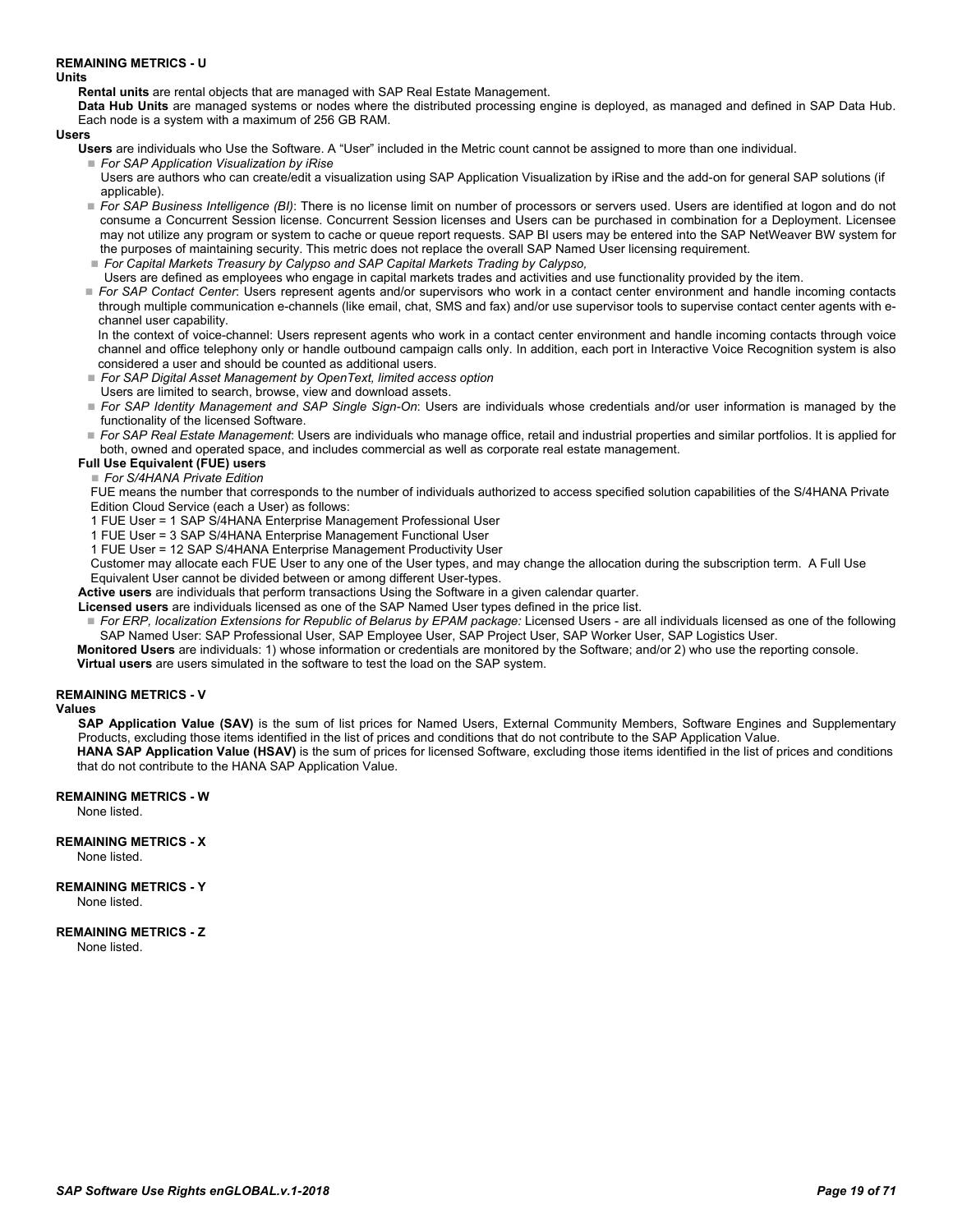## REMAINING METRICS - U

### Units

**Rental units** are rental objects that are managed with SAP Real Estate Management.

**Data Hub Units** are managed systems or nodes where the distributed processing engine is deployed, as managed and defined in SAP Data Hub. Each node is a system with a maximum of 256 GB RAM.

### Users

**Users** are individuals who Use the Software. A "User" included in the Metric count cannot be assigned to more than one individual.

- *For SAP Application Visualization by iRise*
  Users are authors who can create/edit a visualization using SAP Application Visualization by iRise and the add-on for general SAP solutions (if applicable).
- *For SAP Business Intelligence (BI)*: There is no license limit on number of processors or servers used. Users are identified at logon and do not consume a Concurrent Session license. Concurrent Session licenses and Users can be purchased in combination for a Deployment. Licensee may not utilize any program or system to cache or queue report requests. SAP BI users may be entered into the SAP NetWeaver BW system for the purposes of maintaining security. This metric does not replace the overall SAP Named User licensing requirement.
- *For Capital Markets Treasury by Calypso and SAP Capital Markets Trading by Calypso,*
  Users are defined as employees who engage in capital markets trades and activities and use functionality provided by the item.
- *For SAP Contact Center*: Users represent agents and/or supervisors who work in a contact center environment and handle incoming contacts through multiple communication e-channels (like email, chat, SMS and fax) and/or use supervisor tools to supervise contact center agents with e-channel user capability.
  In the context of voice-channel: Users represent agents who work in a contact center environment and handle incoming contacts through voice channel and office telephony only or handle outbound campaign calls only. In addition, each port in Interactive Voice Recognition system is also considered a user and should be counted as additional users.
- *For SAP Digital Asset Management by OpenText, limited access option*
  Users are limited to search, browse, view and download assets.
- *For SAP Identity Management and SAP Single Sign-On*: Users are individuals whose credentials and/or user information is managed by the functionality of the licensed Software.
- *For SAP Real Estate Management*: Users are individuals who manage office, retail and industrial properties and similar portfolios. It is applied for both, owned and operated space, and includes commercial as well as corporate real estate management.

**Full Use Equivalent (FUE) users**

- *For S/4HANA Private Edition*

FUE means the number that corresponds to the number of individuals authorized to access specified solution capabilities of the S/4HANA Private Edition Cloud Service (each a User) as follows:

1 FUE User = 1 SAP S/4HANA Enterprise Management Professional User
1 FUE User = 3 SAP S/4HANA Enterprise Management Functional User
1 FUE User = 12 SAP S/4HANA Enterprise Management Productivity User

Customer may allocate each FUE User to any one of the User types, and may change the allocation during the subscription term. A Full Use Equivalent User cannot be divided between or among different User-types.

**Active users** are individuals that perform transactions Using the Software in a given calendar quarter.

**Licensed users** are individuals licensed as one of the SAP Named User types defined in the price list.

- *For ERP, localization Extensions for Republic of Belarus by EPAM package:* Licensed Users - are all individuals licensed as one of the following SAP Named User: SAP Professional User, SAP Employee User, SAP Project User, SAP Worker User, SAP Logistics User.

**Monitored Users** are individuals: 1) whose information or credentials are monitored by the Software; and/or 2) who use the reporting console.

**Virtual users** are users simulated in the software to test the load on the SAP system.

## REMAINING METRICS - V

### Values

**SAP Application Value (SAV)** is the sum of list prices for Named Users, External Community Members, Software Engines and Supplementary Products, excluding those items identified in the list of prices and conditions that do not contribute to the SAP Application Value.

**HANA SAP Application Value (HSAV)** is the sum of prices for licensed Software, excluding those items identified in the list of prices and conditions that do not contribute to the HANA SAP Application Value.

## REMAINING METRICS - W

None listed.

## REMAINING METRICS - X

None listed.

## REMAINING METRICS - Y

None listed.

## REMAINING METRICS - Z

None listed.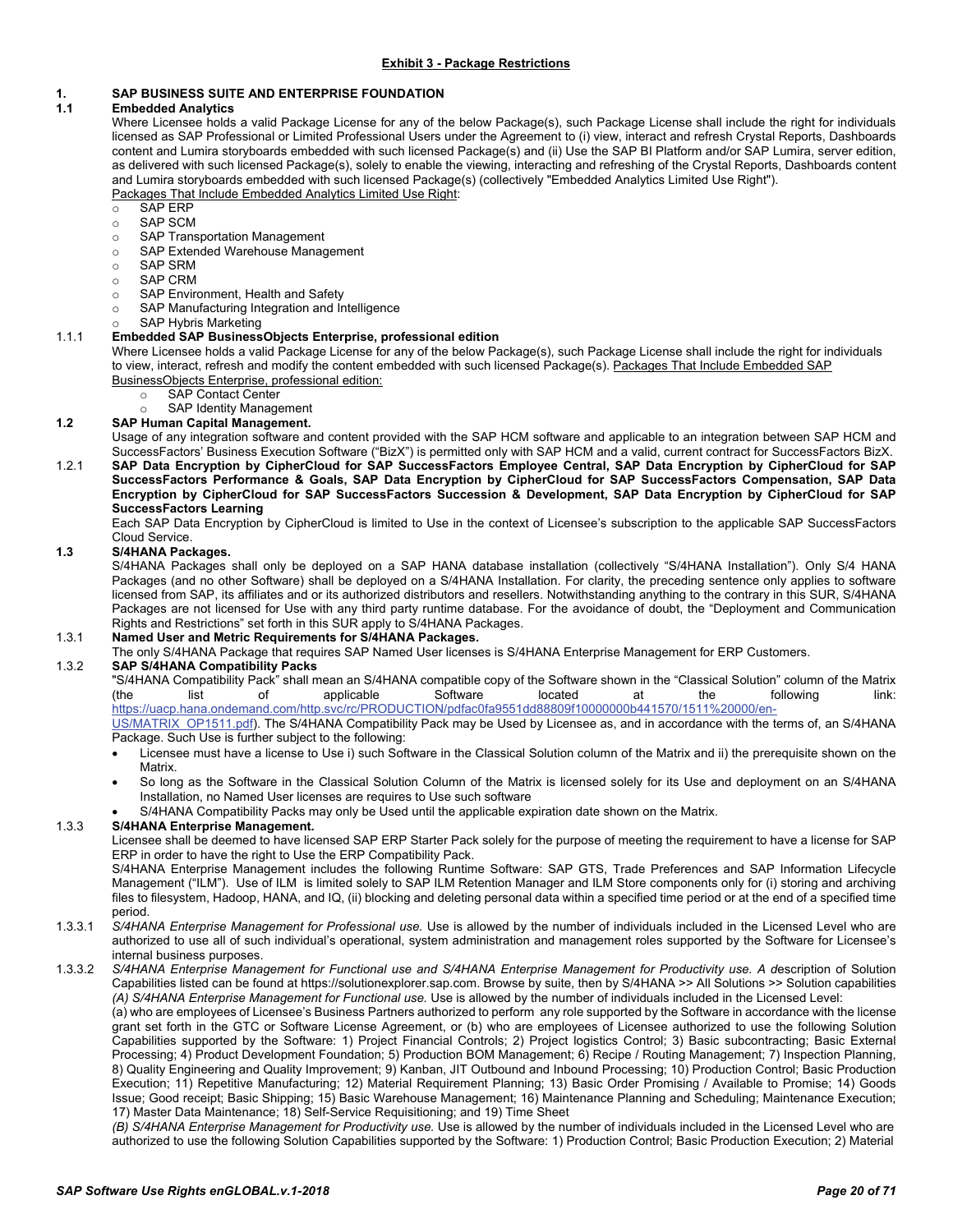**Exhibit 3 - Package Restrictions**

## 1. SAP BUSINESS SUITE AND ENTERPRISE FOUNDATION

### 1.1 Embedded Analytics

Where Licensee holds a valid Package License for any of the below Package(s), such Package License shall include the right for individuals licensed as SAP Professional or Limited Professional Users under the Agreement to (i) view, interact and refresh Crystal Reports, Dashboards content and Lumira storyboards embedded with such licensed Package(s) and (ii) Use the SAP BI Platform and/or SAP Lumira, server edition, as delivered with such licensed Package(s), solely to enable the viewing, interacting and refreshing of the Crystal Reports, Dashboards content and Lumira storyboards embedded with such licensed Package(s) (collectively "Embedded Analytics Limited Use Right").

Packages That Include Embedded Analytics Limited Use Right:

- SAP ERP
- SAP SCM
- SAP Transportation Management
- SAP Extended Warehouse Management
- SAP SRM
- SAP CRM
- SAP Environment, Health and Safety
- SAP Manufacturing Integration and Intelligence
- SAP Hybris Marketing

#### 1.1.1 Embedded SAP BusinessObjects Enterprise, professional edition

Where Licensee holds a valid Package License for any of the below Package(s), such Package License shall include the right for individuals to view, interact, refresh and modify the content embedded with such licensed Package(s). Packages That Include Embedded SAP BusinessObjects Enterprise, professional edition:

- SAP Contact Center
- SAP Identity Management

### 1.2 SAP Human Capital Management.

Usage of any integration software and content provided with the SAP HCM software and applicable to an integration between SAP HCM and SuccessFactors' Business Execution Software ("BizX") is permitted only with SAP HCM and a valid, current contract for SuccessFactors BizX.

#### 1.2.1 SAP Data Encryption by CipherCloud for SAP SuccessFactors Employee Central, SAP Data Encryption by CipherCloud for SAP SuccessFactors Performance & Goals, SAP Data Encryption by CipherCloud for SAP SuccessFactors Compensation, SAP Data Encryption by CipherCloud for SAP SuccessFactors Succession & Development, SAP Data Encryption by CipherCloud for SAP SuccessFactors Learning

Each SAP Data Encryption by CipherCloud is limited to Use in the context of Licensee's subscription to the applicable SAP SuccessFactors Cloud Service.

### 1.3 S/4HANA Packages.

S/4HANA Packages shall only be deployed on a SAP HANA database installation (collectively "S/4HANA Installation"). Only S/4 HANA Packages (and no other Software) shall be deployed on a S/4HANA Installation. For clarity, the preceding sentence only applies to software licensed from SAP, its affiliates and or its authorized distributors and resellers. Notwithstanding anything to the contrary in this SUR, S/4HANA Packages are not licensed for Use with any third party runtime database. For the avoidance of doubt, the "Deployment and Communication Rights and Restrictions" set forth in this SUR apply to S/4HANA Packages.

#### 1.3.1 Named User and Metric Requirements for S/4HANA Packages.

The only S/4HANA Package that requires SAP Named User licenses is S/4HANA Enterprise Management for ERP Customers.

#### 1.3.2 SAP S/4HANA Compatibility Packs

"S/4HANA Compatibility Pack" shall mean an S/4HANA compatible copy of the Software shown in the "Classical Solution" column of the Matrix (the list of applicable Software located at the following link: https://uacp.hana.ondemand.com/http.svc/rc/PRODUCTION/pdfac0fa9551dd88809f10000000b441570/1511%20000/en-US/MATRIX_OP1511.pdf). The S/4HANA Compatibility Pack may be Used by Licensee as, and in accordance with the terms of, an S/4HANA Package. Such Use is further subject to the following:

- Licensee must have a license to Use i) such Software in the Classical Solution column of the Matrix and ii) the prerequisite shown on the Matrix.
- So long as the Software in the Classical Solution Column of the Matrix is licensed solely for its Use and deployment on an S/4HANA Installation, no Named User licenses are requires to Use such software
- S/4HANA Compatibility Packs may only be Used until the applicable expiration date shown on the Matrix.

#### 1.3.3 S/4HANA Enterprise Management.

Licensee shall be deemed to have licensed SAP ERP Starter Pack solely for the purpose of meeting the requirement to have a license for SAP ERP in order to have the right to Use the ERP Compatibility Pack.

S/4HANA Enterprise Management includes the following Runtime Software: SAP GTS, Trade Preferences and SAP Information Lifecycle Management ("ILM"). Use of ILM is limited solely to SAP ILM Retention Manager and ILM Store components only for (i) storing and archiving files to filesystem, Hadoop, HANA, and IQ, (ii) blocking and deleting personal data within a specified time period or at the end of a specified time period.

1.3.3.1 *S/4HANA Enterprise Management for Professional use.* Use is allowed by the number of individuals included in the Licensed Level who are authorized to use all of such individual's operational, system administration and management roles supported by the Software for Licensee's internal business purposes.

1.3.3.2 *S/4HANA Enterprise Management for Functional use and S/4HANA Enterprise Management for Productivity use. A d*escription of Solution Capabilities listed can be found at https://solutionexplorer.sap.com. Browse by suite, then by S/4HANA >> All Solutions >> Solution capabilities

*(A) S/4HANA Enterprise Management for Functional use.* Use is allowed by the number of individuals included in the Licensed Level:

(a) who are employees of Licensee's Business Partners authorized to perform any role supported by the Software in accordance with the license grant set forth in the GTC or Software License Agreement, or (b) who are employees of Licensee authorized to use the following Solution Capabilities supported by the Software: 1) Project Financial Controls; 2) Project logistics Control; 3) Basic subcontracting; Basic External Processing; 4) Product Development Foundation; 5) Production BOM Management; 6) Recipe / Routing Management; 7) Inspection Planning, 8) Quality Engineering and Quality Improvement; 9) Kanban, JIT Outbound and Inbound Processing; 10) Production Control; Basic Production Execution; 11) Repetitive Manufacturing; 12) Material Requirement Planning; 13) Basic Order Promising / Available to Promise; 14) Goods Issue; Good receipt; Basic Shipping; 15) Basic Warehouse Management; 16) Maintenance Planning and Scheduling; Maintenance Execution; 17) Master Data Maintenance; 18) Self-Service Requisitioning; and 19) Time Sheet

*(B) S/4HANA Enterprise Management for Productivity use.* Use is allowed by the number of individuals included in the Licensed Level who are authorized to use the following Solution Capabilities supported by the Software: 1) Production Control; Basic Production Execution; 2) Material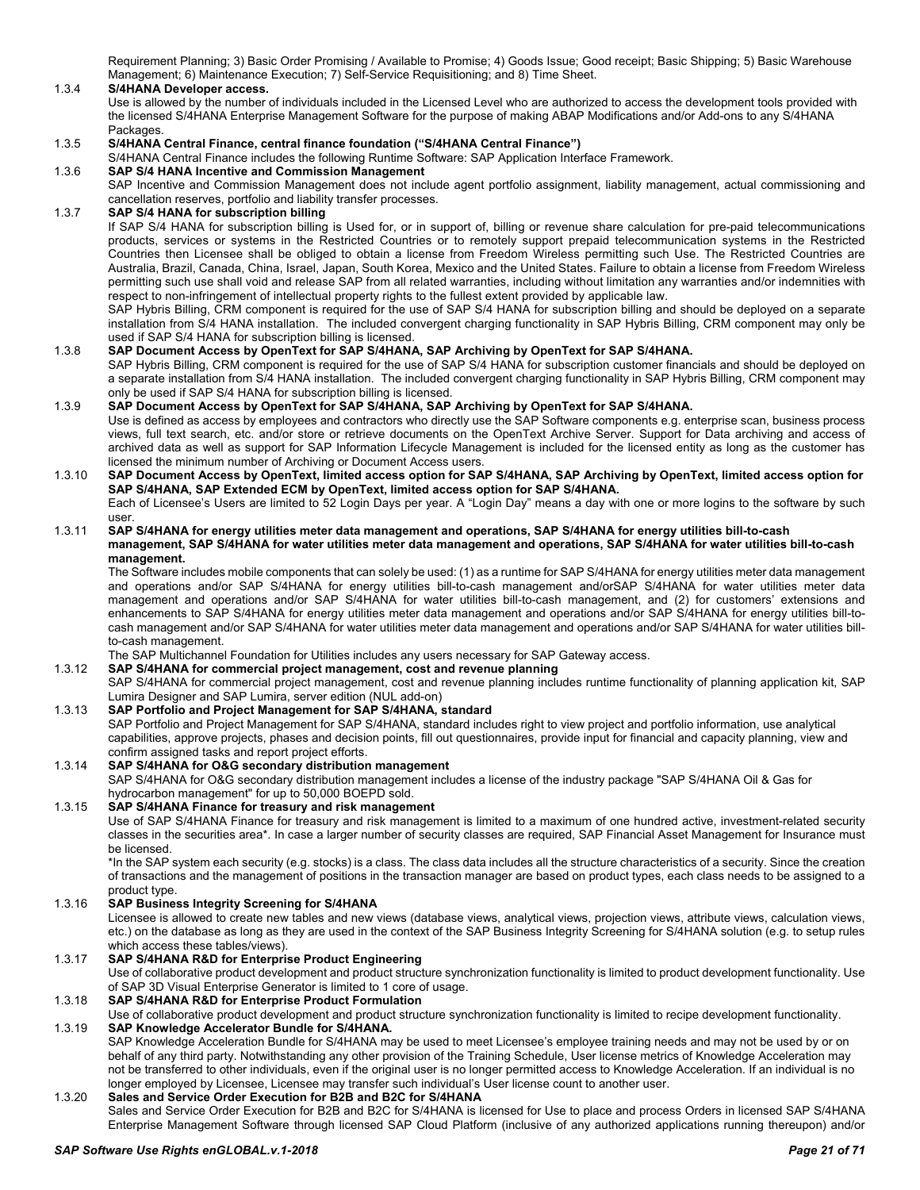Requirement Planning; 3) Basic Order Promising / Available to Promise; 4) Goods Issue; Good receipt; Basic Shipping; 5) Basic Warehouse Management; 6) Maintenance Execution; 7) Self-Service Requisitioning; and 8) Time Sheet.

**1.3.4 S/4HANA Developer access.**

Use is allowed by the number of individuals included in the Licensed Level who are authorized to access the development tools provided with the licensed S/4HANA Enterprise Management Software for the purpose of making ABAP Modifications and/or Add-ons to any S/4HANA Packages.

**1.3.5 S/4HANA Central Finance, central finance foundation ("S/4HANA Central Finance")**

S/4HANA Central Finance includes the following Runtime Software: SAP Application Interface Framework.

**1.3.6 SAP S/4 HANA Incentive and Commission Management**

SAP Incentive and Commission Management does not include agent portfolio assignment, liability management, actual commissioning and cancellation reserves, portfolio and liability transfer processes.

**1.3.7 SAP S/4 HANA for subscription billing**

If SAP S/4 HANA for subscription billing is Used for, or in support of, billing or revenue share calculation for pre-paid telecommunications products, services or systems in the Restricted Countries or to remotely support prepaid telecommunication systems in the Restricted Countries then Licensee shall be obliged to obtain a license from Freedom Wireless permitting such Use. The Restricted Countries are Australia, Brazil, Canada, China, Israel, Japan, South Korea, Mexico and the United States. Failure to obtain a license from Freedom Wireless permitting such use shall void and release SAP from all related warranties, including without limitation any warranties and/or indemnities with respect to non-infringement of intellectual property rights to the fullest extent provided by applicable law.

SAP Hybris Billing, CRM component is required for the use of SAP S/4 HANA for subscription billing and should be deployed on a separate installation from S/4 HANA installation. The included convergent charging functionality in SAP Hybris Billing, CRM component may only be used if SAP S/4 HANA for subscription billing is licensed.

**1.3.8 SAP Document Access by OpenText for SAP S/4HANA, SAP Archiving by OpenText for SAP S/4HANA.**

SAP Hybris Billing, CRM component is required for the use of SAP S/4 HANA for subscription customer financials and should be deployed on a separate installation from S/4 HANA installation. The included convergent charging functionality in SAP Hybris Billing, CRM component may only be used if SAP S/4 HANA for subscription billing is licensed.

**1.3.9 SAP Document Access by OpenText for SAP S/4HANA, SAP Archiving by OpenText for SAP S/4HANA.**

Use is defined as access by employees and contractors who directly use the SAP Software components e.g. enterprise scan, business process views, full text search, etc. and/or store or retrieve documents on the OpenText Archive Server. Support for Data archiving and access of archived data as well as support for SAP Information Lifecycle Management is included for the licensed entity as long as the customer has licensed the minimum number of Archiving or Document Access users.

**1.3.10 SAP Document Access by OpenText, limited access option for SAP S/4HANA, SAP Archiving by OpenText, limited access option for SAP S/4HANA, SAP Extended ECM by OpenText, limited access option for SAP S/4HANA.**

Each of Licensee's Users are limited to 52 Login Days per year. A "Login Day" means a day with one or more logins to the software by such user.

**1.3.11 SAP S/4HANA for energy utilities meter data management and operations, SAP S/4HANA for energy utilities bill-to-cash management, SAP S/4HANA for water utilities meter data management and operations, SAP S/4HANA for water utilities bill-to-cash management.**

The Software includes mobile components that can solely be used: (1) as a runtime for SAP S/4HANA for energy utilities meter data management and operations and/or SAP S/4HANA for energy utilities bill-to-cash management and/orSAP S/4HANA for water utilities meter data management and operations and/or SAP S/4HANA for water utilities bill-to-cash management, and (2) for customers' extensions and enhancements to SAP S/4HANA for energy utilities meter data management and operations and/or SAP S/4HANA for energy utilities bill-to-cash management and/or SAP S/4HANA for water utilities meter data management and operations and/or SAP S/4HANA for water utilities bill-to-cash management.

The SAP Multichannel Foundation for Utilities includes any users necessary for SAP Gateway access.

**1.3.12 SAP S/4HANA for commercial project management, cost and revenue planning**

SAP S/4HANA for commercial project management, cost and revenue planning includes runtime functionality of planning application kit, SAP Lumira Designer and SAP Lumira, server edition (NUL add-on)

**1.3.13 SAP Portfolio and Project Management for SAP S/4HANA, standard**

SAP Portfolio and Project Management for SAP S/4HANA, standard includes right to view project and portfolio information, use analytical capabilities, approve projects, phases and decision points, fill out questionnaires, provide input for financial and capacity planning, view and confirm assigned tasks and report project efforts.

**1.3.14 SAP S/4HANA for O&G secondary distribution management**

SAP S/4HANA for O&G secondary distribution management includes a license of the industry package "SAP S/4HANA Oil & Gas for hydrocarbon management" for up to 50,000 BOEPD sold.

**1.3.15 SAP S/4HANA Finance for treasury and risk management**

Use of SAP S/4HANA Finance for treasury and risk management is limited to a maximum of one hundred active, investment-related security classes in the securities area\*. In case a larger number of security classes are required, SAP Financial Asset Management for Insurance must be licensed.

\*In the SAP system each security (e.g. stocks) is a class. The class data includes all the structure characteristics of a security. Since the creation of transactions and the management of positions in the transaction manager are based on product types, each class needs to be assigned to a product type.

**1.3.16 SAP Business Integrity Screening for S/4HANA**

Licensee is allowed to create new tables and new views (database views, analytical views, projection views, attribute views, calculation views, etc.) on the database as long as they are used in the context of the SAP Business Integrity Screening for S/4HANA solution (e.g. to setup rules which access these tables/views).

**1.3.17 SAP S/4HANA R&D for Enterprise Product Engineering**

Use of collaborative product development and product structure synchronization functionality is limited to product development functionality. Use of SAP 3D Visual Enterprise Generator is limited to 1 core of usage.

**1.3.18 SAP S/4HANA R&D for Enterprise Product Formulation**

Use of collaborative product development and product structure synchronization functionality is limited to recipe development functionality.

**1.3.19 SAP Knowledge Accelerator Bundle for S/4HANA.**

SAP Knowledge Acceleration Bundle for S/4HANA may be used to meet Licensee's employee training needs and may not be used by or on behalf of any third party. Notwithstanding any other provision of the Training Schedule, User license metrics of Knowledge Acceleration may not be transferred to other individuals, even if the original user is no longer permitted access to Knowledge Acceleration. If an individual is no longer employed by Licensee, Licensee may transfer such individual's User license count to another user.

**1.3.20 Sales and Service Order Execution for B2B and B2C for S/4HANA**

Sales and Service Order Execution for B2B and B2C for S/4HANA is licensed for Use to place and process Orders in licensed SAP S/4HANA Enterprise Management Software through licensed SAP Cloud Platform (inclusive of any authorized applications running thereupon) and/or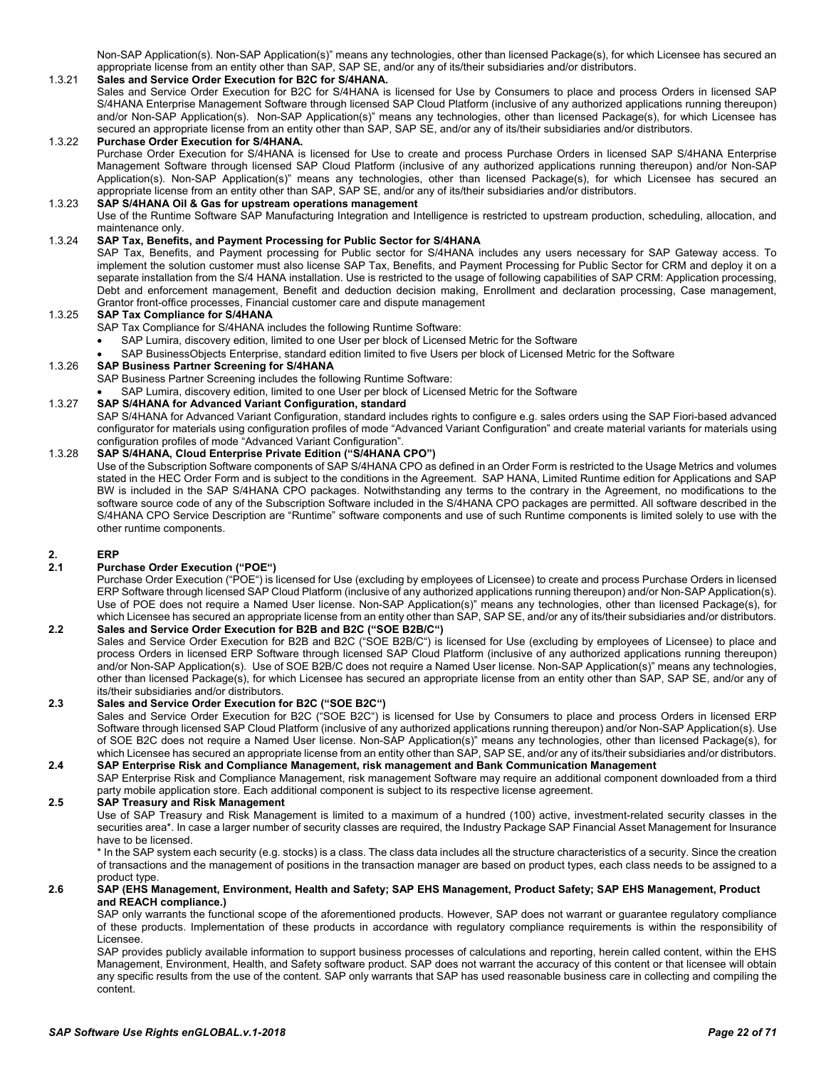Non-SAP Application(s). Non-SAP Application(s)" means any technologies, other than licensed Package(s), for which Licensee has secured an appropriate license from an entity other than SAP, SAP SE, and/or any of its/their subsidiaries and/or distributors.

**1.3.21 Sales and Service Order Execution for B2C for S/4HANA.**

Sales and Service Order Execution for B2C for S/4HANA is licensed for Use by Consumers to place and process Orders in licensed SAP S/4HANA Enterprise Management Software through licensed SAP Cloud Platform (inclusive of any authorized applications running thereupon) and/or Non-SAP Application(s). Non-SAP Application(s)" means any technologies, other than licensed Package(s), for which Licensee has secured an appropriate license from an entity other than SAP, SAP SE, and/or any of its/their subsidiaries and/or distributors.

**1.3.22 Purchase Order Execution for S/4HANA.**

Purchase Order Execution for S/4HANA is licensed for Use to create and process Purchase Orders in licensed SAP S/4HANA Enterprise Management Software through licensed SAP Cloud Platform (inclusive of any authorized applications running thereupon) and/or Non-SAP Application(s). Non-SAP Application(s)" means any technologies, other than licensed Package(s), for which Licensee has secured an appropriate license from an entity other than SAP, SAP SE, and/or any of its/their subsidiaries and/or distributors.

**1.3.23 SAP S/4HANA Oil & Gas for upstream operations management**

Use of the Runtime Software SAP Manufacturing Integration and Intelligence is restricted to upstream production, scheduling, allocation, and maintenance only.

**1.3.24 SAP Tax, Benefits, and Payment Processing for Public Sector for S/4HANA**

SAP Tax, Benefits, and Payment processing for Public sector for S/4HANA includes any users necessary for SAP Gateway access. To implement the solution customer must also license SAP Tax, Benefits, and Payment Processing for Public Sector for CRM and deploy it on a separate installation from the S/4 HANA installation. Use is restricted to the usage of following capabilities of SAP CRM: Application processing, Debt and enforcement management, Benefit and deduction decision making, Enrollment and declaration processing, Case management, Grantor front-office processes, Financial customer care and dispute management

**1.3.25 SAP Tax Compliance for S/4HANA**

SAP Tax Compliance for S/4HANA includes the following Runtime Software:

- SAP Lumira, discovery edition, limited to one User per block of Licensed Metric for the Software
- SAP BusinessObjects Enterprise, standard edition limited to five Users per block of Licensed Metric for the Software

**1.3.26 SAP Business Partner Screening for S/4HANA**

SAP Business Partner Screening includes the following Runtime Software:

- SAP Lumira, discovery edition, limited to one User per block of Licensed Metric for the Software

**1.3.27 SAP S/4HANA for Advanced Variant Configuration, standard**

SAP S/4HANA for Advanced Variant Configuration, standard includes rights to configure e.g. sales orders using the SAP Fiori-based advanced configurator for materials using configuration profiles of mode "Advanced Variant Configuration" and create material variants for materials using configuration profiles of mode "Advanced Variant Configuration".

**1.3.28 SAP S/4HANA, Cloud Enterprise Private Edition ("S/4HANA CPO")**

Use of the Subscription Software components of SAP S/4HANA CPO as defined in an Order Form is restricted to the Usage Metrics and volumes stated in the HEC Order Form and is subject to the conditions in the Agreement. SAP HANA, Limited Runtime edition for Applications and SAP BW is included in the SAP S/4HANA CPO packages. Notwithstanding any terms to the contrary in the Agreement, no modifications to the software source code of any of the Subscription Software included in the S/4HANA CPO packages are permitted. All software described in the S/4HANA CPO Service Description are "Runtime" software components and use of such Runtime components is limited solely to use with the other runtime components.

## 2. ERP

### 2.1 Purchase Order Execution ("POE")

Purchase Order Execution ("POE") is licensed for Use (excluding by employees of Licensee) to create and process Purchase Orders in licensed ERP Software through licensed SAP Cloud Platform (inclusive of any authorized applications running thereupon) and/or Non-SAP Application(s). Use of POE does not require a Named User license. Non-SAP Application(s)" means any technologies, other than licensed Package(s), for which Licensee has secured an appropriate license from an entity other than SAP, SAP SE, and/or any of its/their subsidiaries and/or distributors.

### 2.2 Sales and Service Order Execution for B2B and B2C ("SOE B2B/C")

Sales and Service Order Execution for B2B and B2C ("SOE B2B/C") is licensed for Use (excluding by employees of Licensee) to place and process Orders in licensed ERP Software through licensed SAP Cloud Platform (inclusive of any authorized applications running thereupon) and/or Non-SAP Application(s). Use of SOE B2B/C does not require a Named User license. Non-SAP Application(s)" means any technologies, other than licensed Package(s), for which Licensee has secured an appropriate license from an entity other than SAP, SAP SE, and/or any of its/their subsidiaries and/or distributors.

### 2.3 Sales and Service Order Execution for B2C ("SOE B2C")

Sales and Service Order Execution for B2C ("SOE B2C") is licensed for Use by Consumers to place and process Orders in licensed ERP Software through licensed SAP Cloud Platform (inclusive of any authorized applications running thereupon) and/or Non-SAP Application(s). Use of SOE B2C does not require a Named User license. Non-SAP Application(s)" means any technologies, other than licensed Package(s), for which Licensee has secured an appropriate license from an entity other than SAP, SAP SE, and/or any of its/their subsidiaries and/or distributors.

### 2.4 SAP Enterprise Risk and Compliance Management, risk management and Bank Communication Management

SAP Enterprise Risk and Compliance Management, risk management Software may require an additional component downloaded from a third party mobile application store. Each additional component is subject to its respective license agreement.

### 2.5 SAP Treasury and Risk Management

Use of SAP Treasury and Risk Management is limited to a maximum of a hundred (100) active, investment-related security classes in the securities area*. In case a larger number of security classes are required, the Industry Package SAP Financial Asset Management for Insurance have to be licensed.

\* In the SAP system each security (e.g. stocks) is a class. The class data includes all the structure characteristics of a security. Since the creation of transactions and the management of positions in the transaction manager are based on product types, each class needs to be assigned to a product type.

### 2.6 SAP (EHS Management, Environment, Health and Safety; SAP EHS Management, Product Safety; SAP EHS Management, Product and REACH compliance.)

SAP only warrants the functional scope of the aforementioned products. However, SAP does not warrant or guarantee regulatory compliance of these products. Implementation of these products in accordance with regulatory compliance requirements is within the responsibility of Licensee.

SAP provides publicly available information to support business processes of calculations and reporting, herein called content, within the EHS Management, Environment, Health, and Safety software product. SAP does not warrant the accuracy of this content or that licensee will obtain any specific results from the use of the content. SAP only warrants that SAP has used reasonable business care in collecting and compiling the content.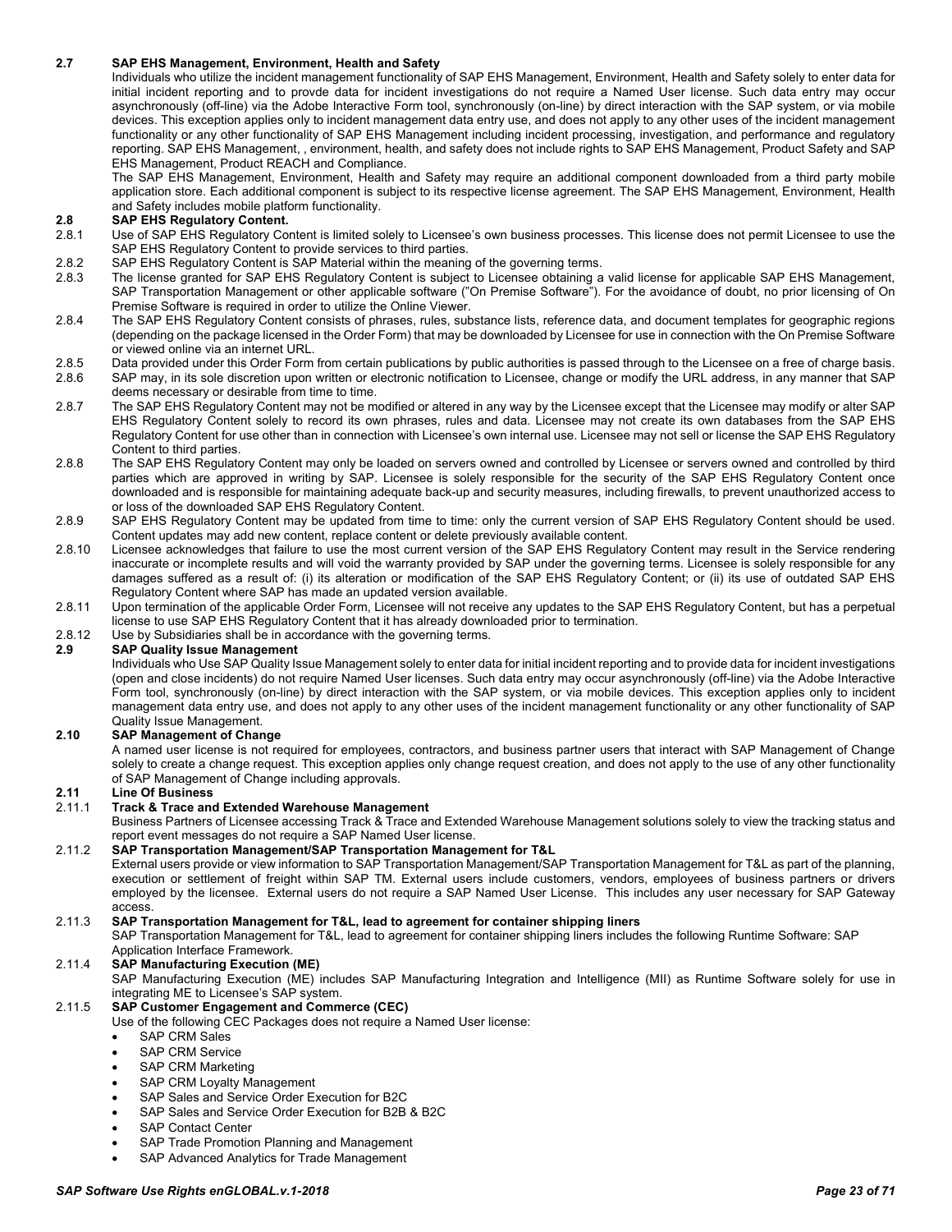**2.7 SAP EHS Management, Environment, Health and Safety**

Individuals who utilize the incident management functionality of SAP EHS Management, Environment, Health and Safety solely to enter data for initial incident reporting and to provde data for incident investigations do not require a Named User license. Such data entry may occur asynchronously (off-line) via the Adobe Interactive Form tool, synchronously (on-line) by direct interaction with the SAP system, or via mobile devices. This exception applies only to incident management data entry use, and does not apply to any other uses of the incident management functionality or any other functionality of SAP EHS Management including incident processing, investigation, and performance and regulatory reporting. SAP EHS Management, , environment, health, and safety does not include rights to SAP EHS Management, Product Safety and SAP EHS Management, Product REACH and Compliance.

The SAP EHS Management, Environment, Health and Safety may require an additional component downloaded from a third party mobile application store. Each additional component is subject to its respective license agreement. The SAP EHS Management, Environment, Health and Safety includes mobile platform functionality.

**2.8 SAP EHS Regulatory Content.**

2.8.1 Use of SAP EHS Regulatory Content is limited solely to Licensee's own business processes. This license does not permit Licensee to use the SAP EHS Regulatory Content to provide services to third parties.

2.8.2 SAP EHS Regulatory Content is SAP Material within the meaning of the governing terms.

2.8.3 The license granted for SAP EHS Regulatory Content is subject to Licensee obtaining a valid license for applicable SAP EHS Management, SAP Transportation Management or other applicable software ("On Premise Software"). For the avoidance of doubt, no prior licensing of On Premise Software is required in order to utilize the Online Viewer.

2.8.4 The SAP EHS Regulatory Content consists of phrases, rules, substance lists, reference data, and document templates for geographic regions (depending on the package licensed in the Order Form) that may be downloaded by Licensee for use in connection with the On Premise Software or viewed online via an internet URL.

2.8.5 Data provided under this Order Form from certain publications by public authorities is passed through to the Licensee on a free of charge basis.

2.8.6 SAP may, in its sole discretion upon written or electronic notification to Licensee, change or modify the URL address, in any manner that SAP deems necessary or desirable from time to time.

2.8.7 The SAP EHS Regulatory Content may not be modified or altered in any way by the Licensee except that the Licensee may modify or alter SAP EHS Regulatory Content solely to record its own phrases, rules and data. Licensee may not create its own databases from the SAP EHS Regulatory Content for use other than in connection with Licensee's own internal use. Licensee may not sell or license the SAP EHS Regulatory Content to third parties.

2.8.8 The SAP EHS Regulatory Content may only be loaded on servers owned and controlled by Licensee or servers owned and controlled by third parties which are approved in writing by SAP. Licensee is solely responsible for the security of the SAP EHS Regulatory Content once downloaded and is responsible for maintaining adequate back-up and security measures, including firewalls, to prevent unauthorized access to or loss of the downloaded SAP EHS Regulatory Content.

2.8.9 SAP EHS Regulatory Content may be updated from time to time: only the current version of SAP EHS Regulatory Content should be used. Content updates may add new content, replace content or delete previously available content.

2.8.10 Licensee acknowledges that failure to use the most current version of the SAP EHS Regulatory Content may result in the Service rendering inaccurate or incomplete results and will void the warranty provided by SAP under the governing terms. Licensee is solely responsible for any damages suffered as a result of: (i) its alteration or modification of the SAP EHS Regulatory Content; or (ii) its use of outdated SAP EHS Regulatory Content where SAP has made an updated version available.

2.8.11 Upon termination of the applicable Order Form, Licensee will not receive any updates to the SAP EHS Regulatory Content, but has a perpetual license to use SAP EHS Regulatory Content that it has already downloaded prior to termination.

2.8.12 Use by Subsidiaries shall be in accordance with the governing terms.

**2.9 SAP Quality Issue Management**

Individuals who Use SAP Quality Issue Management solely to enter data for initial incident reporting and to provide data for incident investigations (open and close incidents) do not require Named User licenses. Such data entry may occur asynchronously (off-line) via the Adobe Interactive Form tool, synchronously (on-line) by direct interaction with the SAP system, or via mobile devices. This exception applies only to incident management data entry use, and does not apply to any other uses of the incident management functionality or any other functionality of SAP Quality Issue Management.

**2.10 SAP Management of Change**

A named user license is not required for employees, contractors, and business partner users that interact with SAP Management of Change solely to create a change request. This exception applies only change request creation, and does not apply to the use of any other functionality of SAP Management of Change including approvals.

**2.11 Line Of Business**

**2.11.1 Track & Trace and Extended Warehouse Management**

Business Partners of Licensee accessing Track & Trace and Extended Warehouse Management solutions solely to view the tracking status and report event messages do not require a SAP Named User license.

**2.11.2 SAP Transportation Management/SAP Transportation Management for T&L**

External users provide or view information to SAP Transportation Management/SAP Transportation Management for T&L as part of the planning, execution or settlement of freight within SAP TM. External users include customers, vendors, employees of business partners or drivers employed by the licensee. External users do not require a SAP Named User License. This includes any user necessary for SAP Gateway access.

**2.11.3 SAP Transportation Management for T&L, lead to agreement for container shipping liners**

SAP Transportation Management for T&L, lead to agreement for container shipping liners includes the following Runtime Software: SAP Application Interface Framework.

**2.11.4 SAP Manufacturing Execution (ME)**

SAP Manufacturing Execution (ME) includes SAP Manufacturing Integration and Intelligence (MII) as Runtime Software solely for use in integrating ME to Licensee's SAP system.

**2.11.5 SAP Customer Engagement and Commerce (CEC)**

Use of the following CEC Packages does not require a Named User license:

- SAP CRM Sales
- SAP CRM Service
- SAP CRM Marketing
- SAP CRM Loyalty Management
- SAP Sales and Service Order Execution for B2C
- SAP Sales and Service Order Execution for B2B & B2C
- SAP Contact Center
- SAP Trade Promotion Planning and Management
- SAP Advanced Analytics for Trade Management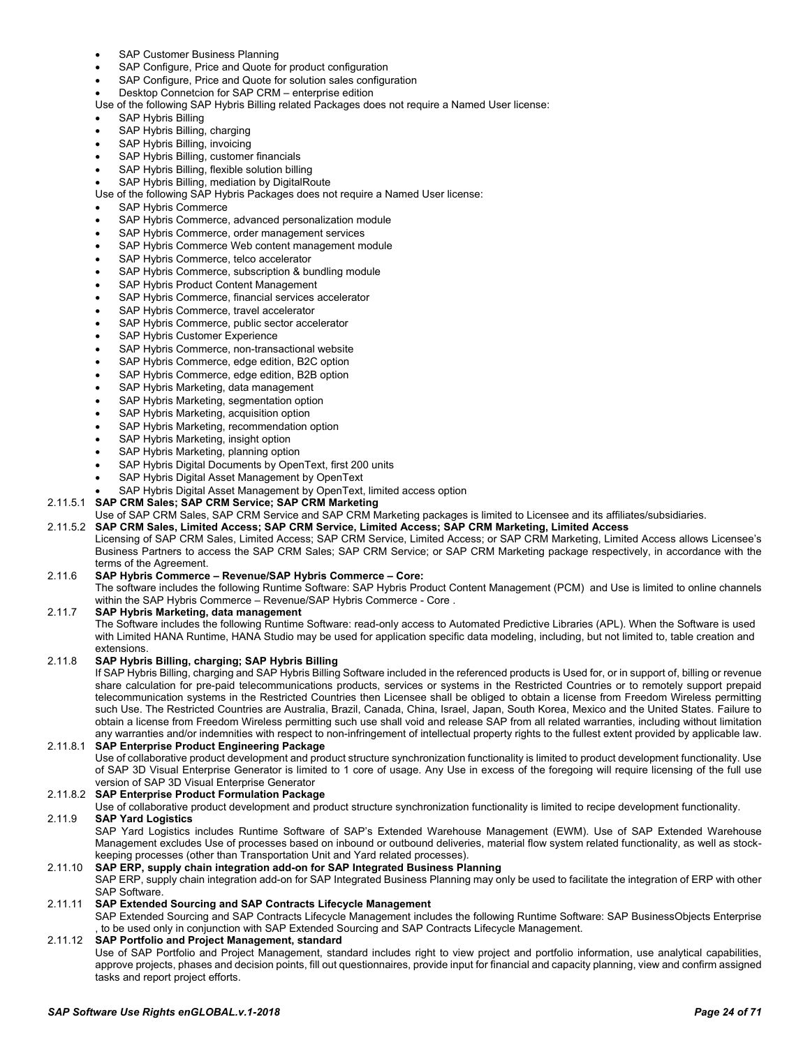- SAP Customer Business Planning
- SAP Configure, Price and Quote for product configuration
- SAP Configure, Price and Quote for solution sales configuration
- Desktop Connetcion for SAP CRM – enterprise edition

Use of the following SAP Hybris Billing related Packages does not require a Named User license:

- SAP Hybris Billing
- SAP Hybris Billing, charging
- SAP Hybris Billing, invoicing
- SAP Hybris Billing, customer financials
- SAP Hybris Billing, flexible solution billing
- SAP Hybris Billing, mediation by DigitalRoute

Use of the following SAP Hybris Packages does not require a Named User license:

- SAP Hybris Commerce
- SAP Hybris Commerce, advanced personalization module
- SAP Hybris Commerce, order management services
- SAP Hybris Commerce Web content management module
- SAP Hybris Commerce, telco accelerator
- SAP Hybris Commerce, subscription & bundling module
- SAP Hybris Product Content Management
- SAP Hybris Commerce, financial services accelerator
- SAP Hybris Commerce, travel accelerator
- SAP Hybris Commerce, public sector accelerator
- SAP Hybris Customer Experience
- SAP Hybris Commerce, non-transactional website
- SAP Hybris Commerce, edge edition, B2C option
- SAP Hybris Commerce, edge edition, B2B option
- SAP Hybris Marketing, data management
- SAP Hybris Marketing, segmentation option
- SAP Hybris Marketing, acquisition option
- SAP Hybris Marketing, recommendation option
- SAP Hybris Marketing, insight option
- SAP Hybris Marketing, planning option
- SAP Hybris Digital Documents by OpenText, first 200 units
- SAP Hybris Digital Asset Management by OpenText
- SAP Hybris Digital Asset Management by OpenText, limited access option

**2.11.5.1 SAP CRM Sales; SAP CRM Service; SAP CRM Marketing**

Use of SAP CRM Sales, SAP CRM Service and SAP CRM Marketing packages is limited to Licensee and its affiliates/subsidiaries.

**2.11.5.2 SAP CRM Sales, Limited Access; SAP CRM Service, Limited Access; SAP CRM Marketing, Limited Access**

Licensing of SAP CRM Sales, Limited Access; SAP CRM Service, Limited Access; or SAP CRM Marketing, Limited Access allows Licensee's Business Partners to access the SAP CRM Sales; SAP CRM Service; or SAP CRM Marketing package respectively, in accordance with the terms of the Agreement.

**2.11.6 SAP Hybris Commerce – Revenue/SAP Hybris Commerce – Core:**

The software includes the following Runtime Software: SAP Hybris Product Content Management (PCM) and Use is limited to online channels within the SAP Hybris Commerce – Revenue/SAP Hybris Commerce - Core .

**2.11.7 SAP Hybris Marketing, data management**

The Software includes the following Runtime Software: read-only access to Automated Predictive Libraries (APL). When the Software is used with Limited HANA Runtime, HANA Studio may be used for application specific data modeling, including, but not limited to, table creation and extensions.

**2.11.8 SAP Hybris Billing, charging; SAP Hybris Billing**

If SAP Hybris Billing, charging and SAP Hybris Billing Software included in the referenced products is Used for, or in support of, billing or revenue share calculation for pre-paid telecommunications products, services or systems in the Restricted Countries or to remotely support prepaid telecommunication systems in the Restricted Countries then Licensee shall be obliged to obtain a license from Freedom Wireless permitting such Use. The Restricted Countries are Australia, Brazil, Canada, China, Israel, Japan, South Korea, Mexico and the United States. Failure to obtain a license from Freedom Wireless permitting such use shall void and release SAP from all related warranties, including without limitation any warranties and/or indemnities with respect to non-infringement of intellectual property rights to the fullest extent provided by applicable law.

**2.11.8.1 SAP Enterprise Product Engineering Package**

Use of collaborative product development and product structure synchronization functionality is limited to product development functionality. Use of SAP 3D Visual Enterprise Generator is limited to 1 core of usage. Any Use in excess of the foregoing will require licensing of the full use version of SAP 3D Visual Enterprise Generator

**2.11.8.2 SAP Enterprise Product Formulation Package**

Use of collaborative product development and product structure synchronization functionality is limited to recipe development functionality.

**2.11.9 SAP Yard Logistics**

SAP Yard Logistics includes Runtime Software of SAP's Extended Warehouse Management (EWM). Use of SAP Extended Warehouse Management excludes Use of processes based on inbound or outbound deliveries, material flow system related functionality, as well as stock-keeping processes (other than Transportation Unit and Yard related processes).

**2.11.10 SAP ERP, supply chain integration add-on for SAP Integrated Business Planning**

SAP ERP, supply chain integration add-on for SAP Integrated Business Planning may only be used to facilitate the integration of ERP with other SAP Software.

**2.11.11 SAP Extended Sourcing and SAP Contracts Lifecycle Management**

SAP Extended Sourcing and SAP Contracts Lifecycle Management includes the following Runtime Software: SAP BusinessObjects Enterprise , to be used only in conjunction with SAP Extended Sourcing and SAP Contracts Lifecycle Management.

**2.11.12 SAP Portfolio and Project Management, standard**

Use of SAP Portfolio and Project Management, standard includes right to view project and portfolio information, use analytical capabilities, approve projects, phases and decision points, fill out questionnaires, provide input for financial and capacity planning, view and confirm assigned tasks and report project efforts.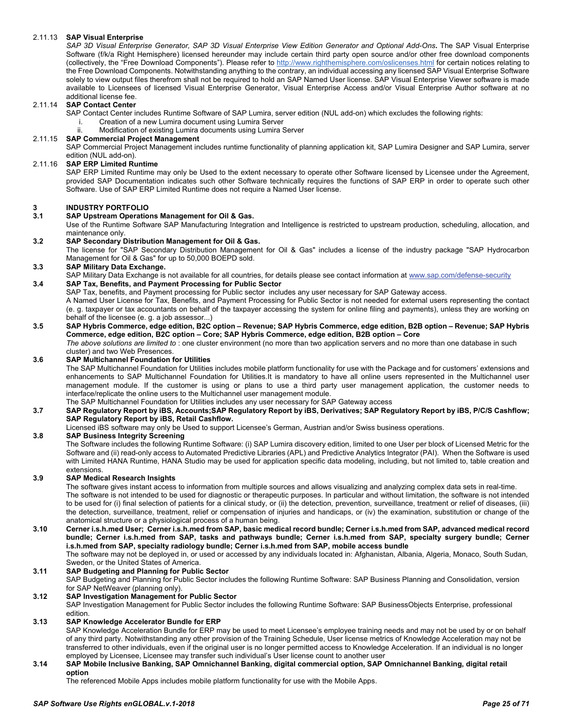2.11.13 **SAP Visual Enterprise**

*SAP 3D Visual Enterprise Generator, SAP 3D Visual Enterprise View Edition Generator and Optional Add-Ons***.** The SAP Visual Enterprise Software (f/k/a Right Hemisphere) licensed hereunder may include certain third party open source and/or other free download components (collectively, the "Free Download Components"). Please refer to http://www.righthemisphere.com/oslicenses.html for certain notices relating to the Free Download Components. Notwithstanding anything to the contrary, an individual accessing any licensed SAP Visual Enterprise Software solely to view output files therefrom shall not be required to hold an SAP Named User license. SAP Visual Enterprise Viewer software is made available to Licensees of licensed Visual Enterprise Generator, Visual Enterprise Access and/or Visual Enterprise Author software at no additional license fee.

2.11.14 **SAP Contact Center**

SAP Contact Center includes Runtime Software of SAP Lumira, server edition (NUL add-on) which excludes the following rights:

i. Creation of a new Lumira document using Lumira Server
ii. Modification of existing Lumira documents using Lumira Server

2.11.15 **SAP Commercial Project Management**

SAP Commercial Project Management includes runtime functionality of planning application kit, SAP Lumira Designer and SAP Lumira, server edition (NUL add-on).

2.11.16 **SAP ERP Limited Runtime**

SAP ERP Limited Runtime may only be Used to the extent necessary to operate other Software licensed by Licensee under the Agreement, provided SAP Documentation indicates such other Software technically requires the functions of SAP ERP in order to operate such other Software. Use of SAP ERP Limited Runtime does not require a Named User license.

# 3 INDUSTRY PORTFOLIO

## 3.1 SAP Upstream Operations Management for Oil & Gas.

Use of the Runtime Software SAP Manufacturing Integration and Intelligence is restricted to upstream production, scheduling, allocation, and maintenance only.

## 3.2 SAP Secondary Distribution Management for Oil & Gas.

The license for "SAP Secondary Distribution Management for Oil & Gas" includes a license of the industry package "SAP Hydrocarbon Management for Oil & Gas" for up to 50,000 BOEPD sold.

## 3.3 SAP Military Data Exchange.

SAP Military Data Exchange is not available for all countries, for details please see contact information at www.sap.com/defense-security

## 3.4 SAP Tax, Benefits, and Payment Processing for Public Sector

SAP Tax, benefits, and Payment processing for Public sector includes any user necessary for SAP Gateway access.

A Named User License for Tax, Benefits, and Payment Processing for Public Sector is not needed for external users representing the contact (e. g. taxpayer or tax accountants on behalf of the taxpayer accessing the system for online filing and payments), unless they are working on behalf of the licensee (e. g. a job assessor...)

## 3.5 SAP Hybris Commerce, edge edition, B2C option – Revenue; SAP Hybris Commerce, edge edition, B2B option – Revenue; SAP Hybris Commerce, edge edition, B2C option – Core; SAP Hybris Commerce, edge edition, B2B option – Core

*The above solutions are limited to* : one cluster environment (no more than two application servers and no more than one database in such cluster) and two Web Presences.

## 3.6 SAP Multichannel Foundation for Utilities

The SAP Multichannel Foundation for Utilities includes mobile platform functionality for use with the Package and for customers' extensions and enhancements to SAP Multichannel Foundation for Utilities.It is mandatory to have all online users represented in the Multichannel user management module. If the customer is using or plans to use a third party user management application, the customer needs to interface/replicate the online users to the Multichannel user management module.

The SAP Multichannel Foundation for Utilities includes any user necessary for SAP Gateway access

## 3.7 SAP Regulatory Report by iBS, Accounts;SAP Regulatory Report by iBS, Derivatives; SAP Regulatory Report by iBS, P/C/S Cashflow; SAP Regulatory Report by iBS, Retail Cashflow.

Licensed iBS software may only be Used to support Licensee's German, Austrian and/or Swiss business operations.

## 3.8 SAP Business Integrity Screening

The Software includes the following Runtime Software: (i) SAP Lumira discovery edition, limited to one User per block of Licensed Metric for the Software and (ii) read-only access to Automated Predictive Libraries (APL) and Predictive Analytics Integrator (PAI). When the Software is used with Limited HANA Runtime, HANA Studio may be used for application specific data modeling, including, but not limited to, table creation and extensions.

## 3.9 SAP Medical Research Insights

The software gives instant access to information from multiple sources and allows visualizing and analyzing complex data sets in real-time.

The software is not intended to be used for diagnostic or therapeutic purposes. In particular and without limitation, the software is not intended to be used for (i) final selection of patients for a clinical study, or (ii) the detection, prevention, surveillance, treatment or relief of diseases, (iii) the detection, surveillance, treatment, relief or compensation of injuries and handicaps, or (iv) the examination, substitution or change of the anatomical structure or a physiological process of a human being.

## 3.10 Cerner i.s.h.med User; Cerner i.s.h.med from SAP, basic medical record bundle; Cerner i.s.h.med from SAP, advanced medical record bundle; Cerner i.s.h.med from SAP, tasks and pathways bundle; Cerner i.s.h.med from SAP, specialty surgery bundle; Cerner i.s.h.med from SAP, specialty radiology bundle; Cerner i.s.h.med from SAP, mobile access bundle

The software may not be deployed in, or used or accessed by any individuals located in: Afghanistan, Albania, Algeria, Monaco, South Sudan, Sweden, or the United States of America.

## 3.11 SAP Budgeting and Planning for Public Sector

SAP Budgeting and Planning for Public Sector includes the following Runtime Software: SAP Business Planning and Consolidation, version for SAP NetWeaver (planning only).

## 3.12 SAP Investigation Management for Public Sector

SAP Investigation Management for Public Sector includes the following Runtime Software: SAP BusinessObjects Enterprise, professional edition.

## 3.13 SAP Knowledge Accelerator Bundle for ERP

SAP Knowledge Acceleration Bundle for ERP may be used to meet Licensee's employee training needs and may not be used by or on behalf of any third party. Notwithstanding any other provision of the Training Schedule, User license metrics of Knowledge Acceleration may not be transferred to other individuals, even if the original user is no longer permitted access to Knowledge Acceleration. If an individual is no longer employed by Licensee, Licensee may transfer such individual's User license count to another user

## 3.14 SAP Mobile Inclusive Banking, SAP Omnichannel Banking, digital commercial option, SAP Omnichannel Banking, digital retail option

The referenced Mobile Apps includes mobile platform functionality for use with the Mobile Apps.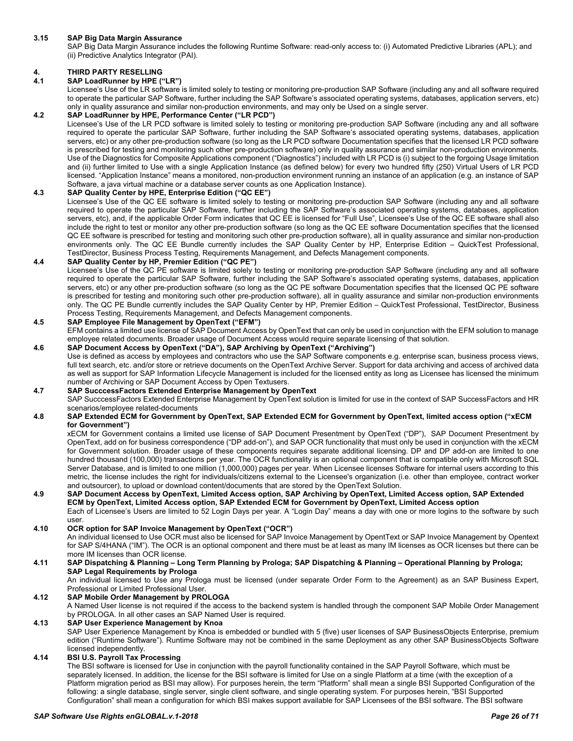### 3.15 SAP Big Data Margin Assurance

SAP Big Data Margin Assurance includes the following Runtime Software: read-only access to: (i) Automated Predictive Libraries (APL); and (ii) Predictive Analytics Integrator (PAI).

## 4. THIRD PARTY RESELLING

### 4.1 SAP LoadRunner by HPE ("LR")

Licensee's Use of the LR software is limited solely to testing or monitoring pre-production SAP Software (including any and all software required to operate the particular SAP Software, further including the SAP Software's associated operating systems, databases, application servers, etc) only in quality assurance and similar non-production environments, and may only be Used on a single server.

### 4.2 SAP LoadRunner by HPE, Performance Center ("LR PCD")

Licensee's Use of the LR PCD software is limited solely to testing or monitoring pre-production SAP Software (including any and all software required to operate the particular SAP Software, further including the SAP Software's associated operating systems, databases, application servers, etc) or any other pre-production software (so long as the LR PCD software Documentation specifies that the licensed LR PCD software is prescribed for testing and monitoring such other pre-production software) only in quality assurance and similar non-production environments. Use of the Diagnostics for Composite Applications component ("Diagnostics") included with LR PCD is (i) subject to the forgoing Usage limitation and (ii) further limited to Use with a single Application Instance (as defined below) for every two hundred fifty (250) Virtual Users of LR PCD licensed. "Application Instance" means a monitored, non-production environment running an instance of an application (e.g. an instance of SAP Software, a java virtual machine or a database server counts as one Application Instance).

### 4.3 SAP Quality Center by HPE, Enterprise Edition ("QC EE")

Licensee's Use of the QC EE software is limited solely to testing or monitoring pre-production SAP Software (including any and all software required to operate the particular SAP Software, further including the SAP Software's associated operating systems, databases, application servers, etc), and, if the applicable Order Form indicates that QC EE is licensed for "Full Use", Licensee's Use of the QC EE software shall also include the right to test or monitor any other pre-production software (so long as the QC EE software Documentation specifies that the licensed QC EE software is prescribed for testing and monitoring such other pre-production software), all in quality assurance and similar non-production environments only. The QC EE Bundle currently includes the SAP Quality Center by HP, Enterprise Edition – QuickTest Professional, TestDirector, Business Process Testing, Requirements Management, and Defects Management components.

### 4.4 SAP Quality Center by HP, Premier Edition ("QC PE")

Licensee's Use of the QC PE software is limited solely to testing or monitoring pre-production SAP Software (including any and all software required to operate the particular SAP Software, further including the SAP Software's associated operating systems, databases, application servers, etc) or any other pre-production software (so long as the QC PE software Documentation specifies that the licensed QC PE software is prescribed for testing and monitoring such other pre-production software), all in quality assurance and similar non-production environments only. The QC PE Bundle currently includes the SAP Quality Center by HP, Premier Edition – QuickTest Professional, TestDirector, Business Process Testing, Requirements Management, and Defects Management components.

### 4.5 SAP Employee File Management by OpenText ("EFM")

EFM contains a limited use license of SAP Document Access by OpenText that can only be used in conjunction with the EFM solution to manage employee related documents. Broader usage of Document Access would require separate licensing of that solution.

### 4.6 SAP Document Access by OpenText ("DA"), SAP Archiving by OpenText ("Archiving")

Use is defined as access by employees and contractors who use the SAP Software components e.g. enterprise scan, business process views, full text search, etc. and/or store or retrieve documents on the OpenText Archive Server. Support for data archiving and access of archived data as well as support for SAP Information Lifecycle Management is included for the licensed entity as long as Licensee has licensed the minimum number of Archiving or SAP Document Access by Open Textusers.

### 4.7 SAP SucccessFactors Extended Enterprise Management by OpenText

SAP SucccessFactors Extended Enterprise Management by OpenText solution is limited for use in the context of SAP SuccessFactors and HR scenarios/employee related-documents

### 4.8 SAP Extended ECM for Government by OpenText, SAP Extended ECM for Government by OpenText, limited access option ("xECM for Government")

xECM for Government contains a limited use license of SAP Document Presentment by OpenText ("DP"), SAP Document Presentment by OpenText, add on for business correspondence ("DP add-on"), and SAP OCR functionality that must only be used in conjunction with the xECM for Government solution. Broader usage of these components requires separate additional licensing. DP and DP add-on are limited to one hundred thousand (100,000) transactions per year. The OCR functionality is an optional component that is compatible only with Microsoft SQL Server Database, and is limited to one million (1,000,000) pages per year. When Licensee licenses Software for internal users according to this metric, the license includes the right for individuals/citizens external to the Licensee's organization (i.e. other than employee, contract worker and outsourcer), to upload or download content/documents that are stored by the OpenText Solution.

### 4.9 SAP Document Access by OpenText, Limited Access option, SAP Archiving by OpenText, Limited Access option, SAP Extended ECM by OpenText, Limited Access option, SAP Extended ECM for Government by OpenText, Limited Access option

Each of Licensee's Users are limited to 52 Login Days per year. A "Login Day" means a day with one or more logins to the software by such user.

### 4.10 OCR option for SAP Invoice Management by OpenText ("OCR")

An individual licensed to Use OCR must also be licensed for SAP Invoice Management by OpentText or SAP Invoice Management by Opentext for SAP S/4HANA ("IM"). The OCR is an optional component and there must be at least as many IM licenses as OCR licenses but there can be more IM licenses than OCR license.

### 4.11 SAP Dispatching & Planning – Long Term Planning by Prologa; SAP Dispatching & Planning – Operational Planning by Prologa; SAP Legal Requirements by Prologa

An individual licensed to Use any Prologa must be licensed (under separate Order Form to the Agreement) as an SAP Business Expert, Professional or Limited Professional User.

### 4.12 SAP Mobile Order Management by PROLOGA

A Named User license is not required if the access to the backend system is handled through the component SAP Mobile Order Management by PROLOGA. In all other cases an SAP Named User is required.

### 4.13 SAP User Experience Management by Knoa

SAP User Experience Management by Knoa is embedded or bundled with 5 (five) user licenses of SAP BusinessObjects Enterprise, premium edition ("Runtime Software"). Runtime Software may not be combined in the same Deployment as any other SAP BusinessObjects Software licensed independently.

### 4.14 BSI U.S. Payroll Tax Processing

The BSI software is licensed for Use in conjunction with the payroll functionality contained in the SAP Payroll Software, which must be separately licensed. In addition, the license for the BSI software is limited for Use on a single Platform at a time (with the exception of a Platform migration period as BSI may allow). For purposes herein, the term "Platform" shall mean a single BSI Supported Configuration of the following: a single database, single server, single client software, and single operating system. For purposes herein, "BSI Supported Configuration" shall mean a configuration for which BSI makes support available for SAP Licensees of the BSI software. The BSI software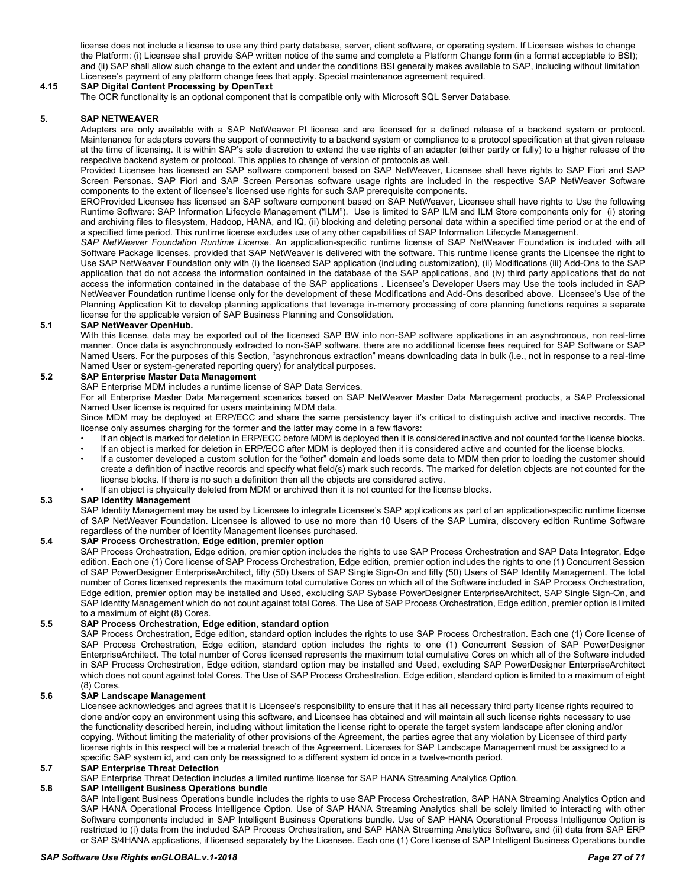license does not include a license to use any third party database, server, client software, or operating system. If Licensee wishes to change the Platform: (i) Licensee shall provide SAP written notice of the same and complete a Platform Change form (in a format acceptable to BSI); and (ii) SAP shall allow such change to the extent and under the conditions BSI generally makes available to SAP, including without limitation Licensee's payment of any platform change fees that apply. Special maintenance agreement required.

### 4.15 SAP Digital Content Processing by OpenText

The OCR functionality is an optional component that is compatible only with Microsoft SQL Server Database.

## 5. SAP NETWEAVER

Adapters are only available with a SAP NetWeaver PI license and are licensed for a defined release of a backend system or protocol. Maintenance for adapters covers the support of connectivity to a backend system or compliance to a protocol specification at that given release at the time of licensing. It is within SAP's sole discretion to extend the use rights of an adapter (either partly or fully) to a higher release of the respective backend system or protocol. This applies to change of version of protocols as well.

Provided Licensee has licensed an SAP software component based on SAP NetWeaver, Licensee shall have rights to SAP Fiori and SAP Screen Personas. SAP Fiori and SAP Screen Personas software usage rights are included in the respective SAP NetWeaver Software components to the extent of licensee's licensed use rights for such SAP prerequisite components.

EROProvided Licensee has licensed an SAP software component based on SAP NetWeaver, Licensee shall have rights to Use the following Runtime Software: SAP Information Lifecycle Management ("ILM"). Use is limited to SAP ILM and ILM Store components only for (i) storing and archiving files to filesystem, Hadoop, HANA, and IQ, (ii) blocking and deleting personal data within a specified time period or at the end of a specified time period. This runtime license excludes use of any other capabilities of SAP Information Lifecycle Management.

*SAP NetWeaver Foundation Runtime License*. An application-specific runtime license of SAP NetWeaver Foundation is included with all Software Package licenses, provided that SAP NetWeaver is delivered with the software. This runtime license grants the Licensee the right to Use SAP NetWeaver Foundation only with (i) the licensed SAP application (including customization), (ii) Modifications (iii) Add-Ons to the SAP application that do not access the information contained in the database of the SAP applications, and (iv) third party applications that do not access the information contained in the database of the SAP applications . Licensee's Developer Users may Use the tools included in SAP NetWeaver Foundation runtime license only for the development of these Modifications and Add-Ons described above. Licensee's Use of the Planning Application Kit to develop planning applications that leverage in-memory processing of core planning functions requires a separate license for the applicable version of SAP Business Planning and Consolidation.

### 5.1 SAP NetWeaver OpenHub.

With this license, data may be exported out of the licensed SAP BW into non-SAP software applications in an asynchronous, non real-time manner. Once data is asynchronously extracted to non-SAP software, there are no additional license fees required for SAP Software or SAP Named Users. For the purposes of this Section, "asynchronous extraction" means downloading data in bulk (i.e., not in response to a real-time Named User or system-generated reporting query) for analytical purposes.

### 5.2 SAP Enterprise Master Data Management

SAP Enterprise MDM includes a runtime license of SAP Data Services.

For all Enterprise Master Data Management scenarios based on SAP NetWeaver Master Data Management products, a SAP Professional Named User license is required for users maintaining MDM data.

Since MDM may be deployed at ERP/ECC and share the same persistency layer it's critical to distinguish active and inactive records. The license only assumes charging for the former and the latter may come in a few flavors:

- If an object is marked for deletion in ERP/ECC before MDM is deployed then it is considered inactive and not counted for the license blocks.
- If an object is marked for deletion in ERP/ECC after MDM is deployed then it is considered active and counted for the license blocks.
- If a customer developed a custom solution for the "other" domain and loads some data to MDM then prior to loading the customer should create a definition of inactive records and specify what field(s) mark such records. The marked for deletion objects are not counted for the license blocks. If there is no such a definition then all the objects are considered active.
- If an object is physically deleted from MDM or archived then it is not counted for the license blocks.

### 5.3 SAP Identity Management

SAP Identity Management may be used by Licensee to integrate Licensee's SAP applications as part of an application-specific runtime license of SAP NetWeaver Foundation. Licensee is allowed to use no more than 10 Users of the SAP Lumira, discovery edition Runtime Software regardless of the number of Identity Management licenses purchased.

### 5.4 SAP Process Orchestration, Edge edition, premier option

SAP Process Orchestration, Edge edition, premier option includes the rights to use SAP Process Orchestration and SAP Data Integrator, Edge edition. Each one (1) Core license of SAP Process Orchestration, Edge edition, premier option includes the rights to one (1) Concurrent Session of SAP PowerDesigner EnterpriseArchitect, fifty (50) Users of SAP Single Sign-On and fifty (50) Users of SAP Identity Management. The total number of Cores licensed represents the maximum total cumulative Cores on which all of the Software included in SAP Process Orchestration, Edge edition, premier option may be installed and Used, excluding SAP Sybase PowerDesigner EnterpriseArchitect, SAP Single Sign-On, and SAP Identity Management which do not count against total Cores. The Use of SAP Process Orchestration, Edge edition, premier option is limited to a maximum of eight (8) Cores.

### 5.5 SAP Process Orchestration, Edge edition, standard option

SAP Process Orchestration, Edge edition, standard option includes the rights to use SAP Process Orchestration. Each one (1) Core license of SAP Process Orchestration, Edge edition, standard option includes the rights to one (1) Concurrent Session of SAP PowerDesigner EnterpriseArchitect. The total number of Cores licensed represents the maximum total cumulative Cores on which all of the Software included in SAP Process Orchestration, Edge edition, standard option may be installed and Used, excluding SAP PowerDesigner EnterpriseArchitect which does not count against total Cores. The Use of SAP Process Orchestration, Edge edition, standard option is limited to a maximum of eight (8) Cores.

### 5.6 SAP Landscape Management

Licensee acknowledges and agrees that it is Licensee's responsibility to ensure that it has all necessary third party license rights required to clone and/or copy an environment using this software, and Licensee has obtained and will maintain all such license rights necessary to use the functionality described herein, including without limitation the license right to operate the target system landscape after cloning and/or copying. Without limiting the materiality of other provisions of the Agreement, the parties agree that any violation by Licensee of third party license rights in this respect will be a material breach of the Agreement. Licenses for SAP Landscape Management must be assigned to a specific SAP system id, and can only be reassigned to a different system id once in a twelve-month period.

### 5.7 SAP Enterprise Threat Detection

SAP Enterprise Threat Detection includes a limited runtime license for SAP HANA Streaming Analytics Option.

### 5.8 SAP Intelligent Business Operations bundle

SAP Intelligent Business Operations bundle includes the rights to use SAP Process Orchestration, SAP HANA Streaming Analytics Option and SAP HANA Operational Process Intelligence Option. Use of SAP HANA Streaming Analytics shall be solely limited to interacting with other Software components included in SAP Intelligent Business Operations bundle. Use of SAP HANA Operational Process Intelligence Option is restricted to (i) data from the included SAP Process Orchestration, and SAP HANA Streaming Analytics Software, and (ii) data from SAP ERP or SAP S/4HANA applications, if licensed separately by the Licensee. Each one (1) Core license of SAP Intelligent Business Operations bundle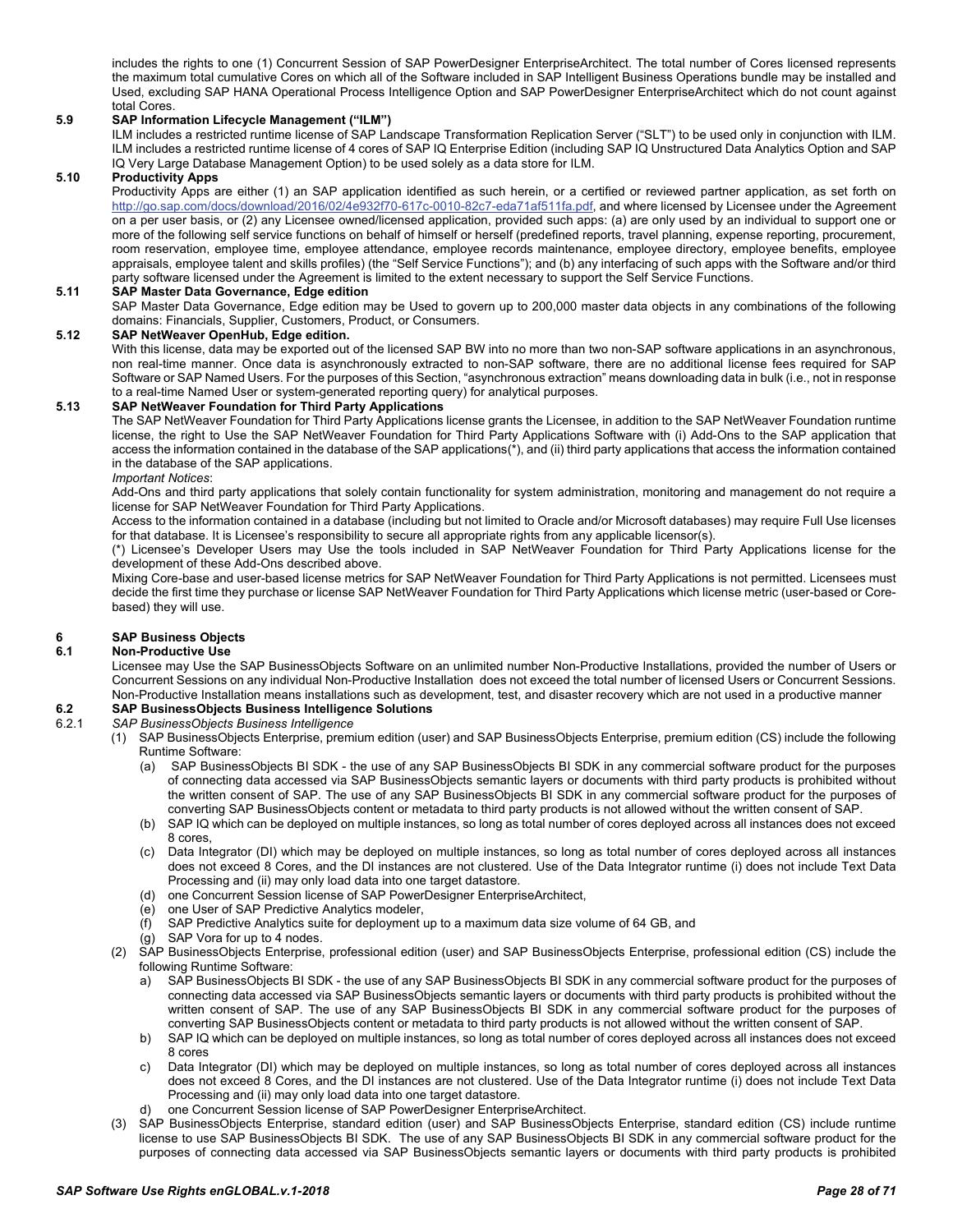includes the rights to one (1) Concurrent Session of SAP PowerDesigner EnterpriseArchitect. The total number of Cores licensed represents the maximum total cumulative Cores on which all of the Software included in SAP Intelligent Business Operations bundle may be installed and Used, excluding SAP HANA Operational Process Intelligence Option and SAP PowerDesigner EnterpriseArchitect which do not count against total Cores.

### 5.9 SAP Information Lifecycle Management ("ILM")

ILM includes a restricted runtime license of SAP Landscape Transformation Replication Server ("SLT") to be used only in conjunction with ILM. ILM includes a restricted runtime license of 4 cores of SAP IQ Enterprise Edition (including SAP IQ Unstructured Data Analytics Option and SAP IQ Very Large Database Management Option) to be used solely as a data store for ILM.

### 5.10 Productivity Apps

Productivity Apps are either (1) an SAP application identified as such herein, or a certified or reviewed partner application, as set forth on http://go.sap.com/docs/download/2016/02/4e932f70-617c-0010-82c7-eda71af511fa.pdf, and where licensed by Licensee under the Agreement on a per user basis, or (2) any Licensee owned/licensed application, provided such apps: (a) are only used by an individual to support one or more of the following self service functions on behalf of himself or herself (predefined reports, travel planning, expense reporting, procurement, room reservation, employee time, employee attendance, employee records maintenance, employee directory, employee benefits, employee appraisals, employee talent and skills profiles) (the "Self Service Functions"); and (b) any interfacing of such apps with the Software and/or third party software licensed under the Agreement is limited to the extent necessary to support the Self Service Functions.

### 5.11 SAP Master Data Governance, Edge edition

SAP Master Data Governance, Edge edition may be Used to govern up to 200,000 master data objects in any combinations of the following domains: Financials, Supplier, Customers, Product, or Consumers.

### 5.12 SAP NetWeaver OpenHub, Edge edition.

With this license, data may be exported out of the licensed SAP BW into no more than two non-SAP software applications in an asynchronous, non real-time manner. Once data is asynchronously extracted to non-SAP software, there are no additional license fees required for SAP Software or SAP Named Users. For the purposes of this Section, "asynchronous extraction" means downloading data in bulk (i.e., not in response to a real-time Named User or system-generated reporting query) for analytical purposes.

### 5.13 SAP NetWeaver Foundation for Third Party Applications

The SAP NetWeaver Foundation for Third Party Applications license grants the Licensee, in addition to the SAP NetWeaver Foundation runtime license, the right to Use the SAP NetWeaver Foundation for Third Party Applications Software with (i) Add-Ons to the SAP application that access the information contained in the database of the SAP applications(*), and (ii) third party applications that access the information contained in the database of the SAP applications.

*Important Notices*:

Add-Ons and third party applications that solely contain functionality for system administration, monitoring and management do not require a license for SAP NetWeaver Foundation for Third Party Applications.

Access to the information contained in a database (including but not limited to Oracle and/or Microsoft databases) may require Full Use licenses for that database. It is Licensee's responsibility to secure all appropriate rights from any applicable licensor(s).

(*) Licensee's Developer Users may Use the tools included in SAP NetWeaver Foundation for Third Party Applications license for the development of these Add-Ons described above.

Mixing Core-base and user-based license metrics for SAP NetWeaver Foundation for Third Party Applications is not permitted. Licensees must decide the first time they purchase or license SAP NetWeaver Foundation for Third Party Applications which license metric (user-based or Core-based) they will use.

## 6 SAP Business Objects

### 6.1 Non-Productive Use

Licensee may Use the SAP BusinessObjects Software on an unlimited number Non-Productive Installations, provided the number of Users or Concurrent Sessions on any individual Non-Productive Installation does not exceed the total number of licensed Users or Concurrent Sessions. Non-Productive Installation means installations such as development, test, and disaster recovery which are not used in a productive manner

### 6.2 SAP BusinessObjects Business Intelligence Solutions

6.2.1 *SAP BusinessObjects Business Intelligence*

(1) SAP BusinessObjects Enterprise, premium edition (user) and SAP BusinessObjects Enterprise, premium edition (CS) include the following Runtime Software:

   (a) SAP BusinessObjects BI SDK - the use of any SAP BusinessObjects BI SDK in any commercial software product for the purposes of connecting data accessed via SAP BusinessObjects semantic layers or documents with third party products is prohibited without the written consent of SAP. The use of any SAP BusinessObjects BI SDK in any commercial software product for the purposes of converting SAP BusinessObjects content or metadata to third party products is not allowed without the written consent of SAP.
   (b) SAP IQ which can be deployed on multiple instances, so long as total number of cores deployed across all instances does not exceed 8 cores,
   (c) Data Integrator (DI) which may be deployed on multiple instances, so long as total number of cores deployed across all instances does not exceed 8 Cores, and the DI instances are not clustered. Use of the Data Integrator runtime (i) does not include Text Data Processing and (ii) may only load data into one target datastore.
   (d) one Concurrent Session license of SAP PowerDesigner EnterpriseArchitect,
   (e) one User of SAP Predictive Analytics modeler,
   (f) SAP Predictive Analytics suite for deployment up to a maximum data size volume of 64 GB, and
   (g) SAP Vora for up to 4 nodes.

(2) SAP BusinessObjects Enterprise, professional edition (user) and SAP BusinessObjects Enterprise, professional edition (CS) include the following Runtime Software:

   a) SAP BusinessObjects BI SDK - the use of any SAP BusinessObjects BI SDK in any commercial software product for the purposes of connecting data accessed via SAP BusinessObjects semantic layers or documents with third party products is prohibited without the written consent of SAP. The use of any SAP BusinessObjects BI SDK in any commercial software product for the purposes of converting SAP BusinessObjects content or metadata to third party products is not allowed without the written consent of SAP.
   b) SAP IQ which can be deployed on multiple instances, so long as total number of cores deployed across all instances does not exceed 8 cores
   c) Data Integrator (DI) which may be deployed on multiple instances, so long as total number of cores deployed across all instances does not exceed 8 Cores, and the DI instances are not clustered. Use of the Data Integrator runtime (i) does not include Text Data Processing and (ii) may only load data into one target datastore.
   d) one Concurrent Session license of SAP PowerDesigner EnterpriseArchitect.

(3) SAP BusinessObjects Enterprise, standard edition (user) and SAP BusinessObjects Enterprise, standard edition (CS) include runtime license to use SAP BusinessObjects BI SDK. The use of any SAP BusinessObjects BI SDK in any commercial software product for the purposes of connecting data accessed via SAP BusinessObjects semantic layers or documents with third party products is prohibited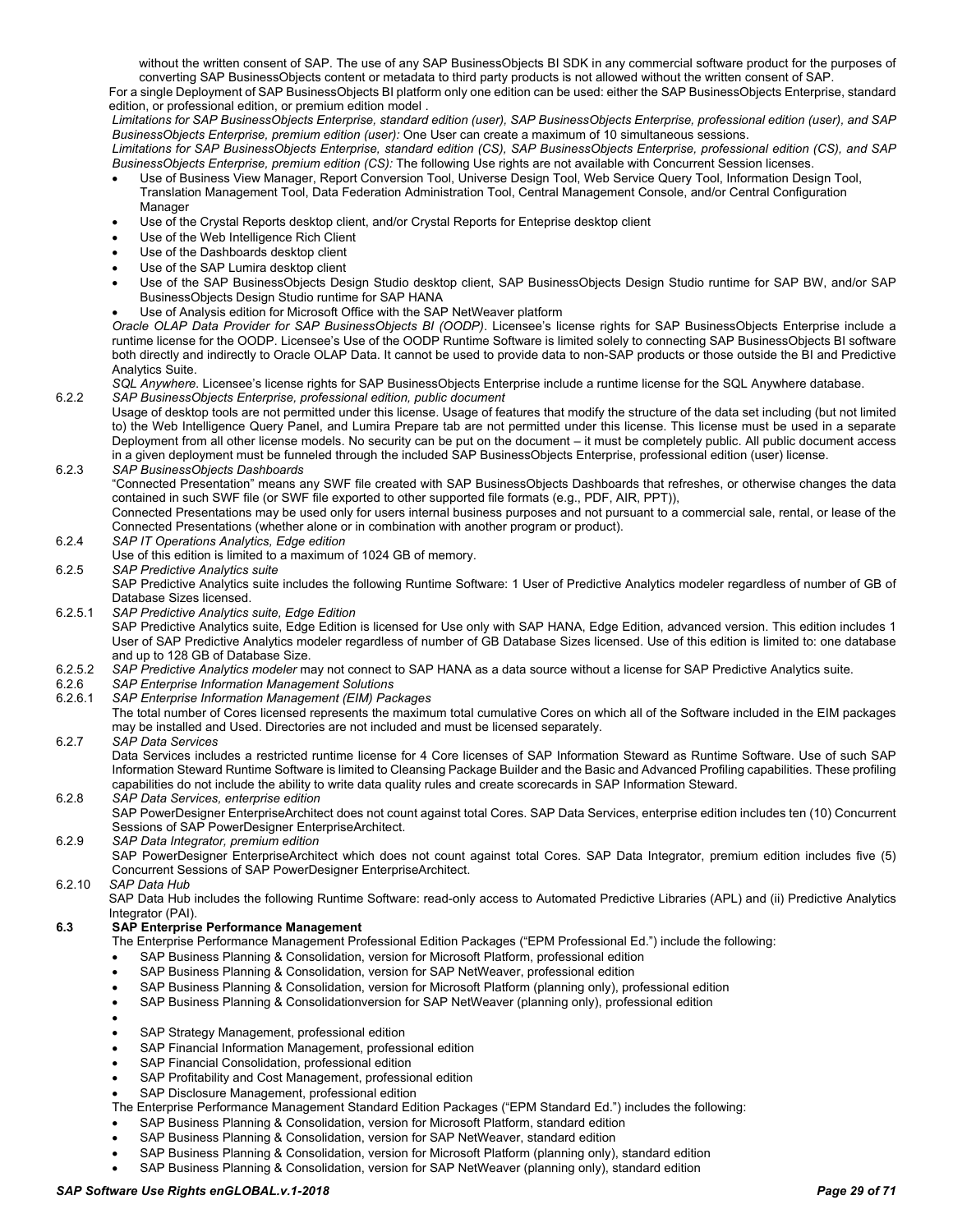without the written consent of SAP. The use of any SAP BusinessObjects BI SDK in any commercial software product for the purposes of converting SAP BusinessObjects content or metadata to third party products is not allowed without the written consent of SAP.

For a single Deployment of SAP BusinessObjects BI platform only one edition can be used: either the SAP BusinessObjects Enterprise, standard edition, or professional edition, or premium edition model .

*Limitations for SAP BusinessObjects Enterprise, standard edition (user), SAP BusinessObjects Enterprise, professional edition (user), and SAP BusinessObjects Enterprise, premium edition (user):* One User can create a maximum of 10 simultaneous sessions.

*Limitations for SAP BusinessObjects Enterprise, standard edition (CS), SAP BusinessObjects Enterprise, professional edition (CS), and SAP BusinessObjects Enterprise, premium edition (CS):* The following Use rights are not available with Concurrent Session licenses.

- Use of Business View Manager, Report Conversion Tool, Universe Design Tool, Web Service Query Tool, Information Design Tool, Translation Management Tool, Data Federation Administration Tool, Central Management Console, and/or Central Configuration Manager
- Use of the Crystal Reports desktop client, and/or Crystal Reports for Enteprise desktop client
- Use of the Web Intelligence Rich Client
- Use of the Dashboards desktop client
- Use of the SAP Lumira desktop client
- Use of the SAP BusinessObjects Design Studio desktop client, SAP BusinessObjects Design Studio runtime for SAP BW, and/or SAP BusinessObjects Design Studio runtime for SAP HANA
- Use of Analysis edition for Microsoft Office with the SAP NetWeaver platform

*Oracle OLAP Data Provider for SAP BusinessObjects BI (OODP)*. Licensee's license rights for SAP BusinessObjects Enterprise include a runtime license for the OODP. Licensee's Use of the OODP Runtime Software is limited solely to connecting SAP BusinessObjects BI software both directly and indirectly to Oracle OLAP Data. It cannot be used to provide data to non-SAP products or those outside the BI and Predictive Analytics Suite.

*SQL Anywhere*. Licensee's license rights for SAP BusinessObjects Enterprise include a runtime license for the SQL Anywhere database.

6.2.2 *SAP BusinessObjects Enterprise, professional edition, public document*

Usage of desktop tools are not permitted under this license. Usage of features that modify the structure of the data set including (but not limited to) the Web Intelligence Query Panel, and Lumira Prepare tab are not permitted under this license. This license must be used in a separate Deployment from all other license models. No security can be put on the document – it must be completely public. All public document access in a given deployment must be funneled through the included SAP BusinessObjects Enterprise, professional edition (user) license.

6.2.3 *SAP BusinessObjects Dashboards*

"Connected Presentation" means any SWF file created with SAP BusinessObjects Dashboards that refreshes, or otherwise changes the data contained in such SWF file (or SWF file exported to other supported file formats (e.g., PDF, AIR, PPT)),

Connected Presentations may be used only for users internal business purposes and not pursuant to a commercial sale, rental, or lease of the Connected Presentations (whether alone or in combination with another program or product).

6.2.4 *SAP IT Operations Analytics, Edge edition*

Use of this edition is limited to a maximum of 1024 GB of memory.

6.2.5 *SAP Predictive Analytics suite*

SAP Predictive Analytics suite includes the following Runtime Software: 1 User of Predictive Analytics modeler regardless of number of GB of Database Sizes licensed.

6.2.5.1 *SAP Predictive Analytics suite, Edge Edition*

SAP Predictive Analytics suite, Edge Edition is licensed for Use only with SAP HANA, Edge Edition, advanced version. This edition includes 1 User of SAP Predictive Analytics modeler regardless of number of GB Database Sizes licensed. Use of this edition is limited to: one database and up to 128 GB of Database Size.

6.2.5.2 *SAP Predictive Analytics modeler* may not connect to SAP HANA as a data source without a license for SAP Predictive Analytics suite.

6.2.6 *SAP Enterprise Information Management Solutions*

6.2.6.1 *SAP Enterprise Information Management (EIM) Packages*

The total number of Cores licensed represents the maximum total cumulative Cores on which all of the Software included in the EIM packages may be installed and Used. Directories are not included and must be licensed separately.

6.2.7 *SAP Data Services*

Data Services includes a restricted runtime license for 4 Core licenses of SAP Information Steward as Runtime Software. Use of such SAP Information Steward Runtime Software is limited to Cleansing Package Builder and the Basic and Advanced Profiling capabilities. These profiling capabilities do not include the ability to write data quality rules and create scorecards in SAP Information Steward.

6.2.8 *SAP Data Services, enterprise edition*

SAP PowerDesigner EnterpriseArchitect does not count against total Cores. SAP Data Services, enterprise edition includes ten (10) Concurrent Sessions of SAP PowerDesigner EnterpriseArchitect.

6.2.9 *SAP Data Integrator, premium edition*

SAP PowerDesigner EnterpriseArchitect which does not count against total Cores. SAP Data Integrator, premium edition includes five (5) Concurrent Sessions of SAP PowerDesigner EnterpriseArchitect.

6.2.10 *SAP Data Hub*

SAP Data Hub includes the following Runtime Software: read-only access to Automated Predictive Libraries (APL) and (ii) Predictive Analytics Integrator (PAI).

### 6.3 SAP Enterprise Performance Management

The Enterprise Performance Management Professional Edition Packages ("EPM Professional Ed.") include the following:

- SAP Business Planning & Consolidation, version for Microsoft Platform, professional edition
- SAP Business Planning & Consolidation, version for SAP NetWeaver, professional edition
- SAP Business Planning & Consolidation, version for Microsoft Platform (planning only), professional edition
- SAP Business Planning & Consolidationversion for SAP NetWeaver (planning only), professional edition
- 
- SAP Strategy Management, professional edition
- SAP Financial Information Management, professional edition
- SAP Financial Consolidation, professional edition
- SAP Profitability and Cost Management, professional edition
- SAP Disclosure Management, professional edition

The Enterprise Performance Management Standard Edition Packages ("EPM Standard Ed.") includes the following:

- SAP Business Planning & Consolidation, version for Microsoft Platform, standard edition
- SAP Business Planning & Consolidation, version for SAP NetWeaver, standard edition
- SAP Business Planning & Consolidation, version for Microsoft Platform (planning only), standard edition
- SAP Business Planning & Consolidation, version for SAP NetWeaver (planning only), standard edition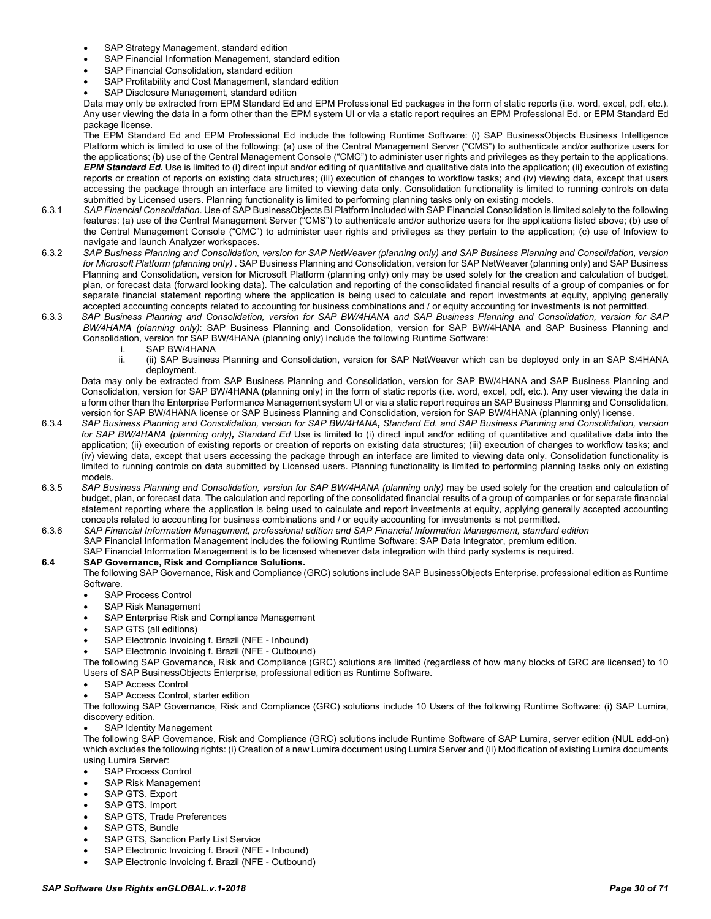- SAP Strategy Management, standard edition
- SAP Financial Information Management, standard edition
- SAP Financial Consolidation, standard edition
- SAP Profitability and Cost Management, standard edition
- SAP Disclosure Management, standard edition

Data may only be extracted from EPM Standard Ed and EPM Professional Ed packages in the form of static reports (i.e. word, excel, pdf, etc.). Any user viewing the data in a form other than the EPM system UI or via a static report requires an EPM Professional Ed. or EPM Standard Ed package license.

The EPM Standard Ed and EPM Professional Ed include the following Runtime Software: (i) SAP BusinessObjects Business Intelligence Platform which is limited to use of the following: (a) use of the Central Management Server ("CMS") to authenticate and/or authorize users for the applications; (b) use of the Central Management Console ("CMC") to administer user rights and privileges as they pertain to the applications. ***EPM Standard Ed.*** Use is limited to (i) direct input and/or editing of quantitative and qualitative data into the application; (ii) execution of existing reports or creation of reports on existing data structures; (iii) execution of changes to workflow tasks; and (iv) viewing data, except that users accessing the package through an interface are limited to viewing data only. Consolidation functionality is limited to running controls on data submitted by Licensed users. Planning functionality is limited to performing planning tasks only on existing models.

6.3.1 *SAP Financial Consolidation*. Use of SAP BusinessObjects BI Platform included with SAP Financial Consolidation is limited solely to the following features: (a) use of the Central Management Server ("CMS") to authenticate and/or authorize users for the applications listed above; (b) use of the Central Management Console ("CMC") to administer user rights and privileges as they pertain to the application; (c) use of Infoview to navigate and launch Analyzer workspaces.

6.3.2 *SAP Business Planning and Consolidation, version for SAP NetWeaver (planning only) and SAP Business Planning and Consolidation, version for Microsoft Platform (planning only)* . SAP Business Planning and Consolidation, version for SAP NetWeaver (planning only) and SAP Business Planning and Consolidation, version for Microsoft Platform (planning only) only may be used solely for the creation and calculation of budget, plan, or forecast data (forward looking data). The calculation and reporting of the consolidated financial results of a group of companies or for separate financial statement reporting where the application is being used to calculate and report investments at equity, applying generally accepted accounting concepts related to accounting for business combinations and / or equity accounting for investments is not permitted.

6.3.3 *SAP Business Planning and Consolidation, version for SAP BW/4HANA and SAP Business Planning and Consolidation, version for SAP BW/4HANA (planning only)*: SAP Business Planning and Consolidation, version for SAP BW/4HANA and SAP Business Planning and Consolidation, version for SAP BW/4HANA (planning only) include the following Runtime Software:

i. SAP BW/4HANA
ii. (ii) SAP Business Planning and Consolidation, version for SAP NetWeaver which can be deployed only in an SAP S/4HANA deployment.

Data may only be extracted from SAP Business Planning and Consolidation, version for SAP BW/4HANA and SAP Business Planning and Consolidation, version for SAP BW/4HANA (planning only) in the form of static reports (i.e. word, excel, pdf, etc.). Any user viewing the data in a form other than the Enterprise Performance Management system UI or via a static report requires an SAP Business Planning and Consolidation, version for SAP BW/4HANA license or SAP Business Planning and Consolidation, version for SAP BW/4HANA (planning only) license.

6.3.4 *SAP Business Planning and Consolidation, version for SAP BW/4HANA**,** Standard Ed. and SAP Business Planning and Consolidation, version for SAP BW/4HANA (planning only)**,** Standard Ed* Use is limited to (i) direct input and/or editing of quantitative and qualitative data into the application; (ii) execution of existing reports or creation of reports on existing data structures; (iii) execution of changes to workflow tasks; and (iv) viewing data, except that users accessing the package through an interface are limited to viewing data only. Consolidation functionality is limited to running controls on data submitted by Licensed users. Planning functionality is limited to performing planning tasks only on existing models.

6.3.5 *SAP Business Planning and Consolidation, version for SAP BW/4HANA (planning only)* may be used solely for the creation and calculation of budget, plan, or forecast data. The calculation and reporting of the consolidated financial results of a group of companies or for separate financial statement reporting where the application is being used to calculate and report investments at equity, applying generally accepted accounting concepts related to accounting for business combinations and / or equity accounting for investments is not permitted.

6.3.6 *SAP Financial Information Management, professional edition and SAP Financial Information Management, standard edition*
SAP Financial Information Management includes the following Runtime Software: SAP Data Integrator, premium edition.
SAP Financial Information Management is to be licensed whenever data integration with third party systems is required.

### 6.4 SAP Governance, Risk and Compliance Solutions.

The following SAP Governance, Risk and Compliance (GRC) solutions include SAP BusinessObjects Enterprise, professional edition as Runtime Software.

- SAP Process Control
- SAP Risk Management
- SAP Enterprise Risk and Compliance Management
- SAP GTS (all editions)
- SAP Electronic Invoicing f. Brazil (NFE - Inbound)
- SAP Electronic Invoicing f. Brazil (NFE - Outbound)

The following SAP Governance, Risk and Compliance (GRC) solutions are limited (regardless of how many blocks of GRC are licensed) to 10 Users of SAP BusinessObjects Enterprise, professional edition as Runtime Software.

- SAP Access Control
- SAP Access Control, starter edition

The following SAP Governance, Risk and Compliance (GRC) solutions include 10 Users of the following Runtime Software: (i) SAP Lumira, discovery edition.

- SAP Identity Management

The following SAP Governance, Risk and Compliance (GRC) solutions include Runtime Software of SAP Lumira, server edition (NUL add-on) which excludes the following rights: (i) Creation of a new Lumira document using Lumira Server and (ii) Modification of existing Lumira documents using Lumira Server:

- SAP Process Control
- SAP Risk Management
- SAP GTS, Export
- SAP GTS, Import
- SAP GTS, Trade Preferences
- SAP GTS, Bundle
- SAP GTS, Sanction Party List Service
- SAP Electronic Invoicing f. Brazil (NFE - Inbound)
- SAP Electronic Invoicing f. Brazil (NFE - Outbound)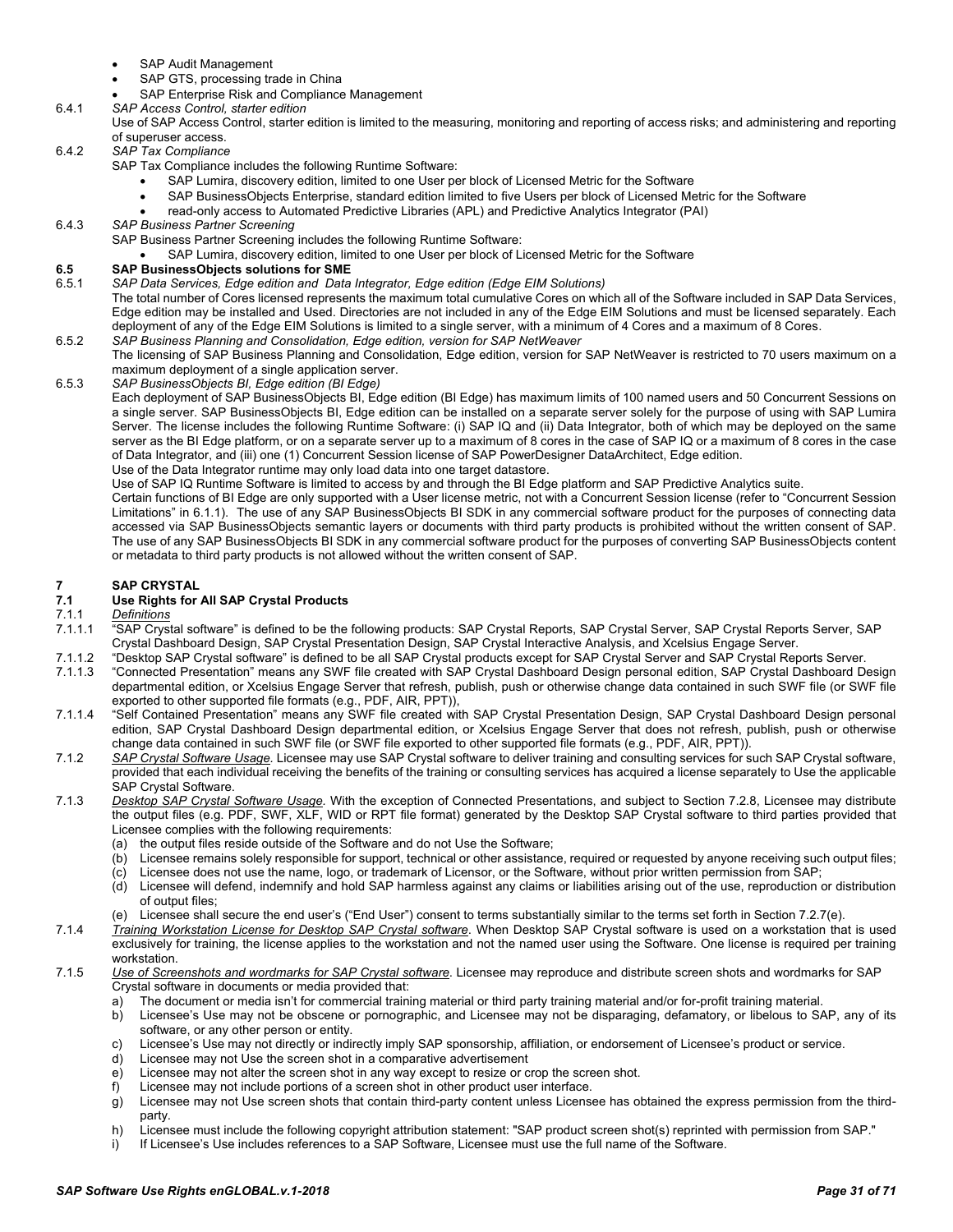- SAP Audit Management
- SAP GTS, processing trade in China
- SAP Enterprise Risk and Compliance Management

6.4.1 *SAP Access Control, starter edition*

Use of SAP Access Control, starter edition is limited to the measuring, monitoring and reporting of access risks; and administering and reporting of superuser access.

6.4.2 *SAP Tax Compliance*

SAP Tax Compliance includes the following Runtime Software:

- SAP Lumira, discovery edition, limited to one User per block of Licensed Metric for the Software
- SAP BusinessObjects Enterprise, standard edition limited to five Users per block of Licensed Metric for the Software
- read-only access to Automated Predictive Libraries (APL) and Predictive Analytics Integrator (PAI)

6.4.3 *SAP Business Partner Screening*

SAP Business Partner Screening includes the following Runtime Software:

- SAP Lumira, discovery edition, limited to one User per block of Licensed Metric for the Software

### 6.5 SAP BusinessObjects solutions for SME

6.5.1 *SAP Data Services, Edge edition and Data Integrator, Edge edition (Edge EIM Solutions)*

The total number of Cores licensed represents the maximum total cumulative Cores on which all of the Software included in SAP Data Services, Edge edition may be installed and Used. Directories are not included in any of the Edge EIM Solutions and must be licensed separately. Each deployment of any of the Edge EIM Solutions is limited to a single server, with a minimum of 4 Cores and a maximum of 8 Cores.

6.5.2 *SAP Business Planning and Consolidation, Edge edition, version for SAP NetWeaver*

The licensing of SAP Business Planning and Consolidation, Edge edition, version for SAP NetWeaver is restricted to 70 users maximum on a maximum deployment of a single application server.

6.5.3 *SAP BusinessObjects BI, Edge edition (BI Edge)*

Each deployment of SAP BusinessObjects BI, Edge edition (BI Edge) has maximum limits of 100 named users and 50 Concurrent Sessions on a single server. SAP BusinessObjects BI, Edge edition can be installed on a separate server solely for the purpose of using with SAP Lumira Server. The license includes the following Runtime Software: (i) SAP IQ and (ii) Data Integrator, both of which may be deployed on the same server as the BI Edge platform, or on a separate server up to a maximum of 8 cores in the case of SAP IQ or a maximum of 8 cores in the case of Data Integrator, and (iii) one (1) Concurrent Session license of SAP PowerDesigner DataArchitect, Edge edition.

Use of the Data Integrator runtime may only load data into one target datastore.

Use of SAP IQ Runtime Software is limited to access by and through the BI Edge platform and SAP Predictive Analytics suite.

Certain functions of BI Edge are only supported with a User license metric, not with a Concurrent Session license (refer to "Concurrent Session Limitations" in 6.1.1). The use of any SAP BusinessObjects BI SDK in any commercial software product for the purposes of connecting data accessed via SAP BusinessObjects semantic layers or documents with third party products is prohibited without the written consent of SAP. The use of any SAP BusinessObjects BI SDK in any commercial software product for the purposes of converting SAP BusinessObjects content or metadata to third party products is not allowed without the written consent of SAP.

## 7 SAP CRYSTAL

### 7.1 Use Rights for All SAP Crystal Products

7.1.1 *Definitions*

7.1.1.1 "SAP Crystal software" is defined to be the following products: SAP Crystal Reports, SAP Crystal Server, SAP Crystal Reports Server, SAP Crystal Dashboard Design, SAP Crystal Presentation Design, SAP Crystal Interactive Analysis, and Xcelsius Engage Server.

7.1.1.2 "Desktop SAP Crystal software" is defined to be all SAP Crystal products except for SAP Crystal Server and SAP Crystal Reports Server.

7.1.1.3 "Connected Presentation" means any SWF file created with SAP Crystal Dashboard Design personal edition, SAP Crystal Dashboard Design departmental edition, or Xcelsius Engage Server that refresh, publish, push or otherwise change data contained in such SWF file (or SWF file exported to other supported file formats (e.g., PDF, AIR, PPT)),

7.1.1.4 "Self Contained Presentation" means any SWF file created with SAP Crystal Presentation Design, SAP Crystal Dashboard Design personal edition, SAP Crystal Dashboard Design departmental edition, or Xcelsius Engage Server that does not refresh, publish, push or otherwise change data contained in such SWF file (or SWF file exported to other supported file formats (e.g., PDF, AIR, PPT)).

7.1.2 *SAP Crystal Software Usage*. Licensee may use SAP Crystal software to deliver training and consulting services for such SAP Crystal software, provided that each individual receiving the benefits of the training or consulting services has acquired a license separately to Use the applicable SAP Crystal Software.

7.1.3 *Desktop SAP Crystal Software Usage*. With the exception of Connected Presentations, and subject to Section 7.2.8, Licensee may distribute the output files (e.g. PDF, SWF, XLF, WID or RPT file format) generated by the Desktop SAP Crystal software to third parties provided that Licensee complies with the following requirements:

(a) the output files reside outside of the Software and do not Use the Software;
(b) Licensee remains solely responsible for support, technical or other assistance, required or requested by anyone receiving such output files;
(c) Licensee does not use the name, logo, or trademark of Licensor, or the Software, without prior written permission from SAP;
(d) Licensee will defend, indemnify and hold SAP harmless against any claims or liabilities arising out of the use, reproduction or distribution of output files;
(e) Licensee shall secure the end user's ("End User") consent to terms substantially similar to the terms set forth in Section 7.2.7(e).

7.1.4 *Training Workstation License for Desktop SAP Crystal software*. When Desktop SAP Crystal software is used on a workstation that is used exclusively for training, the license applies to the workstation and not the named user using the Software. One license is required per training workstation.

7.1.5 *Use of Screenshots and wordmarks for SAP Crystal software*. Licensee may reproduce and distribute screen shots and wordmarks for SAP Crystal software in documents or media provided that:

a) The document or media isn't for commercial training material or third party training material and/or for-profit training material.
b) Licensee's Use may not be obscene or pornographic, and Licensee may not be disparaging, defamatory, or libelous to SAP, any of its software, or any other person or entity.
c) Licensee's Use may not directly or indirectly imply SAP sponsorship, affiliation, or endorsement of Licensee's product or service.
d) Licensee may not Use the screen shot in a comparative advertisement
e) Licensee may not alter the screen shot in any way except to resize or crop the screen shot.
f) Licensee may not include portions of a screen shot in other product user interface.
g) Licensee may not Use screen shots that contain third-party content unless Licensee has obtained the express permission from the third-party.
h) Licensee must include the following copyright attribution statement: "SAP product screen shot(s) reprinted with permission from SAP."
i) If Licensee's Use includes references to a SAP Software, Licensee must use the full name of the Software.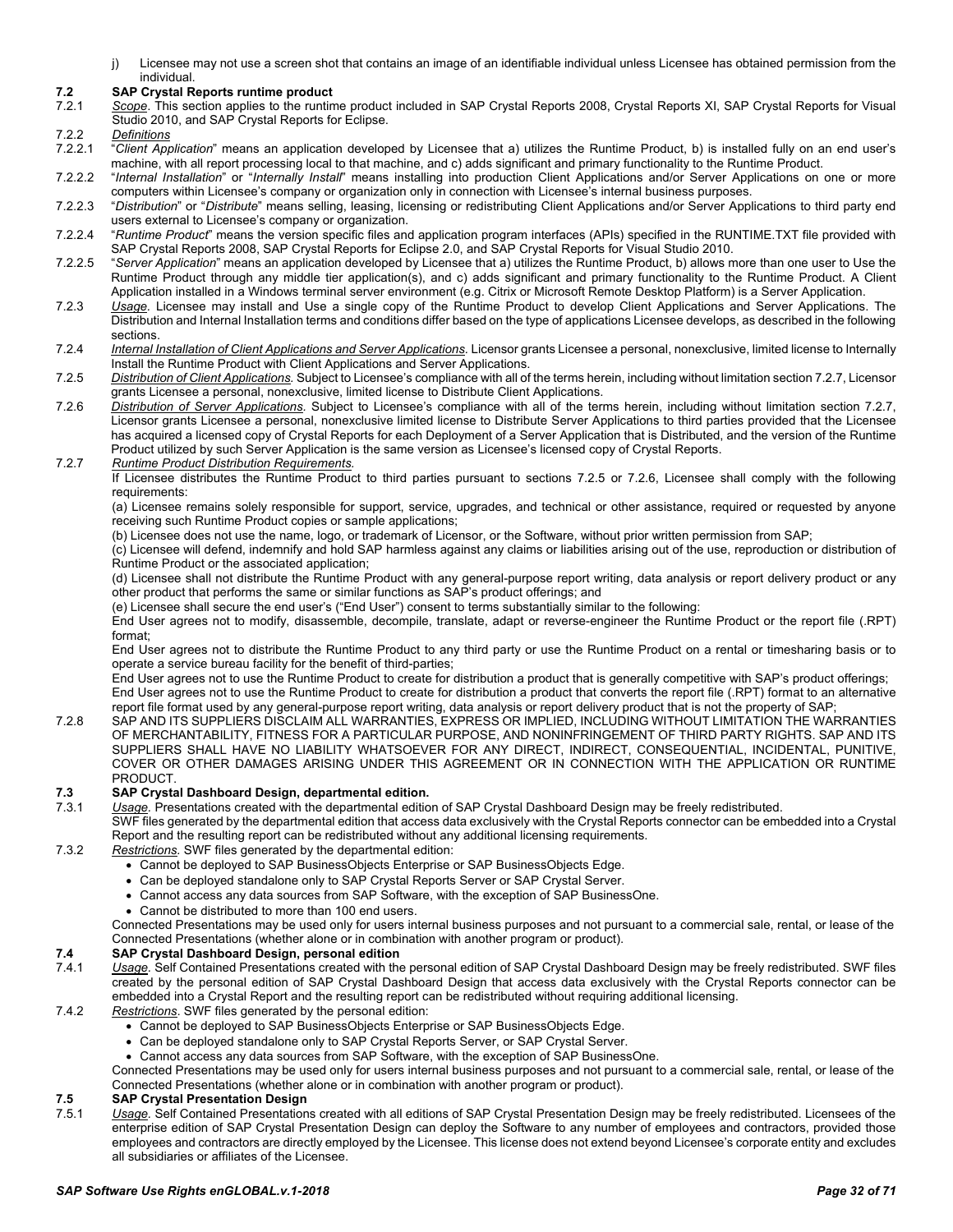j) Licensee may not use a screen shot that contains an image of an identifiable individual unless Licensee has obtained permission from the individual.

### 7.2 SAP Crystal Reports runtime product

7.2.1 *Scope*. This section applies to the runtime product included in SAP Crystal Reports 2008, Crystal Reports XI, SAP Crystal Reports for Visual Studio 2010, and SAP Crystal Reports for Eclipse.

7.2.2 *Definitions*

7.2.2.1 "*Client Application*" means an application developed by Licensee that a) utilizes the Runtime Product, b) is installed fully on an end user's machine, with all report processing local to that machine, and c) adds significant and primary functionality to the Runtime Product.

7.2.2.2 "*Internal Installation*" or "*Internally Install*" means installing into production Client Applications and/or Server Applications on one or more computers within Licensee's company or organization only in connection with Licensee's internal business purposes.

7.2.2.3 "*Distribution*" or "*Distribute*" means selling, leasing, licensing or redistributing Client Applications and/or Server Applications to third party end users external to Licensee's company or organization.

7.2.2.4 "*Runtime Product*" means the version specific files and application program interfaces (APIs) specified in the RUNTIME.TXT file provided with SAP Crystal Reports 2008, SAP Crystal Reports for Eclipse 2.0, and SAP Crystal Reports for Visual Studio 2010.

7.2.2.5 "*Server Application*" means an application developed by Licensee that a) utilizes the Runtime Product, b) allows more than one user to Use the Runtime Product through any middle tier application(s), and c) adds significant and primary functionality to the Runtime Product. A Client Application installed in a Windows terminal server environment (e.g. Citrix or Microsoft Remote Desktop Platform) is a Server Application.

7.2.3 *Usage*. Licensee may install and Use a single copy of the Runtime Product to develop Client Applications and Server Applications. The Distribution and Internal Installation terms and conditions differ based on the type of applications Licensee develops, as described in the following sections.

7.2.4 *Internal Installation of Client Applications and Server Applications*. Licensor grants Licensee a personal, nonexclusive, limited license to Internally Install the Runtime Product with Client Applications and Server Applications.

7.2.5 *Distribution of Client Applications.* Subject to Licensee's compliance with all of the terms herein, including without limitation section 7.2.7, Licensor grants Licensee a personal, nonexclusive, limited license to Distribute Client Applications.

7.2.6 *Distribution of Server Applications.* Subject to Licensee's compliance with all of the terms herein, including without limitation section 7.2.7, Licensor grants Licensee a personal, nonexclusive limited license to Distribute Server Applications to third parties provided that the Licensee has acquired a licensed copy of Crystal Reports for each Deployment of a Server Application that is Distributed, and the version of the Runtime Product utilized by such Server Application is the same version as Licensee's licensed copy of Crystal Reports.

7.2.7 *Runtime Product Distribution Requirements.*

If Licensee distributes the Runtime Product to third parties pursuant to sections 7.2.5 or 7.2.6, Licensee shall comply with the following requirements:

(a) Licensee remains solely responsible for support, service, upgrades, and technical or other assistance, required or requested by anyone receiving such Runtime Product copies or sample applications;

(b) Licensee does not use the name, logo, or trademark of Licensor, or the Software, without prior written permission from SAP;

(c) Licensee will defend, indemnify and hold SAP harmless against any claims or liabilities arising out of the use, reproduction or distribution of Runtime Product or the associated application;

(d) Licensee shall not distribute the Runtime Product with any general-purpose report writing, data analysis or report delivery product or any other product that performs the same or similar functions as SAP's product offerings; and

(e) Licensee shall secure the end user's ("End User") consent to terms substantially similar to the following:

End User agrees not to modify, disassemble, decompile, translate, adapt or reverse-engineer the Runtime Product or the report file (.RPT) format;

End User agrees not to distribute the Runtime Product to any third party or use the Runtime Product on a rental or timesharing basis or to operate a service bureau facility for the benefit of third-parties;

End User agrees not to use the Runtime Product to create for distribution a product that is generally competitive with SAP's product offerings;

End User agrees not to use the Runtime Product to create for distribution a product that converts the report file (.RPT) format to an alternative report file format used by any general-purpose report writing, data analysis or report delivery product that is not the property of SAP;

7.2.8 SAP AND ITS SUPPLIERS DISCLAIM ALL WARRANTIES, EXPRESS OR IMPLIED, INCLUDING WITHOUT LIMITATION THE WARRANTIES OF MERCHANTABILITY, FITNESS FOR A PARTICULAR PURPOSE, AND NONINFRINGEMENT OF THIRD PARTY RIGHTS. SAP AND ITS SUPPLIERS SHALL HAVE NO LIABILITY WHATSOEVER FOR ANY DIRECT, INDIRECT, CONSEQUENTIAL, INCIDENTAL, PUNITIVE, COVER OR OTHER DAMAGES ARISING UNDER THIS AGREEMENT OR IN CONNECTION WITH THE APPLICATION OR RUNTIME PRODUCT.

### 7.3 SAP Crystal Dashboard Design, departmental edition.

7.3.1 *Usage.* Presentations created with the departmental edition of SAP Crystal Dashboard Design may be freely redistributed.

SWF files generated by the departmental edition that access data exclusively with the Crystal Reports connector can be embedded into a Crystal Report and the resulting report can be redistributed without any additional licensing requirements.

7.3.2 *Restrictions.* SWF files generated by the departmental edition:

- Cannot be deployed to SAP BusinessObjects Enterprise or SAP BusinessObjects Edge.
- Can be deployed standalone only to SAP Crystal Reports Server or SAP Crystal Server.
- Cannot access any data sources from SAP Software, with the exception of SAP BusinessOne.
- Cannot be distributed to more than 100 end users.

Connected Presentations may be used only for users internal business purposes and not pursuant to a commercial sale, rental, or lease of the Connected Presentations (whether alone or in combination with another program or product).

### 7.4 SAP Crystal Dashboard Design, personal edition

7.4.1 *Usage.* Self Contained Presentations created with the personal edition of SAP Crystal Dashboard Design may be freely redistributed. SWF files created by the personal edition of SAP Crystal Dashboard Design that access data exclusively with the Crystal Reports connector can be embedded into a Crystal Report and the resulting report can be redistributed without requiring additional licensing.

7.4.2 *Restrictions*. SWF files generated by the personal edition:

- Cannot be deployed to SAP BusinessObjects Enterprise or SAP BusinessObjects Edge.
- Can be deployed standalone only to SAP Crystal Reports Server, or SAP Crystal Server.
- Cannot access any data sources from SAP Software, with the exception of SAP BusinessOne.

Connected Presentations may be used only for users internal business purposes and not pursuant to a commercial sale, rental, or lease of the Connected Presentations (whether alone or in combination with another program or product).

### 7.5 SAP Crystal Presentation Design

7.5.1 *Usage.* Self Contained Presentations created with all editions of SAP Crystal Presentation Design may be freely redistributed. Licensees of the enterprise edition of SAP Crystal Presentation Design can deploy the Software to any number of employees and contractors, provided those employees and contractors are directly employed by the Licensee. This license does not extend beyond Licensee's corporate entity and excludes all subsidiaries or affiliates of the Licensee.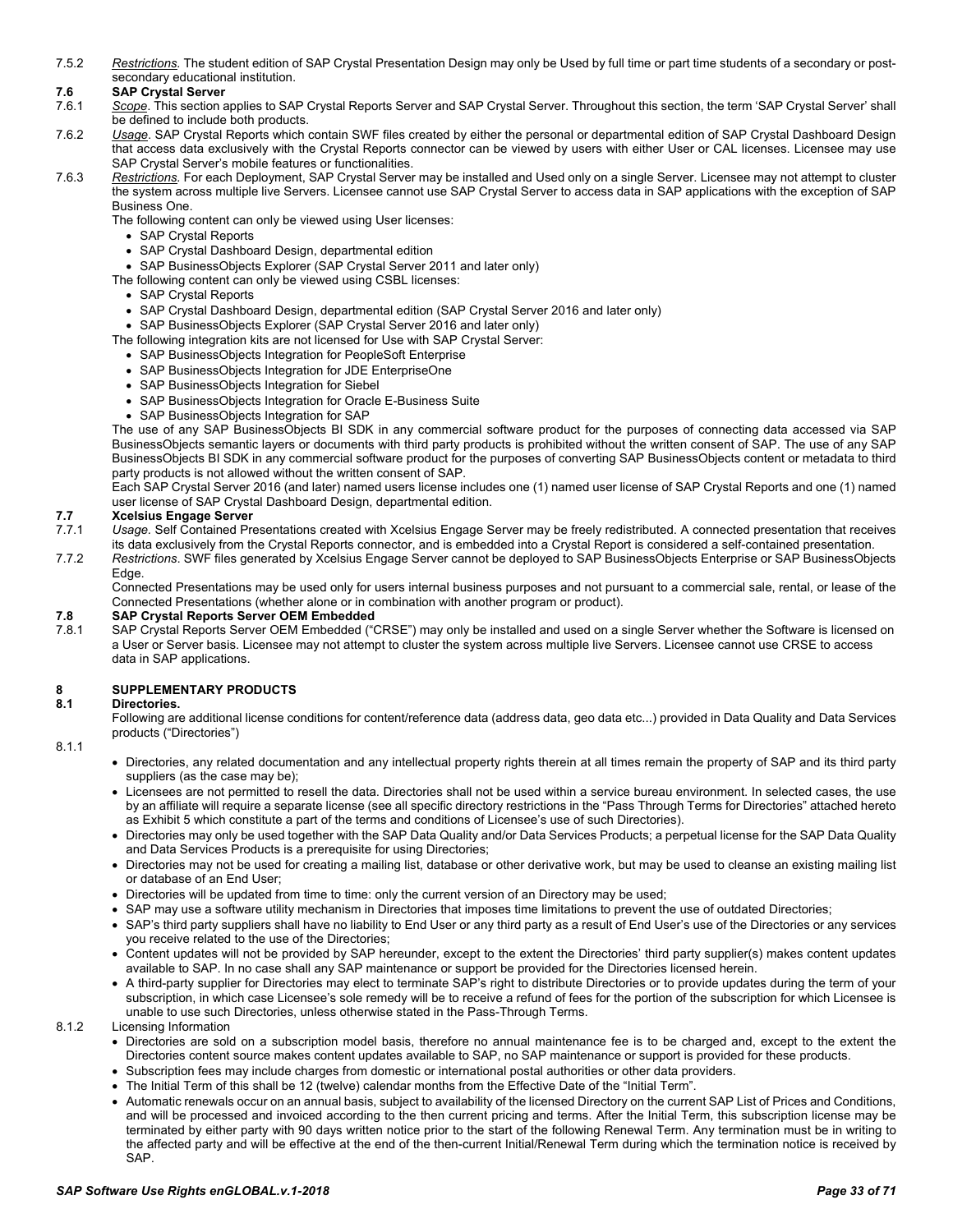7.5.2 *Restrictions.* The student edition of SAP Crystal Presentation Design may only be Used by full time or part time students of a secondary or post-secondary educational institution.

### 7.6 SAP Crystal Server

7.6.1 *Scope*. This section applies to SAP Crystal Reports Server and SAP Crystal Server. Throughout this section, the term 'SAP Crystal Server' shall be defined to include both products.

7.6.2 *Usage*. SAP Crystal Reports which contain SWF files created by either the personal or departmental edition of SAP Crystal Dashboard Design that access data exclusively with the Crystal Reports connector can be viewed by users with either User or CAL licenses. Licensee may use SAP Crystal Server's mobile features or functionalities.

7.6.3 *Restrictions.* For each Deployment, SAP Crystal Server may be installed and Used only on a single Server. Licensee may not attempt to cluster the system across multiple live Servers. Licensee cannot use SAP Crystal Server to access data in SAP applications with the exception of SAP Business One.

The following content can only be viewed using User licenses:

- SAP Crystal Reports
- SAP Crystal Dashboard Design, departmental edition
- SAP BusinessObjects Explorer (SAP Crystal Server 2011 and later only)

The following content can only be viewed using CSBL licenses:

- SAP Crystal Reports
- SAP Crystal Dashboard Design, departmental edition (SAP Crystal Server 2016 and later only)
- SAP BusinessObjects Explorer (SAP Crystal Server 2016 and later only)

The following integration kits are not licensed for Use with SAP Crystal Server:

- SAP BusinessObjects Integration for PeopleSoft Enterprise
- SAP BusinessObjects Integration for JDE EnterpriseOne
- SAP BusinessObjects Integration for Siebel
- SAP BusinessObjects Integration for Oracle E-Business Suite
- SAP BusinessObjects Integration for SAP

The use of any SAP BusinessObjects BI SDK in any commercial software product for the purposes of connecting data accessed via SAP BusinessObjects semantic layers or documents with third party products is prohibited without the written consent of SAP. The use of any SAP BusinessObjects BI SDK in any commercial software product for the purposes of converting SAP BusinessObjects content or metadata to third party products is not allowed without the written consent of SAP.

Each SAP Crystal Server 2016 (and later) named users license includes one (1) named user license of SAP Crystal Reports and one (1) named user license of SAP Crystal Dashboard Design, departmental edition.

### 7.7 Xcelsius Engage Server

7.7.1 *Usage*. Self Contained Presentations created with Xcelsius Engage Server may be freely redistributed. A connected presentation that receives its data exclusively from the Crystal Reports connector, and is embedded into a Crystal Report is considered a self-contained presentation.

7.7.2 *Restrictions*. SWF files generated by Xcelsius Engage Server cannot be deployed to SAP BusinessObjects Enterprise or SAP BusinessObjects Edge.

Connected Presentations may be used only for users internal business purposes and not pursuant to a commercial sale, rental, or lease of the Connected Presentations (whether alone or in combination with another program or product).

### 7.8 SAP Crystal Reports Server OEM Embedded

7.8.1 SAP Crystal Reports Server OEM Embedded ("CRSE") may only be installed and used on a single Server whether the Software is licensed on a User or Server basis. Licensee may not attempt to cluster the system across multiple live Servers. Licensee cannot use CRSE to access data in SAP applications.

## 8 SUPPLEMENTARY PRODUCTS

### 8.1 Directories.

Following are additional license conditions for content/reference data (address data, geo data etc...) provided in Data Quality and Data Services products ("Directories")

8.1.1

- Directories, any related documentation and any intellectual property rights therein at all times remain the property of SAP and its third party suppliers (as the case may be);
- Licensees are not permitted to resell the data. Directories shall not be used within a service bureau environment. In selected cases, the use by an affiliate will require a separate license (see all specific directory restrictions in the "Pass Through Terms for Directories" attached hereto as Exhibit 5 which constitute a part of the terms and conditions of Licensee's use of such Directories).
- Directories may only be used together with the SAP Data Quality and/or Data Services Products; a perpetual license for the SAP Data Quality and Data Services Products is a prerequisite for using Directories;
- Directories may not be used for creating a mailing list, database or other derivative work, but may be used to cleanse an existing mailing list or database of an End User;
- Directories will be updated from time to time: only the current version of an Directory may be used;
- SAP may use a software utility mechanism in Directories that imposes time limitations to prevent the use of outdated Directories;
- SAP's third party suppliers shall have no liability to End User or any third party as a result of End User's use of the Directories or any services you receive related to the use of the Directories;
- Content updates will not be provided by SAP hereunder, except to the extent the Directories' third party supplier(s) makes content updates available to SAP. In no case shall any SAP maintenance or support be provided for the Directories licensed herein.
- A third-party supplier for Directories may elect to terminate SAP's right to distribute Directories or to provide updates during the term of your subscription, in which case Licensee's sole remedy will be to receive a refund of fees for the portion of the subscription for which Licensee is unable to use such Directories, unless otherwise stated in the Pass-Through Terms.

8.1.2 Licensing Information

- Directories are sold on a subscription model basis, therefore no annual maintenance fee is to be charged and, except to the extent the Directories content source makes content updates available to SAP, no SAP maintenance or support is provided for these products.
- Subscription fees may include charges from domestic or international postal authorities or other data providers.
- The Initial Term of this shall be 12 (twelve) calendar months from the Effective Date of the "Initial Term".
- Automatic renewals occur on an annual basis, subject to availability of the licensed Directory on the current SAP List of Prices and Conditions, and will be processed and invoiced according to the then current pricing and terms. After the Initial Term, this subscription license may be terminated by either party with 90 days written notice prior to the start of the following Renewal Term. Any termination must be in writing to the affected party and will be effective at the end of the then-current Initial/Renewal Term during which the termination notice is received by SAP.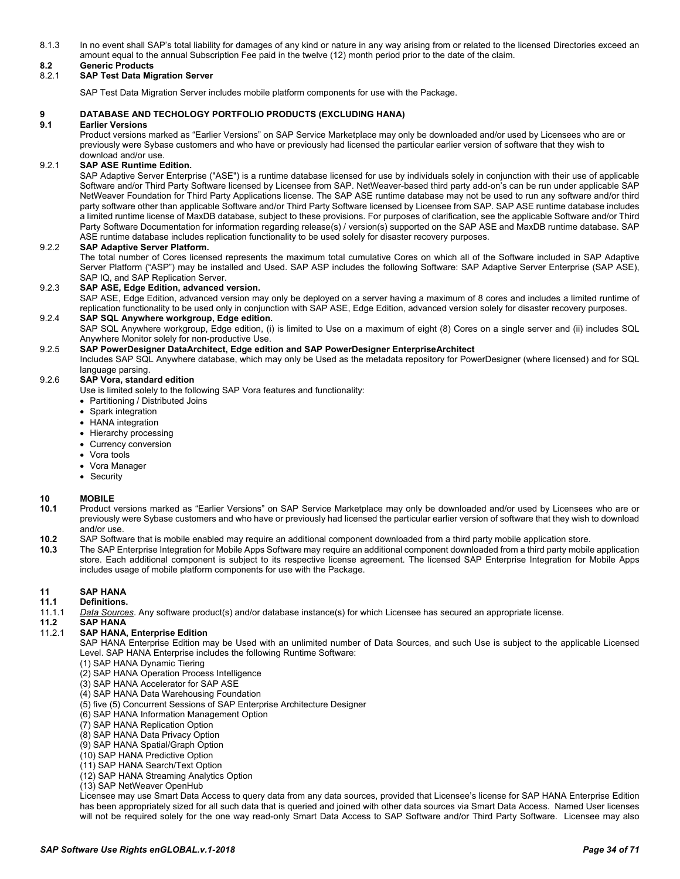8.1.3 In no event shall SAP's total liability for damages of any kind or nature in any way arising from or related to the licensed Directories exceed an amount equal to the annual Subscription Fee paid in the twelve (12) month period prior to the date of the claim.

**8.2 Generic Products**

**8.2.1 SAP Test Data Migration Server**

SAP Test Data Migration Server includes mobile platform components for use with the Package.

## 9 DATABASE AND TECHOLOGY PORTFOLIO PRODUCTS (EXCLUDING HANA)

**9.1 Earlier Versions**

Product versions marked as "Earlier Versions" on SAP Service Marketplace may only be downloaded and/or used by Licensees who are or previously were Sybase customers and who have or previously had licensed the particular earlier version of software that they wish to download and/or use.

**9.2.1 SAP ASE Runtime Edition.**

SAP Adaptive Server Enterprise ("ASE") is a runtime database licensed for use by individuals solely in conjunction with their use of applicable Software and/or Third Party Software licensed by Licensee from SAP. NetWeaver-based third party add-on's can be run under applicable SAP NetWeaver Foundation for Third Party Applications license. The SAP ASE runtime database may not be used to run any software and/or third party software other than applicable Software and/or Third Party Software licensed by Licensee from SAP. SAP ASE runtime database includes a limited runtime license of MaxDB database, subject to these provisions. For purposes of clarification, see the applicable Software and/or Third Party Software Documentation for information regarding release(s) / version(s) supported on the SAP ASE and MaxDB runtime database. SAP ASE runtime database includes replication functionality to be used solely for disaster recovery purposes.

**9.2.2 SAP Adaptive Server Platform.**

The total number of Cores licensed represents the maximum total cumulative Cores on which all of the Software included in SAP Adaptive Server Platform ("ASP") may be installed and Used. SAP ASP includes the following Software: SAP Adaptive Server Enterprise (SAP ASE), SAP IQ, and SAP Replication Server.

**9.2.3 SAP ASE, Edge Edition, advanced version.**

SAP ASE, Edge Edition, advanced version may only be deployed on a server having a maximum of 8 cores and includes a limited runtime of replication functionality to be used only in conjunction with SAP ASE, Edge Edition, advanced version solely for disaster recovery purposes.

**9.2.4 SAP SQL Anywhere workgroup, Edge edition.**

SAP SQL Anywhere workgroup, Edge edition, (i) is limited to Use on a maximum of eight (8) Cores on a single server and (ii) includes SQL Anywhere Monitor solely for non-productive Use.

**9.2.5 SAP PowerDesigner DataArchitect, Edge edition and SAP PowerDesigner EnterpriseArchitect**

Includes SAP SQL Anywhere database, which may only be Used as the metadata repository for PowerDesigner (where licensed) and for SQL language parsing.

**9.2.6 SAP Vora, standard edition**

Use is limited solely to the following SAP Vora features and functionality:

- Partitioning / Distributed Joins
- Spark integration
- HANA integration
- Hierarchy processing
- Currency conversion
- Vora tools
- Vora Manager
- Security

## 10 MOBILE

**10.1** Product versions marked as "Earlier Versions" on SAP Service Marketplace may only be downloaded and/or used by Licensees who are or previously were Sybase customers and who have or previously had licensed the particular earlier version of software that they wish to download and/or use.

**10.2** SAP Software that is mobile enabled may require an additional component downloaded from a third party mobile application store.

**10.3** The SAP Enterprise Integration for Mobile Apps Software may require an additional component downloaded from a third party mobile application store. Each additional component is subject to its respective license agreement. The licensed SAP Enterprise Integration for Mobile Apps includes usage of mobile platform components for use with the Package.

## 11 SAP HANA

**11.1 Definitions.**

11.1.1 *Data Sources*. Any software product(s) and/or database instance(s) for which Licensee has secured an appropriate license.

**11.2 SAP HANA**

**11.2.1 SAP HANA, Enterprise Edition**

SAP HANA Enterprise Edition may be Used with an unlimited number of Data Sources, and such Use is subject to the applicable Licensed Level. SAP HANA Enterprise includes the following Runtime Software:

(1) SAP HANA Dynamic Tiering
(2) SAP HANA Operation Process Intelligence
(3) SAP HANA Accelerator for SAP ASE
(4) SAP HANA Data Warehousing Foundation
(5) five (5) Concurrent Sessions of SAP Enterprise Architecture Designer
(6) SAP HANA Information Management Option
(7) SAP HANA Replication Option
(8) SAP HANA Data Privacy Option
(9) SAP HANA Spatial/Graph Option
(10) SAP HANA Predictive Option
(11) SAP HANA Search/Text Option
(12) SAP HANA Streaming Analytics Option
(13) SAP NetWeaver OpenHub

Licensee may use Smart Data Access to query data from any data sources, provided that Licensee's license for SAP HANA Enterprise Edition has been appropriately sized for all such data that is queried and joined with other data sources via Smart Data Access. Named User licenses will not be required solely for the one way read-only Smart Data Access to SAP Software and/or Third Party Software. Licensee may also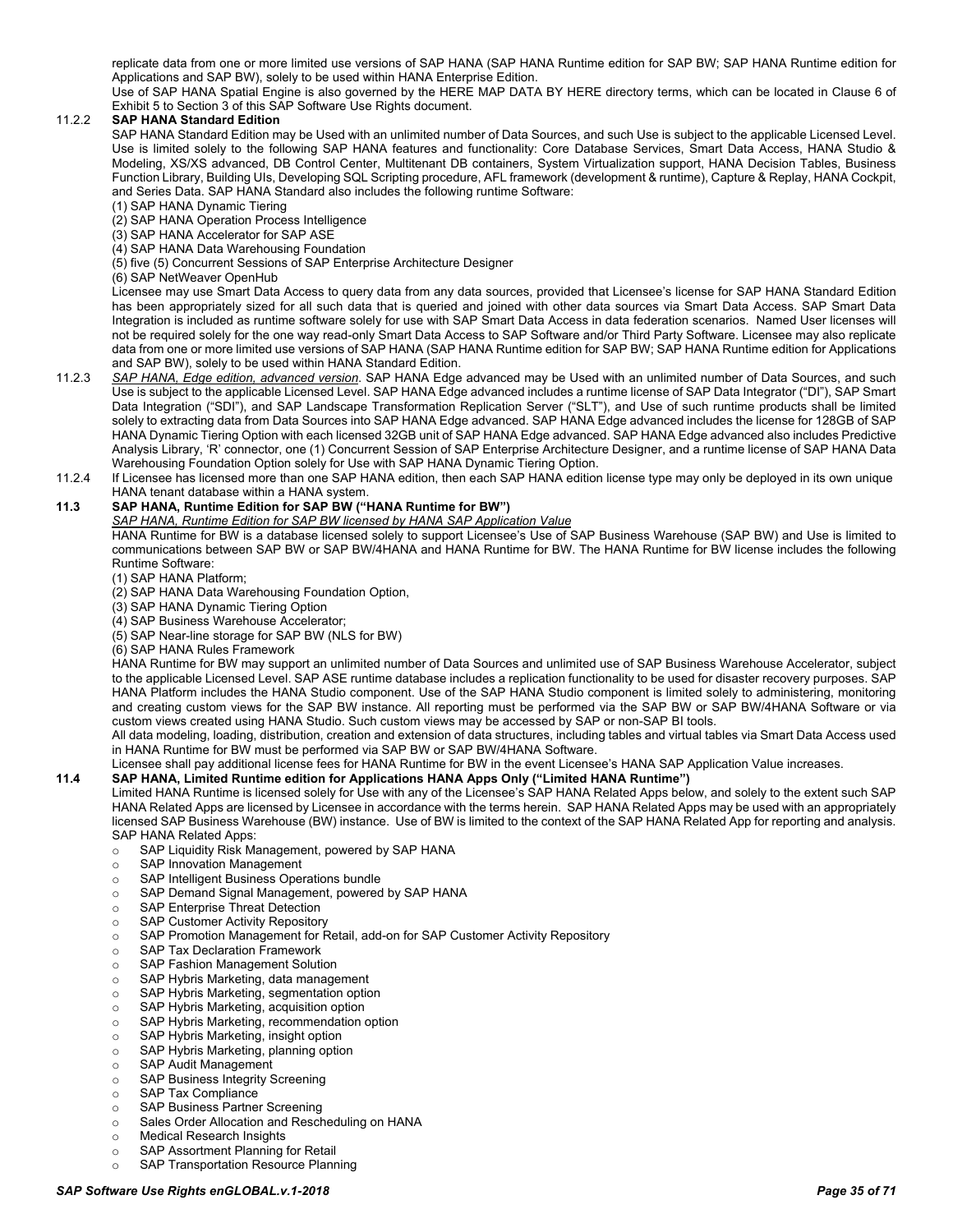replicate data from one or more limited use versions of SAP HANA (SAP HANA Runtime edition for SAP BW; SAP HANA Runtime edition for Applications and SAP BW), solely to be used within HANA Enterprise Edition.

Use of SAP HANA Spatial Engine is also governed by the HERE MAP DATA BY HERE directory terms, which can be located in Clause 6 of Exhibit 5 to Section 3 of this SAP Software Use Rights document.

11.2.2 **SAP HANA Standard Edition**

SAP HANA Standard Edition may be Used with an unlimited number of Data Sources, and such Use is subject to the applicable Licensed Level. Use is limited solely to the following SAP HANA features and functionality: Core Database Services, Smart Data Access, HANA Studio & Modeling, XS/XS advanced, DB Control Center, Multitenant DB containers, System Virtualization support, HANA Decision Tables, Business Function Library, Building UIs, Developing SQL Scripting procedure, AFL framework (development & runtime), Capture & Replay, HANA Cockpit, and Series Data. SAP HANA Standard also includes the following runtime Software:

(1) SAP HANA Dynamic Tiering
(2) SAP HANA Operation Process Intelligence
(3) SAP HANA Accelerator for SAP ASE
(4) SAP HANA Data Warehousing Foundation
(5) five (5) Concurrent Sessions of SAP Enterprise Architecture Designer
(6) SAP NetWeaver OpenHub

Licensee may use Smart Data Access to query data from any data sources, provided that Licensee's license for SAP HANA Standard Edition has been appropriately sized for all such data that is queried and joined with other data sources via Smart Data Access. SAP Smart Data Integration is included as runtime software solely for use with SAP Smart Data Access in data federation scenarios. Named User licenses will not be required solely for the one way read-only Smart Data Access to SAP Software and/or Third Party Software. Licensee may also replicate data from one or more limited use versions of SAP HANA (SAP HANA Runtime edition for SAP BW; SAP HANA Runtime edition for Applications and SAP BW), solely to be used within HANA Standard Edition.

11.2.3 *SAP HANA, Edge edition, advanced version*. SAP HANA Edge advanced may be Used with an unlimited number of Data Sources, and such Use is subject to the applicable Licensed Level. SAP HANA Edge advanced includes a runtime license of SAP Data Integrator ("DI"), SAP Smart Data Integration ("SDI"), and SAP Landscape Transformation Replication Server ("SLT"), and Use of such runtime products shall be limited solely to extracting data from Data Sources into SAP HANA Edge advanced. SAP HANA Edge advanced includes the license for 128GB of SAP HANA Dynamic Tiering Option with each licensed 32GB unit of SAP HANA Edge advanced. SAP HANA Edge advanced also includes Predictive Analysis Library, 'R' connector, one (1) Concurrent Session of SAP Enterprise Architecture Designer, and a runtime license of SAP HANA Data Warehousing Foundation Option solely for Use with SAP HANA Dynamic Tiering Option.

11.2.4 If Licensee has licensed more than one SAP HANA edition, then each SAP HANA edition license type may only be deployed in its own unique HANA tenant database within a HANA system.

### 11.3 SAP HANA, Runtime Edition for SAP BW ("HANA Runtime for BW")

*SAP HANA, Runtime Edition for SAP BW licensed by HANA SAP Application Value*

HANA Runtime for BW is a database licensed solely to support Licensee's Use of SAP Business Warehouse (SAP BW) and Use is limited to communications between SAP BW or SAP BW/4HANA and HANA Runtime for BW. The HANA Runtime for BW license includes the following Runtime Software:

(1) SAP HANA Platform;
(2) SAP HANA Data Warehousing Foundation Option,
(3) SAP HANA Dynamic Tiering Option
(4) SAP Business Warehouse Accelerator;
(5) SAP Near-line storage for SAP BW (NLS for BW)
(6) SAP HANA Rules Framework

HANA Runtime for BW may support an unlimited number of Data Sources and unlimited use of SAP Business Warehouse Accelerator, subject to the applicable Licensed Level. SAP ASE runtime database includes a replication functionality to be used for disaster recovery purposes. SAP HANA Platform includes the HANA Studio component. Use of the SAP HANA Studio component is limited solely to administering, monitoring and creating custom views for the SAP BW instance. All reporting must be performed via the SAP BW or SAP BW/4HANA Software or via custom views created using HANA Studio. Such custom views may be accessed by SAP or non-SAP BI tools.

All data modeling, loading, distribution, creation and extension of data structures, including tables and virtual tables via Smart Data Access used in HANA Runtime for BW must be performed via SAP BW or SAP BW/4HANA Software.

Licensee shall pay additional license fees for HANA Runtime for BW in the event Licensee's HANA SAP Application Value increases.

### 11.4 SAP HANA, Limited Runtime edition for Applications HANA Apps Only ("Limited HANA Runtime")

Limited HANA Runtime is licensed solely for Use with any of the Licensee's SAP HANA Related Apps below, and solely to the extent such SAP HANA Related Apps are licensed by Licensee in accordance with the terms herein. SAP HANA Related Apps may be used with an appropriately licensed SAP Business Warehouse (BW) instance. Use of BW is limited to the context of the SAP HANA Related App for reporting and analysis. SAP HANA Related Apps:

- SAP Liquidity Risk Management, powered by SAP HANA
- SAP Innovation Management
- SAP Intelligent Business Operations bundle
- SAP Demand Signal Management, powered by SAP HANA
- SAP Enterprise Threat Detection
- SAP Customer Activity Repository
- SAP Promotion Management for Retail, add-on for SAP Customer Activity Repository
- SAP Tax Declaration Framework
- SAP Fashion Management Solution
- SAP Hybris Marketing, data management
- SAP Hybris Marketing, segmentation option
- SAP Hybris Marketing, acquisition option
- SAP Hybris Marketing, recommendation option
- SAP Hybris Marketing, insight option
- SAP Hybris Marketing, planning option
- SAP Audit Management
- SAP Business Integrity Screening
- SAP Tax Compliance
- SAP Business Partner Screening
- Sales Order Allocation and Rescheduling on HANA
- Medical Research Insights
- SAP Assortment Planning for Retail
- SAP Transportation Resource Planning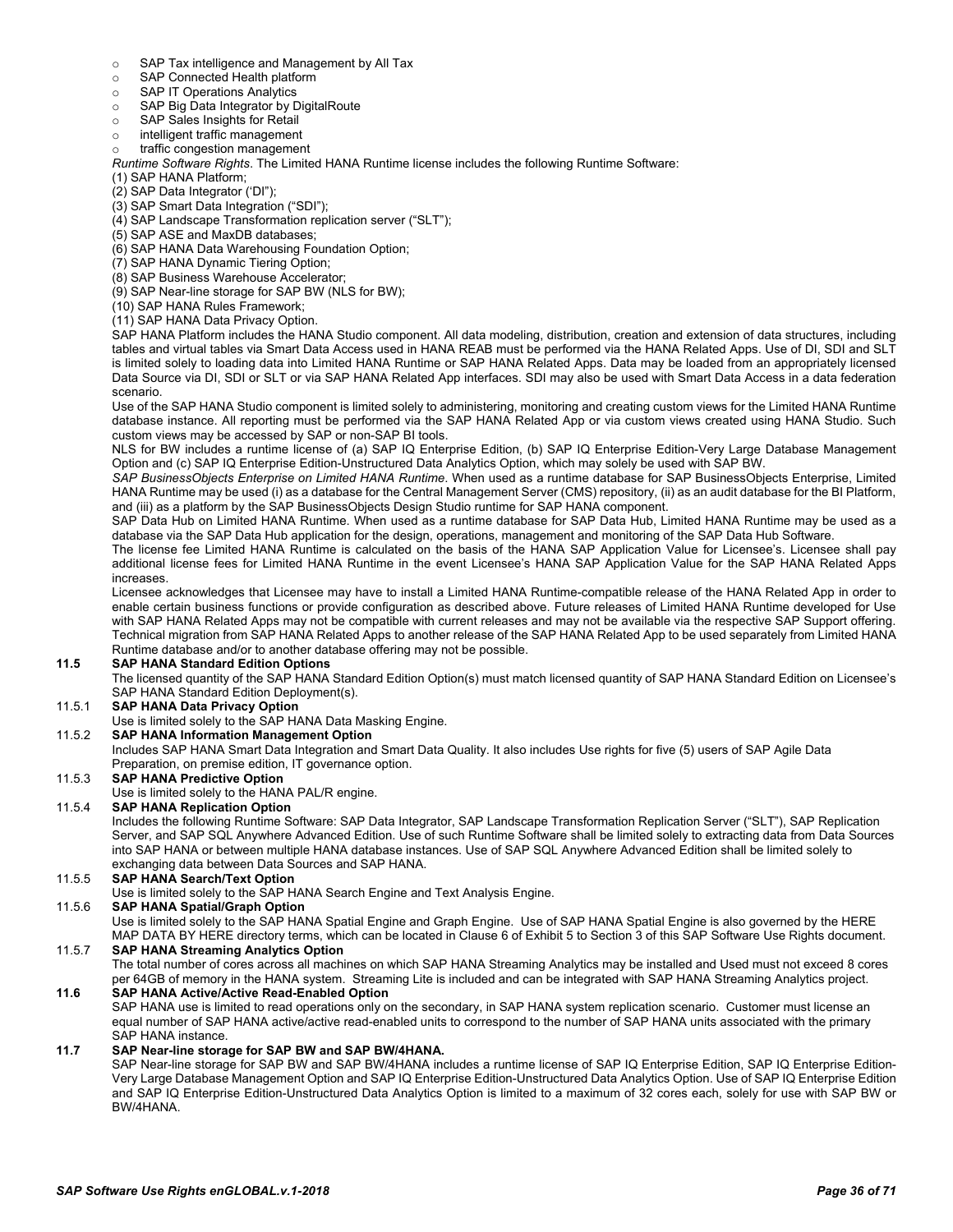- SAP Tax intelligence and Management by All Tax
- SAP Connected Health platform
- SAP IT Operations Analytics
- SAP Big Data Integrator by DigitalRoute
- SAP Sales Insights for Retail
- intelligent traffic management
- traffic congestion management

*Runtime Software Rights*. The Limited HANA Runtime license includes the following Runtime Software:

(1) SAP HANA Platform;
(2) SAP Data Integrator ('DI");
(3) SAP Smart Data Integration ("SDI");
(4) SAP Landscape Transformation replication server ("SLT");
(5) SAP ASE and MaxDB databases;
(6) SAP HANA Data Warehousing Foundation Option;
(7) SAP HANA Dynamic Tiering Option;
(8) SAP Business Warehouse Accelerator;
(9) SAP Near-line storage for SAP BW (NLS for BW);
(10) SAP HANA Rules Framework;
(11) SAP HANA Data Privacy Option.

SAP HANA Platform includes the HANA Studio component. All data modeling, distribution, creation and extension of data structures, including tables and virtual tables via Smart Data Access used in HANA REAB must be performed via the HANA Related Apps. Use of DI, SDI and SLT is limited solely to loading data into Limited HANA Runtime or SAP HANA Related Apps. Data may be loaded from an appropriately licensed Data Source via DI, SDI or SLT or via SAP HANA Related App interfaces. SDI may also be used with Smart Data Access in a data federation scenario.

Use of the SAP HANA Studio component is limited solely to administering, monitoring and creating custom views for the Limited HANA Runtime database instance. All reporting must be performed via the SAP HANA Related App or via custom views created using HANA Studio. Such custom views may be accessed by SAP or non-SAP BI tools.

NLS for BW includes a runtime license of (a) SAP IQ Enterprise Edition, (b) SAP IQ Enterprise Edition-Very Large Database Management Option and (c) SAP IQ Enterprise Edition-Unstructured Data Analytics Option, which may solely be used with SAP BW.

*SAP BusinessObjects Enterprise on Limited HANA Runtime*. When used as a runtime database for SAP BusinessObjects Enterprise, Limited HANA Runtime may be used (i) as a database for the Central Management Server (CMS) repository, (ii) as an audit database for the BI Platform, and (iii) as a platform by the SAP BusinessObjects Design Studio runtime for SAP HANA component.

SAP Data Hub on Limited HANA Runtime. When used as a runtime database for SAP Data Hub, Limited HANA Runtime may be used as a database via the SAP Data Hub application for the design, operations, management and monitoring of the SAP Data Hub Software.

The license fee Limited HANA Runtime is calculated on the basis of the HANA SAP Application Value for Licensee's. Licensee shall pay additional license fees for Limited HANA Runtime in the event Licensee's HANA SAP Application Value for the SAP HANA Related Apps increases.

Licensee acknowledges that Licensee may have to install a Limited HANA Runtime-compatible release of the HANA Related App in order to enable certain business functions or provide configuration as described above. Future releases of Limited HANA Runtime developed for Use with SAP HANA Related Apps may not be compatible with current releases and may not be available via the respective SAP Support offering. Technical migration from SAP HANA Related Apps to another release of the SAP HANA Related App to be used separately from Limited HANA Runtime database and/or to another database offering may not be possible.

## 11.5 SAP HANA Standard Edition Options

The licensed quantity of the SAP HANA Standard Edition Option(s) must match licensed quantity of SAP HANA Standard Edition on Licensee's SAP HANA Standard Edition Deployment(s).

### 11.5.1 SAP HANA Data Privacy Option

Use is limited solely to the SAP HANA Data Masking Engine.

### 11.5.2 SAP HANA Information Management Option

Includes SAP HANA Smart Data Integration and Smart Data Quality. It also includes Use rights for five (5) users of SAP Agile Data Preparation, on premise edition, IT governance option.

### 11.5.3 SAP HANA Predictive Option

Use is limited solely to the HANA PAL/R engine.

### 11.5.4 SAP HANA Replication Option

Includes the following Runtime Software: SAP Data Integrator, SAP Landscape Transformation Replication Server ("SLT"), SAP Replication Server, and SAP SQL Anywhere Advanced Edition. Use of such Runtime Software shall be limited solely to extracting data from Data Sources into SAP HANA or between multiple HANA database instances. Use of SAP SQL Anywhere Advanced Edition shall be limited solely to exchanging data between Data Sources and SAP HANA.

### 11.5.5 SAP HANA Search/Text Option

Use is limited solely to the SAP HANA Search Engine and Text Analysis Engine.

### 11.5.6 SAP HANA Spatial/Graph Option

Use is limited solely to the SAP HANA Spatial Engine and Graph Engine. Use of SAP HANA Spatial Engine is also governed by the HERE MAP DATA BY HERE directory terms, which can be located in Clause 6 of Exhibit 5 to Section 3 of this SAP Software Use Rights document.

### 11.5.7 SAP HANA Streaming Analytics Option

The total number of cores across all machines on which SAP HANA Streaming Analytics may be installed and Used must not exceed 8 cores per 64GB of memory in the HANA system. Streaming Lite is included and can be integrated with SAP HANA Streaming Analytics project.

## 11.6 SAP HANA Active/Active Read-Enabled Option

SAP HANA use is limited to read operations only on the secondary, in SAP HANA system replication scenario. Customer must license an equal number of SAP HANA active/active read-enabled units to correspond to the number of SAP HANA units associated with the primary SAP HANA instance.

## 11.7 SAP Near-line storage for SAP BW and SAP BW/4HANA.

SAP Near-line storage for SAP BW and SAP BW/4HANA includes a runtime license of SAP IQ Enterprise Edition, SAP IQ Enterprise Edition-Very Large Database Management Option and SAP IQ Enterprise Edition-Unstructured Data Analytics Option. Use of SAP IQ Enterprise Edition and SAP IQ Enterprise Edition-Unstructured Data Analytics Option is limited to a maximum of 32 cores each, solely for use with SAP BW or BW/4HANA.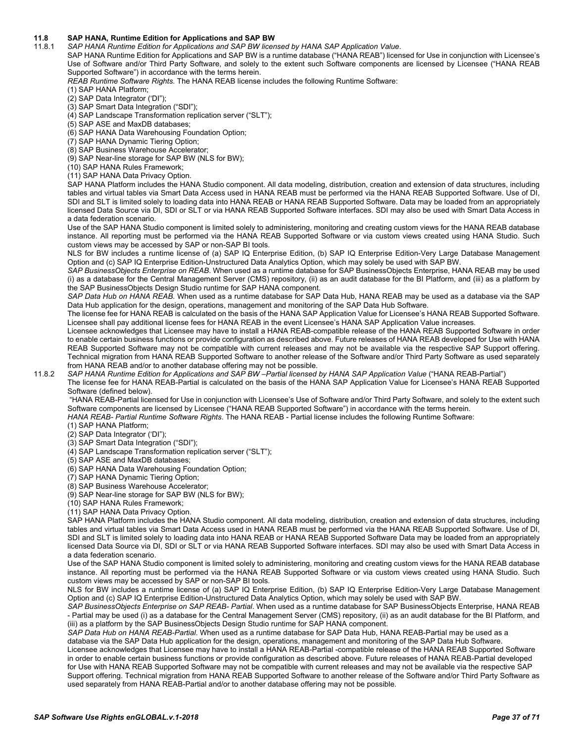### 11.8 SAP HANA, Runtime Edition for Applications and SAP BW

11.8.1 *SAP HANA Runtime Edition for Applications and SAP BW licensed by HANA SAP Application Value*.

SAP HANA Runtime Edition for Applications and SAP BW is a runtime database ("HANA REAB") licensed for Use in conjunction with Licensee's Use of Software and/or Third Party Software, and solely to the extent such Software components are licensed by Licensee ("HANA REAB Supported Software") in accordance with the terms herein.

*REAB Runtime Software Rights*. The HANA REAB license includes the following Runtime Software:

(1) SAP HANA Platform;
(2) SAP Data Integrator ('DI");
(3) SAP Smart Data Integration ("SDI");
(4) SAP Landscape Transformation replication server ("SLT");
(5) SAP ASE and MaxDB databases;
(6) SAP HANA Data Warehousing Foundation Option;
(7) SAP HANA Dynamic Tiering Option;
(8) SAP Business Warehouse Accelerator;
(9) SAP Near-line storage for SAP BW (NLS for BW);
(10) SAP HANA Rules Framework;
(11) SAP HANA Data Privacy Option.

SAP HANA Platform includes the HANA Studio component. All data modeling, distribution, creation and extension of data structures, including tables and virtual tables via Smart Data Access used in HANA REAB must be performed via the HANA REAB Supported Software. Use of DI, SDI and SLT is limited solely to loading data into HANA REAB or HANA REAB Supported Software. Data may be loaded from an appropriately licensed Data Source via DI, SDI or SLT or via HANA REAB Supported Software interfaces. SDI may also be used with Smart Data Access in a data federation scenario.

Use of the SAP HANA Studio component is limited solely to administering, monitoring and creating custom views for the HANA REAB database instance. All reporting must be performed via the HANA REAB Supported Software or via custom views created using HANA Studio. Such custom views may be accessed by SAP or non-SAP BI tools.

NLS for BW includes a runtime license of (a) SAP IQ Enterprise Edition, (b) SAP IQ Enterprise Edition-Very Large Database Management Option and (c) SAP IQ Enterprise Edition-Unstructured Data Analytics Option, which may solely be used with SAP BW.

*SAP BusinessObjects Enterprise on REAB*. When used as a runtime database for SAP BusinessObjects Enterprise, HANA REAB may be used (i) as a database for the Central Management Server (CMS) repository, (ii) as an audit database for the BI Platform, and (iii) as a platform by the SAP BusinessObjects Design Studio runtime for SAP HANA component.

*SAP Data Hub on HANA REAB*. When used as a runtime database for SAP Data Hub, HANA REAB may be used as a database via the SAP Data Hub application for the design, operations, management and monitoring of the SAP Data Hub Software.

The license fee for HANA REAB is calculated on the basis of the HANA SAP Application Value for Licensee's HANA REAB Supported Software. Licensee shall pay additional license fees for HANA REAB in the event Licensee's HANA SAP Application Value increases.

Licensee acknowledges that Licensee may have to install a HANA REAB-compatible release of the HANA REAB Supported Software in order to enable certain business functions or provide configuration as described above. Future releases of HANA REAB developed for Use with HANA REAB Supported Software may not be compatible with current releases and may not be available via the respective SAP Support offering. Technical migration from HANA REAB Supported Software to another release of the Software and/or Third Party Software as used separately from HANA REAB and/or to another database offering may not be possible.

11.8.2 *SAP HANA Runtime Edition for Applications and SAP BW –Partial licensed by HANA SAP Application Value* ("HANA REAB-Partial")

The license fee for HANA REAB-Partial is calculated on the basis of the HANA SAP Application Value for Licensee's HANA REAB Supported Software (defined below).

"HANA REAB-Partial licensed for Use in conjunction with Licensee's Use of Software and/or Third Party Software, and solely to the extent such Software components are licensed by Licensee ("HANA REAB Supported Software") in accordance with the terms herein.

*HANA REAB- Partial Runtime Software Rights*. The HANA REAB - Partial license includes the following Runtime Software:

(1) SAP HANA Platform;
(2) SAP Data Integrator ('DI");
(3) SAP Smart Data Integration ("SDI");
(4) SAP Landscape Transformation replication server ("SLT");
(5) SAP ASE and MaxDB databases;
(6) SAP HANA Data Warehousing Foundation Option;
(7) SAP HANA Dynamic Tiering Option;
(8) SAP Business Warehouse Accelerator;
(9) SAP Near-line storage for SAP BW (NLS for BW);
(10) SAP HANA Rules Framework;
(11) SAP HANA Data Privacy Option.

SAP HANA Platform includes the HANA Studio component. All data modeling, distribution, creation and extension of data structures, including tables and virtual tables via Smart Data Access used in HANA REAB must be performed via the HANA REAB Supported Software. Use of DI, SDI and SLT is limited solely to loading data into HANA REAB or HANA REAB Supported Software Data may be loaded from an appropriately licensed Data Source via DI, SDI or SLT or via HANA REAB Supported Software interfaces. SDI may also be used with Smart Data Access in a data federation scenario.

Use of the SAP HANA Studio component is limited solely to administering, monitoring and creating custom views for the HANA REAB database instance. All reporting must be performed via the HANA REAB Supported Software or via custom views created using HANA Studio. Such custom views may be accessed by SAP or non-SAP BI tools.

NLS for BW includes a runtime license of (a) SAP IQ Enterprise Edition, (b) SAP IQ Enterprise Edition-Very Large Database Management Option and (c) SAP IQ Enterprise Edition-Unstructured Data Analytics Option, which may solely be used with SAP BW.

*SAP BusinessObjects Enterprise on SAP REAB- Partial*. When used as a runtime database for SAP BusinessObjects Enterprise, HANA REAB - Partial may be used (i) as a database for the Central Management Server (CMS) repository, (ii) as an audit database for the BI Platform, and (iii) as a platform by the SAP BusinessObjects Design Studio runtime for SAP HANA component.

*SAP Data Hub on HANA REAB-Partial*. When used as a runtime database for SAP Data Hub, HANA REAB-Partial may be used as a database via the SAP Data Hub application for the design, operations, management and monitoring of the SAP Data Hub Software.

Licensee acknowledges that Licensee may have to install a HANA REAB-Partial -compatible release of the HANA REAB Supported Software in order to enable certain business functions or provide configuration as described above. Future releases of HANA REAB-Partial developed for Use with HANA REAB Supported Software may not be compatible with current releases and may not be available via the respective SAP Support offering. Technical migration from HANA REAB Supported Software to another release of the Software and/or Third Party Software as used separately from HANA REAB-Partial and/or to another database offering may not be possible.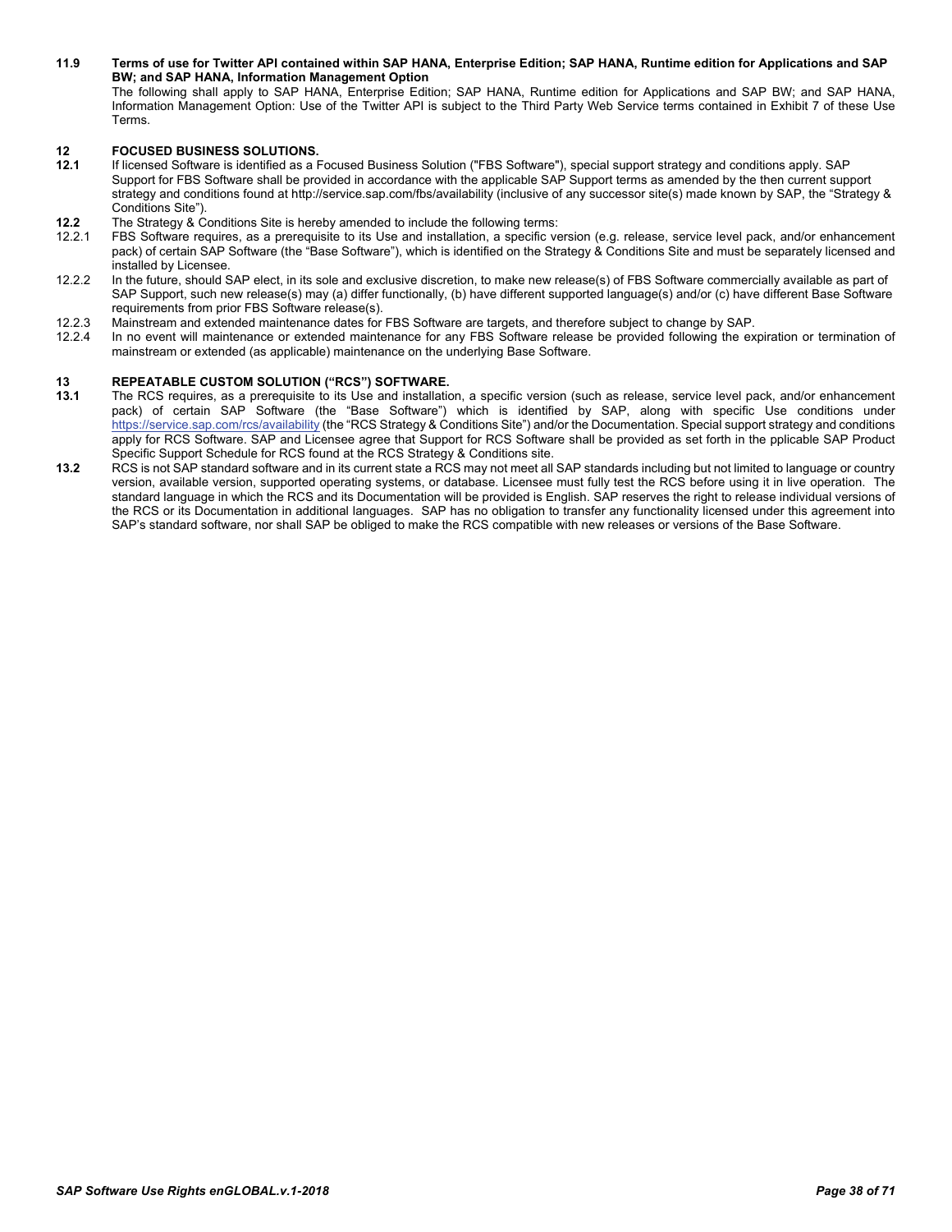**11.9 Terms of use for Twitter API contained within SAP HANA, Enterprise Edition; SAP HANA, Runtime edition for Applications and SAP BW; and SAP HANA, Information Management Option**

The following shall apply to SAP HANA, Enterprise Edition; SAP HANA, Runtime edition for Applications and SAP BW; and SAP HANA, Information Management Option: Use of the Twitter API is subject to the Third Party Web Service terms contained in Exhibit 7 of these Use Terms.

## 12 FOCUSED BUSINESS SOLUTIONS.

**12.1** If licensed Software is identified as a Focused Business Solution ("FBS Software"), special support strategy and conditions apply. SAP Support for FBS Software shall be provided in accordance with the applicable SAP Support terms as amended by the then current support strategy and conditions found at http://service.sap.com/fbs/availability (inclusive of any successor site(s) made known by SAP, the "Strategy & Conditions Site").

**12.2** The Strategy & Conditions Site is hereby amended to include the following terms:

12.2.1 FBS Software requires, as a prerequisite to its Use and installation, a specific version (e.g. release, service level pack, and/or enhancement pack) of certain SAP Software (the "Base Software"), which is identified on the Strategy & Conditions Site and must be separately licensed and installed by Licensee.

12.2.2 In the future, should SAP elect, in its sole and exclusive discretion, to make new release(s) of FBS Software commercially available as part of SAP Support, such new release(s) may (a) differ functionally, (b) have different supported language(s) and/or (c) have different Base Software requirements from prior FBS Software release(s).

12.2.3 Mainstream and extended maintenance dates for FBS Software are targets, and therefore subject to change by SAP.

12.2.4 In no event will maintenance or extended maintenance for any FBS Software release be provided following the expiration or termination of mainstream or extended (as applicable) maintenance on the underlying Base Software.

## 13 REPEATABLE CUSTOM SOLUTION ("RCS") SOFTWARE.

**13.1** The RCS requires, as a prerequisite to its Use and installation, a specific version (such as release, service level pack, and/or enhancement pack) of certain SAP Software (the "Base Software") which is identified by SAP, along with specific Use conditions under https://service.sap.com/rcs/availability (the "RCS Strategy & Conditions Site") and/or the Documentation. Special support strategy and conditions apply for RCS Software. SAP and Licensee agree that Support for RCS Software shall be provided as set forth in the pplicable SAP Product Specific Support Schedule for RCS found at the RCS Strategy & Conditions site.

**13.2** RCS is not SAP standard software and in its current state a RCS may not meet all SAP standards including but not limited to language or country version, available version, supported operating systems, or database. Licensee must fully test the RCS before using it in live operation. The standard language in which the RCS and its Documentation will be provided is English. SAP reserves the right to release individual versions of the RCS or its Documentation in additional languages. SAP has no obligation to transfer any functionality licensed under this agreement into SAP's standard software, nor shall SAP be obliged to make the RCS compatible with new releases or versions of the Base Software.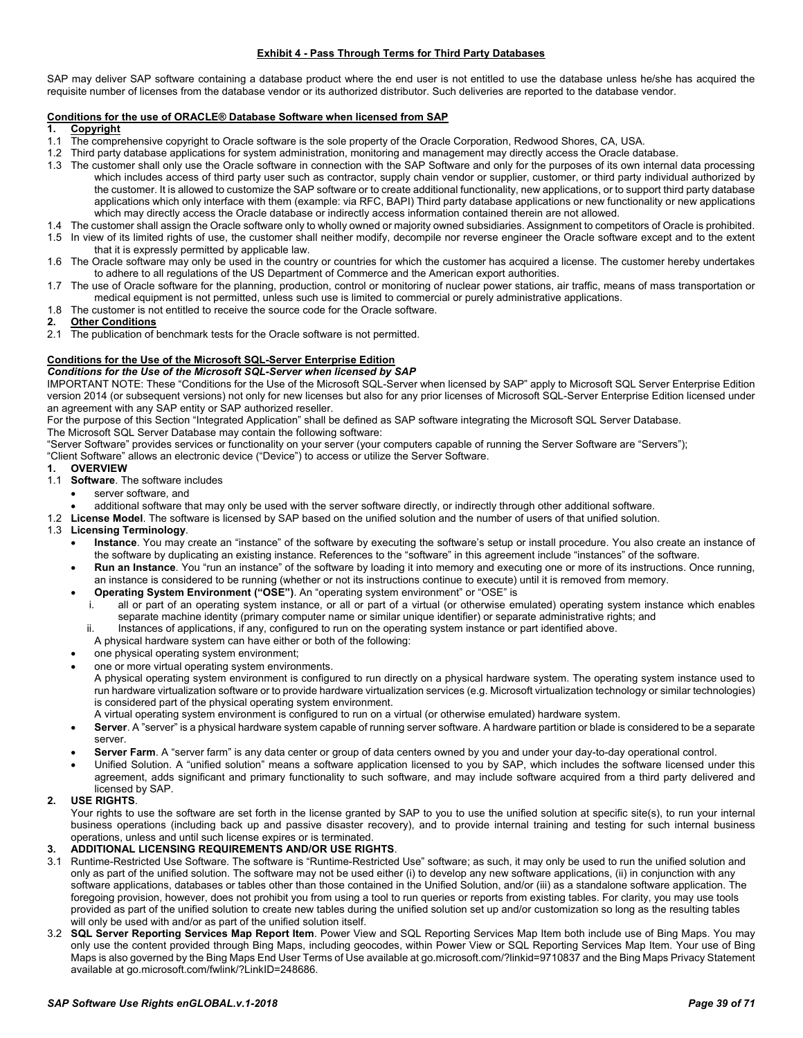**Exhibit 4 - Pass Through Terms for Third Party Databases**

SAP may deliver SAP software containing a database product where the end user is not entitled to use the database unless he/she has acquired the requisite number of licenses from the database vendor or its authorized distributor. Such deliveries are reported to the database vendor.

**Conditions for the use of ORACLE® Database Software when licensed from SAP**

**1. Copyright**

1.1 The comprehensive copyright to Oracle software is the sole property of the Oracle Corporation, Redwood Shores, CA, USA.

1.2 Third party database applications for system administration, monitoring and management may directly access the Oracle database.

1.3 The customer shall only use the Oracle software in connection with the SAP Software and only for the purposes of its own internal data processing which includes access of third party user such as contractor, supply chain vendor or supplier, customer, or third party individual authorized by the customer. It is allowed to customize the SAP software or to create additional functionality, new applications, or to support third party database applications which only interface with them (example: via RFC, BAPI) Third party database applications or new functionality or new applications which may directly access the Oracle database or indirectly access information contained therein are not allowed.

1.4 The customer shall assign the Oracle software only to wholly owned or majority owned subsidiaries. Assignment to competitors of Oracle is prohibited.

1.5 In view of its limited rights of use, the customer shall neither modify, decompile nor reverse engineer the Oracle software except and to the extent that it is expressly permitted by applicable law.

1.6 The Oracle software may only be used in the country or countries for which the customer has acquired a license. The customer hereby undertakes to adhere to all regulations of the US Department of Commerce and the American export authorities.

1.7 The use of Oracle software for the planning, production, control or monitoring of nuclear power stations, air traffic, means of mass transportation or medical equipment is not permitted, unless such use is limited to commercial or purely administrative applications.

1.8 The customer is not entitled to receive the source code for the Oracle software.

**2. Other Conditions**

2.1 The publication of benchmark tests for the Oracle software is not permitted.

**Conditions for the Use of the Microsoft SQL-Server Enterprise Edition**

***Conditions for the Use of the Microsoft SQL-Server when licensed by SAP***

IMPORTANT NOTE: These "Conditions for the Use of the Microsoft SQL-Server when licensed by SAP" apply to Microsoft SQL Server Enterprise Edition version 2014 (or subsequent versions) not only for new licenses but also for any prior licenses of Microsoft SQL-Server Enterprise Edition licensed under an agreement with any SAP entity or SAP authorized reseller.

For the purpose of this Section "Integrated Application" shall be defined as SAP software integrating the Microsoft SQL Server Database.

The Microsoft SQL Server Database may contain the following software:

"Server Software" provides services or functionality on your server (your computers capable of running the Server Software are "Servers");

"Client Software" allows an electronic device ("Device") to access or utilize the Server Software.

**1. OVERVIEW**

1.1 **Software**. The software includes

- server software, and
- additional software that may only be used with the server software directly, or indirectly through other additional software.

1.2 **License Model**. The software is licensed by SAP based on the unified solution and the number of users of that unified solution.

1.3 **Licensing Terminology**.

- **Instance**. You may create an "instance" of the software by executing the software's setup or install procedure. You also create an instance of the software by duplicating an existing instance. References to the "software" in this agreement include "instances" of the software.
- **Run an Instance**. You "run an instance" of the software by loading it into memory and executing one or more of its instructions. Once running, an instance is considered to be running (whether or not its instructions continue to execute) until it is removed from memory.
- **Operating System Environment ("OSE")**. An "operating system environment" or "OSE" is
  - i. all or part of an operating system instance, or all or part of a virtual (or otherwise emulated) operating system instance which enables separate machine identity (primary computer name or similar unique identifier) or separate administrative rights; and
  - ii. Instances of applications, if any, configured to run on the operating system instance or part identified above.

  A physical hardware system can have either or both of the following:
- one physical operating system environment;
- one or more virtual operating system environments.

  A physical operating system environment is configured to run directly on a physical hardware system. The operating system instance used to run hardware virtualization software or to provide hardware virtualization services (e.g. Microsoft virtualization technology or similar technologies) is considered part of the physical operating system environment.

  A virtual operating system environment is configured to run on a virtual (or otherwise emulated) hardware system.
- **Server**. A "server" is a physical hardware system capable of running server software. A hardware partition or blade is considered to be a separate server.
- **Server Farm**. A "server farm" is any data center or group of data centers owned by you and under your day-to-day operational control.
- Unified Solution. A "unified solution" means a software application licensed to you by SAP, which includes the software licensed under this agreement, adds significant and primary functionality to such software, and may include software acquired from a third party delivered and licensed by SAP.

**2. USE RIGHTS**.

Your rights to use the software are set forth in the license granted by SAP to you to use the unified solution at specific site(s), to run your internal business operations (including back up and passive disaster recovery), and to provide internal training and testing for such internal business operations, unless and until such license expires or is terminated.

**3. ADDITIONAL LICENSING REQUIREMENTS AND/OR USE RIGHTS**.

3.1 Runtime-Restricted Use Software. The software is "Runtime-Restricted Use" software; as such, it may only be used to run the unified solution and only as part of the unified solution. The software may not be used either (i) to develop any new software applications, (ii) in conjunction with any software applications, databases or tables other than those contained in the Unified Solution, and/or (iii) as a standalone software application. The foregoing provision, however, does not prohibit you from using a tool to run queries or reports from existing tables. For clarity, you may use tools provided as part of the unified solution to create new tables during the unified solution set up and/or customization so long as the resulting tables will only be used with and/or as part of the unified solution itself.

3.2 **SQL Server Reporting Services Map Report Item**. Power View and SQL Reporting Services Map Item both include use of Bing Maps. You may only use the content provided through Bing Maps, including geocodes, within Power View or SQL Reporting Services Map Item. Your use of Bing Maps is also governed by the Bing Maps End User Terms of Use available at go.microsoft.com/?linkid=9710837 and the Bing Maps Privacy Statement available at go.microsoft.com/fwlink/?LinkID=248686.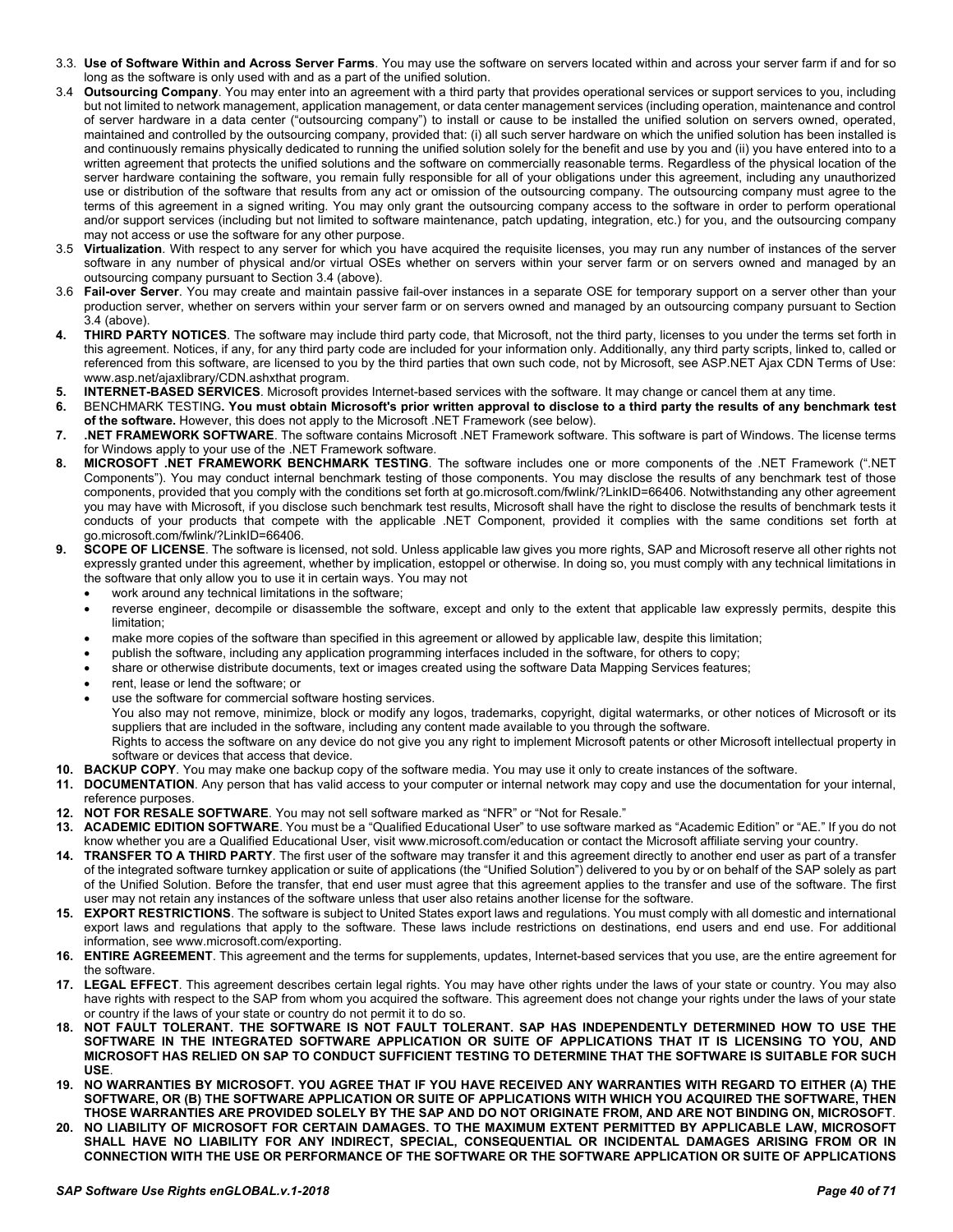3.3. **Use of Software Within and Across Server Farms**. You may use the software on servers located within and across your server farm if and for so long as the software is only used with and as a part of the unified solution.

3.4 **Outsourcing Company**. You may enter into an agreement with a third party that provides operational services or support services to you, including but not limited to network management, application management, or data center management services (including operation, maintenance and control of server hardware in a data center ("outsourcing company") to install or cause to be installed the unified solution on servers owned, operated, maintained and controlled by the outsourcing company, provided that: (i) all such server hardware on which the unified solution has been installed is and continuously remains physically dedicated to running the unified solution solely for the benefit and use by you and (ii) you have entered into to a written agreement that protects the unified solutions and the software on commercially reasonable terms. Regardless of the physical location of the server hardware containing the software, you remain fully responsible for all of your obligations under this agreement, including any unauthorized use or distribution of the software that results from any act or omission of the outsourcing company. The outsourcing company must agree to the terms of this agreement in a signed writing. You may only grant the outsourcing company access to the software in order to perform operational and/or support services (including but not limited to software maintenance, patch updating, integration, etc.) for you, and the outsourcing company may not access or use the software for any other purpose.

3.5 **Virtualization**. With respect to any server for which you have acquired the requisite licenses, you may run any number of instances of the server software in any number of physical and/or virtual OSEs whether on servers within your server farm or on servers owned and managed by an outsourcing company pursuant to Section 3.4 (above).

3.6 **Fail-over Server**. You may create and maintain passive fail-over instances in a separate OSE for temporary support on a server other than your production server, whether on servers within your server farm or on servers owned and managed by an outsourcing company pursuant to Section 3.4 (above).

**4. THIRD PARTY NOTICES**. The software may include third party code, that Microsoft, not the third party, licenses to you under the terms set forth in this agreement. Notices, if any, for any third party code are included for your information only. Additionally, any third party scripts, linked to, called or referenced from this software, are licensed to you by the third parties that own such code, not by Microsoft, see ASP.NET Ajax CDN Terms of Use: www.asp.net/ajaxlibrary/CDN.ashxthat program.

**5. INTERNET-BASED SERVICES**. Microsoft provides Internet-based services with the software. It may change or cancel them at any time.

**6.** BENCHMARK TESTING**. You must obtain Microsoft's prior written approval to disclose to a third party the results of any benchmark test of the software.** However, this does not apply to the Microsoft .NET Framework (see below).

**7. .NET FRAMEWORK SOFTWARE**. The software contains Microsoft .NET Framework software. This software is part of Windows. The license terms for Windows apply to your use of the .NET Framework software.

**8. MICROSOFT .NET FRAMEWORK BENCHMARK TESTING**. The software includes one or more components of the .NET Framework (".NET Components"). You may conduct internal benchmark testing of those components. You may disclose the results of any benchmark test of those components, provided that you comply with the conditions set forth at go.microsoft.com/fwlink/?LinkID=66406. Notwithstanding any other agreement you may have with Microsoft, if you disclose such benchmark test results, Microsoft shall have the right to disclose the results of benchmark tests it conducts of your products that compete with the applicable .NET Component, provided it complies with the same conditions set forth at go.microsoft.com/fwlink/?LinkID=66406.

**9. SCOPE OF LICENSE**. The software is licensed, not sold. Unless applicable law gives you more rights, SAP and Microsoft reserve all other rights not expressly granted under this agreement, whether by implication, estoppel or otherwise. In doing so, you must comply with any technical limitations in the software that only allow you to use it in certain ways. You may not

- work around any technical limitations in the software;
- reverse engineer, decompile or disassemble the software, except and only to the extent that applicable law expressly permits, despite this limitation;
- make more copies of the software than specified in this agreement or allowed by applicable law, despite this limitation;
- publish the software, including any application programming interfaces included in the software, for others to copy;
- share or otherwise distribute documents, text or images created using the software Data Mapping Services features;
- rent, lease or lend the software; or
- use the software for commercial software hosting services.

You also may not remove, minimize, block or modify any logos, trademarks, copyright, digital watermarks, or other notices of Microsoft or its suppliers that are included in the software, including any content made available to you through the software.

Rights to access the software on any device do not give you any right to implement Microsoft patents or other Microsoft intellectual property in software or devices that access that device.

**10. BACKUP COPY**. You may make one backup copy of the software media. You may use it only to create instances of the software.

**11. DOCUMENTATION**. Any person that has valid access to your computer or internal network may copy and use the documentation for your internal, reference purposes.

**12. NOT FOR RESALE SOFTWARE**. You may not sell software marked as "NFR" or "Not for Resale."

**13. ACADEMIC EDITION SOFTWARE**. You must be a "Qualified Educational User" to use software marked as "Academic Edition" or "AE." If you do not know whether you are a Qualified Educational User, visit www.microsoft.com/education or contact the Microsoft affiliate serving your country.

**14. TRANSFER TO A THIRD PARTY**. The first user of the software may transfer it and this agreement directly to another end user as part of a transfer of the integrated software turnkey application or suite of applications (the "Unified Solution") delivered to you by or on behalf of the SAP solely as part of the Unified Solution. Before the transfer, that end user must agree that this agreement applies to the transfer and use of the software. The first user may not retain any instances of the software unless that user also retains another license for the software.

**15. EXPORT RESTRICTIONS**. The software is subject to United States export laws and regulations. You must comply with all domestic and international export laws and regulations that apply to the software. These laws include restrictions on destinations, end users and end use. For additional information, see www.microsoft.com/exporting.

**16. ENTIRE AGREEMENT**. This agreement and the terms for supplements, updates, Internet-based services that you use, are the entire agreement for the software.

**17. LEGAL EFFECT**. This agreement describes certain legal rights. You may have other rights under the laws of your state or country. You may also have rights with respect to the SAP from whom you acquired the software. This agreement does not change your rights under the laws of your state or country if the laws of your state or country do not permit it to do so.

**18. NOT FAULT TOLERANT. THE SOFTWARE IS NOT FAULT TOLERANT. SAP HAS INDEPENDENTLY DETERMINED HOW TO USE THE SOFTWARE IN THE INTEGRATED SOFTWARE APPLICATION OR SUITE OF APPLICATIONS THAT IT IS LICENSING TO YOU, AND MICROSOFT HAS RELIED ON SAP TO CONDUCT SUFFICIENT TESTING TO DETERMINE THAT THE SOFTWARE IS SUITABLE FOR SUCH USE**.

**19. NO WARRANTIES BY MICROSOFT. YOU AGREE THAT IF YOU HAVE RECEIVED ANY WARRANTIES WITH REGARD TO EITHER (A) THE SOFTWARE, OR (B) THE SOFTWARE APPLICATION OR SUITE OF APPLICATIONS WITH WHICH YOU ACQUIRED THE SOFTWARE, THEN THOSE WARRANTIES ARE PROVIDED SOLELY BY THE SAP AND DO NOT ORIGINATE FROM, AND ARE NOT BINDING ON, MICROSOFT**.

**20. NO LIABILITY OF MICROSOFT FOR CERTAIN DAMAGES. TO THE MAXIMUM EXTENT PERMITTED BY APPLICABLE LAW, MICROSOFT SHALL HAVE NO LIABILITY FOR ANY INDIRECT, SPECIAL, CONSEQUENTIAL OR INCIDENTAL DAMAGES ARISING FROM OR IN CONNECTION WITH THE USE OR PERFORMANCE OF THE SOFTWARE OR THE SOFTWARE APPLICATION OR SUITE OF APPLICATIONS**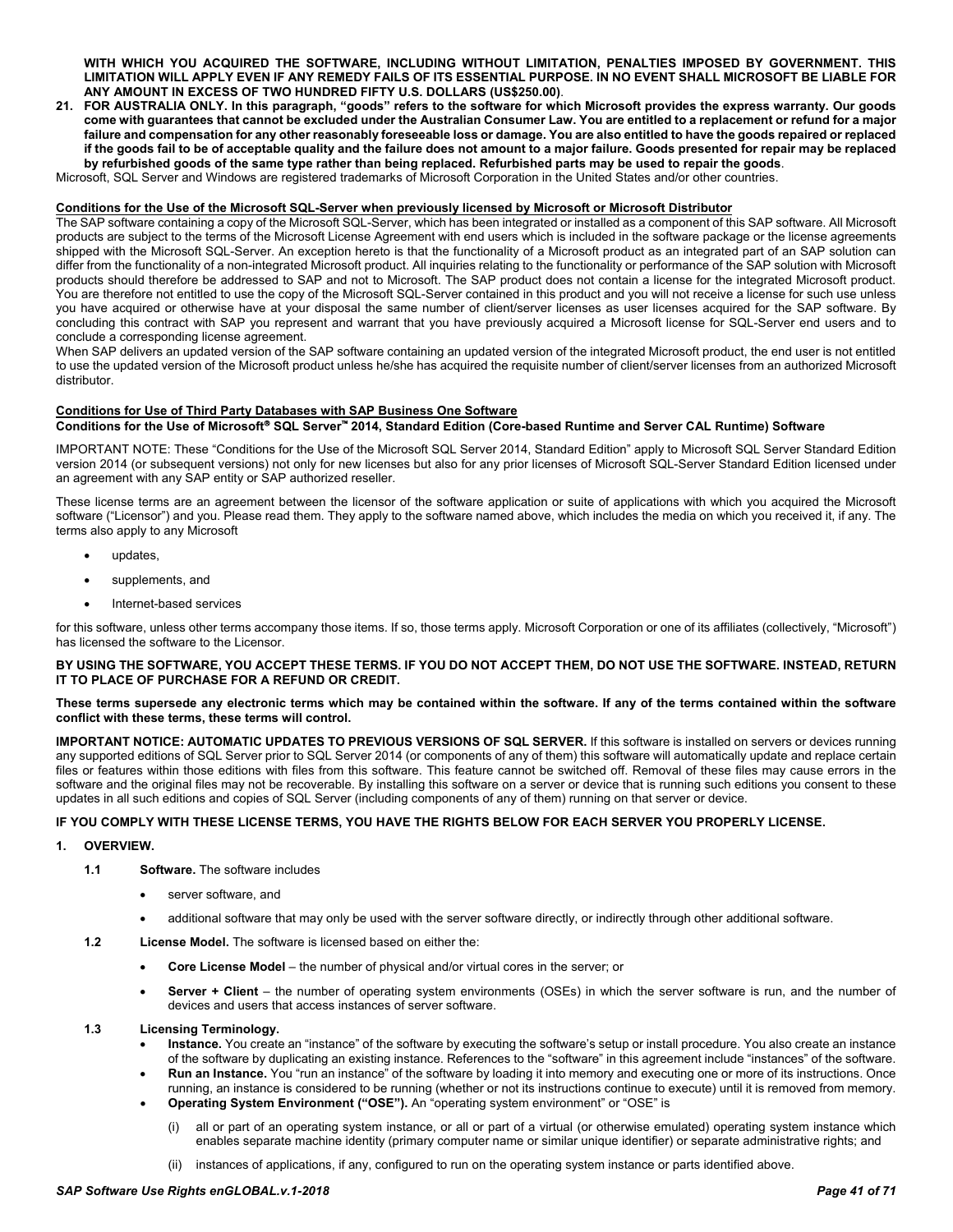**WITH WHICH YOU ACQUIRED THE SOFTWARE, INCLUDING WITHOUT LIMITATION, PENALTIES IMPOSED BY GOVERNMENT. THIS LIMITATION WILL APPLY EVEN IF ANY REMEDY FAILS OF ITS ESSENTIAL PURPOSE. IN NO EVENT SHALL MICROSOFT BE LIABLE FOR ANY AMOUNT IN EXCESS OF TWO HUNDRED FIFTY U.S. DOLLARS (US$250.00)**.

21. **FOR AUSTRALIA ONLY. In this paragraph, "goods" refers to the software for which Microsoft provides the express warranty. Our goods come with guarantees that cannot be excluded under the Australian Consumer Law. You are entitled to a replacement or refund for a major failure and compensation for any other reasonably foreseeable loss or damage. You are also entitled to have the goods repaired or replaced if the goods fail to be of acceptable quality and the failure does not amount to a major failure. Goods presented for repair may be replaced by refurbished goods of the same type rather than being replaced. Refurbished parts may be used to repair the goods**.

Microsoft, SQL Server and Windows are registered trademarks of Microsoft Corporation in the United States and/or other countries.

**Conditions for the Use of the Microsoft SQL-Server when previously licensed by Microsoft or Microsoft Distributor**

The SAP software containing a copy of the Microsoft SQL-Server, which has been integrated or installed as a component of this SAP software. All Microsoft products are subject to the terms of the Microsoft License Agreement with end users which is included in the software package or the license agreements shipped with the Microsoft SQL-Server. An exception hereto is that the functionality of a Microsoft product as an integrated part of an SAP solution can differ from the functionality of a non-integrated Microsoft product. All inquiries relating to the functionality or performance of the SAP solution with Microsoft products should therefore be addressed to SAP and not to Microsoft. The SAP product does not contain a license for the integrated Microsoft product. You are therefore not entitled to use the copy of the Microsoft SQL-Server contained in this product and you will not receive a license for such use unless you have acquired or otherwise have at your disposal the same number of client/server licenses as user licenses acquired for the SAP software. By concluding this contract with SAP you represent and warrant that you have previously acquired a Microsoft license for SQL-Server end users and to conclude a corresponding license agreement.

When SAP delivers an updated version of the SAP software containing an updated version of the integrated Microsoft product, the end user is not entitled to use the updated version of the Microsoft product unless he/she has acquired the requisite number of client/server licenses from an authorized Microsoft distributor.

**Conditions for Use of Third Party Databases with SAP Business One Software**

**Conditions for the Use of Microsoft® SQL Server™ 2014, Standard Edition (Core-based Runtime and Server CAL Runtime) Software**

IMPORTANT NOTE: These "Conditions for the Use of the Microsoft SQL Server 2014, Standard Edition" apply to Microsoft SQL Server Standard Edition version 2014 (or subsequent versions) not only for new licenses but also for any prior licenses of Microsoft SQL-Server Standard Edition licensed under an agreement with any SAP entity or SAP authorized reseller.

These license terms are an agreement between the licensor of the software application or suite of applications with which you acquired the Microsoft software ("Licensor") and you. Please read them. They apply to the software named above, which includes the media on which you received it, if any. The terms also apply to any Microsoft

- updates,
- supplements, and
- Internet-based services

for this software, unless other terms accompany those items. If so, those terms apply. Microsoft Corporation or one of its affiliates (collectively, "Microsoft") has licensed the software to the Licensor.

**BY USING THE SOFTWARE, YOU ACCEPT THESE TERMS. IF YOU DO NOT ACCEPT THEM, DO NOT USE THE SOFTWARE. INSTEAD, RETURN IT TO PLACE OF PURCHASE FOR A REFUND OR CREDIT.**

**These terms supersede any electronic terms which may be contained within the software. If any of the terms contained within the software conflict with these terms, these terms will control.**

**IMPORTANT NOTICE: AUTOMATIC UPDATES TO PREVIOUS VERSIONS OF SQL SERVER.** If this software is installed on servers or devices running any supported editions of SQL Server prior to SQL Server 2014 (or components of any of them) this software will automatically update and replace certain files or features within those editions with files from this software. This feature cannot be switched off. Removal of these files may cause errors in the software and the original files may not be recoverable. By installing this software on a server or device that is running such editions you consent to these updates in all such editions and copies of SQL Server (including components of any of them) running on that server or device.

**IF YOU COMPLY WITH THESE LICENSE TERMS, YOU HAVE THE RIGHTS BELOW FOR EACH SERVER YOU PROPERLY LICENSE.**

**1. OVERVIEW.**

**1.1 Software.** The software includes

- server software, and
- additional software that may only be used with the server software directly, or indirectly through other additional software.

**1.2 License Model.** The software is licensed based on either the:

- **Core License Model** – the number of physical and/or virtual cores in the server; or
- **Server + Client** – the number of operating system environments (OSEs) in which the server software is run, and the number of devices and users that access instances of server software.

**1.3 Licensing Terminology.**

- **Instance.** You create an "instance" of the software by executing the software's setup or install procedure. You also create an instance of the software by duplicating an existing instance. References to the "software" in this agreement include "instances" of the software.
- **Run an Instance.** You "run an instance" of the software by loading it into memory and executing one or more of its instructions. Once running, an instance is considered to be running (whether or not its instructions continue to execute) until it is removed from memory.
- **Operating System Environment ("OSE").** An "operating system environment" or "OSE" is
  - (i) all or part of an operating system instance, or all or part of a virtual (or otherwise emulated) operating system instance which enables separate machine identity (primary computer name or similar unique identifier) or separate administrative rights; and
  - (ii) instances of applications, if any, configured to run on the operating system instance or parts identified above.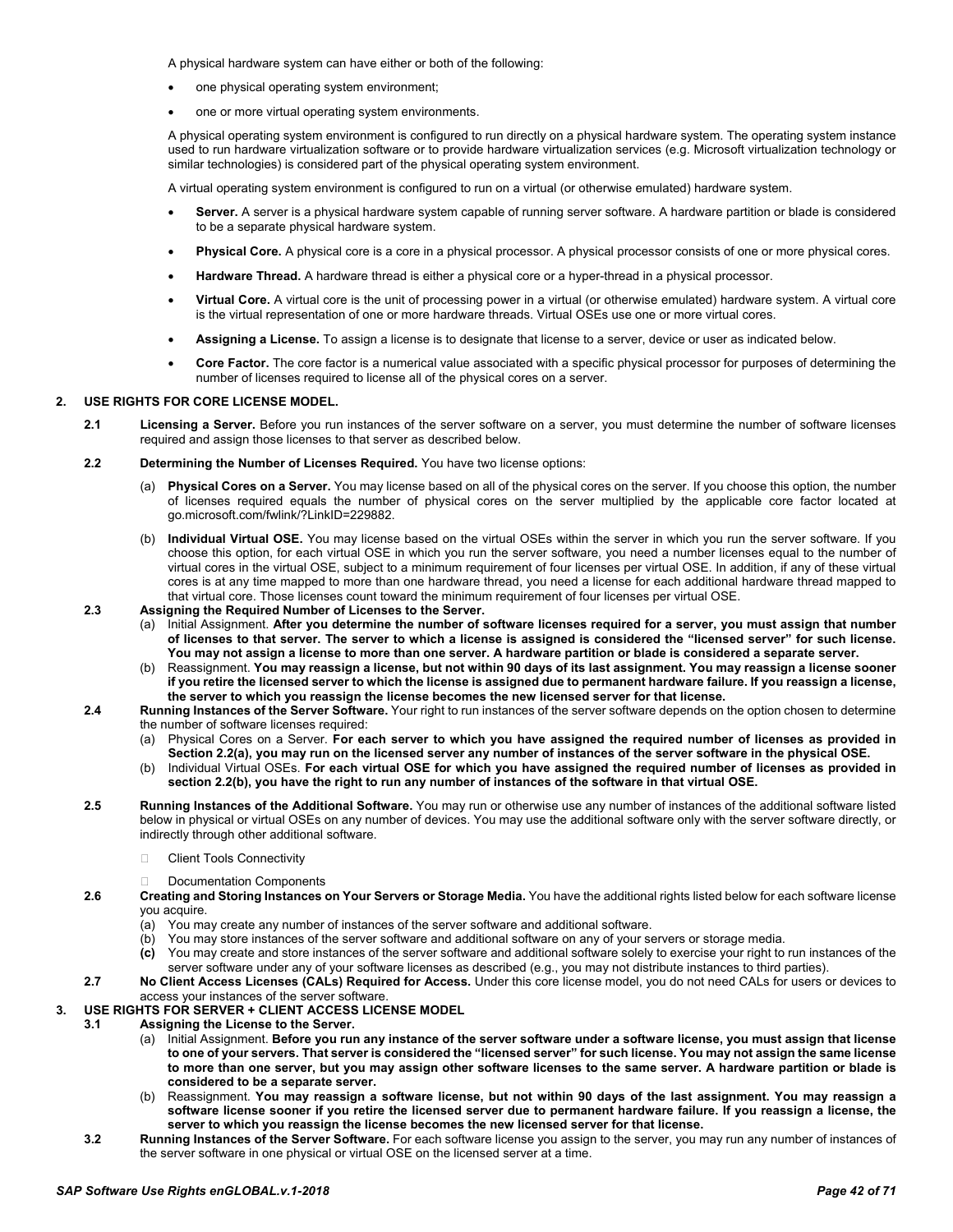A physical hardware system can have either or both of the following:

- one physical operating system environment;
- one or more virtual operating system environments.

A physical operating system environment is configured to run directly on a physical hardware system. The operating system instance used to run hardware virtualization software or to provide hardware virtualization services (e.g. Microsoft virtualization technology or similar technologies) is considered part of the physical operating system environment.

A virtual operating system environment is configured to run on a virtual (or otherwise emulated) hardware system.

- **Server.** A server is a physical hardware system capable of running server software. A hardware partition or blade is considered to be a separate physical hardware system.
- **Physical Core.** A physical core is a core in a physical processor. A physical processor consists of one or more physical cores.
- **Hardware Thread.** A hardware thread is either a physical core or a hyper-thread in a physical processor.
- **Virtual Core.** A virtual core is the unit of processing power in a virtual (or otherwise emulated) hardware system. A virtual core is the virtual representation of one or more hardware threads. Virtual OSEs use one or more virtual cores.
- **Assigning a License.** To assign a license is to designate that license to a server, device or user as indicated below.
- **Core Factor.** The core factor is a numerical value associated with a specific physical processor for purposes of determining the number of licenses required to license all of the physical cores on a server.

**2. USE RIGHTS FOR CORE LICENSE MODEL.**

**2.1 Licensing a Server.** Before you run instances of the server software on a server, you must determine the number of software licenses required and assign those licenses to that server as described below.

**2.2 Determining the Number of Licenses Required.** You have two license options:

(a) **Physical Cores on a Server.** You may license based on all of the physical cores on the server. If you choose this option, the number of licenses required equals the number of physical cores on the server multiplied by the applicable core factor located at go.microsoft.com/fwlink/?LinkID=229882.

(b) **Individual Virtual OSE.** You may license based on the virtual OSEs within the server in which you run the server software. If you choose this option, for each virtual OSE in which you run the server software, you need a number licenses equal to the number of virtual cores in the virtual OSE, subject to a minimum requirement of four licenses per virtual OSE. In addition, if any of these virtual cores is at any time mapped to more than one hardware thread, you need a license for each additional hardware thread mapped to that virtual core. Those licenses count toward the minimum requirement of four licenses per virtual OSE.

**2.3 Assigning the Required Number of Licenses to the Server.**

(a) Initial Assignment. **After you determine the number of software licenses required for a server, you must assign that number of licenses to that server. The server to which a license is assigned is considered the "licensed server" for such license. You may not assign a license to more than one server. A hardware partition or blade is considered a separate server.**

(b) Reassignment. **You may reassign a license, but not within 90 days of its last assignment. You may reassign a license sooner if you retire the licensed server to which the license is assigned due to permanent hardware failure. If you reassign a license, the server to which you reassign the license becomes the new licensed server for that license.**

**2.4 Running Instances of the Server Software.** Your right to run instances of the server software depends on the option chosen to determine the number of software licenses required:

(a) Physical Cores on a Server. **For each server to which you have assigned the required number of licenses as provided in Section 2.2(a), you may run on the licensed server any number of instances of the server software in the physical OSE.**

(b) Individual Virtual OSEs. **For each virtual OSE for which you have assigned the required number of licenses as provided in section 2.2(b), you have the right to run any number of instances of the software in that virtual OSE.**

**2.5 Running Instances of the Additional Software.** You may run or otherwise use any number of instances of the additional software listed below in physical or virtual OSEs on any number of devices. You may use the additional software only with the server software directly, or indirectly through other additional software.

- Client Tools Connectivity
- Documentation Components

**2.6 Creating and Storing Instances on Your Servers or Storage Media.** You have the additional rights listed below for each software license you acquire.

(a) You may create any number of instances of the server software and additional software.

(b) You may store instances of the server software and additional software on any of your servers or storage media.

**(c)** You may create and store instances of the server software and additional software solely to exercise your right to run instances of the server software under any of your software licenses as described (e.g., you may not distribute instances to third parties).

**2.7 No Client Access Licenses (CALs) Required for Access.** Under this core license model, you do not need CALs for users or devices to access your instances of the server software.

**3. USE RIGHTS FOR SERVER + CLIENT ACCESS LICENSE MODEL**

**3.1 Assigning the License to the Server.**

(a) Initial Assignment. **Before you run any instance of the server software under a software license, you must assign that license to one of your servers. That server is considered the "licensed server" for such license. You may not assign the same license to more than one server, but you may assign other software licenses to the same server. A hardware partition or blade is considered to be a separate server.**

(b) Reassignment. **You may reassign a software license, but not within 90 days of the last assignment. You may reassign a software license sooner if you retire the licensed server due to permanent hardware failure. If you reassign a license, the server to which you reassign the license becomes the new licensed server for that license.**

**3.2 Running Instances of the Server Software.** For each software license you assign to the server, you may run any number of instances of the server software in one physical or virtual OSE on the licensed server at a time.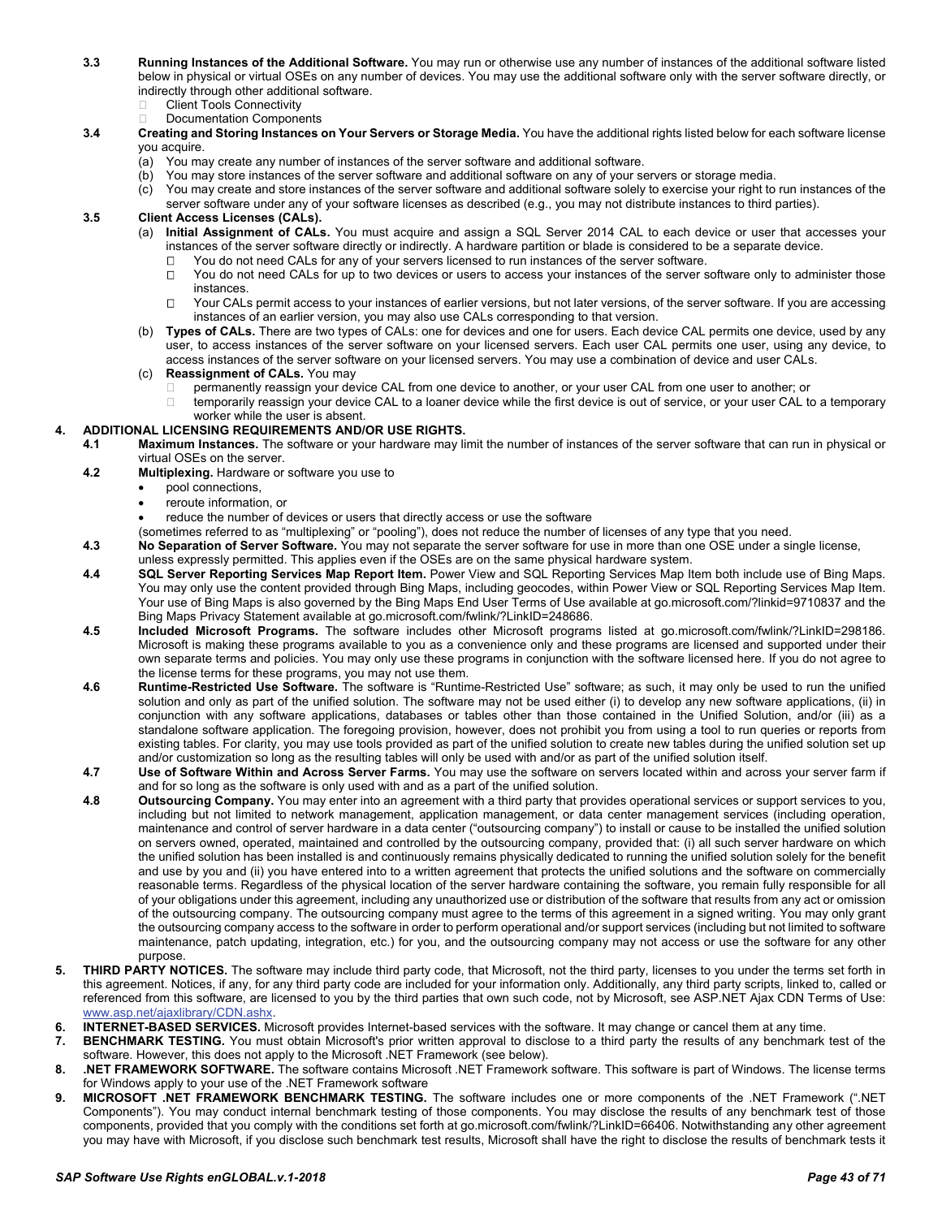**3.3 Running Instances of the Additional Software.** You may run or otherwise use any number of instances of the additional software listed below in physical or virtual OSEs on any number of devices. You may use the additional software only with the server software directly, or indirectly through other additional software.

- Client Tools Connectivity
- Documentation Components

**3.4 Creating and Storing Instances on Your Servers or Storage Media.** You have the additional rights listed below for each software license you acquire.

(a) You may create any number of instances of the server software and additional software.

(b) You may store instances of the server software and additional software on any of your servers or storage media.

(c) You may create and store instances of the server software and additional software solely to exercise your right to run instances of the server software under any of your software licenses as described (e.g., you may not distribute instances to third parties).

**3.5 Client Access Licenses (CALs).**

(a) **Initial Assignment of CALs.** You must acquire and assign a SQL Server 2014 CAL to each device or user that accesses your instances of the server software directly or indirectly. A hardware partition or blade is considered to be a separate device.

- You do not need CALs for any of your servers licensed to run instances of the server software.
- You do not need CALs for up to two devices or users to access your instances of the server software only to administer those instances.
- Your CALs permit access to your instances of earlier versions, but not later versions, of the server software. If you are accessing instances of an earlier version, you may also use CALs corresponding to that version.

(b) **Types of CALs.** There are two types of CALs: one for devices and one for users. Each device CAL permits one device, used by any user, to access instances of the server software on your licensed servers. Each user CAL permits one user, using any device, to access instances of the server software on your licensed servers. You may use a combination of device and user CALs.

(c) **Reassignment of CALs.** You may

- permanently reassign your device CAL from one device to another, or your user CAL from one user to another; or
- temporarily reassign your device CAL to a loaner device while the first device is out of service, or your user CAL to a temporary worker while the user is absent.

**4. ADDITIONAL LICENSING REQUIREMENTS AND/OR USE RIGHTS.**

**4.1 Maximum Instances.** The software or your hardware may limit the number of instances of the server software that can run in physical or virtual OSEs on the server.

**4.2 Multiplexing.** Hardware or software you use to

- pool connections,
- reroute information, or
- reduce the number of devices or users that directly access or use the software

(sometimes referred to as "multiplexing" or "pooling"), does not reduce the number of licenses of any type that you need.

**4.3 No Separation of Server Software.** You may not separate the server software for use in more than one OSE under a single license, unless expressly permitted. This applies even if the OSEs are on the same physical hardware system.

**4.4 SQL Server Reporting Services Map Report Item.** Power View and SQL Reporting Services Map Item both include use of Bing Maps. You may only use the content provided through Bing Maps, including geocodes, within Power View or SQL Reporting Services Map Item. Your use of Bing Maps is also governed by the Bing Maps End User Terms of Use available at go.microsoft.com/?linkid=9710837 and the Bing Maps Privacy Statement available at go.microsoft.com/fwlink/?LinkID=248686.

**4.5 Included Microsoft Programs.** The software includes other Microsoft programs listed at go.microsoft.com/fwlink/?LinkID=298186. Microsoft is making these programs available to you as a convenience only and these programs are licensed and supported under their own separate terms and policies. You may only use these programs in conjunction with the software licensed here. If you do not agree to the license terms for these programs, you may not use them.

**4.6 Runtime-Restricted Use Software.** The software is "Runtime-Restricted Use" software; as such, it may only be used to run the unified solution and only as part of the unified solution. The software may not be used either (i) to develop any new software applications, (ii) in conjunction with any software applications, databases or tables other than those contained in the Unified Solution, and/or (iii) as a standalone software application. The foregoing provision, however, does not prohibit you from using a tool to run queries or reports from existing tables. For clarity, you may use tools provided as part of the unified solution to create new tables during the unified solution set up and/or customization so long as the resulting tables will only be used with and/or as part of the unified solution itself.

**4.7 Use of Software Within and Across Server Farms.** You may use the software on servers located within and across your server farm if and for so long as the software is only used with and as a part of the unified solution.

**4.8 Outsourcing Company.** You may enter into an agreement with a third party that provides operational services or support services to you, including but not limited to network management, application management, or data center management services (including operation, maintenance and control of server hardware in a data center ("outsourcing company") to install or cause to be installed the unified solution on servers owned, operated, maintained and controlled by the outsourcing company, provided that: (i) all such server hardware on which the unified solution has been installed is and continuously remains physically dedicated to running the unified solution solely for the benefit and use by you and (ii) you have entered into to a written agreement that protects the unified solutions and the software on commercially reasonable terms. Regardless of the physical location of the server hardware containing the software, you remain fully responsible for all of your obligations under this agreement, including any unauthorized use or distribution of the software that results from any act or omission of the outsourcing company. The outsourcing company must agree to the terms of this agreement in a signed writing. You may only grant the outsourcing company access to the software in order to perform operational and/or support services (including but not limited to software maintenance, patch updating, integration, etc.) for you, and the outsourcing company may not access or use the software for any other purpose.

**5. THIRD PARTY NOTICES.** The software may include third party code, that Microsoft, not the third party, licenses to you under the terms set forth in this agreement. Notices, if any, for any third party code are included for your information only. Additionally, any third party scripts, linked to, called or referenced from this software, are licensed to you by the third parties that own such code, not by Microsoft, see ASP.NET Ajax CDN Terms of Use: www.asp.net/ajaxlibrary/CDN.ashx.

**6. INTERNET-BASED SERVICES.** Microsoft provides Internet-based services with the software. It may change or cancel them at any time.

**7. BENCHMARK TESTING.** You must obtain Microsoft's prior written approval to disclose to a third party the results of any benchmark test of the software. However, this does not apply to the Microsoft .NET Framework (see below).

**8. .NET FRAMEWORK SOFTWARE.** The software contains Microsoft .NET Framework software. This software is part of Windows. The license terms for Windows apply to your use of the .NET Framework software

**9. MICROSOFT .NET FRAMEWORK BENCHMARK TESTING.** The software includes one or more components of the .NET Framework (".NET Components"). You may conduct internal benchmark testing of those components. You may disclose the results of any benchmark test of those components, provided that you comply with the conditions set forth at go.microsoft.com/fwlink/?LinkID=66406. Notwithstanding any other agreement you may have with Microsoft, if you disclose such benchmark test results, Microsoft shall have the right to disclose the results of benchmark tests it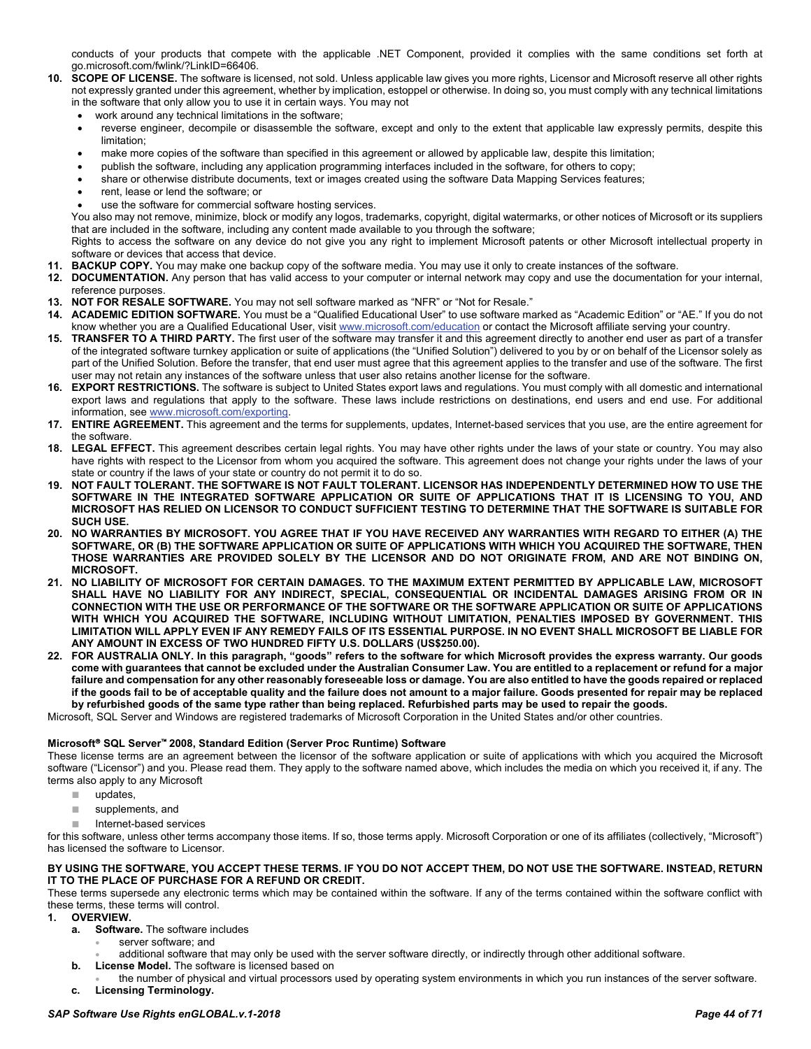conducts of your products that compete with the applicable .NET Component, provided it complies with the same conditions set forth at go.microsoft.com/fwlink/?LinkID=66406.

10. **SCOPE OF LICENSE.** The software is licensed, not sold. Unless applicable law gives you more rights, Licensor and Microsoft reserve all other rights not expressly granted under this agreement, whether by implication, estoppel or otherwise. In doing so, you must comply with any technical limitations in the software that only allow you to use it in certain ways. You may not
    - work around any technical limitations in the software;
    - reverse engineer, decompile or disassemble the software, except and only to the extent that applicable law expressly permits, despite this limitation;
    - make more copies of the software than specified in this agreement or allowed by applicable law, despite this limitation;
    - publish the software, including any application programming interfaces included in the software, for others to copy;
    - share or otherwise distribute documents, text or images created using the software Data Mapping Services features;
    - rent, lease or lend the software; or
    - use the software for commercial software hosting services.

    You also may not remove, minimize, block or modify any logos, trademarks, copyright, digital watermarks, or other notices of Microsoft or its suppliers that are included in the software, including any content made available to you through the software;

    Rights to access the software on any device do not give you any right to implement Microsoft patents or other Microsoft intellectual property in software or devices that access that device.
11. **BACKUP COPY.** You may make one backup copy of the software media. You may use it only to create instances of the software.
12. **DOCUMENTATION.** Any person that has valid access to your computer or internal network may copy and use the documentation for your internal, reference purposes.
13. **NOT FOR RESALE SOFTWARE.** You may not sell software marked as "NFR" or "Not for Resale."
14. **ACADEMIC EDITION SOFTWARE.** You must be a "Qualified Educational User" to use software marked as "Academic Edition" or "AE." If you do not know whether you are a Qualified Educational User, visit www.microsoft.com/education or contact the Microsoft affiliate serving your country.
15. **TRANSFER TO A THIRD PARTY.** The first user of the software may transfer it and this agreement directly to another end user as part of a transfer of the integrated software turnkey application or suite of applications (the "Unified Solution") delivered to you by or on behalf of the Licensor solely as part of the Unified Solution. Before the transfer, that end user must agree that this agreement applies to the transfer and use of the software. The first user may not retain any instances of the software unless that user also retains another license for the software.
16. **EXPORT RESTRICTIONS.** The software is subject to United States export laws and regulations. You must comply with all domestic and international export laws and regulations that apply to the software. These laws include restrictions on destinations, end users and end use. For additional information, see www.microsoft.com/exporting.
17. **ENTIRE AGREEMENT.** This agreement and the terms for supplements, updates, Internet-based services that you use, are the entire agreement for the software.
18. **LEGAL EFFECT.** This agreement describes certain legal rights. You may have other rights under the laws of your state or country. You may also have rights with respect to the Licensor from whom you acquired the software. This agreement does not change your rights under the laws of your state or country if the laws of your state or country do not permit it to do so.
19. **NOT FAULT TOLERANT. THE SOFTWARE IS NOT FAULT TOLERANT. LICENSOR HAS INDEPENDENTLY DETERMINED HOW TO USE THE SOFTWARE IN THE INTEGRATED SOFTWARE APPLICATION OR SUITE OF APPLICATIONS THAT IT IS LICENSING TO YOU, AND MICROSOFT HAS RELIED ON LICENSOR TO CONDUCT SUFFICIENT TESTING TO DETERMINE THAT THE SOFTWARE IS SUITABLE FOR SUCH USE.**
20. **NO WARRANTIES BY MICROSOFT. YOU AGREE THAT IF YOU HAVE RECEIVED ANY WARRANTIES WITH REGARD TO EITHER (A) THE SOFTWARE, OR (B) THE SOFTWARE APPLICATION OR SUITE OF APPLICATIONS WITH WHICH YOU ACQUIRED THE SOFTWARE, THEN THOSE WARRANTIES ARE PROVIDED SOLELY BY THE LICENSOR AND DO NOT ORIGINATE FROM, AND ARE NOT BINDING ON, MICROSOFT.**
21. **NO LIABILITY OF MICROSOFT FOR CERTAIN DAMAGES. TO THE MAXIMUM EXTENT PERMITTED BY APPLICABLE LAW, MICROSOFT SHALL HAVE NO LIABILITY FOR ANY INDIRECT, SPECIAL, CONSEQUENTIAL OR INCIDENTAL DAMAGES ARISING FROM OR IN CONNECTION WITH THE USE OR PERFORMANCE OF THE SOFTWARE OR THE SOFTWARE APPLICATION OR SUITE OF APPLICATIONS WITH WHICH YOU ACQUIRED THE SOFTWARE, INCLUDING WITHOUT LIMITATION, PENALTIES IMPOSED BY GOVERNMENT. THIS LIMITATION WILL APPLY EVEN IF ANY REMEDY FAILS OF ITS ESSENTIAL PURPOSE. IN NO EVENT SHALL MICROSOFT BE LIABLE FOR ANY AMOUNT IN EXCESS OF TWO HUNDRED FIFTY U.S. DOLLARS (US$250.00).**
22. **FOR AUSTRALIA ONLY. In this paragraph, "goods" refers to the software for which Microsoft provides the express warranty. Our goods come with guarantees that cannot be excluded under the Australian Consumer Law. You are entitled to a replacement or refund for a major failure and compensation for any other reasonably foreseeable loss or damage. You are also entitled to have the goods repaired or replaced if the goods fail to be of acceptable quality and the failure does not amount to a major failure. Goods presented for repair may be replaced by refurbished goods of the same type rather than being replaced. Refurbished parts may be used to repair the goods.**

Microsoft, SQL Server and Windows are registered trademarks of Microsoft Corporation in the United States and/or other countries.

**Microsoft® SQL Server™ 2008, Standard Edition (Server Proc Runtime) Software**

These license terms are an agreement between the licensor of the software application or suite of applications with which you acquired the Microsoft software ("Licensor") and you. Please read them. They apply to the software named above, which includes the media on which you received it, if any. The terms also apply to any Microsoft

- updates,
- supplements, and
- Internet-based services

for this software, unless other terms accompany those items. If so, those terms apply. Microsoft Corporation or one of its affiliates (collectively, "Microsoft") has licensed the software to Licensor.

**BY USING THE SOFTWARE, YOU ACCEPT THESE TERMS. IF YOU DO NOT ACCEPT THEM, DO NOT USE THE SOFTWARE. INSTEAD, RETURN IT TO THE PLACE OF PURCHASE FOR A REFUND OR CREDIT.**

These terms supersede any electronic terms which may be contained within the software. If any of the terms contained within the software conflict with these terms, these terms will control.

1. **OVERVIEW.**
    a. **Software.** The software includes
        - server software; and
        - additional software that may only be used with the server software directly, or indirectly through other additional software.

    b. **License Model.** The software is licensed based on
        - the number of physical and virtual processors used by operating system environments in which you run instances of the server software.

    c. **Licensing Terminology.**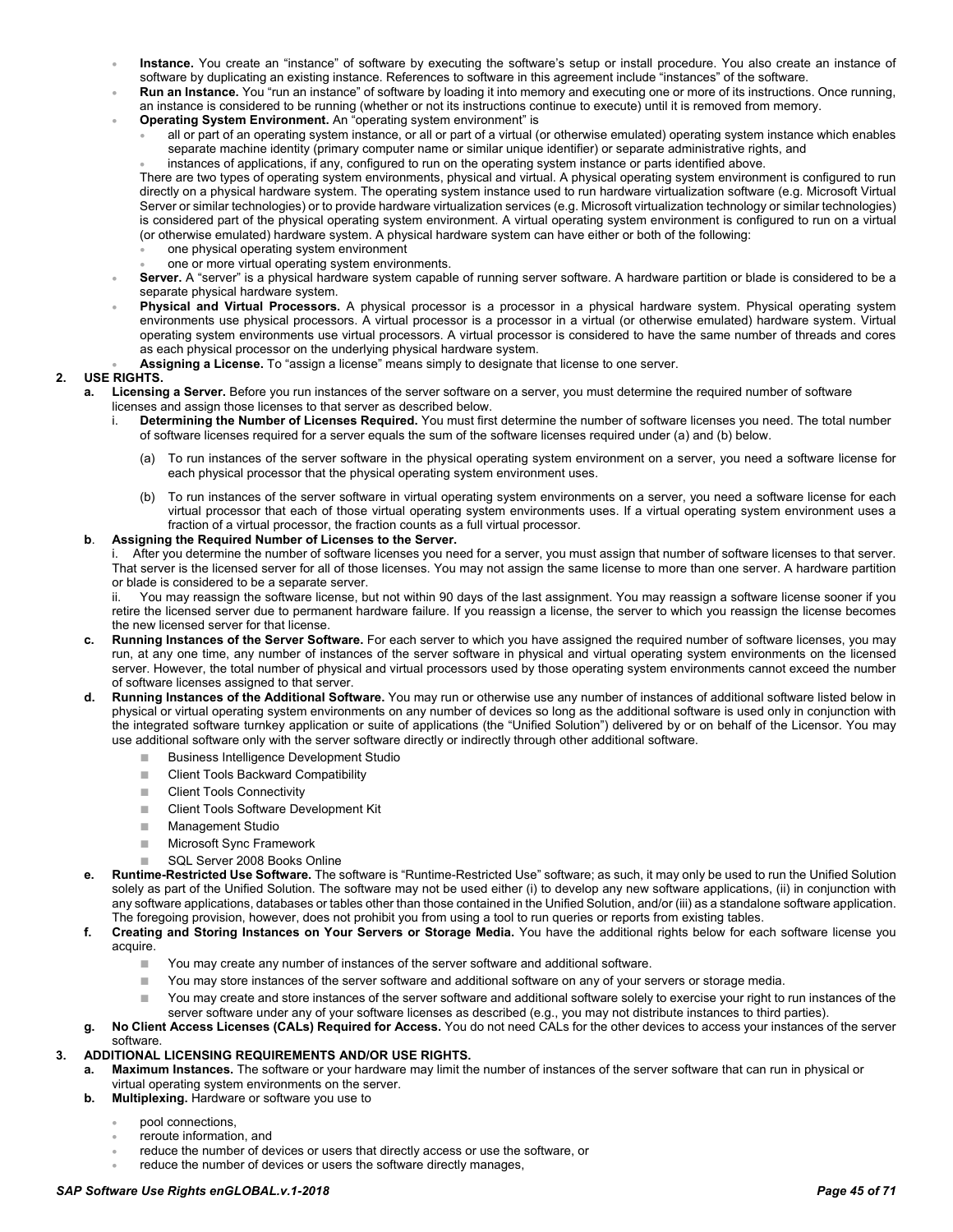- **Instance.** You create an "instance" of software by executing the software's setup or install procedure. You also create an instance of software by duplicating an existing instance. References to software in this agreement include "instances" of the software.
- **Run an Instance.** You "run an instance" of software by loading it into memory and executing one or more of its instructions. Once running, an instance is considered to be running (whether or not its instructions continue to execute) until it is removed from memory.
- **Operating System Environment.** An "operating system environment" is
  - all or part of an operating system instance, or all or part of a virtual (or otherwise emulated) operating system instance which enables separate machine identity (primary computer name or similar unique identifier) or separate administrative rights, and
  - instances of applications, if any, configured to run on the operating system instance or parts identified above.

  There are two types of operating system environments, physical and virtual. A physical operating system environment is configured to run directly on a physical hardware system. The operating system instance used to run hardware virtualization software (e.g. Microsoft Virtual Server or similar technologies) or to provide hardware virtualization services (e.g. Microsoft virtualization technology or similar technologies) is considered part of the physical operating system environment. A virtual operating system environment is configured to run on a virtual (or otherwise emulated) hardware system. A physical hardware system can have either or both of the following:
  - one physical operating system environment
  - one or more virtual operating system environments.
- **Server.** A "server" is a physical hardware system capable of running server software. A hardware partition or blade is considered to be a separate physical hardware system.
- **Physical and Virtual Processors.** A physical processor is a processor in a physical hardware system. Physical operating system environments use physical processors. A virtual processor is a processor in a virtual (or otherwise emulated) hardware system. Virtual operating system environments use virtual processors. A virtual processor is considered to have the same number of threads and cores as each physical processor on the underlying physical hardware system.
- **Assigning a License.** To "assign a license" means simply to designate that license to one server.

**2. USE RIGHTS.**

**a. Licensing a Server.** Before you run instances of the server software on a server, you must determine the required number of software licenses and assign those licenses to that server as described below.

i. **Determining the Number of Licenses Required.** You must first determine the number of software licenses you need. The total number of software licenses required for a server equals the sum of the software licenses required under (a) and (b) below.

(a) To run instances of the server software in the physical operating system environment on a server, you need a software license for each physical processor that the physical operating system environment uses.

(b) To run instances of the server software in virtual operating system environments on a server, you need a software license for each virtual processor that each of those virtual operating system environments uses. If a virtual operating system environment uses a fraction of a virtual processor, the fraction counts as a full virtual processor.

**b. Assigning the Required Number of Licenses to the Server.**

i. After you determine the number of software licenses you need for a server, you must assign that number of software licenses to that server. That server is the licensed server for all of those licenses. You may not assign the same license to more than one server. A hardware partition or blade is considered to be a separate server.

ii. You may reassign the software license, but not within 90 days of the last assignment. You may reassign a software license sooner if you retire the licensed server due to permanent hardware failure. If you reassign a license, the server to which you reassign the license becomes the new licensed server for that license.

**c. Running Instances of the Server Software.** For each server to which you have assigned the required number of software licenses, you may run, at any one time, any number of instances of the server software in physical and virtual operating system environments on the licensed server. However, the total number of physical and virtual processors used by those operating system environments cannot exceed the number of software licenses assigned to that server.

**d. Running Instances of the Additional Software.** You may run or otherwise use any number of instances of additional software listed below in physical or virtual operating system environments on any number of devices so long as the additional software is used only in conjunction with the integrated software turnkey application or suite of applications (the "Unified Solution") delivered by or on behalf of the Licensor. You may use additional software only with the server software directly or indirectly through other additional software.

- Business Intelligence Development Studio
- Client Tools Backward Compatibility
- Client Tools Connectivity
- Client Tools Software Development Kit
- Management Studio
- Microsoft Sync Framework
- SQL Server 2008 Books Online

**e. Runtime-Restricted Use Software.** The software is "Runtime-Restricted Use" software; as such, it may only be used to run the Unified Solution solely as part of the Unified Solution. The software may not be used either (i) to develop any new software applications, (ii) in conjunction with any software applications, databases or tables other than those contained in the Unified Solution, and/or (iii) as a standalone software application. The foregoing provision, however, does not prohibit you from using a tool to run queries or reports from existing tables.

**f. Creating and Storing Instances on Your Servers or Storage Media.** You have the additional rights below for each software license you acquire.

- You may create any number of instances of the server software and additional software.
- You may store instances of the server software and additional software on any of your servers or storage media.
- You may create and store instances of the server software and additional software solely to exercise your right to run instances of the server software under any of your software licenses as described (e.g., you may not distribute instances to third parties).

**g. No Client Access Licenses (CALs) Required for Access.** You do not need CALs for the other devices to access your instances of the server software.

**3. ADDITIONAL LICENSING REQUIREMENTS AND/OR USE RIGHTS.**

**a. Maximum Instances.** The software or your hardware may limit the number of instances of the server software that can run in physical or virtual operating system environments on the server.

**b. Multiplexing.** Hardware or software you use to

- pool connections,
- reroute information, and
- reduce the number of devices or users that directly access or use the software, or
- reduce the number of devices or users the software directly manages,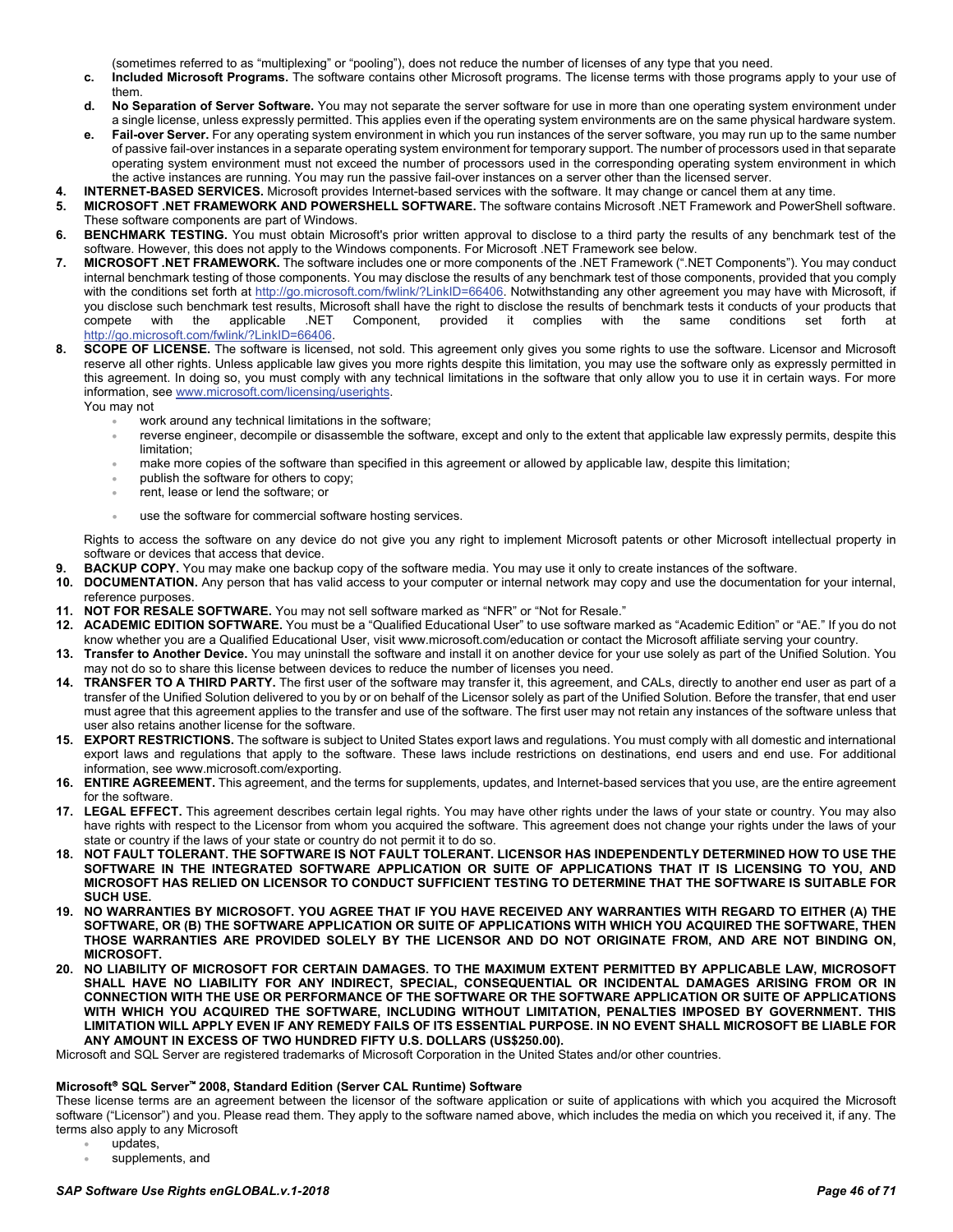(sometimes referred to as "multiplexing" or "pooling"), does not reduce the number of licenses of any type that you need.

c. **Included Microsoft Programs.** The software contains other Microsoft programs. The license terms with those programs apply to your use of them.

d. **No Separation of Server Software.** You may not separate the server software for use in more than one operating system environment under a single license, unless expressly permitted. This applies even if the operating system environments are on the same physical hardware system.

e. **Fail-over Server.** For any operating system environment in which you run instances of the server software, you may run up to the same number of passive fail-over instances in a separate operating system environment for temporary support. The number of processors used in that separate operating system environment must not exceed the number of processors used in the corresponding operating system environment in which the active instances are running. You may run the passive fail-over instances on a server other than the licensed server.

4. **INTERNET-BASED SERVICES.** Microsoft provides Internet-based services with the software. It may change or cancel them at any time.
5. **MICROSOFT .NET FRAMEWORK AND POWERSHELL SOFTWARE.** The software contains Microsoft .NET Framework and PowerShell software. These software components are part of Windows.
6. **BENCHMARK TESTING.** You must obtain Microsoft's prior written approval to disclose to a third party the results of any benchmark test of the software. However, this does not apply to the Windows components. For Microsoft .NET Framework see below.
7. **MICROSOFT .NET FRAMEWORK.** The software includes one or more components of the .NET Framework (".NET Components"). You may conduct internal benchmark testing of those components. You may disclose the results of any benchmark test of those components, provided that you comply with the conditions set forth at http://go.microsoft.com/fwlink/?LinkID=66406. Notwithstanding any other agreement you may have with Microsoft, if you disclose such benchmark test results, Microsoft shall have the right to disclose the results of benchmark tests it conducts of your products that compete with the applicable .NET Component, provided it complies with the same conditions set forth at http://go.microsoft.com/fwlink/?LinkID=66406.
8. **SCOPE OF LICENSE.** The software is licensed, not sold. This agreement only gives you some rights to use the software. Licensor and Microsoft reserve all other rights. Unless applicable law gives you more rights despite this limitation, you may use the software only as expressly permitted in this agreement. In doing so, you must comply with any technical limitations in the software that only allow you to use it in certain ways. For more information, see www.microsoft.com/licensing/userights.

   You may not

   - work around any technical limitations in the software;
   - reverse engineer, decompile or disassemble the software, except and only to the extent that applicable law expressly permits, despite this limitation;
   - make more copies of the software than specified in this agreement or allowed by applicable law, despite this limitation;
   - publish the software for others to copy;
   - rent, lease or lend the software; or
   - use the software for commercial software hosting services.

   Rights to access the software on any device do not give you any right to implement Microsoft patents or other Microsoft intellectual property in software or devices that access that device.

9. **BACKUP COPY.** You may make one backup copy of the software media. You may use it only to create instances of the software.
10. **DOCUMENTATION.** Any person that has valid access to your computer or internal network may copy and use the documentation for your internal, reference purposes.
11. **NOT FOR RESALE SOFTWARE.** You may not sell software marked as "NFR" or "Not for Resale."
12. **ACADEMIC EDITION SOFTWARE.** You must be a "Qualified Educational User" to use software marked as "Academic Edition" or "AE." If you do not know whether you are a Qualified Educational User, visit www.microsoft.com/education or contact the Microsoft affiliate serving your country.
13. **Transfer to Another Device.** You may uninstall the software and install it on another device for your use solely as part of the Unified Solution. You may not do so to share this license between devices to reduce the number of licenses you need.
14. **TRANSFER TO A THIRD PARTY.** The first user of the software may transfer it, this agreement, and CALs, directly to another end user as part of a transfer of the Unified Solution delivered to you by or on behalf of the Licensor solely as part of the Unified Solution. Before the transfer, that end user must agree that this agreement applies to the transfer and use of the software. The first user may not retain any instances of the software unless that user also retains another license for the software.
15. **EXPORT RESTRICTIONS.** The software is subject to United States export laws and regulations. You must comply with all domestic and international export laws and regulations that apply to the software. These laws include restrictions on destinations, end users and end use. For additional information, see www.microsoft.com/exporting.
16. **ENTIRE AGREEMENT.** This agreement, and the terms for supplements, updates, and Internet-based services that you use, are the entire agreement for the software.
17. **LEGAL EFFECT.** This agreement describes certain legal rights. You may have other rights under the laws of your state or country. You may also have rights with respect to the Licensor from whom you acquired the software. This agreement does not change your rights under the laws of your state or country if the laws of your state or country do not permit it to do so.
18. **NOT FAULT TOLERANT. THE SOFTWARE IS NOT FAULT TOLERANT. LICENSOR HAS INDEPENDENTLY DETERMINED HOW TO USE THE SOFTWARE IN THE INTEGRATED SOFTWARE APPLICATION OR SUITE OF APPLICATIONS THAT IT IS LICENSING TO YOU, AND MICROSOFT HAS RELIED ON LICENSOR TO CONDUCT SUFFICIENT TESTING TO DETERMINE THAT THE SOFTWARE IS SUITABLE FOR SUCH USE.**
19. **NO WARRANTIES BY MICROSOFT. YOU AGREE THAT IF YOU HAVE RECEIVED ANY WARRANTIES WITH REGARD TO EITHER (A) THE SOFTWARE, OR (B) THE SOFTWARE APPLICATION OR SUITE OF APPLICATIONS WITH WHICH YOU ACQUIRED THE SOFTWARE, THEN THOSE WARRANTIES ARE PROVIDED SOLELY BY THE LICENSOR AND DO NOT ORIGINATE FROM, AND ARE NOT BINDING ON, MICROSOFT.**
20. **NO LIABILITY OF MICROSOFT FOR CERTAIN DAMAGES. TO THE MAXIMUM EXTENT PERMITTED BY APPLICABLE LAW, MICROSOFT SHALL HAVE NO LIABILITY FOR ANY INDIRECT, SPECIAL, CONSEQUENTIAL OR INCIDENTAL DAMAGES ARISING FROM OR IN CONNECTION WITH THE USE OR PERFORMANCE OF THE SOFTWARE OR THE SOFTWARE APPLICATION OR SUITE OF APPLICATIONS WITH WHICH YOU ACQUIRED THE SOFTWARE, INCLUDING WITHOUT LIMITATION, PENALTIES IMPOSED BY GOVERNMENT. THIS LIMITATION WILL APPLY EVEN IF ANY REMEDY FAILS OF ITS ESSENTIAL PURPOSE. IN NO EVENT SHALL MICROSOFT BE LIABLE FOR ANY AMOUNT IN EXCESS OF TWO HUNDRED FIFTY U.S. DOLLARS (US$250.00).**

Microsoft and SQL Server are registered trademarks of Microsoft Corporation in the United States and/or other countries.

**Microsoft® SQL Server™ 2008, Standard Edition (Server CAL Runtime) Software**

These license terms are an agreement between the licensor of the software application or suite of applications with which you acquired the Microsoft software ("Licensor") and you. Please read them. They apply to the software named above, which includes the media on which you received it, if any. The terms also apply to any Microsoft

- updates,
- supplements, and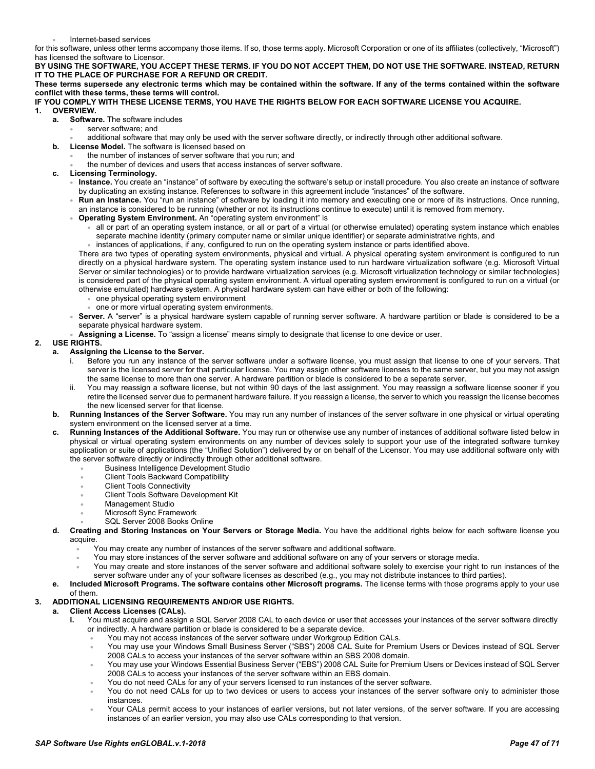- Internet-based services

for this software, unless other terms accompany those items. If so, those terms apply. Microsoft Corporation or one of its affiliates (collectively, "Microsoft") has licensed the software to Licensor.

**BY USING THE SOFTWARE, YOU ACCEPT THESE TERMS. IF YOU DO NOT ACCEPT THEM, DO NOT USE THE SOFTWARE. INSTEAD, RETURN IT TO THE PLACE OF PURCHASE FOR A REFUND OR CREDIT.**

**These terms supersede any electronic terms which may be contained within the software. If any of the terms contained within the software conflict with these terms, these terms will control.**

**IF YOU COMPLY WITH THESE LICENSE TERMS, YOU HAVE THE RIGHTS BELOW FOR EACH SOFTWARE LICENSE YOU ACQUIRE.**

**1. OVERVIEW.**

**a. Software.** The software includes
- server software; and
- additional software that may only be used with the server software directly, or indirectly through other additional software.

**b. License Model.** The software is licensed based on
- the number of instances of server software that you run; and
- the number of devices and users that access instances of server software.

**c. Licensing Terminology.**
- **Instance.** You create an "instance" of software by executing the software's setup or install procedure. You also create an instance of software by duplicating an existing instance. References to software in this agreement include "instances" of the software.
- **Run an Instance.** You "run an instance" of software by loading it into memory and executing one or more of its instructions. Once running, an instance is considered to be running (whether or not its instructions continue to execute) until it is removed from memory.
- **Operating System Environment.** An "operating system environment" is
  - all or part of an operating system instance, or all or part of a virtual (or otherwise emulated) operating system instance which enables separate machine identity (primary computer name or similar unique identifier) or separate administrative rights, and
  - instances of applications, if any, configured to run on the operating system instance or parts identified above.

  There are two types of operating system environments, physical and virtual. A physical operating system environment is configured to run directly on a physical hardware system. The operating system instance used to run hardware virtualization software (e.g. Microsoft Virtual Server or similar technologies) or to provide hardware virtualization services (e.g. Microsoft virtualization technology or similar technologies) is considered part of the physical operating system environment. A virtual operating system environment is configured to run on a virtual (or otherwise emulated) hardware system. A physical hardware system can have either or both of the following:
  - one physical operating system environment
  - one or more virtual operating system environments.
- **Server.** A "server" is a physical hardware system capable of running server software. A hardware partition or blade is considered to be a separate physical hardware system.
- **Assigning a License.** To "assign a license" means simply to designate that license to one device or user.

**2. USE RIGHTS.**

**a. Assigning the License to the Server.**

i. Before you run any instance of the server software under a software license, you must assign that license to one of your servers. That server is the licensed server for that particular license. You may assign other software licenses to the same server, but you may not assign the same license to more than one server. A hardware partition or blade is considered to be a separate server.

ii. You may reassign a software license, but not within 90 days of the last assignment. You may reassign a software license sooner if you retire the licensed server due to permanent hardware failure. If you reassign a license, the server to which you reassign the license becomes the new licensed server for that license.

**b. Running Instances of the Server Software.** You may run any number of instances of the server software in one physical or virtual operating system environment on the licensed server at a time.

**c. Running Instances of the Additional Software.** You may run or otherwise use any number of instances of additional software listed below in physical or virtual operating system environments on any number of devices solely to support your use of the integrated software turnkey application or suite of applications (the "Unified Solution") delivered by or on behalf of the Licensor. You may use additional software only with the server software directly or indirectly through other additional software.
- Business Intelligence Development Studio
- Client Tools Backward Compatibility
- Client Tools Connectivity
- Client Tools Software Development Kit
- Management Studio
- Microsoft Sync Framework
- SQL Server 2008 Books Online

**d. Creating and Storing Instances on Your Servers or Storage Media.** You have the additional rights below for each software license you acquire.
- You may create any number of instances of the server software and additional software.
- You may store instances of the server software and additional software on any of your servers or storage media.
- You may create and store instances of the server software and additional software solely to exercise your right to run instances of the server software under any of your software licenses as described (e.g., you may not distribute instances to third parties).

**e. Included Microsoft Programs. The software contains other Microsoft programs.** The license terms with those programs apply to your use of them.

**3. ADDITIONAL LICENSING REQUIREMENTS AND/OR USE RIGHTS.**

**a. Client Access Licenses (CALs).**

**i.** You must acquire and assign a SQL Server 2008 CAL to each device or user that accesses your instances of the server software directly or indirectly. A hardware partition or blade is considered to be a separate device.
- You may not access instances of the server software under Workgroup Edition CALs.
- You may use your Windows Small Business Server ("SBS") 2008 CAL Suite for Premium Users or Devices instead of SQL Server 2008 CALs to access your instances of the server software within an SBS 2008 domain.
- You may use your Windows Essential Business Server ("EBS") 2008 CAL Suite for Premium Users or Devices instead of SQL Server 2008 CALs to access your instances of the server software within an EBS domain.
- You do not need CALs for any of your servers licensed to run instances of the server software.
- You do not need CALs for up to two devices or users to access your instances of the server software only to administer those instances.
- Your CALs permit access to your instances of earlier versions, but not later versions, of the server software. If you are accessing instances of an earlier version, you may also use CALs corresponding to that version.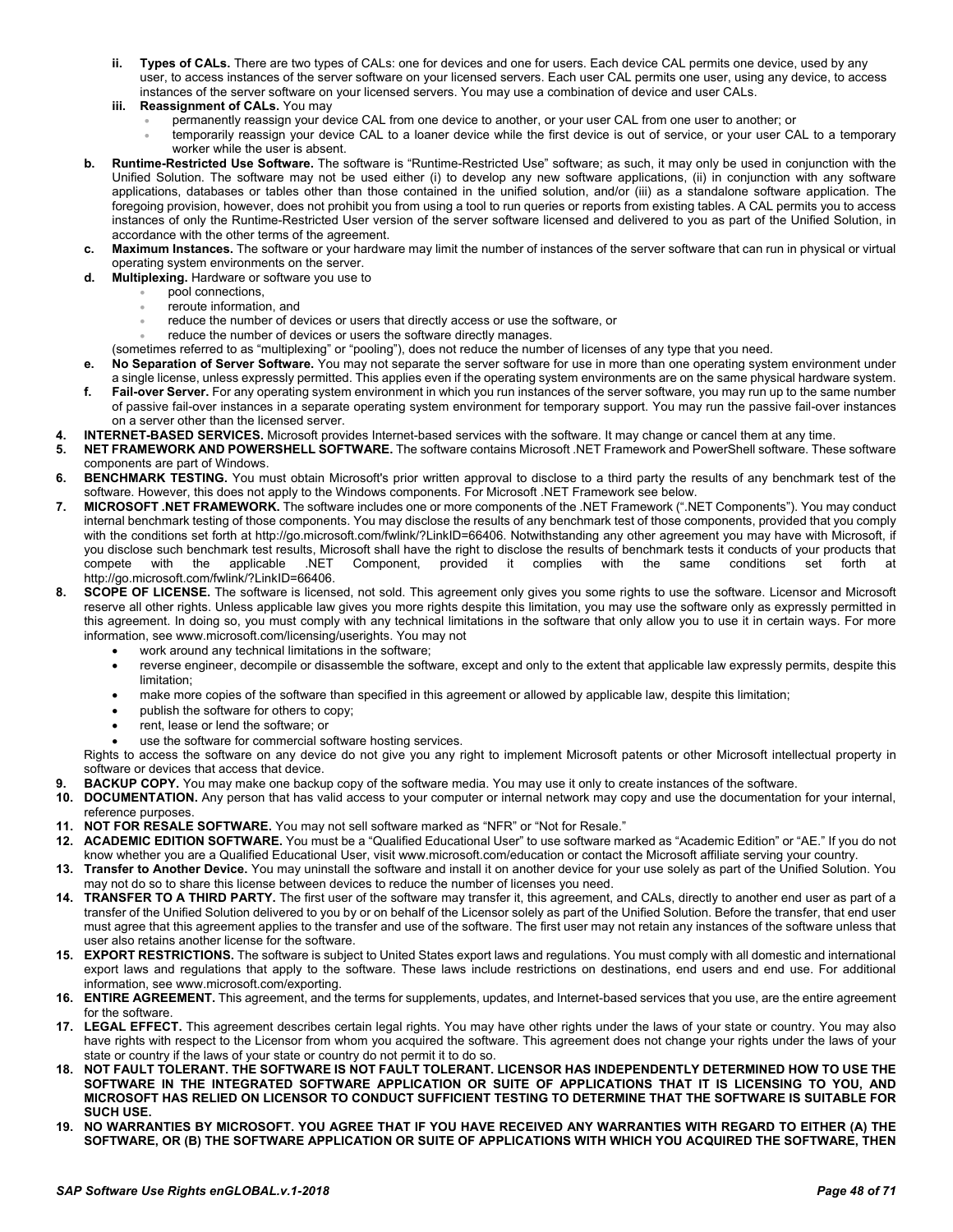ii. **Types of CALs.** There are two types of CALs: one for devices and one for users. Each device CAL permits one device, used by any user, to access instances of the server software on your licensed servers. Each user CAL permits one user, using any device, to access instances of the server software on your licensed servers. You may use a combination of device and user CALs.

iii. **Reassignment of CALs.** You may

- permanently reassign your device CAL from one device to another, or your user CAL from one user to another; or
- temporarily reassign your device CAL to a loaner device while the first device is out of service, or your user CAL to a temporary worker while the user is absent.

b. **Runtime-Restricted Use Software.** The software is "Runtime-Restricted Use" software; as such, it may only be used in conjunction with the Unified Solution. The software may not be used either (i) to develop any new software applications, (ii) in conjunction with any software applications, databases or tables other than those contained in the unified solution, and/or (iii) as a standalone software application. The foregoing provision, however, does not prohibit you from using a tool to run queries or reports from existing tables. A CAL permits you to access instances of only the Runtime-Restricted User version of the server software licensed and delivered to you as part of the Unified Solution, in accordance with the other terms of the agreement.

c. **Maximum Instances.** The software or your hardware may limit the number of instances of the server software that can run in physical or virtual operating system environments on the server.

d. **Multiplexing.** Hardware or software you use to

- pool connections,
- reroute information, and
- reduce the number of devices or users that directly access or use the software, or
- reduce the number of devices or users the software directly manages.

(sometimes referred to as "multiplexing" or "pooling"), does not reduce the number of licenses of any type that you need.

e. **No Separation of Server Software.** You may not separate the server software for use in more than one operating system environment under a single license, unless expressly permitted. This applies even if the operating system environments are on the same physical hardware system.

f. **Fail-over Server.** For any operating system environment in which you run instances of the server software, you may run up to the same number of passive fail-over instances in a separate operating system environment for temporary support. You may run the passive fail-over instances on a server other than the licensed server.

4. **INTERNET-BASED SERVICES.** Microsoft provides Internet-based services with the software. It may change or cancel them at any time.
5. **NET FRAMEWORK AND POWERSHELL SOFTWARE.** The software contains Microsoft .NET Framework and PowerShell software. These software components are part of Windows.
6. **BENCHMARK TESTING.** You must obtain Microsoft's prior written approval to disclose to a third party the results of any benchmark test of the software. However, this does not apply to the Windows components. For Microsoft .NET Framework see below.
7. **MICROSOFT .NET FRAMEWORK.** The software includes one or more components of the .NET Framework (".NET Components"). You may conduct internal benchmark testing of those components. You may disclose the results of any benchmark test of those components, provided that you comply with the conditions set forth at http://go.microsoft.com/fwlink/?LinkID=66406. Notwithstanding any other agreement you may have with Microsoft, if you disclose such benchmark test results, Microsoft shall have the right to disclose the results of benchmark tests it conducts of your products that compete with the applicable .NET Component, provided it complies with the same conditions set forth at http://go.microsoft.com/fwlink/?LinkID=66406.
8. **SCOPE OF LICENSE.** The software is licensed, not sold. This agreement only gives you some rights to use the software. Licensor and Microsoft reserve all other rights. Unless applicable law gives you more rights despite this limitation, you may use the software only as expressly permitted in this agreement. In doing so, you must comply with any technical limitations in the software that only allow you to use it in certain ways. For more information, see www.microsoft.com/licensing/userights. You may not
   - work around any technical limitations in the software;
   - reverse engineer, decompile or disassemble the software, except and only to the extent that applicable law expressly permits, despite this limitation;
   - make more copies of the software than specified in this agreement or allowed by applicable law, despite this limitation;
   - publish the software for others to copy;
   - rent, lease or lend the software; or
   - use the software for commercial software hosting services.

   Rights to access the software on any device do not give you any right to implement Microsoft patents or other Microsoft intellectual property in software or devices that access that device.
9. **BACKUP COPY.** You may make one backup copy of the software media. You may use it only to create instances of the software.
10. **DOCUMENTATION.** Any person that has valid access to your computer or internal network may copy and use the documentation for your internal, reference purposes.
11. **NOT FOR RESALE SOFTWARE.** You may not sell software marked as "NFR" or "Not for Resale."
12. **ACADEMIC EDITION SOFTWARE.** You must be a "Qualified Educational User" to use software marked as "Academic Edition" or "AE." If you do not know whether you are a Qualified Educational User, visit www.microsoft.com/education or contact the Microsoft affiliate serving your country.
13. **Transfer to Another Device.** You may uninstall the software and install it on another device for your use solely as part of the Unified Solution. You may not do so to share this license between devices to reduce the number of licenses you need.
14. **TRANSFER TO A THIRD PARTY.** The first user of the software may transfer it, this agreement, and CALs, directly to another end user as part of a transfer of the Unified Solution delivered to you by or on behalf of the Licensor solely as part of the Unified Solution. Before the transfer, that end user must agree that this agreement applies to the transfer and use of the software. The first user may not retain any instances of the software unless that user also retains another license for the software.
15. **EXPORT RESTRICTIONS.** The software is subject to United States export laws and regulations. You must comply with all domestic and international export laws and regulations that apply to the software. These laws include restrictions on destinations, end users and end use. For additional information, see www.microsoft.com/exporting.
16. **ENTIRE AGREEMENT.** This agreement, and the terms for supplements, updates, and Internet-based services that you use, are the entire agreement for the software.
17. **LEGAL EFFECT.** This agreement describes certain legal rights. You may have other rights under the laws of your state or country. You may also have rights with respect to the Licensor from whom you acquired the software. This agreement does not change your rights under the laws of your state or country if the laws of your state or country do not permit it to do so.
18. **NOT FAULT TOLERANT. THE SOFTWARE IS NOT FAULT TOLERANT. LICENSOR HAS INDEPENDENTLY DETERMINED HOW TO USE THE SOFTWARE IN THE INTEGRATED SOFTWARE APPLICATION OR SUITE OF APPLICATIONS THAT IT IS LICENSING TO YOU, AND MICROSOFT HAS RELIED ON LICENSOR TO CONDUCT SUFFICIENT TESTING TO DETERMINE THAT THE SOFTWARE IS SUITABLE FOR SUCH USE.**
19. **NO WARRANTIES BY MICROSOFT. YOU AGREE THAT IF YOU HAVE RECEIVED ANY WARRANTIES WITH REGARD TO EITHER (A) THE SOFTWARE, OR (B) THE SOFTWARE APPLICATION OR SUITE OF APPLICATIONS WITH WHICH YOU ACQUIRED THE SOFTWARE, THEN**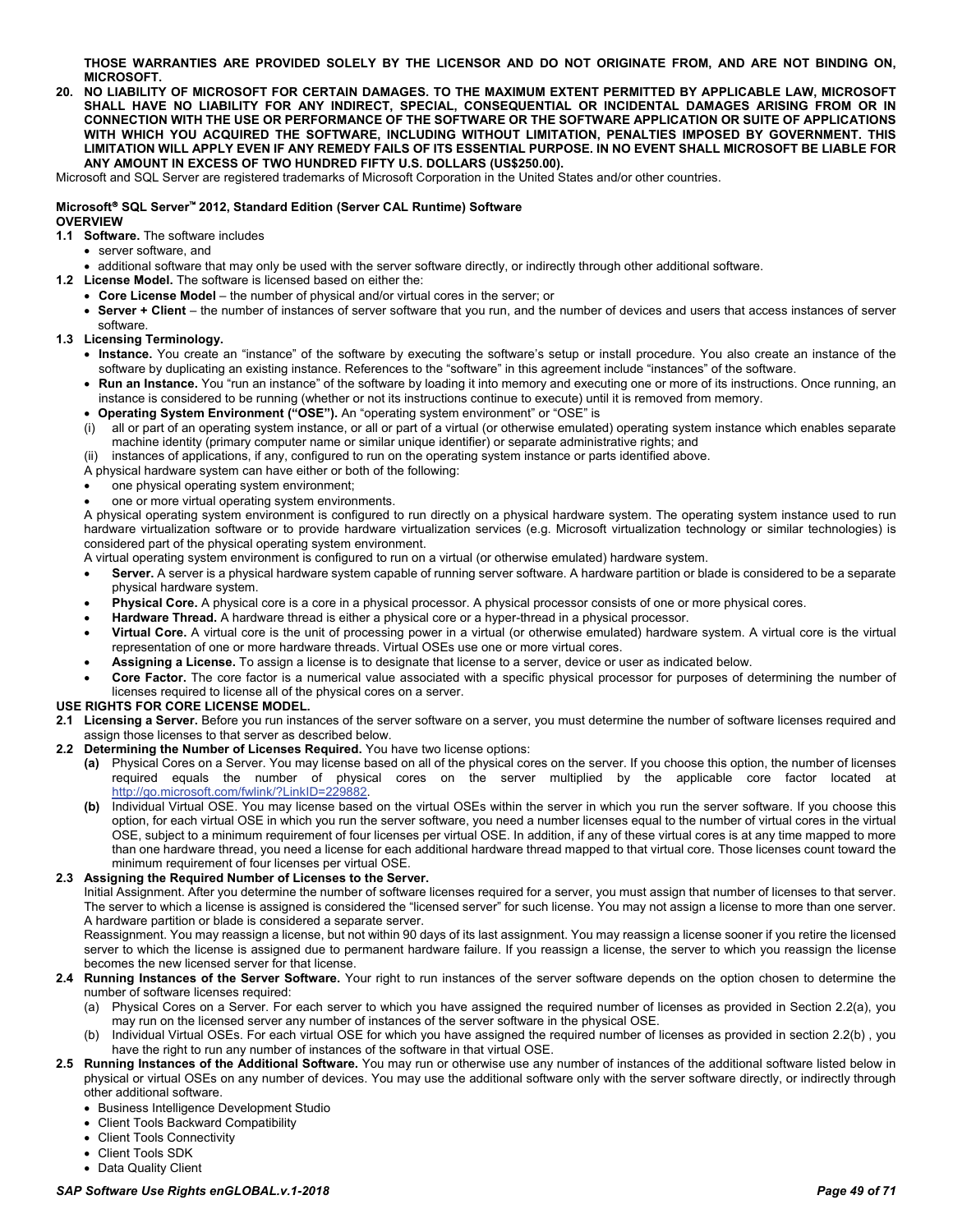**THOSE WARRANTIES ARE PROVIDED SOLELY BY THE LICENSOR AND DO NOT ORIGINATE FROM, AND ARE NOT BINDING ON, MICROSOFT.**

**20. NO LIABILITY OF MICROSOFT FOR CERTAIN DAMAGES. TO THE MAXIMUM EXTENT PERMITTED BY APPLICABLE LAW, MICROSOFT SHALL HAVE NO LIABILITY FOR ANY INDIRECT, SPECIAL, CONSEQUENTIAL OR INCIDENTAL DAMAGES ARISING FROM OR IN CONNECTION WITH THE USE OR PERFORMANCE OF THE SOFTWARE OR THE SOFTWARE APPLICATION OR SUITE OF APPLICATIONS WITH WHICH YOU ACQUIRED THE SOFTWARE, INCLUDING WITHOUT LIMITATION, PENALTIES IMPOSED BY GOVERNMENT. THIS LIMITATION WILL APPLY EVEN IF ANY REMEDY FAILS OF ITS ESSENTIAL PURPOSE. IN NO EVENT SHALL MICROSOFT BE LIABLE FOR ANY AMOUNT IN EXCESS OF TWO HUNDRED FIFTY U.S. DOLLARS (US$250.00).**

Microsoft and SQL Server are registered trademarks of Microsoft Corporation in the United States and/or other countries.

## Microsoft® SQL Server™ 2012, Standard Edition (Server CAL Runtime) Software

**OVERVIEW**

**1.1 Software.** The software includes

- server software, and
- additional software that may only be used with the server software directly, or indirectly through other additional software.

**1.2 License Model.** The software is licensed based on either the:

- **Core License Model** – the number of physical and/or virtual cores in the server; or
- **Server + Client** – the number of instances of server software that you run, and the number of devices and users that access instances of server software.

**1.3 Licensing Terminology.**

- **Instance.** You create an "instance" of the software by executing the software's setup or install procedure. You also create an instance of the software by duplicating an existing instance. References to the "software" in this agreement include "instances" of the software.
- **Run an Instance.** You "run an instance" of the software by loading it into memory and executing one or more of its instructions. Once running, an instance is considered to be running (whether or not its instructions continue to execute) until it is removed from memory.
- **Operating System Environment ("OSE").** An "operating system environment" or "OSE" is

  (i) all or part of an operating system instance, or all or part of a virtual (or otherwise emulated) operating system instance which enables separate machine identity (primary computer name or similar unique identifier) or separate administrative rights; and

  (ii) instances of applications, if any, configured to run on the operating system instance or parts identified above.

  A physical hardware system can have either or both of the following:

  - one physical operating system environment;
  - one or more virtual operating system environments.

  A physical operating system environment is configured to run directly on a physical hardware system. The operating system instance used to run hardware virtualization software or to provide hardware virtualization services (e.g. Microsoft virtualization technology or similar technologies) is considered part of the physical operating system environment.

  A virtual operating system environment is configured to run on a virtual (or otherwise emulated) hardware system.

- **Server.** A server is a physical hardware system capable of running server software. A hardware partition or blade is considered to be a separate physical hardware system.
- **Physical Core.** A physical core is a core in a physical processor. A physical processor consists of one or more physical cores.
- **Hardware Thread.** A hardware thread is either a physical core or a hyper-thread in a physical processor.
- **Virtual Core.** A virtual core is the unit of processing power in a virtual (or otherwise emulated) hardware system. A virtual core is the virtual representation of one or more hardware threads. Virtual OSEs use one or more virtual cores.
- **Assigning a License.** To assign a license is to designate that license to a server, device or user as indicated below.
- **Core Factor.** The core factor is a numerical value associated with a specific physical processor for purposes of determining the number of licenses required to license all of the physical cores on a server.

**USE RIGHTS FOR CORE LICENSE MODEL.**

**2.1 Licensing a Server.** Before you run instances of the server software on a server, you must determine the number of software licenses required and assign those licenses to that server as described below.

**2.2 Determining the Number of Licenses Required.** You have two license options:

**(a)** Physical Cores on a Server. You may license based on all of the physical cores on the server. If you choose this option, the number of licenses required equals the number of physical cores on the server multiplied by the applicable core factor located at http://go.microsoft.com/fwlink/?LinkID=229882.

**(b)** Individual Virtual OSE. You may license based on the virtual OSEs within the server in which you run the server software. If you choose this option, for each virtual OSE in which you run the server software, you need a number licenses equal to the number of virtual cores in the virtual OSE, subject to a minimum requirement of four licenses per virtual OSE. In addition, if any of these virtual cores is at any time mapped to more than one hardware thread, you need a license for each additional hardware thread mapped to that virtual core. Those licenses count toward the minimum requirement of four licenses per virtual OSE.

**2.3 Assigning the Required Number of Licenses to the Server.**

Initial Assignment. After you determine the number of software licenses required for a server, you must assign that number of licenses to that server. The server to which a license is assigned is considered the "licensed server" for such license. You may not assign a license to more than one server. A hardware partition or blade is considered a separate server.

Reassignment. You may reassign a license, but not within 90 days of its last assignment. You may reassign a license sooner if you retire the licensed server to which the license is assigned due to permanent hardware failure. If you reassign a license, the server to which you reassign the license becomes the new licensed server for that license.

**2.4 Running Instances of the Server Software.** Your right to run instances of the server software depends on the option chosen to determine the number of software licenses required:

(a) Physical Cores on a Server. For each server to which you have assigned the required number of licenses as provided in Section 2.2(a), you may run on the licensed server any number of instances of the server software in the physical OSE.

(b) Individual Virtual OSEs. For each virtual OSE for which you have assigned the required number of licenses as provided in section 2.2(b) , you have the right to run any number of instances of the software in that virtual OSE.

**2.5 Running Instances of the Additional Software.** You may run or otherwise use any number of instances of the additional software listed below in physical or virtual OSEs on any number of devices. You may use the additional software only with the server software directly, or indirectly through other additional software.

- Business Intelligence Development Studio
- Client Tools Backward Compatibility
- Client Tools Connectivity
- Client Tools SDK
- Data Quality Client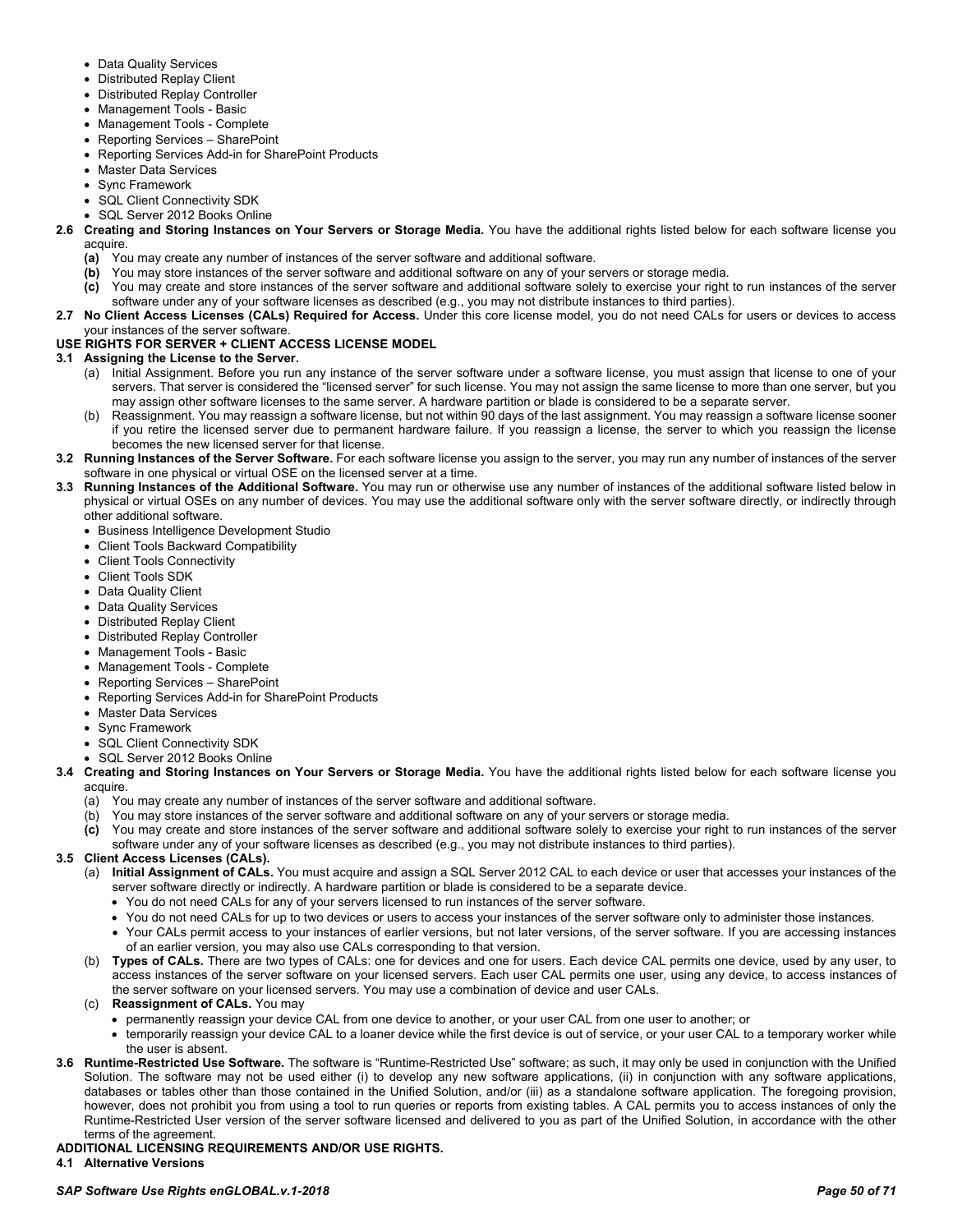- Data Quality Services
- Distributed Replay Client
- Distributed Replay Controller
- Management Tools - Basic
- Management Tools - Complete
- Reporting Services – SharePoint
- Reporting Services Add-in for SharePoint Products
- Master Data Services
- Sync Framework
- SQL Client Connectivity SDK
- SQL Server 2012 Books Online

**2.6 Creating and Storing Instances on Your Servers or Storage Media.** You have the additional rights listed below for each software license you acquire.

- **(a)** You may create any number of instances of the server software and additional software.
- **(b)** You may store instances of the server software and additional software on any of your servers or storage media.
- **(c)** You may create and store instances of the server software and additional software solely to exercise your right to run instances of the server software under any of your software licenses as described (e.g., you may not distribute instances to third parties).

**2.7 No Client Access Licenses (CALs) Required for Access.** Under this core license model, you do not need CALs for users or devices to access your instances of the server software.

**USE RIGHTS FOR SERVER + CLIENT ACCESS LICENSE MODEL**

**3.1 Assigning the License to the Server.**

- (a) Initial Assignment. Before you run any instance of the server software under a software license, you must assign that license to one of your servers. That server is considered the "licensed server" for such license. You may not assign the same license to more than one server, but you may assign other software licenses to the same server. A hardware partition or blade is considered to be a separate server.
- (b) Reassignment. You may reassign a software license, but not within 90 days of the last assignment. You may reassign a software license sooner if you retire the licensed server due to permanent hardware failure. If you reassign a license, the server to which you reassign the license becomes the new licensed server for that license.

**3.2 Running Instances of the Server Software.** For each software license you assign to the server, you may run any number of instances of the server software in one physical or virtual OSE on the licensed server at a time.

**3.3 Running Instances of the Additional Software.** You may run or otherwise use any number of instances of the additional software listed below in physical or virtual OSEs on any number of devices. You may use the additional software only with the server software directly, or indirectly through other additional software.

- Business Intelligence Development Studio
- Client Tools Backward Compatibility
- Client Tools Connectivity
- Client Tools SDK
- Data Quality Client
- Data Quality Services
- Distributed Replay Client
- Distributed Replay Controller
- Management Tools - Basic
- Management Tools - Complete
- Reporting Services – SharePoint
- Reporting Services Add-in for SharePoint Products
- Master Data Services
- Sync Framework
- SQL Client Connectivity SDK
- SQL Server 2012 Books Online

**3.4 Creating and Storing Instances on Your Servers or Storage Media.** You have the additional rights listed below for each software license you acquire.

- (a) You may create any number of instances of the server software and additional software.
- (b) You may store instances of the server software and additional software on any of your servers or storage media.
- **(c)** You may create and store instances of the server software and additional software solely to exercise your right to run instances of the server software under any of your software licenses as described (e.g., you may not distribute instances to third parties).

**3.5 Client Access Licenses (CALs).**

- (a) **Initial Assignment of CALs.** You must acquire and assign a SQL Server 2012 CAL to each device or user that accesses your instances of the server software directly or indirectly. A hardware partition or blade is considered to be a separate device.
  - You do not need CALs for any of your servers licensed to run instances of the server software.
  - You do not need CALs for up to two devices or users to access your instances of the server software only to administer those instances.
  - Your CALs permit access to your instances of earlier versions, but not later versions, of the server software. If you are accessing instances of an earlier version, you may also use CALs corresponding to that version.
- (b) **Types of CALs.** There are two types of CALs: one for devices and one for users. Each device CAL permits one device, used by any user, to access instances of the server software on your licensed servers. Each user CAL permits one user, using any device, to access instances of the server software on your licensed servers. You may use a combination of device and user CALs.
- (c) **Reassignment of CALs.** You may
  - permanently reassign your device CAL from one device to another, or your user CAL from one user to another; or
  - temporarily reassign your device CAL to a loaner device while the first device is out of service, or your user CAL to a temporary worker while the user is absent.

**3.6 Runtime-Restricted Use Software.** The software is "Runtime-Restricted Use" software; as such, it may only be used in conjunction with the Unified Solution. The software may not be used either (i) to develop any new software applications, (ii) in conjunction with any software applications, databases or tables other than those contained in the Unified Solution, and/or (iii) as a standalone software application. The foregoing provision, however, does not prohibit you from using a tool to run queries or reports from existing tables. A CAL permits you to access instances of only the Runtime-Restricted User version of the server software licensed and delivered to you as part of the Unified Solution, in accordance with the other terms of the agreement.

**ADDITIONAL LICENSING REQUIREMENTS AND/OR USE RIGHTS.**

**4.1 Alternative Versions**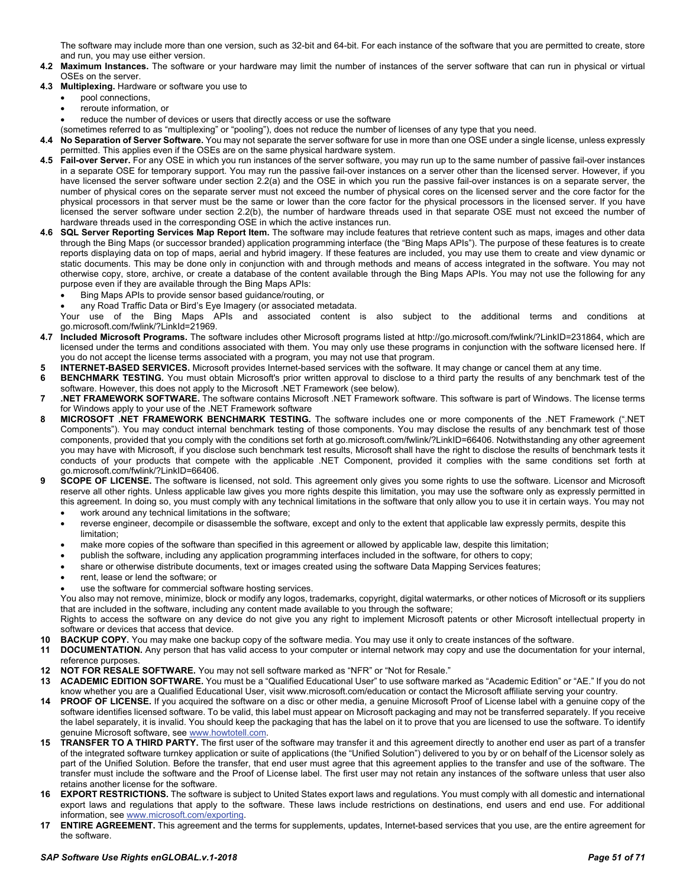The software may include more than one version, such as 32-bit and 64-bit. For each instance of the software that you are permitted to create, store and run, you may use either version.

**4.2 Maximum Instances.** The software or your hardware may limit the number of instances of the server software that can run in physical or virtual OSEs on the server.

**4.3 Multiplexing.** Hardware or software you use to

- pool connections,
- reroute information, or
- reduce the number of devices or users that directly access or use the software

(sometimes referred to as "multiplexing" or "pooling"), does not reduce the number of licenses of any type that you need.

**4.4 No Separation of Server Software.** You may not separate the server software for use in more than one OSE under a single license, unless expressly permitted. This applies even if the OSEs are on the same physical hardware system.

**4.5 Fail-over Server.** For any OSE in which you run instances of the server software, you may run up to the same number of passive fail-over instances in a separate OSE for temporary support. You may run the passive fail-over instances on a server other than the licensed server. However, if you have licensed the server software under section 2.2(a) and the OSE in which you run the passive fail-over instances is on a separate server, the number of physical cores on the separate server must not exceed the number of physical cores on the licensed server and the core factor for the physical processors in that server must be the same or lower than the core factor for the physical processors in the licensed server. If you have licensed the server software under section 2.2(b), the number of hardware threads used in that separate OSE must not exceed the number of hardware threads used in the corresponding OSE in which the active instances run.

**4.6 SQL Server Reporting Services Map Report Item.** The software may include features that retrieve content such as maps, images and other data through the Bing Maps (or successor branded) application programming interface (the "Bing Maps APIs"). The purpose of these features is to create reports displaying data on top of maps, aerial and hybrid imagery. If these features are included, you may use them to create and view dynamic or static documents. This may be done only in conjunction with and through methods and means of access integrated in the software. You may not otherwise copy, store, archive, or create a database of the content available through the Bing Maps APIs. You may not use the following for any purpose even if they are available through the Bing Maps APIs:

- Bing Maps APIs to provide sensor based guidance/routing, or
- any Road Traffic Data or Bird's Eye Imagery (or associated metadata.

Your use of the Bing Maps APIs and associated content is also subject to the additional terms and conditions at go.microsoft.com/fwlink/?LinkId=21969.

**4.7 Included Microsoft Programs.** The software includes other Microsoft programs listed at http://go.microsoft.com/fwlink/?LinkID=231864, which are licensed under the terms and conditions associated with them. You may only use these programs in conjunction with the software licensed here. If you do not accept the license terms associated with a program, you may not use that program.

**5 INTERNET-BASED SERVICES.** Microsoft provides Internet-based services with the software. It may change or cancel them at any time.

**6 BENCHMARK TESTING.** You must obtain Microsoft's prior written approval to disclose to a third party the results of any benchmark test of the software. However, this does not apply to the Microsoft .NET Framework (see below).

**7 .NET FRAMEWORK SOFTWARE.** The software contains Microsoft .NET Framework software. This software is part of Windows. The license terms for Windows apply to your use of the .NET Framework software

**8 MICROSOFT .NET FRAMEWORK BENCHMARK TESTING.** The software includes one or more components of the .NET Framework (".NET Components"). You may conduct internal benchmark testing of those components. You may disclose the results of any benchmark test of those components, provided that you comply with the conditions set forth at go.microsoft.com/fwlink/?LinkID=66406. Notwithstanding any other agreement you may have with Microsoft, if you disclose such benchmark test results, Microsoft shall have the right to disclose the results of benchmark tests it conducts of your products that compete with the applicable .NET Component, provided it complies with the same conditions set forth at go.microsoft.com/fwlink/?LinkID=66406.

**9 SCOPE OF LICENSE.** The software is licensed, not sold. This agreement only gives you some rights to use the software. Licensor and Microsoft reserve all other rights. Unless applicable law gives you more rights despite this limitation, you may use the software only as expressly permitted in this agreement. In doing so, you must comply with any technical limitations in the software that only allow you to use it in certain ways. You may not

- work around any technical limitations in the software;
- reverse engineer, decompile or disassemble the software, except and only to the extent that applicable law expressly permits, despite this limitation;
- make more copies of the software than specified in this agreement or allowed by applicable law, despite this limitation;
- publish the software, including any application programming interfaces included in the software, for others to copy;
- share or otherwise distribute documents, text or images created using the software Data Mapping Services features;
- rent, lease or lend the software; or
- use the software for commercial software hosting services.

You also may not remove, minimize, block or modify any logos, trademarks, copyright, digital watermarks, or other notices of Microsoft or its suppliers that are included in the software, including any content made available to you through the software;

Rights to access the software on any device do not give you any right to implement Microsoft patents or other Microsoft intellectual property in software or devices that access that device.

**10 BACKUP COPY.** You may make one backup copy of the software media. You may use it only to create instances of the software.

**11 DOCUMENTATION.** Any person that has valid access to your computer or internal network may copy and use the documentation for your internal, reference purposes.

**12 NOT FOR RESALE SOFTWARE.** You may not sell software marked as "NFR" or "Not for Resale."

**13 ACADEMIC EDITION SOFTWARE.** You must be a "Qualified Educational User" to use software marked as "Academic Edition" or "AE." If you do not know whether you are a Qualified Educational User, visit www.microsoft.com/education or contact the Microsoft affiliate serving your country.

**14 PROOF OF LICENSE.** If you acquired the software on a disc or other media, a genuine Microsoft Proof of License label with a genuine copy of the software identifies licensed software. To be valid, this label must appear on Microsoft packaging and may not be transferred separately. If you receive the label separately, it is invalid. You should keep the packaging that has the label on it to prove that you are licensed to use the software. To identify genuine Microsoft software, see www.howtotell.com.

**15 TRANSFER TO A THIRD PARTY.** The first user of the software may transfer it and this agreement directly to another end user as part of a transfer of the integrated software turnkey application or suite of applications (the "Unified Solution") delivered to you by or on behalf of the Licensor solely as part of the Unified Solution. Before the transfer, that end user must agree that this agreement applies to the transfer and use of the software. The transfer must include the software and the Proof of License label. The first user may not retain any instances of the software unless that user also retains another license for the software.

**16 EXPORT RESTRICTIONS.** The software is subject to United States export laws and regulations. You must comply with all domestic and international export laws and regulations that apply to the software. These laws include restrictions on destinations, end users and end use. For additional information, see www.microsoft.com/exporting.

**17 ENTIRE AGREEMENT.** This agreement and the terms for supplements, updates, Internet-based services that you use, are the entire agreement for the software.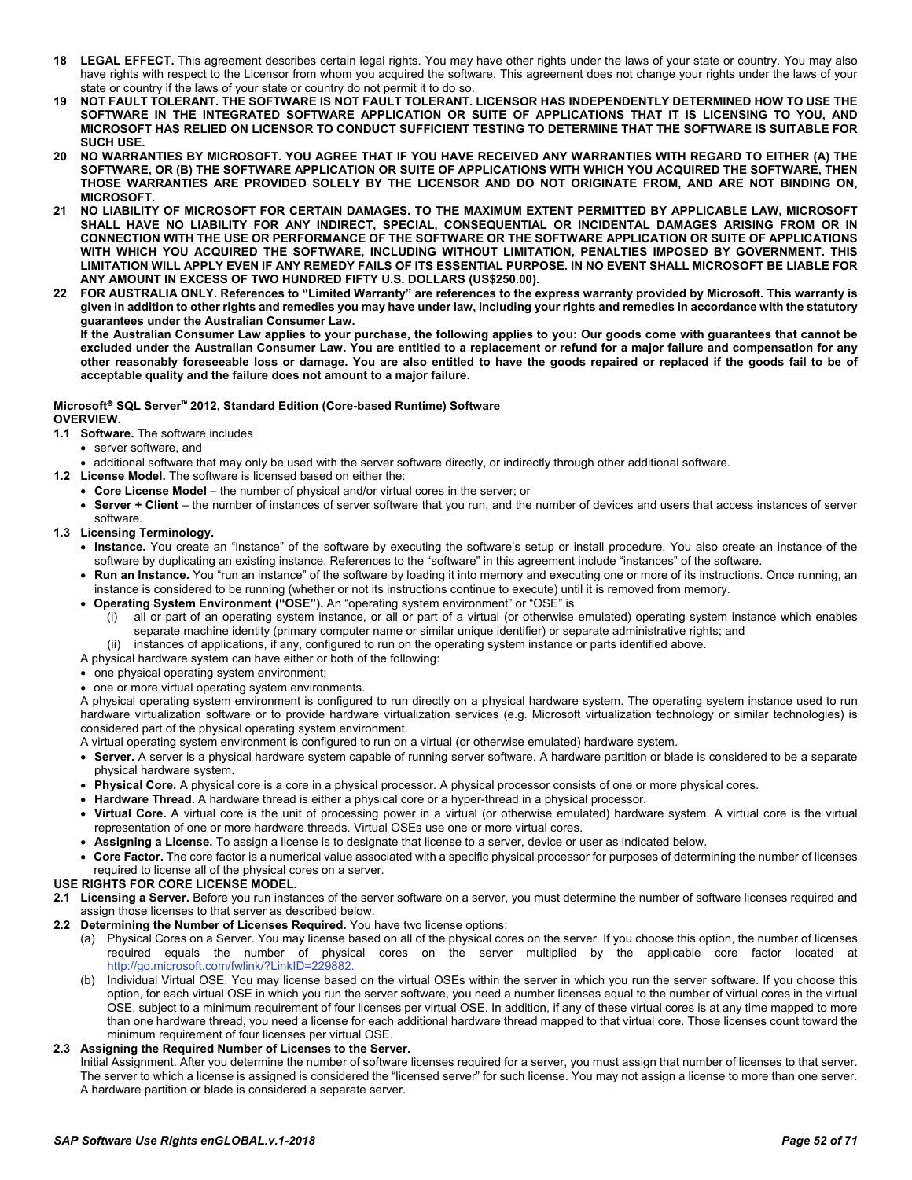**18 LEGAL EFFECT.** This agreement describes certain legal rights. You may have other rights under the laws of your state or country. You may also have rights with respect to the Licensor from whom you acquired the software. This agreement does not change your rights under the laws of your state or country if the laws of your state or country do not permit it to do so.

**19 NOT FAULT TOLERANT. THE SOFTWARE IS NOT FAULT TOLERANT. LICENSOR HAS INDEPENDENTLY DETERMINED HOW TO USE THE SOFTWARE IN THE INTEGRATED SOFTWARE APPLICATION OR SUITE OF APPLICATIONS THAT IT IS LICENSING TO YOU, AND MICROSOFT HAS RELIED ON LICENSOR TO CONDUCT SUFFICIENT TESTING TO DETERMINE THAT THE SOFTWARE IS SUITABLE FOR SUCH USE.**

**20 NO WARRANTIES BY MICROSOFT. YOU AGREE THAT IF YOU HAVE RECEIVED ANY WARRANTIES WITH REGARD TO EITHER (A) THE SOFTWARE, OR (B) THE SOFTWARE APPLICATION OR SUITE OF APPLICATIONS WITH WHICH YOU ACQUIRED THE SOFTWARE, THEN THOSE WARRANTIES ARE PROVIDED SOLELY BY THE LICENSOR AND DO NOT ORIGINATE FROM, AND ARE NOT BINDING ON, MICROSOFT.**

**21 NO LIABILITY OF MICROSOFT FOR CERTAIN DAMAGES. TO THE MAXIMUM EXTENT PERMITTED BY APPLICABLE LAW, MICROSOFT SHALL HAVE NO LIABILITY FOR ANY INDIRECT, SPECIAL, CONSEQUENTIAL OR INCIDENTAL DAMAGES ARISING FROM OR IN CONNECTION WITH THE USE OR PERFORMANCE OF THE SOFTWARE OR THE SOFTWARE APPLICATION OR SUITE OF APPLICATIONS WITH WHICH YOU ACQUIRED THE SOFTWARE, INCLUDING WITHOUT LIMITATION, PENALTIES IMPOSED BY GOVERNMENT. THIS LIMITATION WILL APPLY EVEN IF ANY REMEDY FAILS OF ITS ESSENTIAL PURPOSE. IN NO EVENT SHALL MICROSOFT BE LIABLE FOR ANY AMOUNT IN EXCESS OF TWO HUNDRED FIFTY U.S. DOLLARS (US$250.00).**

**22 FOR AUSTRALIA ONLY. References to "Limited Warranty" are references to the express warranty provided by Microsoft. This warranty is given in addition to other rights and remedies you may have under law, including your rights and remedies in accordance with the statutory guarantees under the Australian Consumer Law.**

**If the Australian Consumer Law applies to your purchase, the following applies to you: Our goods come with guarantees that cannot be excluded under the Australian Consumer Law. You are entitled to a replacement or refund for a major failure and compensation for any other reasonably foreseeable loss or damage. You are also entitled to have the goods repaired or replaced if the goods fail to be of acceptable quality and the failure does not amount to a major failure.**

**Microsoft® SQL Server™ 2012, Standard Edition (Core-based Runtime) Software**

**OVERVIEW.**

**1.1 Software.** The software includes
- server software, and
- additional software that may only be used with the server software directly, or indirectly through other additional software.

**1.2 License Model.** The software is licensed based on either the:
- **Core License Model** – the number of physical and/or virtual cores in the server; or
- **Server + Client** – the number of instances of server software that you run, and the number of devices and users that access instances of server software.

**1.3 Licensing Terminology.**
- **Instance.** You create an "instance" of the software by executing the software's setup or install procedure. You also create an instance of the software by duplicating an existing instance. References to the "software" in this agreement include "instances" of the software.
- **Run an Instance.** You "run an instance" of the software by loading it into memory and executing one or more of its instructions. Once running, an instance is considered to be running (whether or not its instructions continue to execute) until it is removed from memory.
- **Operating System Environment ("OSE").** An "operating system environment" or "OSE" is
  - (i) all or part of an operating system instance, or all or part of a virtual (or otherwise emulated) operating system instance which enables separate machine identity (primary computer name or similar unique identifier) or separate administrative rights; and
  - (ii) instances of applications, if any, configured to run on the operating system instance or parts identified above.

A physical hardware system can have either or both of the following:
- one physical operating system environment;
- one or more virtual operating system environments.

A physical operating system environment is configured to run directly on a physical hardware system. The operating system instance used to run hardware virtualization software or to provide hardware virtualization services (e.g. Microsoft virtualization technology or similar technologies) is considered part of the physical operating system environment.

A virtual operating system environment is configured to run on a virtual (or otherwise emulated) hardware system.
- **Server.** A server is a physical hardware system capable of running server software. A hardware partition or blade is considered to be a separate physical hardware system.
- **Physical Core.** A physical core is a core in a physical processor. A physical processor consists of one or more physical cores.
- **Hardware Thread.** A hardware thread is either a physical core or a hyper-thread in a physical processor.
- **Virtual Core.** A virtual core is the unit of processing power in a virtual (or otherwise emulated) hardware system. A virtual core is the virtual representation of one or more hardware threads. Virtual OSEs use one or more virtual cores.
- **Assigning a License.** To assign a license is to designate that license to a server, device or user as indicated below.
- **Core Factor.** The core factor is a numerical value associated with a specific physical processor for purposes of determining the number of licenses required to license all of the physical cores on a server.

**USE RIGHTS FOR CORE LICENSE MODEL.**

**2.1 Licensing a Server.** Before you run instances of the server software on a server, you must determine the number of software licenses required and assign those licenses to that server as described below.

**2.2 Determining the Number of Licenses Required.** You have two license options:
- (a) Physical Cores on a Server. You may license based on all of the physical cores on the server. If you choose this option, the number of licenses required equals the number of physical cores on the server multiplied by the applicable core factor located at http://go.microsoft.com/fwlink/?LinkID=229882.
- (b) Individual Virtual OSE. You may license based on the virtual OSEs within the server in which you run the server software. If you choose this option, for each virtual OSE in which you run the server software, you need a number licenses equal to the number of virtual cores in the virtual OSE, subject to a minimum requirement of four licenses per virtual OSE. In addition, if any of these virtual cores is at any time mapped to more than one hardware thread, you need a license for each additional hardware thread mapped to that virtual core. Those licenses count toward the minimum requirement of four licenses per virtual OSE.

**2.3 Assigning the Required Number of Licenses to the Server.**

Initial Assignment. After you determine the number of software licenses required for a server, you must assign that number of licenses to that server. The server to which a license is assigned is considered the "licensed server" for such license. You may not assign a license to more than one server. A hardware partition or blade is considered a separate server.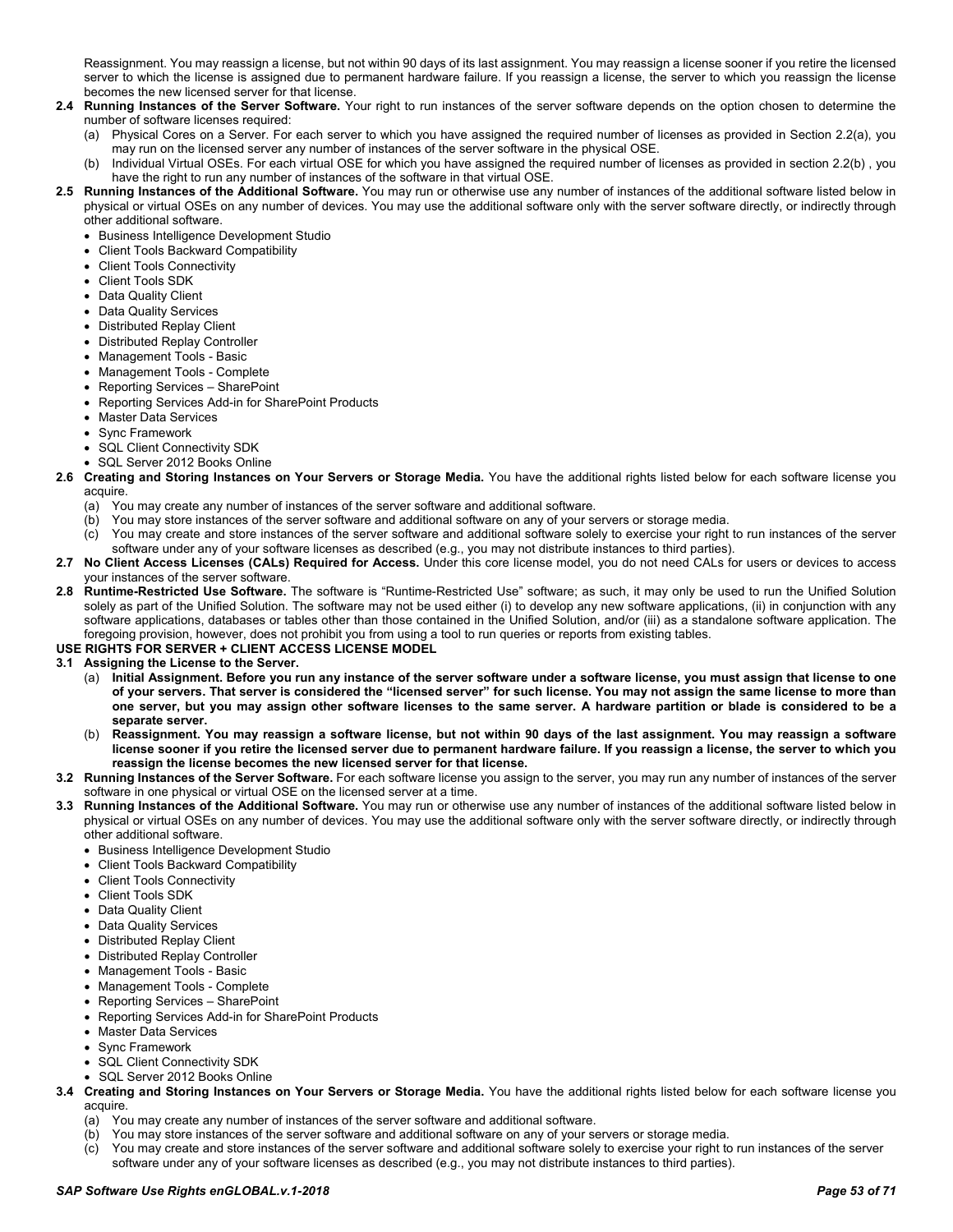Reassignment. You may reassign a license, but not within 90 days of its last assignment. You may reassign a license sooner if you retire the licensed server to which the license is assigned due to permanent hardware failure. If you reassign a license, the server to which you reassign the license becomes the new licensed server for that license.

**2.4 Running Instances of the Server Software.** Your right to run instances of the server software depends on the option chosen to determine the number of software licenses required:

(a) Physical Cores on a Server. For each server to which you have assigned the required number of licenses as provided in Section 2.2(a), you may run on the licensed server any number of instances of the server software in the physical OSE.

(b) Individual Virtual OSEs. For each virtual OSE for which you have assigned the required number of licenses as provided in section 2.2(b) , you have the right to run any number of instances of the software in that virtual OSE.

**2.5 Running Instances of the Additional Software.** You may run or otherwise use any number of instances of the additional software listed below in physical or virtual OSEs on any number of devices. You may use the additional software only with the server software directly, or indirectly through other additional software.

- Business Intelligence Development Studio
- Client Tools Backward Compatibility
- Client Tools Connectivity
- Client Tools SDK
- Data Quality Client
- Data Quality Services
- Distributed Replay Client
- Distributed Replay Controller
- Management Tools - Basic
- Management Tools - Complete
- Reporting Services – SharePoint
- Reporting Services Add-in for SharePoint Products
- Master Data Services
- Sync Framework
- SQL Client Connectivity SDK
- SQL Server 2012 Books Online

**2.6 Creating and Storing Instances on Your Servers or Storage Media.** You have the additional rights listed below for each software license you acquire.

(a) You may create any number of instances of the server software and additional software.

(b) You may store instances of the server software and additional software on any of your servers or storage media.

(c) You may create and store instances of the server software and additional software solely to exercise your right to run instances of the server software under any of your software licenses as described (e.g., you may not distribute instances to third parties).

**2.7 No Client Access Licenses (CALs) Required for Access.** Under this core license model, you do not need CALs for users or devices to access your instances of the server software.

**2.8 Runtime-Restricted Use Software.** The software is "Runtime-Restricted Use" software; as such, it may only be used to run the Unified Solution solely as part of the Unified Solution. The software may not be used either (i) to develop any new software applications, (ii) in conjunction with any software applications, databases or tables other than those contained in the Unified Solution, and/or (iii) as a standalone software application. The foregoing provision, however, does not prohibit you from using a tool to run queries or reports from existing tables.

**USE RIGHTS FOR SERVER + CLIENT ACCESS LICENSE MODEL**

**3.1 Assigning the License to the Server.**

(a) **Initial Assignment. Before you run any instance of the server software under a software license, you must assign that license to one of your servers. That server is considered the "licensed server" for such license. You may not assign the same license to more than one server, but you may assign other software licenses to the same server. A hardware partition or blade is considered to be a separate server.**

(b) **Reassignment. You may reassign a software license, but not within 90 days of the last assignment. You may reassign a software license sooner if you retire the licensed server due to permanent hardware failure. If you reassign a license, the server to which you reassign the license becomes the new licensed server for that license.**

**3.2 Running Instances of the Server Software.** For each software license you assign to the server, you may run any number of instances of the server software in one physical or virtual OSE on the licensed server at a time.

**3.3 Running Instances of the Additional Software.** You may run or otherwise use any number of instances of the additional software listed below in physical or virtual OSEs on any number of devices. You may use the additional software only with the server software directly, or indirectly through other additional software.

- Business Intelligence Development Studio
- Client Tools Backward Compatibility
- Client Tools Connectivity
- Client Tools SDK
- Data Quality Client
- Data Quality Services
- Distributed Replay Client
- Distributed Replay Controller
- Management Tools - Basic
- Management Tools - Complete
- Reporting Services – SharePoint
- Reporting Services Add-in for SharePoint Products
- Master Data Services
- Sync Framework
- SQL Client Connectivity SDK
- SQL Server 2012 Books Online

**3.4 Creating and Storing Instances on Your Servers or Storage Media.** You have the additional rights listed below for each software license you acquire.

(a) You may create any number of instances of the server software and additional software.

(b) You may store instances of the server software and additional software on any of your servers or storage media.

(c) You may create and store instances of the server software and additional software solely to exercise your right to run instances of the server software under any of your software licenses as described (e.g., you may not distribute instances to third parties).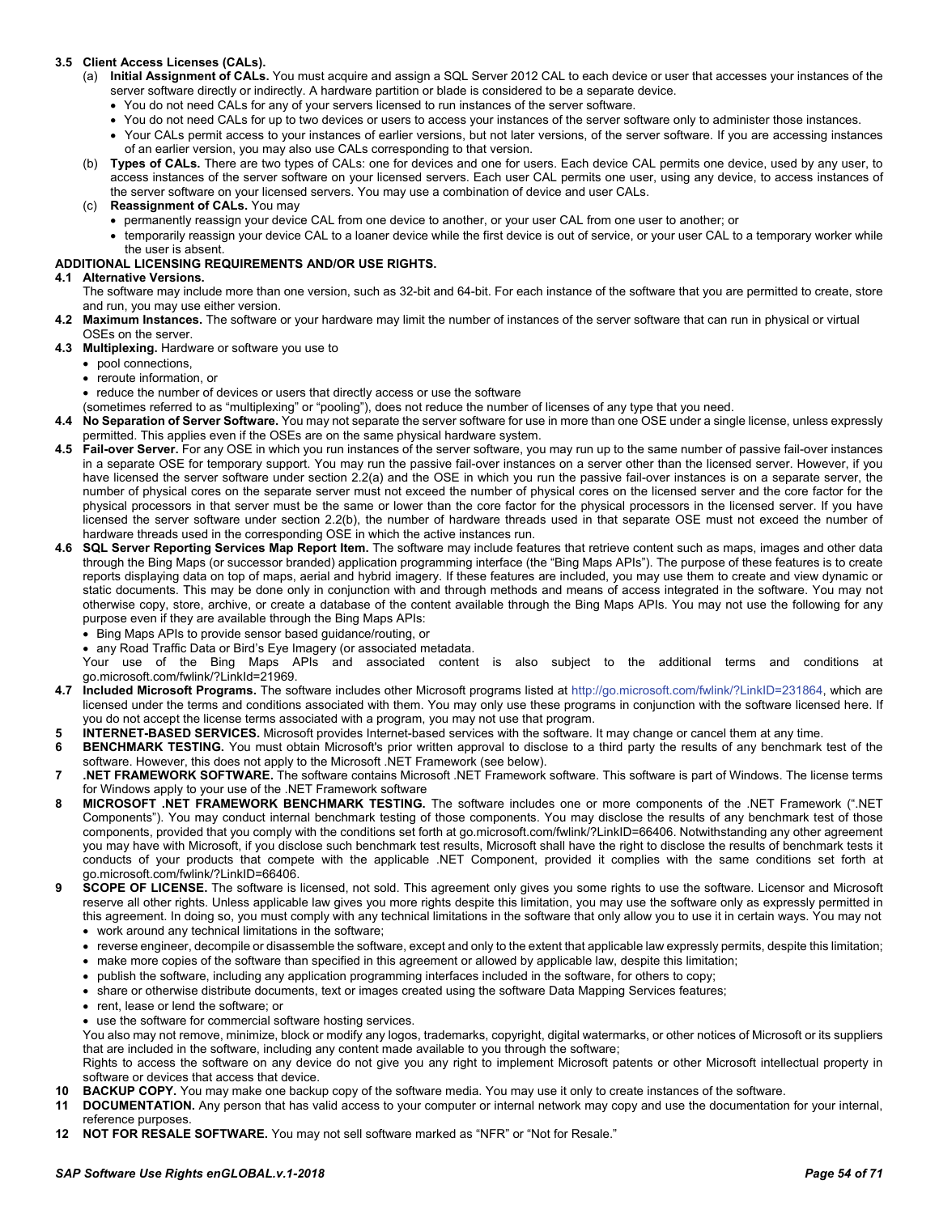**3.5 Client Access Licenses (CALs).**

(a) **Initial Assignment of CALs.** You must acquire and assign a SQL Server 2012 CAL to each device or user that accesses your instances of the server software directly or indirectly. A hardware partition or blade is considered to be a separate device.

- You do not need CALs for any of your servers licensed to run instances of the server software.
- You do not need CALs for up to two devices or users to access your instances of the server software only to administer those instances.
- Your CALs permit access to your instances of earlier versions, but not later versions, of the server software. If you are accessing instances of an earlier version, you may also use CALs corresponding to that version.

(b) **Types of CALs.** There are two types of CALs: one for devices and one for users. Each device CAL permits one device, used by any user, to access instances of the server software on your licensed servers. Each user CAL permits one user, using any device, to access instances of the server software on your licensed servers. You may use a combination of device and user CALs.

(c) **Reassignment of CALs.** You may

- permanently reassign your device CAL from one device to another, or your user CAL from one user to another; or
- temporarily reassign your device CAL to a loaner device while the first device is out of service, or your user CAL to a temporary worker while the user is absent.

**ADDITIONAL LICENSING REQUIREMENTS AND/OR USE RIGHTS.**

**4.1 Alternative Versions.**
The software may include more than one version, such as 32-bit and 64-bit. For each instance of the software that you are permitted to create, store and run, you may use either version.

**4.2 Maximum Instances.** The software or your hardware may limit the number of instances of the server software that can run in physical or virtual OSEs on the server.

**4.3 Multiplexing.** Hardware or software you use to

- pool connections,
- reroute information, or
- reduce the number of devices or users that directly access or use the software

(sometimes referred to as "multiplexing" or "pooling"), does not reduce the number of licenses of any type that you need.

**4.4 No Separation of Server Software.** You may not separate the server software for use in more than one OSE under a single license, unless expressly permitted. This applies even if the OSEs are on the same physical hardware system.

**4.5 Fail-over Server.** For any OSE in which you run instances of the server software, you may run up to the same number of passive fail-over instances in a separate OSE for temporary support. You may run the passive fail-over instances on a server other than the licensed server. However, if you have licensed the server software under section 2.2(a) and the OSE in which you run the passive fail-over instances is on a separate server, the number of physical cores on the separate server must not exceed the number of physical cores on the licensed server and the core factor for the physical processors in that server must be the same or lower than the core factor for the physical processors in the licensed server. If you have licensed the server software under section 2.2(b), the number of hardware threads used in that separate OSE must not exceed the number of hardware threads used in the corresponding OSE in which the active instances run.

**4.6 SQL Server Reporting Services Map Report Item.** The software may include features that retrieve content such as maps, images and other data through the Bing Maps (or successor branded) application programming interface (the "Bing Maps APIs"). The purpose of these features is to create reports displaying data on top of maps, aerial and hybrid imagery. If these features are included, you may use them to create and view dynamic or static documents. This may be done only in conjunction with and through methods and means of access integrated in the software. You may not otherwise copy, store, archive, or create a database of the content available through the Bing Maps APIs. You may not use the following for any purpose even if they are available through the Bing Maps APIs:

- Bing Maps APIs to provide sensor based guidance/routing, or
- any Road Traffic Data or Bird's Eye Imagery (or associated metadata.

Your use of the Bing Maps APIs and associated content is also subject to the additional terms and conditions at go.microsoft.com/fwlink/?LinkId=21969.

**4.7 Included Microsoft Programs.** The software includes other Microsoft programs listed at http://go.microsoft.com/fwlink/?LinkID=231864, which are licensed under the terms and conditions associated with them. You may only use these programs in conjunction with the software licensed here. If you do not accept the license terms associated with a program, you may not use that program.

**5 INTERNET-BASED SERVICES.** Microsoft provides Internet-based services with the software. It may change or cancel them at any time.

**6 BENCHMARK TESTING.** You must obtain Microsoft's prior written approval to disclose to a third party the results of any benchmark test of the software. However, this does not apply to the Microsoft .NET Framework (see below).

**7 .NET FRAMEWORK SOFTWARE.** The software contains Microsoft .NET Framework software. This software is part of Windows. The license terms for Windows apply to your use of the .NET Framework software

**8 MICROSOFT .NET FRAMEWORK BENCHMARK TESTING.** The software includes one or more components of the .NET Framework (".NET Components"). You may conduct internal benchmark testing of those components. You may disclose the results of any benchmark test of those components, provided that you comply with the conditions set forth at go.microsoft.com/fwlink/?LinkID=66406. Notwithstanding any other agreement you may have with Microsoft, if you disclose such benchmark test results, Microsoft shall have the right to disclose the results of benchmark tests it conducts of your products that compete with the applicable .NET Component, provided it complies with the same conditions set forth at go.microsoft.com/fwlink/?LinkID=66406.

**9 SCOPE OF LICENSE.** The software is licensed, not sold. This agreement only gives you some rights to use the software. Licensor and Microsoft reserve all other rights. Unless applicable law gives you more rights despite this limitation, you may use the software only as expressly permitted in this agreement. In doing so, you must comply with any technical limitations in the software that only allow you to use it in certain ways. You may not

- work around any technical limitations in the software;
- reverse engineer, decompile or disassemble the software, except and only to the extent that applicable law expressly permits, despite this limitation;
- make more copies of the software than specified in this agreement or allowed by applicable law, despite this limitation;
- publish the software, including any application programming interfaces included in the software, for others to copy;
- share or otherwise distribute documents, text or images created using the software Data Mapping Services features;
- rent, lease or lend the software; or
- use the software for commercial software hosting services.

You also may not remove, minimize, block or modify any logos, trademarks, copyright, digital watermarks, or other notices of Microsoft or its suppliers that are included in the software, including any content made available to you through the software;

Rights to access the software on any device do not give you any right to implement Microsoft patents or other Microsoft intellectual property in software or devices that access that device.

**10 BACKUP COPY.** You may make one backup copy of the software media. You may use it only to create instances of the software.

**11 DOCUMENTATION.** Any person that has valid access to your computer or internal network may copy and use the documentation for your internal, reference purposes.

**12 NOT FOR RESALE SOFTWARE.** You may not sell software marked as "NFR" or "Not for Resale."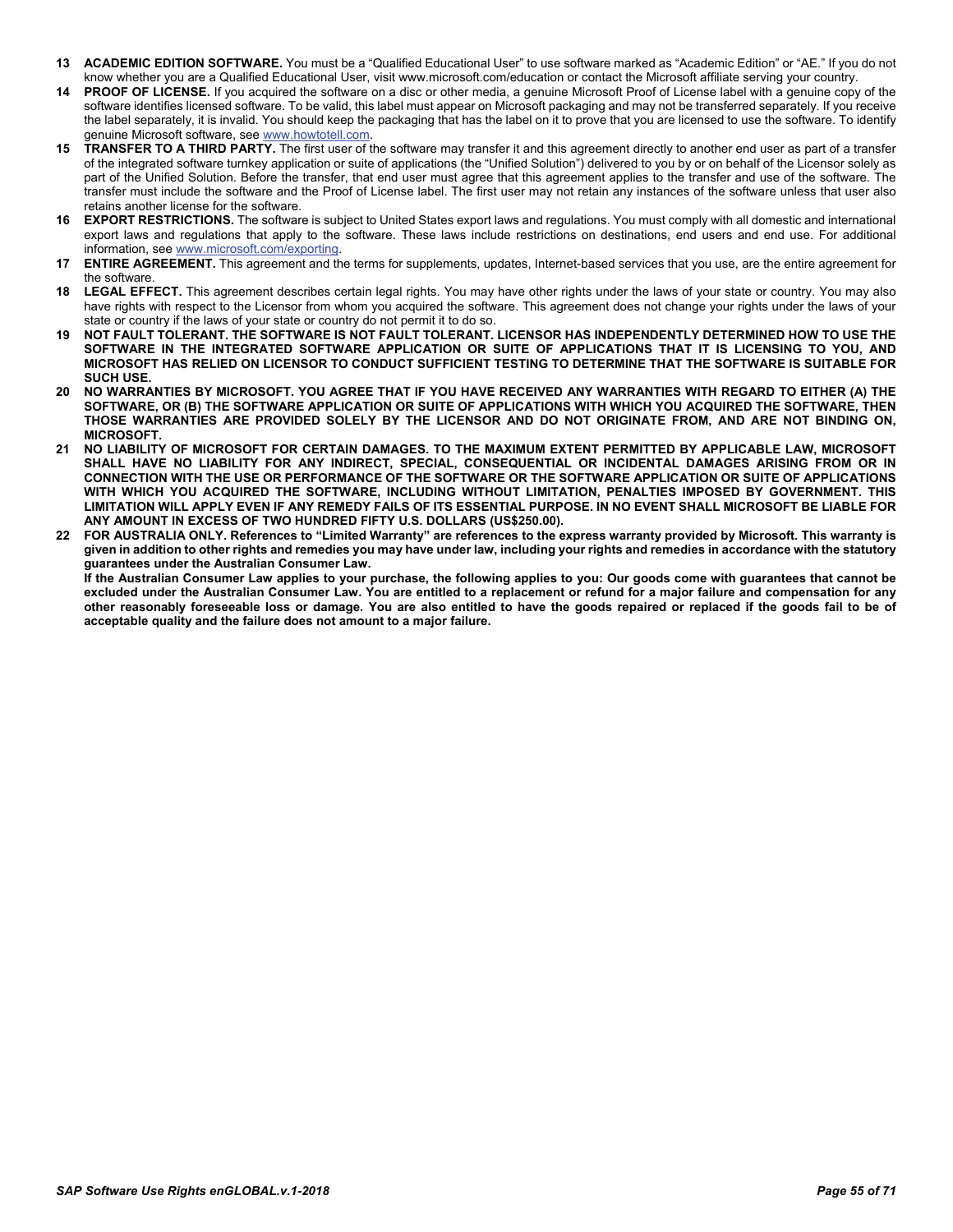13 **ACADEMIC EDITION SOFTWARE.** You must be a "Qualified Educational User" to use software marked as "Academic Edition" or "AE." If you do not know whether you are a Qualified Educational User, visit www.microsoft.com/education or contact the Microsoft affiliate serving your country.

14 **PROOF OF LICENSE.** If you acquired the software on a disc or other media, a genuine Microsoft Proof of License label with a genuine copy of the software identifies licensed software. To be valid, this label must appear on Microsoft packaging and may not be transferred separately. If you receive the label separately, it is invalid. You should keep the packaging that has the label on it to prove that you are licensed to use the software. To identify genuine Microsoft software, see [www.howtotell.com](http://www.howtotell.com).

15 **TRANSFER TO A THIRD PARTY.** The first user of the software may transfer it and this agreement directly to another end user as part of a transfer of the integrated software turnkey application or suite of applications (the "Unified Solution") delivered to you by or on behalf of the Licensor solely as part of the Unified Solution. Before the transfer, that end user must agree that this agreement applies to the transfer and use of the software. The transfer must include the software and the Proof of License label. The first user may not retain any instances of the software unless that user also retains another license for the software.

16 **EXPORT RESTRICTIONS.** The software is subject to United States export laws and regulations. You must comply with all domestic and international export laws and regulations that apply to the software. These laws include restrictions on destinations, end users and end use. For additional information, see [www.microsoft.com/exporting](http://www.microsoft.com/exporting).

17 **ENTIRE AGREEMENT.** This agreement and the terms for supplements, updates, Internet-based services that you use, are the entire agreement for the software.

18 **LEGAL EFFECT.** This agreement describes certain legal rights. You may have other rights under the laws of your state or country. You may also have rights with respect to the Licensor from whom you acquired the software. This agreement does not change your rights under the laws of your state or country if the laws of your state or country do not permit it to do so.

19 **NOT FAULT TOLERANT. THE SOFTWARE IS NOT FAULT TOLERANT. LICENSOR HAS INDEPENDENTLY DETERMINED HOW TO USE THE SOFTWARE IN THE INTEGRATED SOFTWARE APPLICATION OR SUITE OF APPLICATIONS THAT IT IS LICENSING TO YOU, AND MICROSOFT HAS RELIED ON LICENSOR TO CONDUCT SUFFICIENT TESTING TO DETERMINE THAT THE SOFTWARE IS SUITABLE FOR SUCH USE.**

20 **NO WARRANTIES BY MICROSOFT. YOU AGREE THAT IF YOU HAVE RECEIVED ANY WARRANTIES WITH REGARD TO EITHER (A) THE SOFTWARE, OR (B) THE SOFTWARE APPLICATION OR SUITE OF APPLICATIONS WITH WHICH YOU ACQUIRED THE SOFTWARE, THEN THOSE WARRANTIES ARE PROVIDED SOLELY BY THE LICENSOR AND DO NOT ORIGINATE FROM, AND ARE NOT BINDING ON, MICROSOFT.**

21 **NO LIABILITY OF MICROSOFT FOR CERTAIN DAMAGES. TO THE MAXIMUM EXTENT PERMITTED BY APPLICABLE LAW, MICROSOFT SHALL HAVE NO LIABILITY FOR ANY INDIRECT, SPECIAL, CONSEQUENTIAL OR INCIDENTAL DAMAGES ARISING FROM OR IN CONNECTION WITH THE USE OR PERFORMANCE OF THE SOFTWARE OR THE SOFTWARE APPLICATION OR SUITE OF APPLICATIONS WITH WHICH YOU ACQUIRED THE SOFTWARE, INCLUDING WITHOUT LIMITATION, PENALTIES IMPOSED BY GOVERNMENT. THIS LIMITATION WILL APPLY EVEN IF ANY REMEDY FAILS OF ITS ESSENTIAL PURPOSE. IN NO EVENT SHALL MICROSOFT BE LIABLE FOR ANY AMOUNT IN EXCESS OF TWO HUNDRED FIFTY U.S. DOLLARS (US$250.00).**

22 **FOR AUSTRALIA ONLY. References to "Limited Warranty" are references to the express warranty provided by Microsoft. This warranty is given in addition to other rights and remedies you may have under law, including your rights and remedies in accordance with the statutory guarantees under the Australian Consumer Law.**

**If the Australian Consumer Law applies to your purchase, the following applies to you: Our goods come with guarantees that cannot be excluded under the Australian Consumer Law. You are entitled to a replacement or refund for a major failure and compensation for any other reasonably foreseeable loss or damage. You are also entitled to have the goods repaired or replaced if the goods fail to be of acceptable quality and the failure does not amount to a major failure.**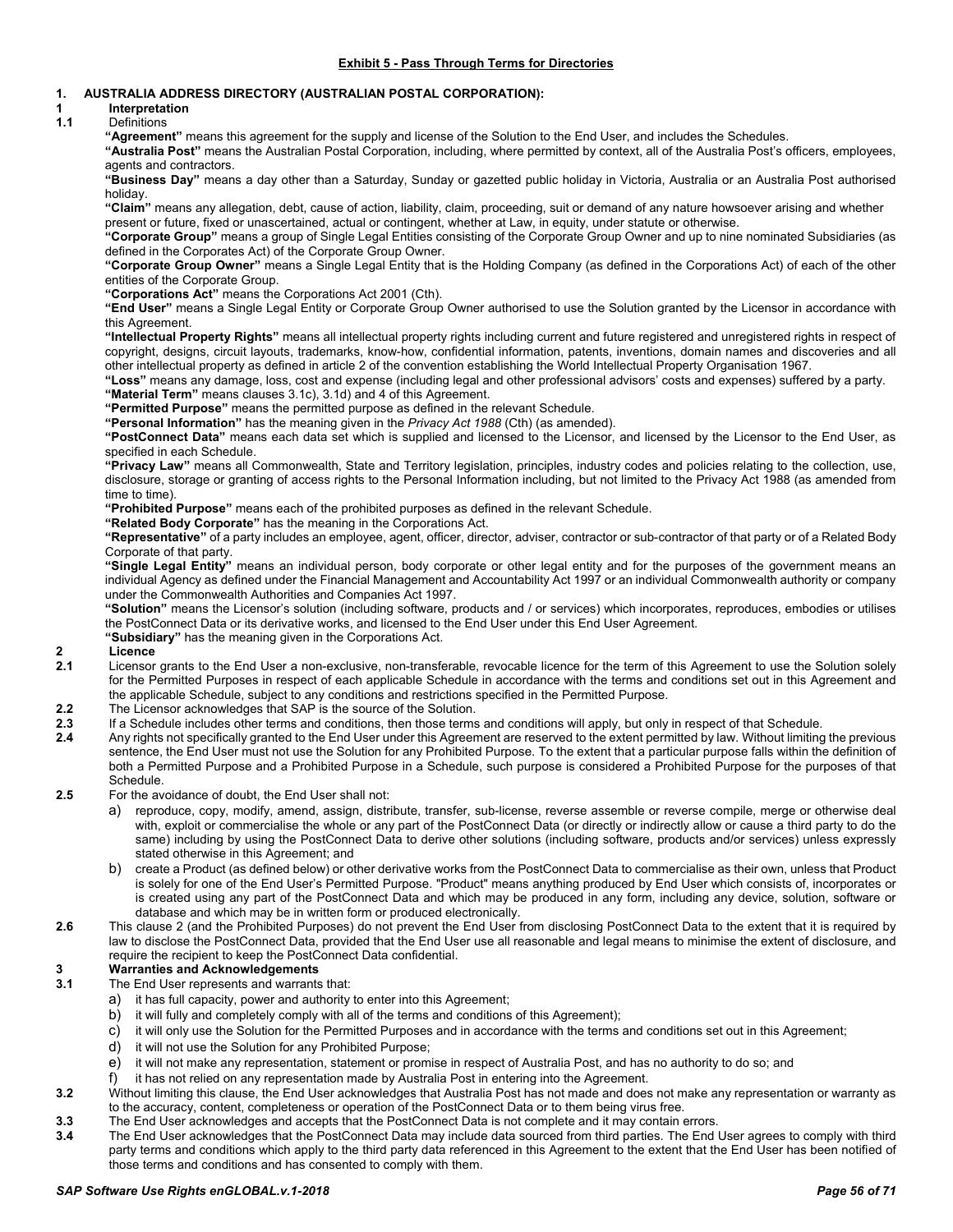**Exhibit 5 - Pass Through Terms for Directories**

## 1. AUSTRALIA ADDRESS DIRECTORY (AUSTRALIAN POSTAL CORPORATION):

### 1 Interpretation

**1.1** Definitions

**"Agreement"** means this agreement for the supply and license of the Solution to the End User, and includes the Schedules.

**"Australia Post"** means the Australian Postal Corporation, including, where permitted by context, all of the Australia Post's officers, employees, agents and contractors.

**"Business Day"** means a day other than a Saturday, Sunday or gazetted public holiday in Victoria, Australia or an Australia Post authorised holiday.

**"Claim"** means any allegation, debt, cause of action, liability, claim, proceeding, suit or demand of any nature howsoever arising and whether present or future, fixed or unascertained, actual or contingent, whether at Law, in equity, under statute or otherwise.

**"Corporate Group"** means a group of Single Legal Entities consisting of the Corporate Group Owner and up to nine nominated Subsidiaries (as defined in the Corporates Act) of the Corporate Group Owner.

**"Corporate Group Owner"** means a Single Legal Entity that is the Holding Company (as defined in the Corporations Act) of each of the other entities of the Corporate Group.

**"Corporations Act"** means the Corporations Act 2001 (Cth).

**"End User"** means a Single Legal Entity or Corporate Group Owner authorised to use the Solution granted by the Licensor in accordance with this Agreement.

**"Intellectual Property Rights"** means all intellectual property rights including current and future registered and unregistered rights in respect of copyright, designs, circuit layouts, trademarks, know-how, confidential information, patents, inventions, domain names and discoveries and all other intellectual property as defined in article 2 of the convention establishing the World Intellectual Property Organisation 1967.

**"Loss"** means any damage, loss, cost and expense (including legal and other professional advisors' costs and expenses) suffered by a party.

**"Material Term"** means clauses 3.1c), 3.1d) and 4 of this Agreement.

**"Permitted Purpose"** means the permitted purpose as defined in the relevant Schedule.

**"Personal Information"** has the meaning given in the *Privacy Act 1988* (Cth) (as amended).

**"PostConnect Data"** means each data set which is supplied and licensed to the Licensor, and licensed by the Licensor to the End User, as specified in each Schedule.

**"Privacy Law"** means all Commonwealth, State and Territory legislation, principles, industry codes and policies relating to the collection, use, disclosure, storage or granting of access rights to the Personal Information including, but not limited to the Privacy Act 1988 (as amended from time to time).

**"Prohibited Purpose"** means each of the prohibited purposes as defined in the relevant Schedule.

**"Related Body Corporate"** has the meaning in the Corporations Act.

**"Representative"** of a party includes an employee, agent, officer, director, adviser, contractor or sub-contractor of that party or of a Related Body Corporate of that party.

**"Single Legal Entity"** means an individual person, body corporate or other legal entity and for the purposes of the government means an individual Agency as defined under the Financial Management and Accountability Act 1997 or an individual Commonwealth authority or company under the Commonwealth Authorities and Companies Act 1997.

**"Solution"** means the Licensor's solution (including software, products and / or services) which incorporates, reproduces, embodies or utilises the PostConnect Data or its derivative works, and licensed to the End User under this End User Agreement.

**"Subsidiary"** has the meaning given in the Corporations Act.

### 2 Licence

**2.1** Licensor grants to the End User a non-exclusive, non-transferable, revocable licence for the term of this Agreement to use the Solution solely for the Permitted Purposes in respect of each applicable Schedule in accordance with the terms and conditions set out in this Agreement and the applicable Schedule, subject to any conditions and restrictions specified in the Permitted Purpose.

**2.2** The Licensor acknowledges that SAP is the source of the Solution.

**2.3** If a Schedule includes other terms and conditions, then those terms and conditions will apply, but only in respect of that Schedule.

**2.4** Any rights not specifically granted to the End User under this Agreement are reserved to the extent permitted by law. Without limiting the previous sentence, the End User must not use the Solution for any Prohibited Purpose. To the extent that a particular purpose falls within the definition of both a Permitted Purpose and a Prohibited Purpose in a Schedule, such purpose is considered a Prohibited Purpose for the purposes of that Schedule.

**2.5** For the avoidance of doubt, the End User shall not:

a) reproduce, copy, modify, amend, assign, distribute, transfer, sub-license, reverse assemble or reverse compile, merge or otherwise deal with, exploit or commercialise the whole or any part of the PostConnect Data (or directly or indirectly allow or cause a third party to do the same) including by using the PostConnect Data to derive other solutions (including software, products and/or services) unless expressly stated otherwise in this Agreement; and

b) create a Product (as defined below) or other derivative works from the PostConnect Data to commercialise as their own, unless that Product is solely for one of the End User's Permitted Purpose. "Product" means anything produced by End User which consists of, incorporates or is created using any part of the PostConnect Data and which may be produced in any form, including any device, solution, software or database and which may be in written form or produced electronically.

**2.6** This clause 2 (and the Prohibited Purposes) do not prevent the End User from disclosing PostConnect Data to the extent that it is required by law to disclose the PostConnect Data, provided that the End User use all reasonable and legal means to minimise the extent of disclosure, and require the recipient to keep the PostConnect Data confidential.

### 3 Warranties and Acknowledgements

**3.1** The End User represents and warrants that:

a) it has full capacity, power and authority to enter into this Agreement;

b) it will fully and completely comply with all of the terms and conditions of this Agreement);

c) it will only use the Solution for the Permitted Purposes and in accordance with the terms and conditions set out in this Agreement;

d) it will not use the Solution for any Prohibited Purpose;

e) it will not make any representation, statement or promise in respect of Australia Post, and has no authority to do so; and

f) it has not relied on any representation made by Australia Post in entering into the Agreement.

**3.2** Without limiting this clause, the End User acknowledges that Australia Post has not made and does not make any representation or warranty as to the accuracy, content, completeness or operation of the PostConnect Data or to them being virus free.

**3.3** The End User acknowledges and accepts that the PostConnect Data is not complete and it may contain errors.

**3.4** The End User acknowledges that the PostConnect Data may include data sourced from third parties. The End User agrees to comply with third party terms and conditions which apply to the third party data referenced in this Agreement to the extent that the End User has been notified of those terms and conditions and has consented to comply with them.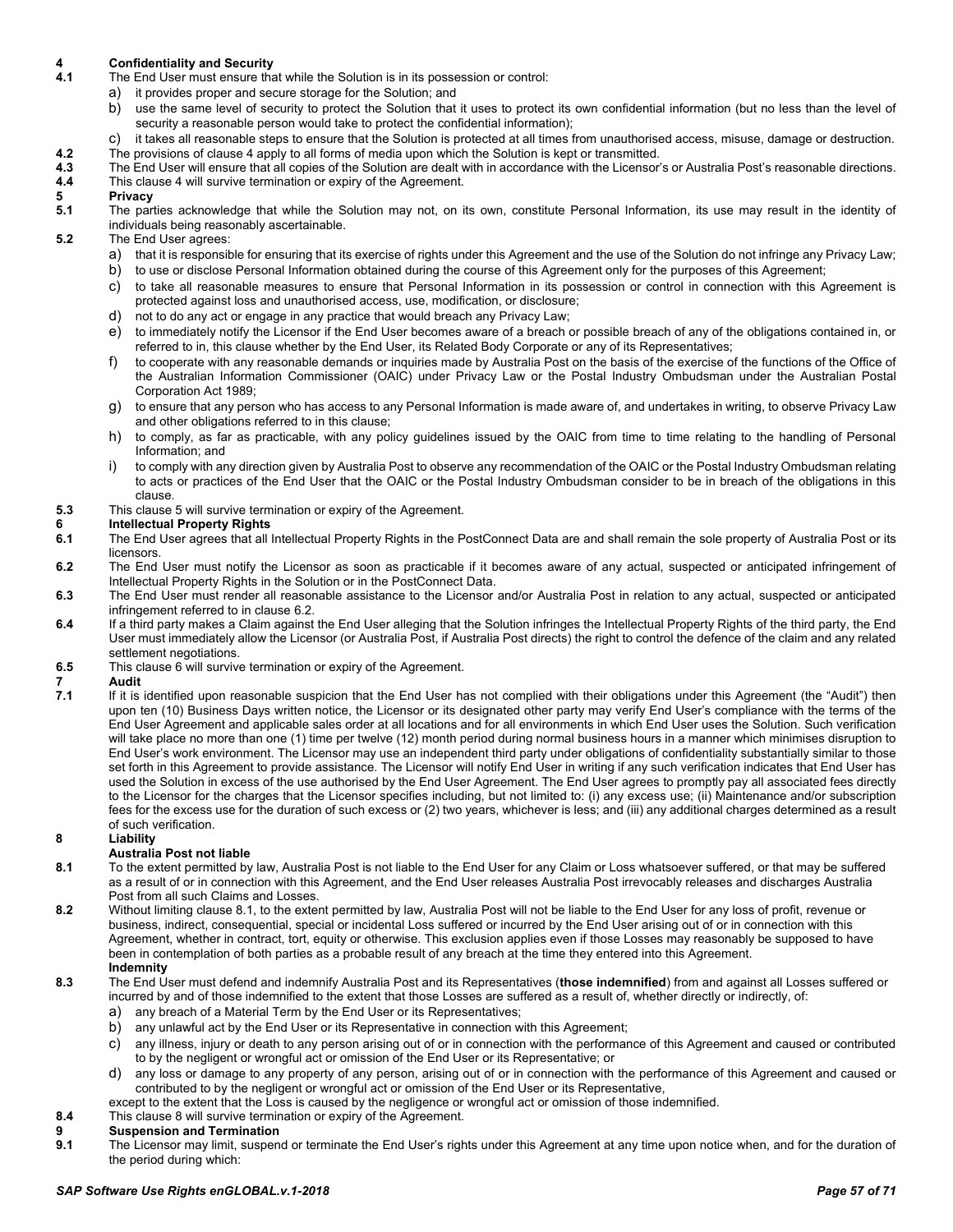**4 Confidentiality and Security**

**4.1** The End User must ensure that while the Solution is in its possession or control:

a) it provides proper and secure storage for the Solution; and

b) use the same level of security to protect the Solution that it uses to protect its own confidential information (but no less than the level of security a reasonable person would take to protect the confidential information);

c) it takes all reasonable steps to ensure that the Solution is protected at all times from unauthorised access, misuse, damage or destruction.

**4.2** The provisions of clause 4 apply to all forms of media upon which the Solution is kept or transmitted.

**4.3** The End User will ensure that all copies of the Solution are dealt with in accordance with the Licensor's or Australia Post's reasonable directions.

**4.4** This clause 4 will survive termination or expiry of the Agreement.

**5 Privacy**

**5.1** The parties acknowledge that while the Solution may not, on its own, constitute Personal Information, its use may result in the identity of individuals being reasonably ascertainable.

**5.2** The End User agrees:

a) that it is responsible for ensuring that its exercise of rights under this Agreement and the use of the Solution do not infringe any Privacy Law;

b) to use or disclose Personal Information obtained during the course of this Agreement only for the purposes of this Agreement;

c) to take all reasonable measures to ensure that Personal Information in its possession or control in connection with this Agreement is protected against loss and unauthorised access, use, modification, or disclosure;

d) not to do any act or engage in any practice that would breach any Privacy Law;

e) to immediately notify the Licensor if the End User becomes aware of a breach or possible breach of any of the obligations contained in, or referred to in, this clause whether by the End User, its Related Body Corporate or any of its Representatives;

f) to cooperate with any reasonable demands or inquiries made by Australia Post on the basis of the exercise of the functions of the Office of the Australian Information Commissioner (OAIC) under Privacy Law or the Postal Industry Ombudsman under the Australian Postal Corporation Act 1989;

g) to ensure that any person who has access to any Personal Information is made aware of, and undertakes in writing, to observe Privacy Law and other obligations referred to in this clause;

h) to comply, as far as practicable, with any policy guidelines issued by the OAIC from time to time relating to the handling of Personal Information; and

i) to comply with any direction given by Australia Post to observe any recommendation of the OAIC or the Postal Industry Ombudsman relating to acts or practices of the End User that the OAIC or the Postal Industry Ombudsman consider to be in breach of the obligations in this clause.

**5.3** This clause 5 will survive termination or expiry of the Agreement.

**6 Intellectual Property Rights**

**6.1** The End User agrees that all Intellectual Property Rights in the PostConnect Data are and shall remain the sole property of Australia Post or its licensors.

**6.2** The End User must notify the Licensor as soon as practicable if it becomes aware of any actual, suspected or anticipated infringement of Intellectual Property Rights in the Solution or in the PostConnect Data.

**6.3** The End User must render all reasonable assistance to the Licensor and/or Australia Post in relation to any actual, suspected or anticipated infringement referred to in clause 6.2.

**6.4** If a third party makes a Claim against the End User alleging that the Solution infringes the Intellectual Property Rights of the third party, the End User must immediately allow the Licensor (or Australia Post, if Australia Post directs) the right to control the defence of the claim and any related settlement negotiations.

**6.5** This clause 6 will survive termination or expiry of the Agreement.

**7 Audit**

**7.1** If it is identified upon reasonable suspicion that the End User has not complied with their obligations under this Agreement (the "Audit") then upon ten (10) Business Days written notice, the Licensor or its designated other party may verify End User's compliance with the terms of the End User Agreement and applicable sales order at all locations and for all environments in which End User uses the Solution. Such verification will take place no more than one (1) time per twelve (12) month period during normal business hours in a manner which minimises disruption to End User's work environment. The Licensor may use an independent third party under obligations of confidentiality substantially similar to those set forth in this Agreement to provide assistance. The Licensor will notify End User in writing if any such verification indicates that End User has used the Solution in excess of the use authorised by the End User Agreement. The End User agrees to promptly pay all associated fees directly to the Licensor for the charges that the Licensor specifies including, but not limited to: (i) any excess use; (ii) Maintenance and/or subscription fees for the excess use for the duration of such excess or (2) two years, whichever is less; and (iii) any additional charges determined as a result of such verification.

**8 Liability**

**Australia Post not liable**

**8.1** To the extent permitted by law, Australia Post is not liable to the End User for any Claim or Loss whatsoever suffered, or that may be suffered as a result of or in connection with this Agreement, and the End User releases Australia Post irrevocably releases and discharges Australia Post from all such Claims and Losses.

**8.2** Without limiting clause 8.1, to the extent permitted by law, Australia Post will not be liable to the End User for any loss of profit, revenue or business, indirect, consequential, special or incidental Loss suffered or incurred by the End User arising out of or in connection with this Agreement, whether in contract, tort, equity or otherwise. This exclusion applies even if those Losses may reasonably be supposed to have been in contemplation of both parties as a probable result of any breach at the time they entered into this Agreement.

**Indemnity**

**8.3** The End User must defend and indemnify Australia Post and its Representatives (**those indemnified**) from and against all Losses suffered or incurred by and of those indemnified to the extent that those Losses are suffered as a result of, whether directly or indirectly, of:

a) any breach of a Material Term by the End User or its Representatives;

b) any unlawful act by the End User or its Representative in connection with this Agreement;

c) any illness, injury or death to any person arising out of or in connection with the performance of this Agreement and caused or contributed to by the negligent or wrongful act or omission of the End User or its Representative; or

d) any loss or damage to any property of any person, arising out of or in connection with the performance of this Agreement and caused or contributed to by the negligent or wrongful act or omission of the End User or its Representative,

except to the extent that the Loss is caused by the negligence or wrongful act or omission of those indemnified.

**8.4** This clause 8 will survive termination or expiry of the Agreement.

**9 Suspension and Termination**

**9.1** The Licensor may limit, suspend or terminate the End User's rights under this Agreement at any time upon notice when, and for the duration of the period during which: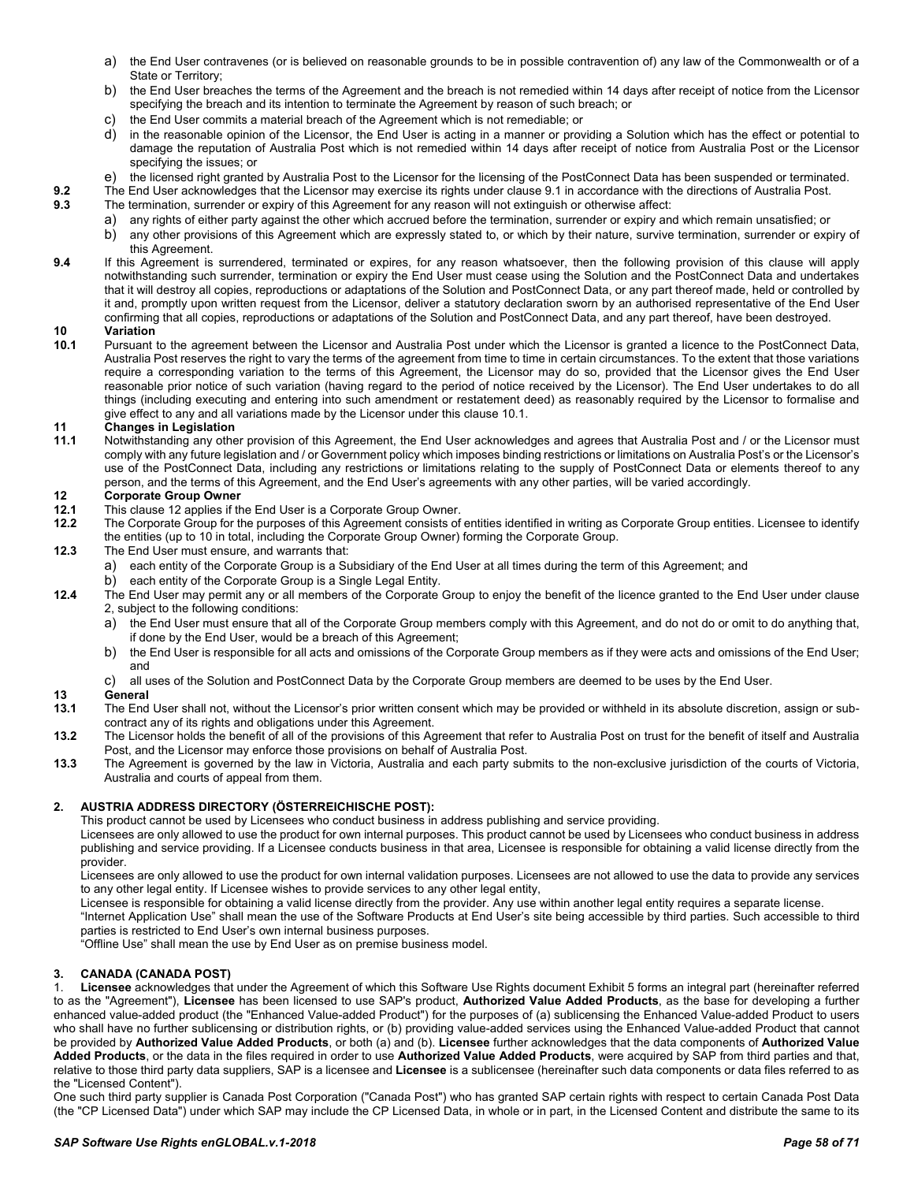a) the End User contravenes (or is believed on reasonable grounds to be in possible contravention of) any law of the Commonwealth or of a State or Territory;

b) the End User breaches the terms of the Agreement and the breach is not remedied within 14 days after receipt of notice from the Licensor specifying the breach and its intention to terminate the Agreement by reason of such breach; or

c) the End User commits a material breach of the Agreement which is not remediable; or

d) in the reasonable opinion of the Licensor, the End User is acting in a manner or providing a Solution which has the effect or potential to damage the reputation of Australia Post which is not remedied within 14 days after receipt of notice from Australia Post or the Licensor specifying the issues; or

e) the licensed right granted by Australia Post to the Licensor for the licensing of the PostConnect Data has been suspended or terminated.

**9.2** The End User acknowledges that the Licensor may exercise its rights under clause 9.1 in accordance with the directions of Australia Post.

**9.3** The termination, surrender or expiry of this Agreement for any reason will not extinguish or otherwise affect:

a) any rights of either party against the other which accrued before the termination, surrender or expiry and which remain unsatisfied; or

b) any other provisions of this Agreement which are expressly stated to, or which by their nature, survive termination, surrender or expiry of this Agreement.

**9.4** If this Agreement is surrendered, terminated or expires, for any reason whatsoever, then the following provision of this clause will apply notwithstanding such surrender, termination or expiry the End User must cease using the Solution and the PostConnect Data and undertakes that it will destroy all copies, reproductions or adaptations of the Solution and PostConnect Data, or any part thereof made, held or controlled by it and, promptly upon written request from the Licensor, deliver a statutory declaration sworn by an authorised representative of the End User confirming that all copies, reproductions or adaptations of the Solution and PostConnect Data, and any part thereof, have been destroyed.

**10 Variation**

**10.1** Pursuant to the agreement between the Licensor and Australia Post under which the Licensor is granted a licence to the PostConnect Data, Australia Post reserves the right to vary the terms of the agreement from time to time in certain circumstances. To the extent that those variations require a corresponding variation to the terms of this Agreement, the Licensor may do so, provided that the Licensor gives the End User reasonable prior notice of such variation (having regard to the period of notice received by the Licensor). The End User undertakes to do all things (including executing and entering into such amendment or restatement deed) as reasonably required by the Licensor to formalise and give effect to any and all variations made by the Licensor under this clause 10.1.

**11 Changes in Legislation**

**11.1** Notwithstanding any other provision of this Agreement, the End User acknowledges and agrees that Australia Post and / or the Licensor must comply with any future legislation and / or Government policy which imposes binding restrictions or limitations on Australia Post's or the Licensor's use of the PostConnect Data, including any restrictions or limitations relating to the supply of PostConnect Data or elements thereof to any person, and the terms of this Agreement, and the End User's agreements with any other parties, will be varied accordingly.

**12 Corporate Group Owner**

**12.1** This clause 12 applies if the End User is a Corporate Group Owner.

**12.2** The Corporate Group for the purposes of this Agreement consists of entities identified in writing as Corporate Group entities. Licensee to identify the entities (up to 10 in total, including the Corporate Group Owner) forming the Corporate Group.

**12.3** The End User must ensure, and warrants that:

a) each entity of the Corporate Group is a Subsidiary of the End User at all times during the term of this Agreement; and

b) each entity of the Corporate Group is a Single Legal Entity.

**12.4** The End User may permit any or all members of the Corporate Group to enjoy the benefit of the licence granted to the End User under clause 2, subject to the following conditions:

a) the End User must ensure that all of the Corporate Group members comply with this Agreement, and do not do or omit to do anything that, if done by the End User, would be a breach of this Agreement;

b) the End User is responsible for all acts and omissions of the Corporate Group members as if they were acts and omissions of the End User; and

c) all uses of the Solution and PostConnect Data by the Corporate Group members are deemed to be uses by the End User.

**13 General**

**13.1** The End User shall not, without the Licensor's prior written consent which may be provided or withheld in its absolute discretion, assign or sub-contract any of its rights and obligations under this Agreement.

**13.2** The Licensor holds the benefit of all of the provisions of this Agreement that refer to Australia Post on trust for the benefit of itself and Australia Post, and the Licensor may enforce those provisions on behalf of Australia Post.

**13.3** The Agreement is governed by the law in Victoria, Australia and each party submits to the non-exclusive jurisdiction of the courts of Victoria, Australia and courts of appeal from them.

## 2. AUSTRIA ADDRESS DIRECTORY (ÖSTERREICHISCHE POST):

This product cannot be used by Licensees who conduct business in address publishing and service providing.

Licensees are only allowed to use the product for own internal purposes. This product cannot be used by Licensees who conduct business in address publishing and service providing. If a Licensee conducts business in that area, Licensee is responsible for obtaining a valid license directly from the provider.

Licensees are only allowed to use the product for own internal validation purposes. Licensees are not allowed to use the data to provide any services to any other legal entity. If Licensee wishes to provide services to any other legal entity,

Licensee is responsible for obtaining a valid license directly from the provider. Any use within another legal entity requires a separate license.

"Internet Application Use" shall mean the use of the Software Products at End User's site being accessible by third parties. Such accessible to third parties is restricted to End User's own internal business purposes.

"Offline Use" shall mean the use by End User as on premise business model.

## 3. CANADA (CANADA POST)

1. **Licensee** acknowledges that under the Agreement of which this Software Use Rights document Exhibit 5 forms an integral part (hereinafter referred to as the "Agreement"), **Licensee** has been licensed to use SAP's product, **Authorized Value Added Products**, as the base for developing a further enhanced value-added product (the "Enhanced Value-added Product") for the purposes of (a) sublicensing the Enhanced Value-added Product to users who shall have no further sublicensing or distribution rights, or (b) providing value-added services using the Enhanced Value-added Product that cannot be provided by **Authorized Value Added Products**, or both (a) and (b). **Licensee** further acknowledges that the data components of **Authorized Value Added Products**, or the data in the files required in order to use **Authorized Value Added Products**, were acquired by SAP from third parties and that, relative to those third party data suppliers, SAP is a licensee and **Licensee** is a sublicensee (hereinafter such data components or data files referred to as the "Licensed Content").

One such third party supplier is Canada Post Corporation ("Canada Post") who has granted SAP certain rights with respect to certain Canada Post Data (the "CP Licensed Data") under which SAP may include the CP Licensed Data, in whole or in part, in the Licensed Content and distribute the same to its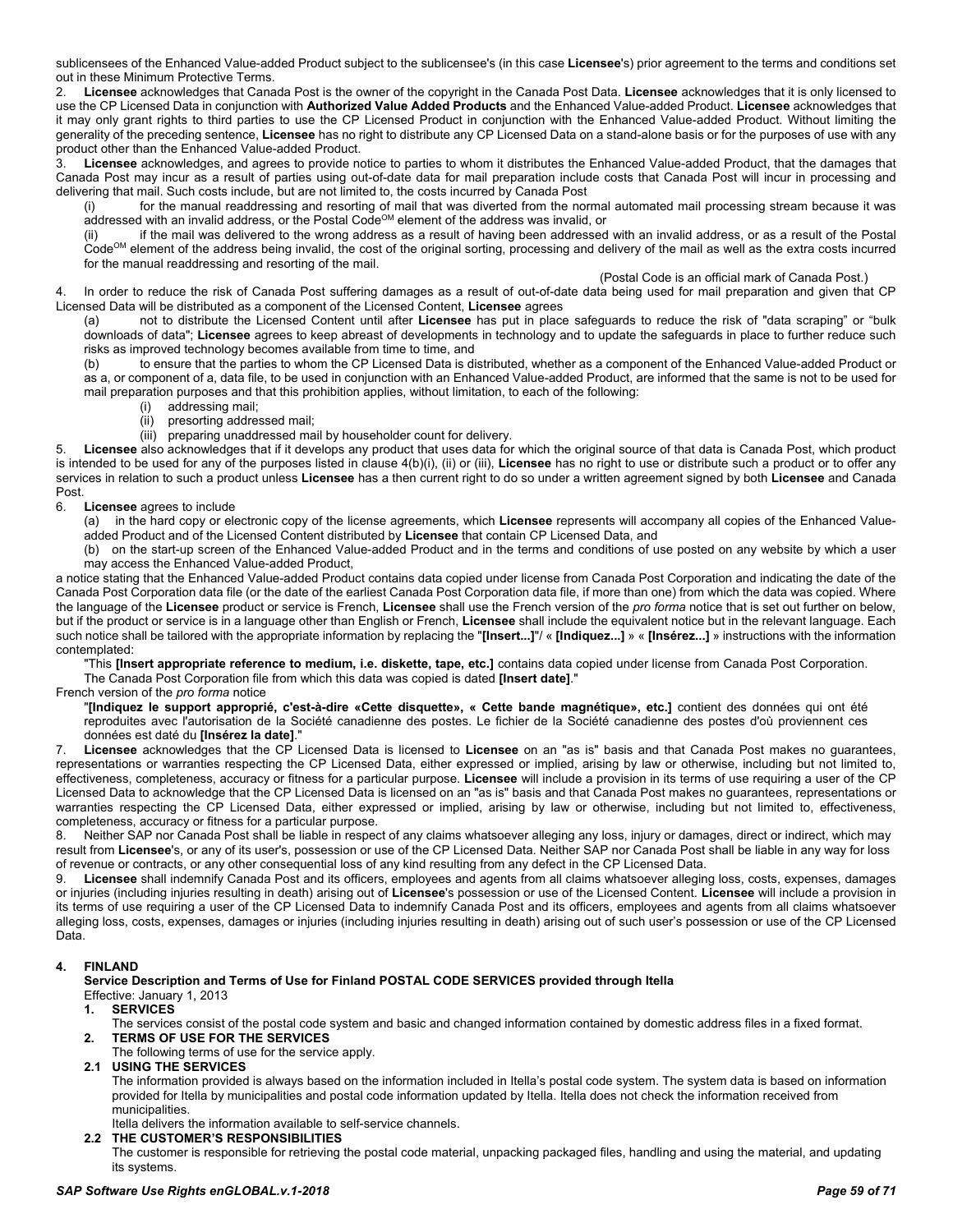sublicensees of the Enhanced Value-added Product subject to the sublicensee's (in this case **Licensee**'s) prior agreement to the terms and conditions set out in these Minimum Protective Terms.

2. **Licensee** acknowledges that Canada Post is the owner of the copyright in the Canada Post Data. **Licensee** acknowledges that it is only licensed to use the CP Licensed Data in conjunction with **Authorized Value Added Products** and the Enhanced Value-added Product. **Licensee** acknowledges that it may only grant rights to third parties to use the CP Licensed Product in conjunction with the Enhanced Value-added Product. Without limiting the generality of the preceding sentence, **Licensee** has no right to distribute any CP Licensed Data on a stand-alone basis or for the purposes of use with any product other than the Enhanced Value-added Product.

3. **Licensee** acknowledges, and agrees to provide notice to parties to whom it distributes the Enhanced Value-added Product, that the damages that Canada Post may incur as a result of parties using out-of-date data for mail preparation include costs that Canada Post will incur in processing and delivering that mail. Such costs include, but are not limited to, the costs incurred by Canada Post

(i) for the manual readdressing and resorting of mail that was diverted from the normal automated mail processing stream because it was addressed with an invalid address, or the Postal Code[OM] element of the address was invalid, or

(ii) if the mail was delivered to the wrong address as a result of having been addressed with an invalid address, or as a result of the Postal Code[OM] element of the address being invalid, the cost of the original sorting, processing and delivery of the mail as well as the extra costs incurred for the manual readdressing and resorting of the mail.

(Postal Code is an official mark of Canada Post.)

4. In order to reduce the risk of Canada Post suffering damages as a result of out-of-date data being used for mail preparation and given that CP Licensed Data will be distributed as a component of the Licensed Content, **Licensee** agrees

(a) not to distribute the Licensed Content until after **Licensee** has put in place safeguards to reduce the risk of "data scraping" or "bulk downloads of data"; **Licensee** agrees to keep abreast of developments in technology and to update the safeguards in place to further reduce such risks as improved technology becomes available from time to time, and

(b) to ensure that the parties to whom the CP Licensed Data is distributed, whether as a component of the Enhanced Value-added Product or as a, or component of a, data file, to be used in conjunction with an Enhanced Value-added Product, are informed that the same is not to be used for mail preparation purposes and that this prohibition applies, without limitation, to each of the following:

(i) addressing mail;
(ii) presorting addressed mail;
(iii) preparing unaddressed mail by householder count for delivery.

5. **Licensee** also acknowledges that if it develops any product that uses data for which the original source of that data is Canada Post, which product is intended to be used for any of the purposes listed in clause 4(b)(i), (ii) or (iii), **Licensee** has no right to use or distribute such a product or to offer any services in relation to such a product unless **Licensee** has a then current right to do so under a written agreement signed by both **Licensee** and Canada Post.

6. **Licensee** agrees to include

(a) in the hard copy or electronic copy of the license agreements, which **Licensee** represents will accompany all copies of the Enhanced Value-added Product and of the Licensed Content distributed by **Licensee** that contain CP Licensed Data, and

(b) on the start-up screen of the Enhanced Value-added Product and in the terms and conditions of use posted on any website by which a user may access the Enhanced Value-added Product,

a notice stating that the Enhanced Value-added Product contains data copied under license from Canada Post Corporation and indicating the date of the Canada Post Corporation data file (or the date of the earliest Canada Post Corporation data file, if more than one) from which the data was copied. Where the language of the **Licensee** product or service is French, **Licensee** shall use the French version of the *pro forma* notice that is set out further on below, but if the product or service is in a language other than English or French, **Licensee** shall include the equivalent notice but in the relevant language. Each such notice shall be tailored with the appropriate information by replacing the "**[Insert...]**"/ « **[Indiquez...]** » « **[Insérez...]** » instructions with the information contemplated:

"This **[Insert appropriate reference to medium, i.e. diskette, tape, etc.]** contains data copied under license from Canada Post Corporation. The Canada Post Corporation file from which this data was copied is dated **[Insert date]**."

French version of the *pro forma* notice

"**[Indiquez le support approprié, c'est-à-dire «Cette disquette», « Cette bande magnétique», etc.]** contient des données qui ont été reproduites avec l'autorisation de la Société canadienne des postes. Le fichier de la Société canadienne des postes d'où proviennent ces données est daté du **[Insérez la date]**."

7. **Licensee** acknowledges that the CP Licensed Data is licensed to **Licensee** on an "as is" basis and that Canada Post makes no guarantees, representations or warranties respecting the CP Licensed Data, either expressed or implied, arising by law or otherwise, including but not limited to, effectiveness, completeness, accuracy or fitness for a particular purpose. **Licensee** will include a provision in its terms of use requiring a user of the CP Licensed Data to acknowledge that the CP Licensed Data is licensed on an "as is" basis and that Canada Post makes no guarantees, representations or warranties respecting the CP Licensed Data, either expressed or implied, arising by law or otherwise, including but not limited to, effectiveness, completeness, accuracy or fitness for a particular purpose.

8. Neither SAP nor Canada Post shall be liable in respect of any claims whatsoever alleging any loss, injury or damages, direct or indirect, which may result from **Licensee**'s, or any of its user's, possession or use of the CP Licensed Data. Neither SAP nor Canada Post shall be liable in any way for loss of revenue or contracts, or any other consequential loss of any kind resulting from any defect in the CP Licensed Data.

9. **Licensee** shall indemnify Canada Post and its officers, employees and agents from all claims whatsoever alleging loss, costs, expenses, damages or injuries (including injuries resulting in death) arising out of **Licensee**'s possession or use of the Licensed Content. **Licensee** will include a provision in its terms of use requiring a user of the CP Licensed Data to indemnify Canada Post and its officers, employees and agents from all claims whatsoever alleging loss, costs, expenses, damages or injuries (including injuries resulting in death) arising out of such user's possession or use of the CP Licensed Data.

## 4. FINLAND

**Service Description and Terms of Use for Finland POSTAL CODE SERVICES provided through Itella**

Effective: January 1, 2013

### 1. SERVICES

The services consist of the postal code system and basic and changed information contained by domestic address files in a fixed format.

### 2. TERMS OF USE FOR THE SERVICES

The following terms of use for the service apply.

#### 2.1 USING THE SERVICES

The information provided is always based on the information included in Itella's postal code system. The system data is based on information provided for Itella by municipalities and postal code information updated by Itella. Itella does not check the information received from municipalities.

Itella delivers the information available to self-service channels.

#### 2.2 THE CUSTOMER'S RESPONSIBILITIES

The customer is responsible for retrieving the postal code material, unpacking packaged files, handling and using the material, and updating its systems.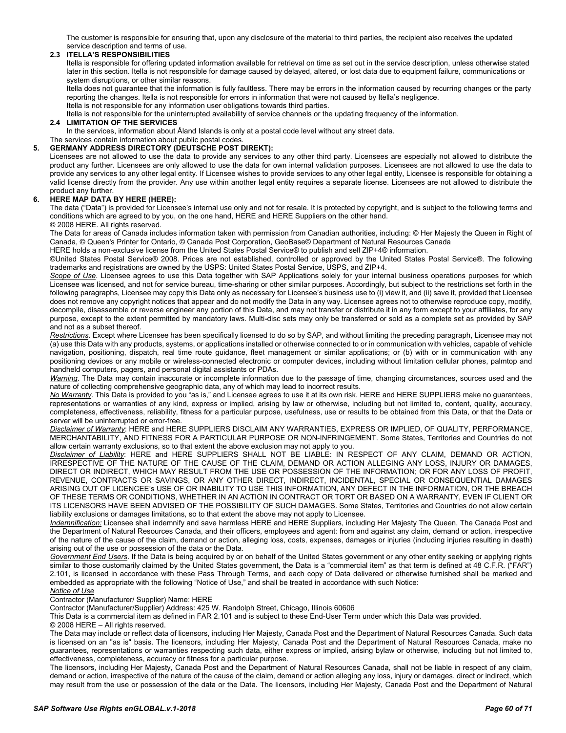The customer is responsible for ensuring that, upon any disclosure of the material to third parties, the recipient also receives the updated service description and terms of use.

### 2.3 ITELLA'S RESPONSIBILITIES

Itella is responsible for offering updated information available for retrieval on time as set out in the service description, unless otherwise stated later in this section. Itella is not responsible for damage caused by delayed, altered, or lost data due to equipment failure, communications or system disruptions, or other similar reasons.

Itella does not guarantee that the information is fully faultless. There may be errors in the information caused by recurring changes or the party reporting the changes. Itella is not responsible for errors in information that were not caused by Itella's negligence.

Itella is not responsible for any information user obligations towards third parties.

Itella is not responsible for the uninterrupted availability of service channels or the updating frequency of the information.

### 2.4 LIMITATION OF THE SERVICES

In the services, information about Åland Islands is only at a postal code level without any street data.

The services contain information about public postal codes.

## 5. GERMANY ADDRESS DIRECTORY (DEUTSCHE POST DIREKT):

Licensees are not allowed to use the data to provide any services to any other third party. Licensees are especially not allowed to distribute the product any further. Licensees are only allowed to use the data for own internal validation purposes. Licensees are not allowed to use the data to provide any services to any other legal entity. If Licensee wishes to provide services to any other legal entity, Licensee is responsible for obtaining a valid license directly from the provider. Any use within another legal entity requires a separate license. Licensees are not allowed to distribute the product any further.

## 6. HERE MAP DATA BY HERE (HERE):

The data ("Data") is provided for Licensee's internal use only and not for resale. It is protected by copyright, and is subject to the following terms and conditions which are agreed to by you, on the one hand, HERE and HERE Suppliers on the other hand.

© 2008 HERE. All rights reserved.

The Data for areas of Canada includes information taken with permission from Canadian authorities, including: © Her Majesty the Queen in Right of Canada, © Queen's Printer for Ontario, © Canada Post Corporation, GeoBase© Department of Natural Resources Canada

HERE holds a non-exclusive license from the United States Postal Service® to publish and sell ZIP+4® information.

©United States Postal Service® 2008. Prices are not established, controlled or approved by the United States Postal Service®. The following trademarks and registrations are owned by the USPS: United States Postal Service, USPS, and ZIP+4.

*Scope of Use*. Licensee agrees to use this Data together with SAP Applications solely for your internal business operations purposes for which Licensee was licensed, and not for service bureau, time-sharing or other similar purposes. Accordingly, but subject to the restrictions set forth in the following paragraphs, Licensee may copy this Data only as necessary for Licensee's business use to (i) view it, and (ii) save it, provided that Licensee does not remove any copyright notices that appear and do not modify the Data in any way. Licensee agrees not to otherwise reproduce copy, modify, decompile, disassemble or reverse engineer any portion of this Data, and may not transfer or distribute it in any form except to your affiliates, for any purpose, except to the extent permitted by mandatory laws. Multi-disc sets may only be transferred or sold as a complete set as provided by SAP and not as a subset thereof.

*Restrictions*. Except where Licensee has been specifically licensed to do so by SAP, and without limiting the preceding paragraph, Licensee may not (a) use this Data with any products, systems, or applications installed or otherwise connected to or in communication with vehicles, capable of vehicle navigation, positioning, dispatch, real time route guidance, fleet management or similar applications; or (b) with or in communication with any positioning devices or any mobile or wireless-connected electronic or computer devices, including without limitation cellular phones, palmtop and handheld computers, pagers, and personal digital assistants or PDAs.

*Warning*. The Data may contain inaccurate or incomplete information due to the passage of time, changing circumstances, sources used and the nature of collecting comprehensive geographic data, any of which may lead to incorrect results.

*No Warranty*. This Data is provided to you "as is," and Licensee agrees to use it at its own risk. HERE and HERE SUPPLIERS make no guarantees, representations or warranties of any kind, express or implied, arising by law or otherwise, including but not limited to, content, quality, accuracy, completeness, effectiveness, reliability, fitness for a particular purpose, usefulness, use or results to be obtained from this Data, or that the Data or server will be uninterrupted or error-free.

*Disclaimer of Warranty*: HERE and HERE SUPPLIERS DISCLAIM ANY WARRANTIES, EXPRESS OR IMPLIED, OF QUALITY, PERFORMANCE, MERCHANTABILITY, AND FITNESS FOR A PARTICULAR PURPOSE OR NON-INFRINGEMENT. Some States, Territories and Countries do not allow certain warranty exclusions, so to that extent the above exclusion may not apply to you.

*Disclaimer of Liability*: HERE and HERE SUPPLIERS SHALL NOT BE LIABLE: IN RESPECT OF ANY CLAIM, DEMAND OR ACTION, IRRESPECTIVE OF THE NATURE OF THE CAUSE OF THE CLAIM, DEMAND OR ACTION ALLEGING ANY LOSS, INJURY OR DAMAGES, DIRECT OR INDIRECT, WHICH MAY RESULT FROM THE USE OR POSSESSION OF THE INFORMATION; OR FOR ANY LOSS OF PROFIT, REVENUE, CONTRACTS OR SAVINGS, OR ANY OTHER DIRECT, INDIRECT, INCIDENTAL, SPECIAL OR CONSEQUENTIAL DAMAGES ARISING OUT OF LICENCEE's USE OF OR INABILITY TO USE THIS INFORMATION, ANY DEFECT IN THE INFORMATION, OR THE BREACH OF THESE TERMS OR CONDITIONS, WHETHER IN AN ACTION IN CONTRACT OR TORT OR BASED ON A WARRANTY, EVEN IF CLIENT OR ITS LICENSORS HAVE BEEN ADVISED OF THE POSSIBILITY OF SUCH DAMAGES. Some States, Territories and Countries do not allow certain liability exclusions or damages limitations, so to that extent the above may not apply to Licensee.

*Indemnification:* Licensee shall indemnify and save harmless HERE and HERE Suppliers, including Her Majesty The Queen, The Canada Post and the Department of Natural Resources Canada, and their officers, employees and agent: from and against any claim, demand or action, irrespective of the nature of the cause of the claim, demand or action, alleging loss, costs, expenses, damages or injuries (including injuries resulting in death) arising out of the use or possession of the data or the Data.

*Government End Users*. If the Data is being acquired by or on behalf of the United States government or any other entity seeking or applying rights similar to those customarily claimed by the United States government, the Data is a "commercial item" as that term is defined at 48 C.F.R. ("FAR") 2.101, is licensed in accordance with these Pass Through Terms, and each copy of Data delivered or otherwise furnished shall be marked and embedded as appropriate with the following "Notice of Use," and shall be treated in accordance with such Notice:

*Notice of Use*

Contractor (Manufacturer/ Supplier) Name: HERE

Contractor (Manufacturer/Supplier) Address: 425 W. Randolph Street, Chicago, Illinois 60606

This Data is a commercial item as defined in FAR 2.101 and is subject to these End-User Term under which this Data was provided.

© 2008 HERE – All rights reserved.

The Data may include or reflect data of licensors, including Her Majesty, Canada Post and the Department of Natural Resources Canada. Such data is licensed on an "as is" basis. The licensors, including Her Majesty, Canada Post and the Department of Natural Resources Canada, make no guarantees, representations or warranties respecting such data, either express or implied, arising bylaw or otherwise, including but not limited to, effectiveness, completeness, accuracy or fitness for a particular purpose.

The licensors, including Her Majesty, Canada Post and the Department of Natural Resources Canada, shall not be liable in respect of any claim, demand or action, irrespective of the nature of the cause of the claim, demand or action alleging any loss, injury or damages, direct or indirect, which may result from the use or possession of the data or the Data. The licensors, including Her Majesty, Canada Post and the Department of Natural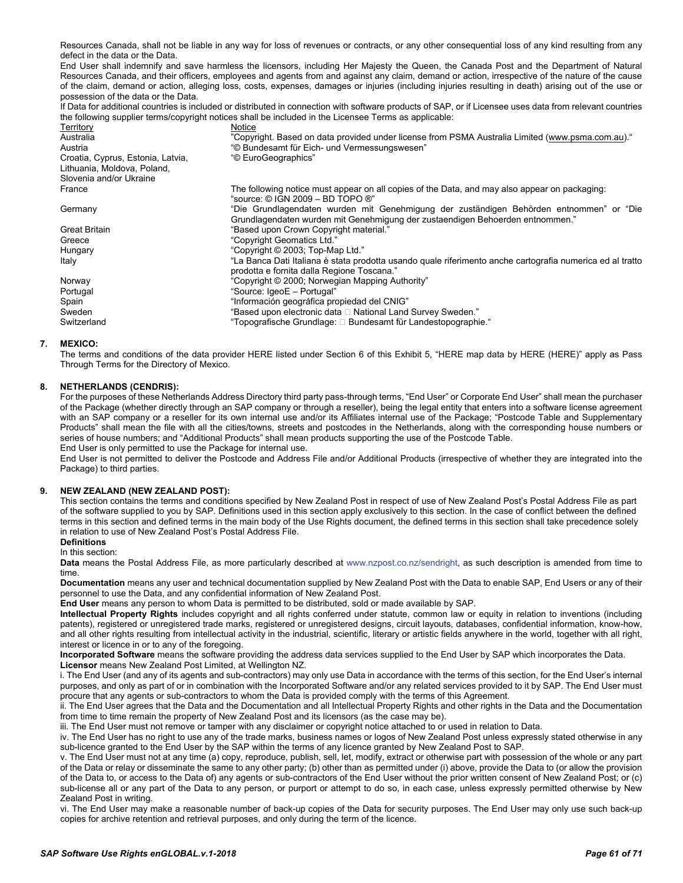Resources Canada, shall not be liable in any way for loss of revenues or contracts, or any other consequential loss of any kind resulting from any defect in the data or the Data.

End User shall indemnify and save harmless the licensors, including Her Majesty the Queen, the Canada Post and the Department of Natural Resources Canada, and their officers, employees and agents from and against any claim, demand or action, irrespective of the nature of the cause of the claim, demand or action, alleging loss, costs, expenses, damages or injuries (including injuries resulting in death) arising out of the use or possession of the data or the Data.

If Data for additional countries is included or distributed in connection with software products of SAP, or if Licensee uses data from relevant countries the following supplier terms/copyright notices shall be included in the Licensee Terms as applicable:

| Territory | Notice |
| --- | --- |
| Australia | "Copyright. Based on data provided under license from PSMA Australia Limited (www.psma.com.au)." |
| Austria | "© Bundesamt für Eich- und Vermessungswesen" |
| Croatia, Cyprus, Estonia, Latvia, Lithuania, Moldova, Poland, Slovenia and/or Ukraine | "© EuroGeographics" |
| France | The following notice must appear on all copies of the Data, and may also appear on packaging: "source: © IGN 2009 – BD TOPO ®" |
| Germany | "Die Grundlagendaten wurden mit Genehmigung der zuständigen Behörden entnommen" or "Die Grundlagendaten wurden mit Genehmigung der zustaendigen Behoerden entnommen." |
| Great Britain | "Based upon Crown Copyright material." |
| Greece | "Copyright Geomatics Ltd." |
| Hungary | "Copyright © 2003; Top-Map Ltd." |
| Italy | "La Banca Dati Italiana è stata prodotta usando quale riferimento anche cartografia numerica ed al tratto prodotta e fornita dalla Regione Toscana." |
| Norway | "Copyright © 2000; Norwegian Mapping Authority" |
| Portugal | "Source: IgeoE – Portugal" |
| Spain | "Información geográfica propiedad del CNIG" |
| Sweden | "Based upon electronic data  National Land Survey Sweden." |
| Switzerland | "Topografische Grundlage:  Bundesamt für Landestopographie." |

**7. MEXICO:**

The terms and conditions of the data provider HERE listed under Section 6 of this Exhibit 5, "HERE map data by HERE (HERE)" apply as Pass Through Terms for the Directory of Mexico.

**8. NETHERLANDS (CENDRIS):**

For the purposes of these Netherlands Address Directory third party pass-through terms, "End User" or Corporate End User" shall mean the purchaser of the Package (whether directly through an SAP company or through a reseller), being the legal entity that enters into a software license agreement with an SAP company or a reseller for its own internal use and/or its Affiliates internal use of the Package; "Postcode Table and Supplementary Products" shall mean the file with all the cities/towns, streets and postcodes in the Netherlands, along with the corresponding house numbers or series of house numbers; and "Additional Products" shall mean products supporting the use of the Postcode Table.

End User is only permitted to use the Package for internal use.

End User is not permitted to deliver the Postcode and Address File and/or Additional Products (irrespective of whether they are integrated into the Package) to third parties.

**9. NEW ZEALAND (NEW ZEALAND POST):**

This section contains the terms and conditions specified by New Zealand Post in respect of use of New Zealand Post's Postal Address File as part of the software supplied to you by SAP. Definitions used in this section apply exclusively to this section. In the case of conflict between the defined terms in this section and defined terms in the main body of the Use Rights document, the defined terms in this section shall take precedence solely in relation to use of New Zealand Post's Postal Address File.

**Definitions**

In this section:

**Data** means the Postal Address File, as more particularly described at www.nzpost.co.nz/sendright, as such description is amended from time to time.

**Documentation** means any user and technical documentation supplied by New Zealand Post with the Data to enable SAP, End Users or any of their personnel to use the Data, and any confidential information of New Zealand Post.

**End User** means any person to whom Data is permitted to be distributed, sold or made available by SAP.

**Intellectual Property Rights** includes copyright and all rights conferred under statute, common law or equity in relation to inventions (including patents), registered or unregistered trade marks, registered or unregistered designs, circuit layouts, databases, confidential information, know-how, and all other rights resulting from intellectual activity in the industrial, scientific, literary or artistic fields anywhere in the world, together with all right, interest or licence in or to any of the foregoing.

**Incorporated Software** means the software providing the address data services supplied to the End User by SAP which incorporates the Data.

**Licensor** means New Zealand Post Limited, at Wellington NZ.

i. The End User (and any of its agents and sub-contractors) may only use Data in accordance with the terms of this section, for the End User's internal purposes, and only as part of or in combination with the Incorporated Software and/or any related services provided to it by SAP. The End User must procure that any agents or sub-contractors to whom the Data is provided comply with the terms of this Agreement.

ii. The End User agrees that the Data and the Documentation and all Intellectual Property Rights and other rights in the Data and the Documentation from time to time remain the property of New Zealand Post and its licensors (as the case may be).

iii. The End User must not remove or tamper with any disclaimer or copyright notice attached to or used in relation to Data.

iv. The End User has no right to use any of the trade marks, business names or logos of New Zealand Post unless expressly stated otherwise in any sub-licence granted to the End User by the SAP within the terms of any licence granted by New Zealand Post to SAP.

v. The End User must not at any time (a) copy, reproduce, publish, sell, let, modify, extract or otherwise part with possession of the whole or any part of the Data or relay or disseminate the same to any other party; (b) other than as permitted under (i) above, provide the Data to (or allow the provision of the Data to, or access to the Data of) any agents or sub-contractors of the End User without the prior written consent of New Zealand Post; or (c) sub-license all or any part of the Data to any person, or purport or attempt to do so, in each case, unless expressly permitted otherwise by New Zealand Post in writing.

vi. The End User may make a reasonable number of back-up copies of the Data for security purposes. The End User may only use such back-up copies for archive retention and retrieval purposes, and only during the term of the licence.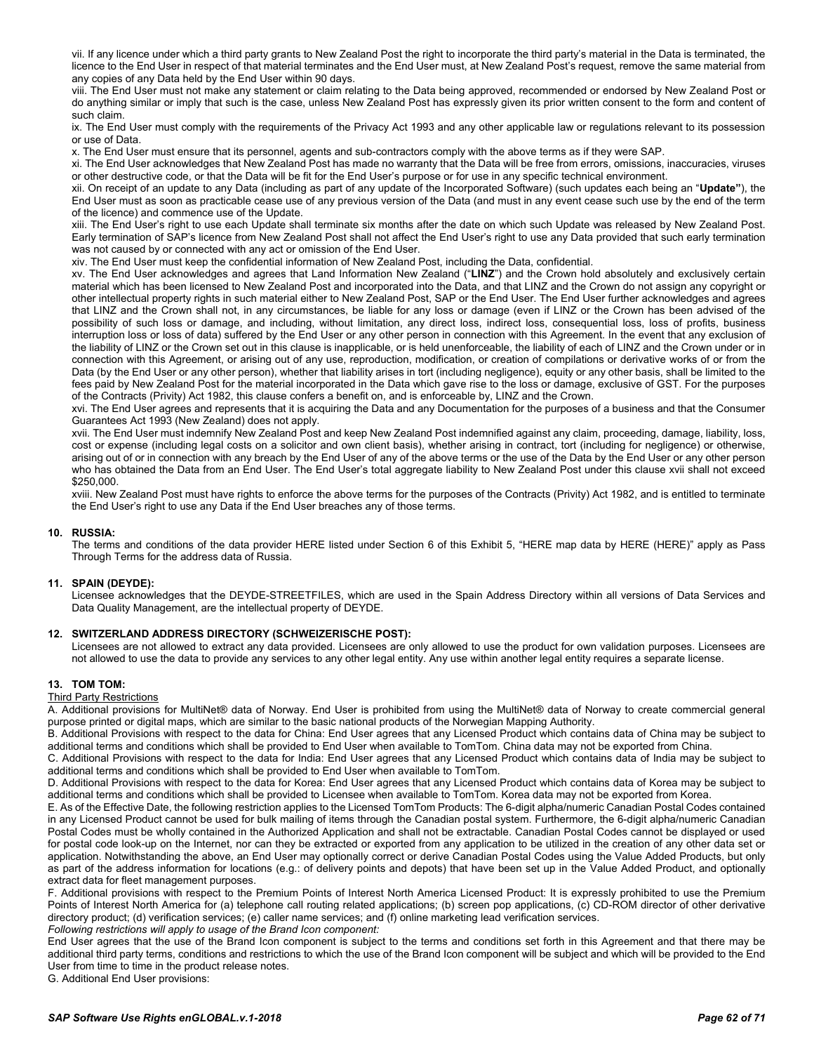vii. If any licence under which a third party grants to New Zealand Post the right to incorporate the third party's material in the Data is terminated, the licence to the End User in respect of that material terminates and the End User must, at New Zealand Post's request, remove the same material from any copies of any Data held by the End User within 90 days.

viii. The End User must not make any statement or claim relating to the Data being approved, recommended or endorsed by New Zealand Post or do anything similar or imply that such is the case, unless New Zealand Post has expressly given its prior written consent to the form and content of such claim.

ix. The End User must comply with the requirements of the Privacy Act 1993 and any other applicable law or regulations relevant to its possession or use of Data.

x. The End User must ensure that its personnel, agents and sub-contractors comply with the above terms as if they were SAP.

xi. The End User acknowledges that New Zealand Post has made no warranty that the Data will be free from errors, omissions, inaccuracies, viruses or other destructive code, or that the Data will be fit for the End User's purpose or for use in any specific technical environment.

xii. On receipt of an update to any Data (including as part of any update of the Incorporated Software) (such updates each being an "**Update"**), the End User must as soon as practicable cease use of any previous version of the Data (and must in any event cease such use by the end of the term of the licence) and commence use of the Update.

xiii. The End User's right to use each Update shall terminate six months after the date on which such Update was released by New Zealand Post. Early termination of SAP's licence from New Zealand Post shall not affect the End User's right to use any Data provided that such early termination was not caused by or connected with any act or omission of the End User.

xiv. The End User must keep the confidential information of New Zealand Post, including the Data, confidential.

xv. The End User acknowledges and agrees that Land Information New Zealand ("**LINZ**") and the Crown hold absolutely and exclusively certain material which has been licensed to New Zealand Post and incorporated into the Data, and that LINZ and the Crown do not assign any copyright or other intellectual property rights in such material either to New Zealand Post, SAP or the End User. The End User further acknowledges and agrees that LINZ and the Crown shall not, in any circumstances, be liable for any loss or damage (even if LINZ or the Crown has been advised of the possibility of such loss or damage, and including, without limitation, any direct loss, indirect loss, consequential loss, loss of profits, business interruption loss or loss of data) suffered by the End User or any other person in connection with this Agreement. In the event that any exclusion of the liability of LINZ or the Crown set out in this clause is inapplicable, or is held unenforceable, the liability of each of LINZ and the Crown under or in connection with this Agreement, or arising out of any use, reproduction, modification, or creation of compilations or derivative works of or from the Data (by the End User or any other person), whether that liability arises in tort (including negligence), equity or any other basis, shall be limited to the fees paid by New Zealand Post for the material incorporated in the Data which gave rise to the loss or damage, exclusive of GST. For the purposes of the Contracts (Privity) Act 1982, this clause confers a benefit on, and is enforceable by, LINZ and the Crown.

xvi. The End User agrees and represents that it is acquiring the Data and any Documentation for the purposes of a business and that the Consumer Guarantees Act 1993 (New Zealand) does not apply.

xvii. The End User must indemnify New Zealand Post and keep New Zealand Post indemnified against any claim, proceeding, damage, liability, loss, cost or expense (including legal costs on a solicitor and own client basis), whether arising in contract, tort (including for negligence) or otherwise, arising out of or in connection with any breach by the End User of any of the above terms or the use of the Data by the End User or any other person who has obtained the Data from an End User. The End User's total aggregate liability to New Zealand Post under this clause xvii shall not exceed $250,000.

xviii. New Zealand Post must have rights to enforce the above terms for the purposes of the Contracts (Privity) Act 1982, and is entitled to terminate the End User's right to use any Data if the End User breaches any of those terms.

**10. RUSSIA:**

The terms and conditions of the data provider HERE listed under Section 6 of this Exhibit 5, "HERE map data by HERE (HERE)" apply as Pass Through Terms for the address data of Russia.

**11. SPAIN (DEYDE):**

Licensee acknowledges that the DEYDE-STREETFILES, which are used in the Spain Address Directory within all versions of Data Services and Data Quality Management, are the intellectual property of DEYDE.

**12. SWITZERLAND ADDRESS DIRECTORY (SCHWEIZERISCHE POST):**

Licensees are not allowed to extract any data provided. Licensees are only allowed to use the product for own validation purposes. Licensees are not allowed to use the data to provide any services to any other legal entity. Any use within another legal entity requires a separate license.

**13. TOM TOM:**

Third Party Restrictions

A. Additional provisions for MultiNet® data of Norway. End User is prohibited from using the MultiNet® data of Norway to create commercial general purpose printed or digital maps, which are similar to the basic national products of the Norwegian Mapping Authority.

B. Additional Provisions with respect to the data for China: End User agrees that any Licensed Product which contains data of China may be subject to additional terms and conditions which shall be provided to End User when available to TomTom. China data may not be exported from China.

C. Additional Provisions with respect to the data for India: End User agrees that any Licensed Product which contains data of India may be subject to additional terms and conditions which shall be provided to End User when available to TomTom.

D. Additional Provisions with respect to the data for Korea: End User agrees that any Licensed Product which contains data of Korea may be subject to additional terms and conditions which shall be provided to Licensee when available to TomTom. Korea data may not be exported from Korea.

E. As of the Effective Date, the following restriction applies to the Licensed TomTom Products: The 6-digit alpha/numeric Canadian Postal Codes contained in any Licensed Product cannot be used for bulk mailing of items through the Canadian postal system. Furthermore, the 6-digit alpha/numeric Canadian Postal Codes must be wholly contained in the Authorized Application and shall not be extractable. Canadian Postal Codes cannot be displayed or used for postal code look-up on the Internet, nor can they be extracted or exported from any application to be utilized in the creation of any other data set or application. Notwithstanding the above, an End User may optionally correct or derive Canadian Postal Codes using the Value Added Products, but only as part of the address information for locations (e.g.: of delivery points and depots) that have been set up in the Value Added Product, and optionally extract data for fleet management purposes.

F. Additional provisions with respect to the Premium Points of Interest North America Licensed Product: It is expressly prohibited to use the Premium Points of Interest North America for (a) telephone call routing related applications; (b) screen pop applications, (c) CD-ROM director of other derivative directory product; (d) verification services; (e) caller name services; and (f) online marketing lead verification services.

*Following restrictions will apply to usage of the Brand Icon component:*

End User agrees that the use of the Brand Icon component is subject to the terms and conditions set forth in this Agreement and that there may be additional third party terms, conditions and restrictions to which the use of the Brand Icon component will be subject and which will be provided to the End User from time to time in the product release notes.

G. Additional End User provisions: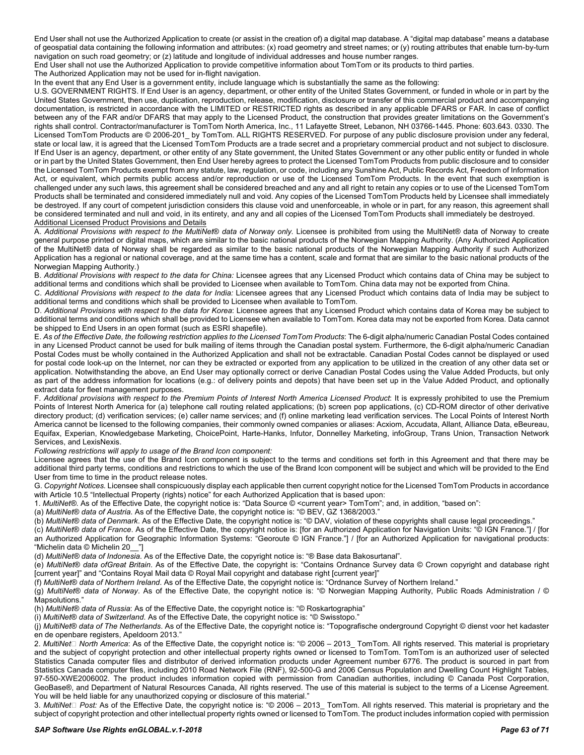End User shall not use the Authorized Application to create (or assist in the creation of) a digital map database. A "digital map database" means a database of geospatial data containing the following information and attributes: (x) road geometry and street names; or (y) routing attributes that enable turn-by-turn navigation on such road geometry; or (z) latitude and longitude of individual addresses and house number ranges.

End User shall not use the Authorized Application to provide competitive information about TomTom or its products to third parties.

The Authorized Application may not be used for in-flight navigation.

In the event that any End User is a government entity, include language which is substantially the same as the following:

U.S. GOVERNMENT RIGHTS. If End User is an agency, department, or other entity of the United States Government, or funded in whole or in part by the United States Government, then use, duplication, reproduction, release, modification, disclosure or transfer of this commercial product and accompanying documentation, is restricted in accordance with the LIMITED or RESTRICTED rights as described in any applicable DFARS or FAR. In case of conflict between any of the FAR and/or DFARS that may apply to the Licensed Product, the construction that provides greater limitations on the Government's rights shall control. Contractor/manufacturer is TomTom North America, Inc., 11 Lafayette Street, Lebanon, NH 03766-1445. Phone: 603.643. 0330. The Licensed TomTom Products are © 2006-201_ by TomTom. ALL RIGHTS RESERVED. For purpose of any public disclosure provision under any federal, state or local law, it is agreed that the Licensed TomTom Products are a trade secret and a proprietary commercial product and not subject to disclosure. If End User is an agency, department, or other entity of any State government, the United States Government or any other public entity or funded in whole or in part by the United States Government, then End User hereby agrees to protect the Licensed TomTom Products from public disclosure and to consider the Licensed TomTom Products exempt from any statute, law, regulation, or code, including any Sunshine Act, Public Records Act, Freedom of Information Act, or equivalent, which permits public access and/or reproduction or use of the Licensed TomTom Products. In the event that such exemption is challenged under any such laws, this agreement shall be considered breached and any and all right to retain any copies or to use of the Licensed TomTom Products shall be terminated and considered immediately null and void. Any copies of the Licensed TomTom Products held by Licensee shall immediately be destroyed. If any court of competent jurisdiction considers this clause void and unenforceable, in whole or in part, for any reason, this agreement shall be considered terminated and null and void, in its entirety, and any and all copies of the Licensed TomTom Products shall immediately be destroyed.

Additional Licensed Product Provisions and Details

A. *Additional Provisions with respect to the MultiNet® data of Norway only.* Licensee is prohibited from using the MultiNet® data of Norway to create general purpose printed or digital maps, which are similar to the basic national products of the Norwegian Mapping Authority. (Any Authorized Application of the MultiNet® data of Norway shall be regarded as similar to the basic national products of the Norwegian Mapping Authority if such Authorized Application has a regional or national coverage, and at the same time has a content, scale and format that are similar to the basic national products of the Norwegian Mapping Authority.)

B. *Additional Provisions with respect to the data for China:* Licensee agrees that any Licensed Product which contains data of China may be subject to additional terms and conditions which shall be provided to Licensee when available to TomTom. China data may not be exported from China.

C. *Additional Provisions with respect to the data for India:* Licensee agrees that any Licensed Product which contains data of India may be subject to additional terms and conditions which shall be provided to Licensee when available to TomTom.

D. *Additional Provisions with respect to the data for Korea*: Licensee agrees that any Licensed Product which contains data of Korea may be subject to additional terms and conditions which shall be provided to Licensee when available to TomTom. Korea data may not be exported from Korea. Data cannot be shipped to End Users in an open format (such as ESRI shapefile).

E. *As of the Effective Date, the following restriction applies to the Licensed TomTom Products*: The 6-digit alpha/numeric Canadian Postal Codes contained in any Licensed Product cannot be used for bulk mailing of items through the Canadian postal system. Furthermore, the 6-digit alpha/numeric Canadian Postal Codes must be wholly contained in the Authorized Application and shall not be extractable. Canadian Postal Codes cannot be displayed or used for postal code look-up on the Internet, nor can they be extracted or exported from any application to be utilized in the creation of any other data set or application. Notwithstanding the above, an End User may optionally correct or derive Canadian Postal Codes using the Value Added Products, but only as part of the address information for locations (e.g.: of delivery points and depots) that have been set up in the Value Added Product, and optionally extract data for fleet management purposes.

F. *Additional provisions with respect to the Premium Points of Interest North America Licensed Product*: It is expressly prohibited to use the Premium Points of Interest North America for (a) telephone call routing related applications; (b) screen pop applications, (c) CD-ROM director of other derivative directory product; (d) verification services; (e) caller name services; and (f) online marketing lead verification services. The Local Points of Interest North America cannot be licensed to the following companies, their commonly owned companies or aliases: Acxiom, Accudata, Allant, Alliance Data, eBeureau, Equifax, Experian, Knowledgebase Marketing, ChoicePoint, Harte-Hanks, Infutor, Donnelley Marketing, infoGroup, Trans Union, Transaction Network Services, and LexisNexis.

*Following restrictions will apply to usage of the Brand Icon component:*

Licensee agrees that the use of the Brand Icon component is subject to the terms and conditions set forth in this Agreement and that there may be additional third party terms, conditions and restrictions to which the use of the Brand Icon component will be subject and which will be provided to the End User from time to time in the product release notes.

G. *Copyright Notices.* Licensee shall conspicuously display each applicable then current copyright notice for the Licensed TomTom Products in accordance with Article 10.5 "Intellectual Property (rights) notice" for each Authorized Application that is based upon:

1. *MultiNet®*. As of the Effective Date, the copyright notice is: "Data Source © <current year> TomTom"; and, in addition, "based on":

(a) *MultiNet® data of Austria*. As of the Effective Date, the copyright notice is: "© BEV, GZ 1368/2003."

(b) *MultiNet® data of Denmark*. As of the Effective Date, the copyright notice is: "© DAV, violation of these copyrights shall cause legal proceedings."

(c) *MultiNet® data of France*. As of the Effective Date, the copyright notice is: [for an Authorized Application for Navigation Units: "© IGN France."] / [for an Authorized Application for Geographic Information Systems: "Georoute © IGN France."] / [for an Authorized Application for navigational products: "Michelin data © Michelin 20__"]

(d) *MultiNet® data of Indonesia*. As of the Effective Date, the copyright notice is: "® Base data Bakosurtanal".

(e) *MultiNet® data ofGreat Britain*. As of the Effective Date, the copyright is: "Contains Ordnance Survey data © Crown copyright and database right [current year]" and "Contains Royal Mail data © Royal Mail copyright and database right [current year]"

(f) *MultiNet® data of Northern Ireland*. As of the Effective Date, the copyright notice is: "Ordnance Survey of Northern Ireland."

(g) *MultiNet® data of Norway*. As of the Effective Date, the copyright notice is: "© Norwegian Mapping Authority, Public Roads Administration / © Mapsolutions."

(h) *MultiNet® data of Russia*: As of the Effective Date, the copyright notice is: "© Roskartographia"

(i) *MultiNet® data of Switzerland*. As of the Effective Date, the copyright notice is: "© Swisstopo."

(j) *MultiNet® data of The Netherlands*. As of the Effective Date, the copyright notice is: "Topografische onderground Copyright © dienst voor het kadaster en de openbare registers, Apeldoorn 2013."

2. *MultiNet*□ *North America*: As of the Effective Date, the copyright notice is: "© 2006 – 2013_ TomTom. All rights reserved. This material is proprietary and the subject of copyright protection and other intellectual property rights owned or licensed to TomTom. TomTom is an authorized user of selected Statistics Canada computer files and distributor of derived information products under Agreement number 6776. The product is sourced in part from Statistics Canada computer files, including 2010 Road Network File (RNF), 92-500-G and 2006 Census Population and Dwelling Count Highlight Tables, 97-550-XWE2006002. The product includes information copied with permission from Canadian authorities, including © Canada Post Corporation, GeoBase®, and Department of Natural Resources Canada, All rights reserved. The use of this material is subject to the terms of a License Agreement. You will be held liable for any unauthorized copying or disclosure of this material."

3. *MultiNet*□ *Post:* As of the Effective Date, the copyright notice is: "© 2006 – 2013_ TomTom. All rights reserved. This material is proprietary and the subject of copyright protection and other intellectual property rights owned or licensed to TomTom. The product includes information copied with permission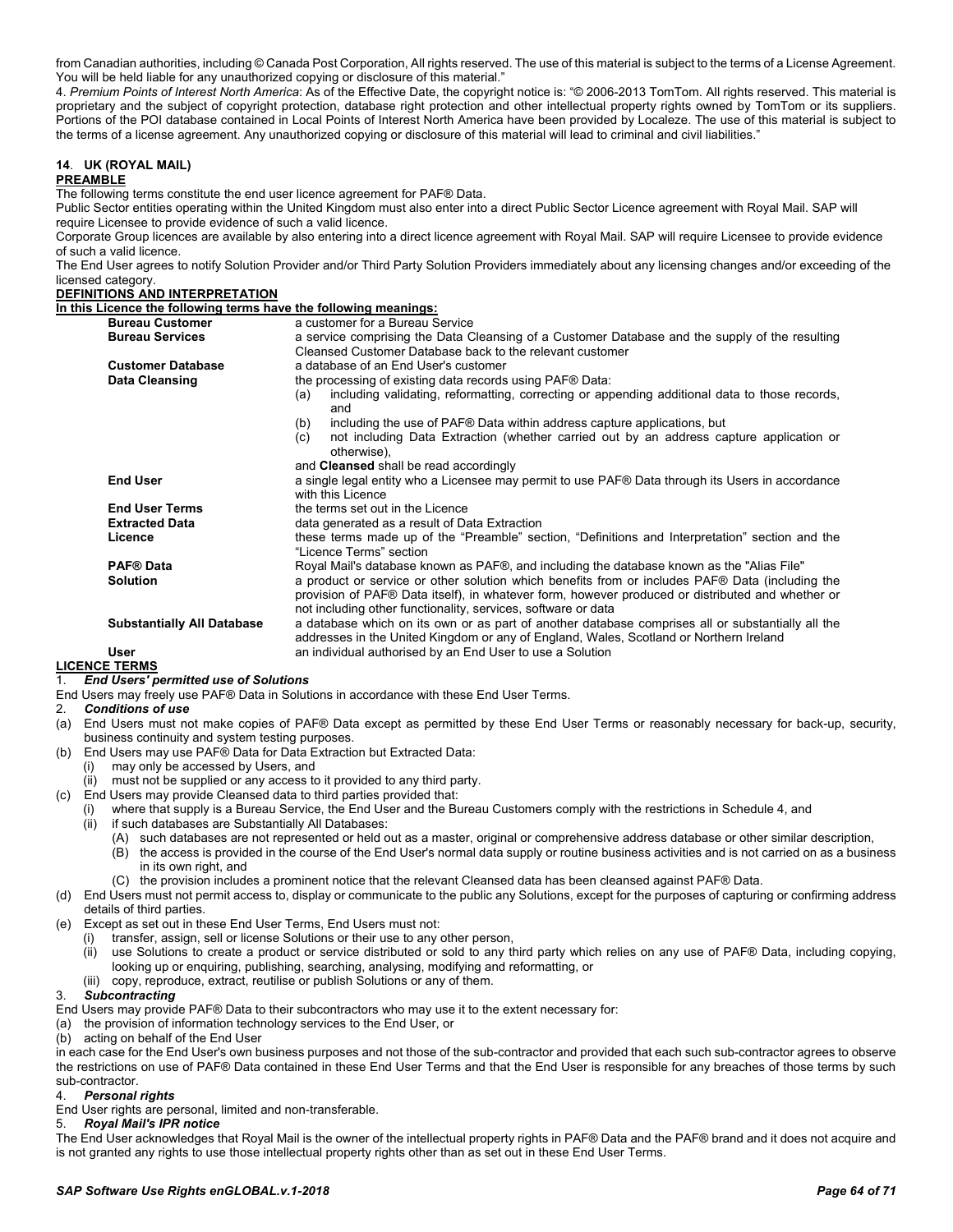from Canadian authorities, including © Canada Post Corporation, All rights reserved. The use of this material is subject to the terms of a License Agreement. You will be held liable for any unauthorized copying or disclosure of this material."

4. *Premium Points of Interest North America*: As of the Effective Date, the copyright notice is: "© 2006-2013 TomTom. All rights reserved. This material is proprietary and the subject of copyright protection, database right protection and other intellectual property rights owned by TomTom or its suppliers. Portions of the POI database contained in Local Points of Interest North America have been provided by Localeze. The use of this material is subject to the terms of a license agreement. Any unauthorized copying or disclosure of this material will lead to criminal and civil liabilities."

## 14. UK (ROYAL MAIL)

**PREAMBLE**

The following terms constitute the end user licence agreement for PAF® Data.

Public Sector entities operating within the United Kingdom must also enter into a direct Public Sector Licence agreement with Royal Mail. SAP will require Licensee to provide evidence of such a valid licence.

Corporate Group licences are available by also entering into a direct licence agreement with Royal Mail. SAP will require Licensee to provide evidence of such a valid licence.

The End User agrees to notify Solution Provider and/or Third Party Solution Providers immediately about any licensing changes and/or exceeding of the licensed category.

**DEFINITIONS AND INTERPRETATION**

**In this Licence the following terms have the following meanings:**

| | |
|---|---|
| **Bureau Customer** | a customer for a Bureau Service |
| **Bureau Services** | a service comprising the Data Cleansing of a Customer Database and the supply of the resulting Cleansed Customer Database back to the relevant customer |
| **Customer Database** | a database of an End User's customer |
| **Data Cleansing** | the processing of existing data records using PAF® Data: (a) including validating, reformatting, correcting or appending additional data to those records, and (b) including the use of PAF® Data within address capture applications, but (c) not including Data Extraction (whether carried out by an address capture application or otherwise), and **Cleansed** shall be read accordingly |
| **End User** | a single legal entity who a Licensee may permit to use PAF® Data through its Users in accordance with this Licence |
| **End User Terms** | the terms set out in the Licence |
| **Extracted Data** | data generated as a result of Data Extraction |
| **Licence** | these terms made up of the "Preamble" section, "Definitions and Interpretation" section and the "Licence Terms" section |
| **PAF® Data** | Royal Mail's database known as PAF®, and including the database known as the "Alias File" |
| **Solution** | a product or service or other solution which benefits from or includes PAF® Data (including the provision of PAF® Data itself), in whatever form, however produced or distributed and whether or not including other functionality, services, software or data |
| **Substantially All Database** | a database which on its own or as part of another database comprises all or substantially all the addresses in the United Kingdom or any of England, Wales, Scotland or Northern Ireland |
| **User** | an individual authorised by an End User to use a Solution |

**LICENCE TERMS**

1. ***End Users' permitted use of Solutions***

End Users may freely use PAF® Data in Solutions in accordance with these End User Terms.

2. ***Conditions of use***

(a) End Users must not make copies of PAF® Data except as permitted by these End User Terms or reasonably necessary for back-up, security, business continuity and system testing purposes.

(b) End Users may use PAF® Data for Data Extraction but Extracted Data:
   (i) may only be accessed by Users, and
   (ii) must not be supplied or any access to it provided to any third party.

(c) End Users may provide Cleansed data to third parties provided that:
   (i) where that supply is a Bureau Service, the End User and the Bureau Customers comply with the restrictions in Schedule 4, and
   (ii) if such databases are Substantially All Databases:
      (A) such databases are not represented or held out as a master, original or comprehensive address database or other similar description,
      (B) the access is provided in the course of the End User's normal data supply or routine business activities and is not carried on as a business in its own right, and
      (C) the provision includes a prominent notice that the relevant Cleansed data has been cleansed against PAF® Data.

(d) End Users must not permit access to, display or communicate to the public any Solutions, except for the purposes of capturing or confirming address details of third parties.

(e) Except as set out in these End User Terms, End Users must not:
   (i) transfer, assign, sell or license Solutions or their use to any other person,
   (ii) use Solutions to create a product or service distributed or sold to any third party which relies on any use of PAF® Data, including copying, looking up or enquiring, publishing, searching, analysing, modifying and reformatting, or
   (iii) copy, reproduce, extract, reutilise or publish Solutions or any of them.

3. ***Subcontracting***

End Users may provide PAF® Data to their subcontractors who may use it to the extent necessary for:

(a) the provision of information technology services to the End User, or

(b) acting on behalf of the End User

in each case for the End User's own business purposes and not those of the sub-contractor and provided that each such sub-contractor agrees to observe the restrictions on use of PAF® Data contained in these End User Terms and that the End User is responsible for any breaches of those terms by such sub-contractor.

4. ***Personal rights***

End User rights are personal, limited and non-transferable.

5. ***Royal Mail's IPR notice***

The End User acknowledges that Royal Mail is the owner of the intellectual property rights in PAF® Data and the PAF® brand and it does not acquire and is not granted any rights to use those intellectual property rights other than as set out in these End User Terms.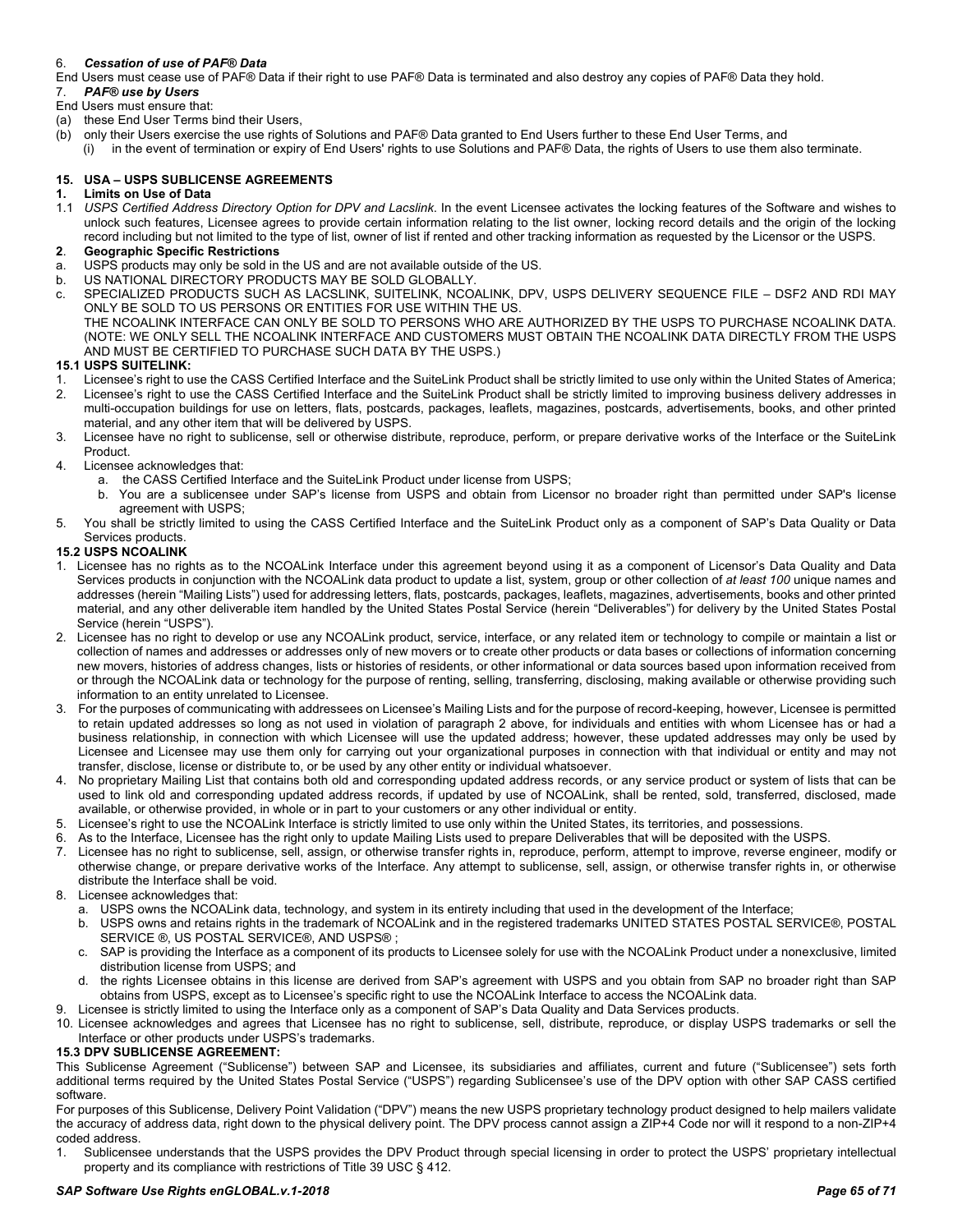6. ***Cessation of use of PAF® Data***

End Users must cease use of PAF® Data if their right to use PAF® Data is terminated and also destroy any copies of PAF® Data they hold.

7. ***PAF® use by Users***

End Users must ensure that:

(a) these End User Terms bind their Users,

(b) only their Users exercise the use rights of Solutions and PAF® Data granted to End Users further to these End User Terms, and

  (i) in the event of termination or expiry of End Users' rights to use Solutions and PAF® Data, the rights of Users to use them also terminate.

## 15. USA – USPS SUBLICENSE AGREEMENTS

**1. Limits on Use of Data**

1.1 *USPS Certified Address Directory Option for DPV and Lacslink*. In the event Licensee activates the locking features of the Software and wishes to unlock such features, Licensee agrees to provide certain information relating to the list owner, locking record details and the origin of the locking record including but not limited to the type of list, owner of list if rented and other tracking information as requested by the Licensor or the USPS.

**2. Geographic Specific Restrictions**

a. USPS products may only be sold in the US and are not available outside of the US.

b. US NATIONAL DIRECTORY PRODUCTS MAY BE SOLD GLOBALLY.

c. SPECIALIZED PRODUCTS SUCH AS LACSLINK, SUITELINK, NCOALINK, DPV, USPS DELIVERY SEQUENCE FILE – DSF2 AND RDI MAY ONLY BE SOLD TO US PERSONS OR ENTITIES FOR USE WITHIN THE US.
THE NCOALINK INTERFACE CAN ONLY BE SOLD TO PERSONS WHO ARE AUTHORIZED BY THE USPS TO PURCHASE NCOALINK DATA. (NOTE: WE ONLY SELL THE NCOALINK INTERFACE AND CUSTOMERS MUST OBTAIN THE NCOALINK DATA DIRECTLY FROM THE USPS AND MUST BE CERTIFIED TO PURCHASE SUCH DATA BY THE USPS.)

### 15.1 USPS SUITELINK:

1. Licensee's right to use the CASS Certified Interface and the SuiteLink Product shall be strictly limited to use only within the United States of America;
2. Licensee's right to use the CASS Certified Interface and the SuiteLink Product shall be strictly limited to improving business delivery addresses in multi-occupation buildings for use on letters, flats, postcards, packages, leaflets, magazines, postcards, advertisements, books, and other printed material, and any other item that will be delivered by USPS.
3. Licensee have no right to sublicense, sell or otherwise distribute, reproduce, perform, or prepare derivative works of the Interface or the SuiteLink Product.
4. Licensee acknowledges that:
   a. the CASS Certified Interface and the SuiteLink Product under license from USPS;
   b. You are a sublicensee under SAP's license from USPS and obtain from Licensor no broader right than permitted under SAP's license agreement with USPS;
5. You shall be strictly limited to using the CASS Certified Interface and the SuiteLink Product only as a component of SAP's Data Quality or Data Services products.

### 15.2 USPS NCOALINK

1. Licensee has no rights as to the NCOALink Interface under this agreement beyond using it as a component of Licensor's Data Quality and Data Services products in conjunction with the NCOALink data product to update a list, system, group or other collection of *at least 100* unique names and addresses (herein "Mailing Lists") used for addressing letters, flats, postcards, packages, leaflets, magazines, advertisements, books and other printed material, and any other deliverable item handled by the United States Postal Service (herein "Deliverables") for delivery by the United States Postal Service (herein "USPS").
2. Licensee has no right to develop or use any NCOALink product, service, interface, or any related item or technology to compile or maintain a list or collection of names and addresses or addresses only of new movers or to create other products or data bases or collections of information concerning new movers, histories of address changes, lists or histories of residents, or other informational or data sources based upon information received from or through the NCOALink data or technology for the purpose of renting, selling, transferring, disclosing, making available or otherwise providing such information to an entity unrelated to Licensee.
3. For the purposes of communicating with addressees on Licensee's Mailing Lists and for the purpose of record-keeping, however, Licensee is permitted to retain updated addresses so long as not used in violation of paragraph 2 above, for individuals and entities with whom Licensee has or had a business relationship, in connection with which Licensee will use the updated address; however, these updated addresses may only be used by Licensee and Licensee may use them only for carrying out your organizational purposes in connection with that individual or entity and may not transfer, disclose, license or distribute to, or be used by any other entity or individual whatsoever.
4. No proprietary Mailing List that contains both old and corresponding updated address records, or any service product or system of lists that can be used to link old and corresponding updated address records, if updated by use of NCOALink, shall be rented, sold, transferred, disclosed, made available, or otherwise provided, in whole or in part to your customers or any other individual or entity.
5. Licensee's right to use the NCOALink Interface is strictly limited to use only within the United States, its territories, and possessions.
6. As to the Interface, Licensee has the right only to update Mailing Lists used to prepare Deliverables that will be deposited with the USPS.
7. Licensee has no right to sublicense, sell, assign, or otherwise transfer rights in, reproduce, perform, attempt to improve, reverse engineer, modify or otherwise change, or prepare derivative works of the Interface. Any attempt to sublicense, sell, assign, or otherwise transfer rights in, or otherwise distribute the Interface shall be void.
8. Licensee acknowledges that:
   a. USPS owns the NCOALink data, technology, and system in its entirety including that used in the development of the Interface;
   b. USPS owns and retains rights in the trademark of NCOALink and in the registered trademarks UNITED STATES POSTAL SERVICE®, POSTAL SERVICE ®, US POSTAL SERVICE®, AND USPS® ;
   c. SAP is providing the Interface as a component of its products to Licensee solely for use with the NCOALink Product under a nonexclusive, limited distribution license from USPS; and
   d. the rights Licensee obtains in this license are derived from SAP's agreement with USPS and you obtain from SAP no broader right than SAP obtains from USPS, except as to Licensee's specific right to use the NCOALink Interface to access the NCOALink data.
9. Licensee is strictly limited to using the Interface only as a component of SAP's Data Quality and Data Services products.
10. Licensee acknowledges and agrees that Licensee has no right to sublicense, sell, distribute, reproduce, or display USPS trademarks or sell the Interface or other products under USPS's trademarks.

### 15.3 DPV SUBLICENSE AGREEMENT:

This Sublicense Agreement ("Sublicense") between SAP and Licensee, its subsidiaries and affiliates, current and future ("Sublicensee") sets forth additional terms required by the United States Postal Service ("USPS") regarding Sublicensee's use of the DPV option with other SAP CASS certified software.

For purposes of this Sublicense, Delivery Point Validation ("DPV") means the new USPS proprietary technology product designed to help mailers validate the accuracy of address data, right down to the physical delivery point. The DPV process cannot assign a ZIP+4 Code nor will it respond to a non-ZIP+4 coded address.

1. Sublicensee understands that the USPS provides the DPV Product through special licensing in order to protect the USPS' proprietary intellectual property and its compliance with restrictions of Title 39 USC § 412.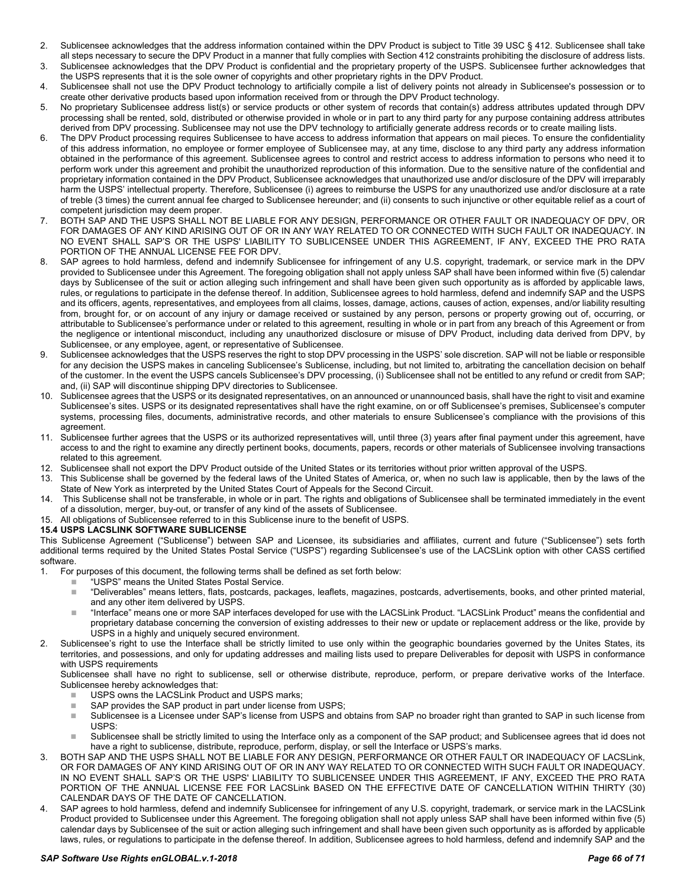2. Sublicensee acknowledges that the address information contained within the DPV Product is subject to Title 39 USC § 412. Sublicensee shall take all steps necessary to secure the DPV Product in a manner that fully complies with Section 412 constraints prohibiting the disclosure of address lists.
3. Sublicensee acknowledges that the DPV Product is confidential and the proprietary property of the USPS. Sublicensee further acknowledges that the USPS represents that it is the sole owner of copyrights and other proprietary rights in the DPV Product.
4. Sublicensee shall not use the DPV Product technology to artificially compile a list of delivery points not already in Sublicensee's possession or to create other derivative products based upon information received from or through the DPV Product technology.
5. No proprietary Sublicensee address list(s) or service products or other system of records that contain(s) address attributes updated through DPV processing shall be rented, sold, distributed or otherwise provided in whole or in part to any third party for any purpose containing address attributes derived from DPV processing. Sublicensee may not use the DPV technology to artificially generate address records or to create mailing lists.
6. The DPV Product processing requires Sublicensee to have access to address information that appears on mail pieces. To ensure the confidentiality of this address information, no employee or former employee of Sublicensee may, at any time, disclose to any third party any address information obtained in the performance of this agreement. Sublicensee agrees to control and restrict access to address information to persons who need it to perform work under this agreement and prohibit the unauthorized reproduction of this information. Due to the sensitive nature of the confidential and proprietary information contained in the DPV Product, Sublicensee acknowledges that unauthorized use and/or disclosure of the DPV will irreparably harm the USPS' intellectual property. Therefore, Sublicensee (i) agrees to reimburse the USPS for any unauthorized use and/or disclosure at a rate of treble (3 times) the current annual fee charged to Sublicensee hereunder; and (ii) consents to such injunctive or other equitable relief as a court of competent jurisdiction may deem proper.
7. BOTH SAP AND THE USPS SHALL NOT BE LIABLE FOR ANY DESIGN, PERFORMANCE OR OTHER FAULT OR INADEQUACY OF DPV, OR FOR DAMAGES OF ANY KIND ARISING OUT OF OR IN ANY WAY RELATED TO OR CONNECTED WITH SUCH FAULT OR INADEQUACY. IN NO EVENT SHALL SAP'S OR THE USPS' LIABILITY TO SUBLICENSEE UNDER THIS AGREEMENT, IF ANY, EXCEED THE PRO RATA PORTION OF THE ANNUAL LICENSE FEE FOR DPV.
8. SAP agrees to hold harmless, defend and indemnify Sublicensee for infringement of any U.S. copyright, trademark, or service mark in the DPV provided to Sublicensee under this Agreement. The foregoing obligation shall not apply unless SAP shall have been informed within five (5) calendar days by Sublicensee of the suit or action alleging such infringement and shall have been given such opportunity as is afforded by applicable laws, rules, or regulations to participate in the defense thereof. In addition, Sublicensee agrees to hold harmless, defend and indemnify SAP and the USPS and its officers, agents, representatives, and employees from all claims, losses, damage, actions, causes of action, expenses, and/or liability resulting from, brought for, or on account of any injury or damage received or sustained by any person, persons or property growing out of, occurring, or attributable to Sublicensee's performance under or related to this agreement, resulting in whole or in part from any breach of this Agreement or from the negligence or intentional misconduct, including any unauthorized disclosure or misuse of DPV Product, including data derived from DPV, by Sublicensee, or any employee, agent, or representative of Sublicensee.
9. Sublicensee acknowledges that the USPS reserves the right to stop DPV processing in the USPS' sole discretion. SAP will not be liable or responsible for any decision the USPS makes in canceling Sublicensee's Sublicense, including, but not limited to, arbitrating the cancellation decision on behalf of the customer. In the event the USPS cancels Sublicensee's DPV processing, (i) Sublicensee shall not be entitled to any refund or credit from SAP; and, (ii) SAP will discontinue shipping DPV directories to Sublicensee.
10. Sublicensee agrees that the USPS or its designated representatives, on an announced or unannounced basis, shall have the right to visit and examine Sublicensee's sites. USPS or its designated representatives shall have the right examine, on or off Sublicensee's premises, Sublicensee's computer systems, processing files, documents, administrative records, and other materials to ensure Sublicensee's compliance with the provisions of this agreement.
11. Sublicensee further agrees that the USPS or its authorized representatives will, until three (3) years after final payment under this agreement, have access to and the right to examine any directly pertinent books, documents, papers, records or other materials of Sublicensee involving transactions related to this agreement.
12. Sublicensee shall not export the DPV Product outside of the United States or its territories without prior written approval of the USPS.
13. This Sublicense shall be governed by the federal laws of the United States of America, or, when no such law is applicable, then by the laws of the State of New York as interpreted by the United States Court of Appeals for the Second Circuit.
14. This Sublicense shall not be transferable, in whole or in part. The rights and obligations of Sublicensee shall be terminated immediately in the event of a dissolution, merger, buy-out, or transfer of any kind of the assets of Sublicensee.
15. All obligations of Sublicensee referred to in this Sublicense inure to the benefit of USPS.

### 15.4 USPS LACSLINK SOFTWARE SUBLICENSE

This Sublicense Agreement ("Sublicense") between SAP and Licensee, its subsidiaries and affiliates, current and future ("Sublicensee") sets forth additional terms required by the United States Postal Service ("USPS") regarding Sublicensee's use of the LACSLink option with other CASS certified software.

1. For purposes of this document, the following terms shall be defined as set forth below:
   - "USPS" means the United States Postal Service.
   - "Deliverables" means letters, flats, postcards, packages, leaflets, magazines, postcards, advertisements, books, and other printed material, and any other item delivered by USPS.
   - "Interface" means one or more SAP interfaces developed for use with the LACSLink Product. "LACSLink Product" means the confidential and proprietary database concerning the conversion of existing addresses to their new or update or replacement address or the like, provide by USPS in a highly and uniquely secured environment.
2. Sublicensee's right to use the Interface shall be strictly limited to use only within the geographic boundaries governed by the Unites States, its territories, and possessions, and only for updating addresses and mailing lists used to prepare Deliverables for deposit with USPS in conformance with USPS requirements

   Sublicensee shall have no right to sublicense, sell or otherwise distribute, reproduce, perform, or prepare derivative works of the Interface. Sublicensee hereby acknowledges that:
   - USPS owns the LACSLink Product and USPS marks;
   - SAP provides the SAP product in part under license from USPS;
   - Sublicensee is a Licensee under SAP's license from USPS and obtains from SAP no broader right than granted to SAP in such license from USPS:
   - Sublicensee shall be strictly limited to using the Interface only as a component of the SAP product; and Sublicensee agrees that id does not have a right to sublicense, distribute, reproduce, perform, display, or sell the Interface or USPS's marks.
3. BOTH SAP AND THE USPS SHALL NOT BE LIABLE FOR ANY DESIGN, PERFORMANCE OR OTHER FAULT OR INADEQUACY OF LACSLink, OR FOR DAMAGES OF ANY KIND ARISING OUT OF OR IN ANY WAY RELATED TO OR CONNECTED WITH SUCH FAULT OR INADEQUACY. IN NO EVENT SHALL SAP'S OR THE USPS' LIABILITY TO SUBLICENSEE UNDER THIS AGREEMENT, IF ANY, EXCEED THE PRO RATA PORTION OF THE ANNUAL LICENSE FEE FOR LACSLink BASED ON THE EFFECTIVE DATE OF CANCELLATION WITHIN THIRTY (30) CALENDAR DAYS OF THE DATE OF CANCELLATION.
4. SAP agrees to hold harmless, defend and indemnify Sublicensee for infringement of any U.S. copyright, trademark, or service mark in the LACSLink Product provided to Sublicensee under this Agreement. The foregoing obligation shall not apply unless SAP shall have been informed within five (5) calendar days by Sublicensee of the suit or action alleging such infringement and shall have been given such opportunity as is afforded by applicable laws, rules, or regulations to participate in the defense thereof. In addition, Sublicensee agrees to hold harmless, defend and indemnify SAP and the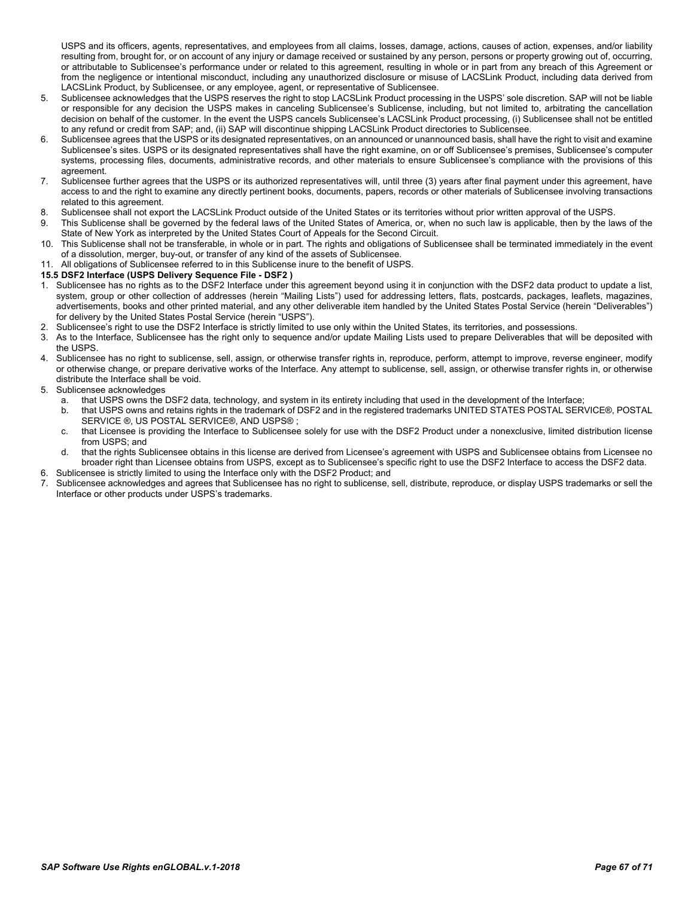USPS and its officers, agents, representatives, and employees from all claims, losses, damage, actions, causes of action, expenses, and/or liability resulting from, brought for, or on account of any injury or damage received or sustained by any person, persons or property growing out of, occurring, or attributable to Sublicensee's performance under or related to this agreement, resulting in whole or in part from any breach of this Agreement or from the negligence or intentional misconduct, including any unauthorized disclosure or misuse of LACSLink Product, including data derived from LACSLink Product, by Sublicensee, or any employee, agent, or representative of Sublicensee.

5. Sublicensee acknowledges that the USPS reserves the right to stop LACSLink Product processing in the USPS' sole discretion. SAP will not be liable or responsible for any decision the USPS makes in canceling Sublicensee's Sublicense, including, but not limited to, arbitrating the cancellation decision on behalf of the customer. In the event the USPS cancels Sublicensee's LACSLink Product processing, (i) Sublicensee shall not be entitled to any refund or credit from SAP; and, (ii) SAP will discontinue shipping LACSLink Product directories to Sublicensee.
6. Sublicensee agrees that the USPS or its designated representatives, on an announced or unannounced basis, shall have the right to visit and examine Sublicensee's sites. USPS or its designated representatives shall have the right examine, on or off Sublicensee's premises, Sublicensee's computer systems, processing files, documents, administrative records, and other materials to ensure Sublicensee's compliance with the provisions of this agreement.
7. Sublicensee further agrees that the USPS or its authorized representatives will, until three (3) years after final payment under this agreement, have access to and the right to examine any directly pertinent books, documents, papers, records or other materials of Sublicensee involving transactions related to this agreement.
8. Sublicensee shall not export the LACSLink Product outside of the United States or its territories without prior written approval of the USPS.
9. This Sublicense shall be governed by the federal laws of the United States of America, or, when no such law is applicable, then by the laws of the State of New York as interpreted by the United States Court of Appeals for the Second Circuit.
10. This Sublicense shall not be transferable, in whole or in part. The rights and obligations of Sublicensee shall be terminated immediately in the event of a dissolution, merger, buy-out, or transfer of any kind of the assets of Sublicensee.
11. All obligations of Sublicensee referred to in this Sublicense inure to the benefit of USPS.

**15.5 DSF2 Interface (USPS Delivery Sequence File - DSF2 )**

1. Sublicensee has no rights as to the DSF2 Interface under this agreement beyond using it in conjunction with the DSF2 data product to update a list, system, group or other collection of addresses (herein "Mailing Lists") used for addressing letters, flats, postcards, packages, leaflets, magazines, advertisements, books and other printed material, and any other deliverable item handled by the United States Postal Service (herein "Deliverables") for delivery by the United States Postal Service (herein "USPS").
2. Sublicensee's right to use the DSF2 Interface is strictly limited to use only within the United States, its territories, and possessions.
3. As to the Interface, Sublicensee has the right only to sequence and/or update Mailing Lists used to prepare Deliverables that will be deposited with the USPS.
4. Sublicensee has no right to sublicense, sell, assign, or otherwise transfer rights in, reproduce, perform, attempt to improve, reverse engineer, modify or otherwise change, or prepare derivative works of the Interface. Any attempt to sublicense, sell, assign, or otherwise transfer rights in, or otherwise distribute the Interface shall be void.
5. Sublicensee acknowledges
   a. that USPS owns the DSF2 data, technology, and system in its entirety including that used in the development of the Interface;
   b. that USPS owns and retains rights in the trademark of DSF2 and in the registered trademarks UNITED STATES POSTAL SERVICE®, POSTAL SERVICE ®, US POSTAL SERVICE®, AND USPS® ;
   c. that Licensee is providing the Interface to Sublicensee solely for use with the DSF2 Product under a nonexclusive, limited distribution license from USPS; and
   d. that the rights Sublicensee obtains in this license are derived from Licensee's agreement with USPS and Sublicensee obtains from Licensee no broader right than Licensee obtains from USPS, except as to Sublicensee's specific right to use the DSF2 Interface to access the DSF2 data.
6. Sublicensee is strictly limited to using the Interface only with the DSF2 Product; and
7. Sublicensee acknowledges and agrees that Sublicensee has no right to sublicense, sell, distribute, reproduce, or display USPS trademarks or sell the Interface or other products under USPS's trademarks.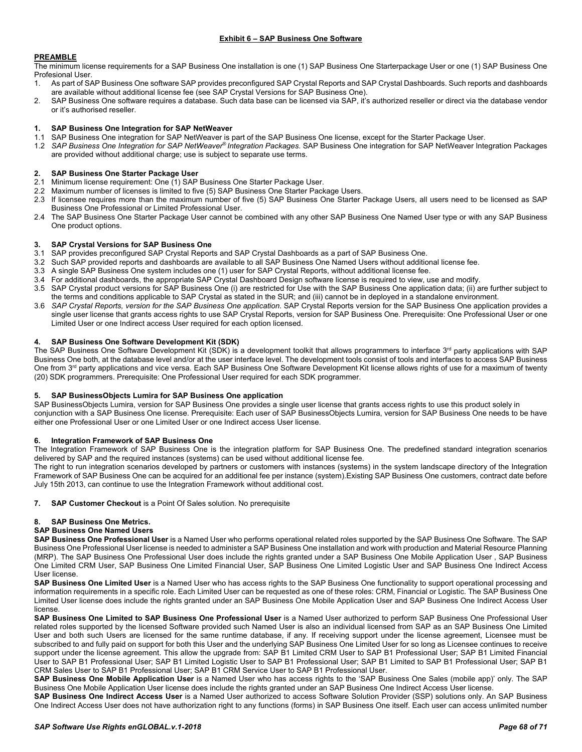**Exhibit 6 – SAP Business One Software**

**PREAMBLE**

The minimum license requirements for a SAP Business One installation is one (1) SAP Business One Starterpackage User or one (1) SAP Business One Profesional User.

1. As part of SAP Business One software SAP provides preconfigured SAP Crystal Reports and SAP Crystal Dashboards. Such reports and dashboards are available without additional license fee (see SAP Crystal Versions for SAP Business One).
2. SAP Business One software requires a database. Such data base can be licensed via SAP, it's authorized reseller or direct via the database vendor or it's authorised reseller.

**1. SAP Business One Integration for SAP NetWeaver**

1.1 SAP Business One integration for SAP NetWeaver is part of the SAP Business One license, except for the Starter Package User.

1.2 *SAP Business One Integration for SAP NetWeaver® Integration Packages.* SAP Business One integration for SAP NetWeaver Integration Packages are provided without additional charge; use is subject to separate use terms.

**2. SAP Business One Starter Package User**

2.1 Minimum license requirement: One (1) SAP Business One Starter Package User.

2.2 Maximum number of licenses is limited to five (5) SAP Business One Starter Package Users.

2.3 If licensee requires more than the maximum number of five (5) SAP Business One Starter Package Users, all users need to be licensed as SAP Business One Professional or Limited Professional User.

2.4 The SAP Business One Starter Package User cannot be combined with any other SAP Business One Named User type or with any SAP Business One product options.

**3. SAP Crystal Versions for SAP Business One**

3.1 SAP provides preconfigured SAP Crystal Reports and SAP Crystal Dashboards as a part of SAP Business One.

3.2 Such SAP provided reports and dashboards are available to all SAP Business One Named Users without additional license fee.

3.3 A single SAP Business One system includes one (1) user for SAP Crystal Reports, without additional license fee.

3.4 For additional dashboards, the appropriate SAP Crystal Dashboard Design software license is required to view, use and modify.

3.5 SAP Crystal product versions for SAP Business One (i) are restricted for Use with the SAP Business One application data; (ii) are further subject to the terms and conditions applicable to SAP Crystal as stated in the SUR; and (iii) cannot be in deployed in a standalone environment.

3.6 *SAP Crystal Reports, version for the SAP Business One application.* SAP Crystal Reports version for the SAP Business One application provides a single user license that grants access rights to use SAP Crystal Reports, version for SAP Business One. Prerequisite: One Professional User or one Limited User or one Indirect access User required for each option licensed.

**4. SAP Business One Software Development Kit (SDK)**

The SAP Business One Software Development Kit (SDK) is a development toolkit that allows programmers to interface 3rd party applications with SAP Business One both, at the database level and/or at the user interface level. The development tools consist of tools and interfaces to access SAP Business One from 3rd party applications and vice versa. Each SAP Business One Software Development Kit license allows rights of use for a maximum of twenty (20) SDK programmers. Prerequisite: One Professional User required for each SDK programmer.

**5. SAP BusinessObjects Lumira for SAP Business One application**

SAP BusinessObjects Lumira, version for SAP Business One provides a single user license that grants access rights to use this product solely in conjunction with a SAP Business One license. Prerequisite: Each user of SAP BusinessObjects Lumira, version for SAP Business One needs to be have either one Professional User or one Limited User or one Indirect access User license.

**6. Integration Framework of SAP Business One**

The Integration Framework of SAP Business One is the integration platform for SAP Business One. The predefined standard integration scenarios delivered by SAP and the required instances (systems) can be used without additional license fee.

The right to run integration scenarios developed by partners or customers with instances (systems) in the system landscape directory of the Integration Framework of SAP Business One can be acquired for an additional fee per instance (system).Existing SAP Business One customers, contract date before July 15th 2013, can continue to use the Integration Framework without additional cost.

**7. SAP Customer Checkout** is a Point Of Sales solution. No prerequisite

**8. SAP Business One Metrics.**

**SAP Business One Named Users**

**SAP Business One Professional User** is a Named User who performs operational related roles supported by the SAP Business One Software. The SAP Business One Professional User license is needed to administer a SAP Business One installation and work with production and Material Resource Planning (MRP). The SAP Business One Professional User does include the rights granted under a SAP Business One Mobile Application User , SAP Business One Limited CRM User, SAP Business One Limited Financial User, SAP Business One Limited Logistic User and SAP Business One Indirect Access User license.

**SAP Business One Limited User** is a Named User who has access rights to the SAP Business One functionality to support operational processing and information requirements in a specific role. Each Limited User can be requested as one of these roles: CRM, Financial or Logistic. The SAP Business One Limited User license does include the rights granted under an SAP Business One Mobile Application User and SAP Business One Indirect Access User license.

**SAP Business One Limited to SAP Business One Professional User** is a Named User authorized to perform SAP Business One Professional User related roles supported by the licensed Software provided such Named User is also an individual licensed from SAP as an SAP Business One Limited User and both such Users are licensed for the same runtime database, if any. If receiving support under the license agreement, Licensee must be subscribed to and fully paid on support for both this User and the underlying SAP Business One Limited User for so long as Licensee continues to receive support under the license agreement. This allow the upgrade from: SAP B1 Limited CRM User to SAP B1 Professional User; SAP B1 Limited Financial User to SAP B1 Professional User; SAP B1 Limited Logistic User to SAP B1 Professional User; SAP B1 Limited to SAP B1 Professional User; SAP B1 CRM Sales User to SAP B1 Professional User; SAP B1 CRM Service User to SAP B1 Professional User.

**SAP Business One Mobile Application User** is a Named User who has access rights to the 'SAP Business One Sales (mobile app)' only. The SAP Business One Mobile Application User license does include the rights granted under an SAP Business One Indirect Access User license.

**SAP Business One Indirect Access User** is a Named User authorized to access Software Solution Provider (SSP) solutions only. An SAP Business One Indirect Access User does not have authorization right to any functions (forms) in SAP Business One itself. Each user can access unlimited number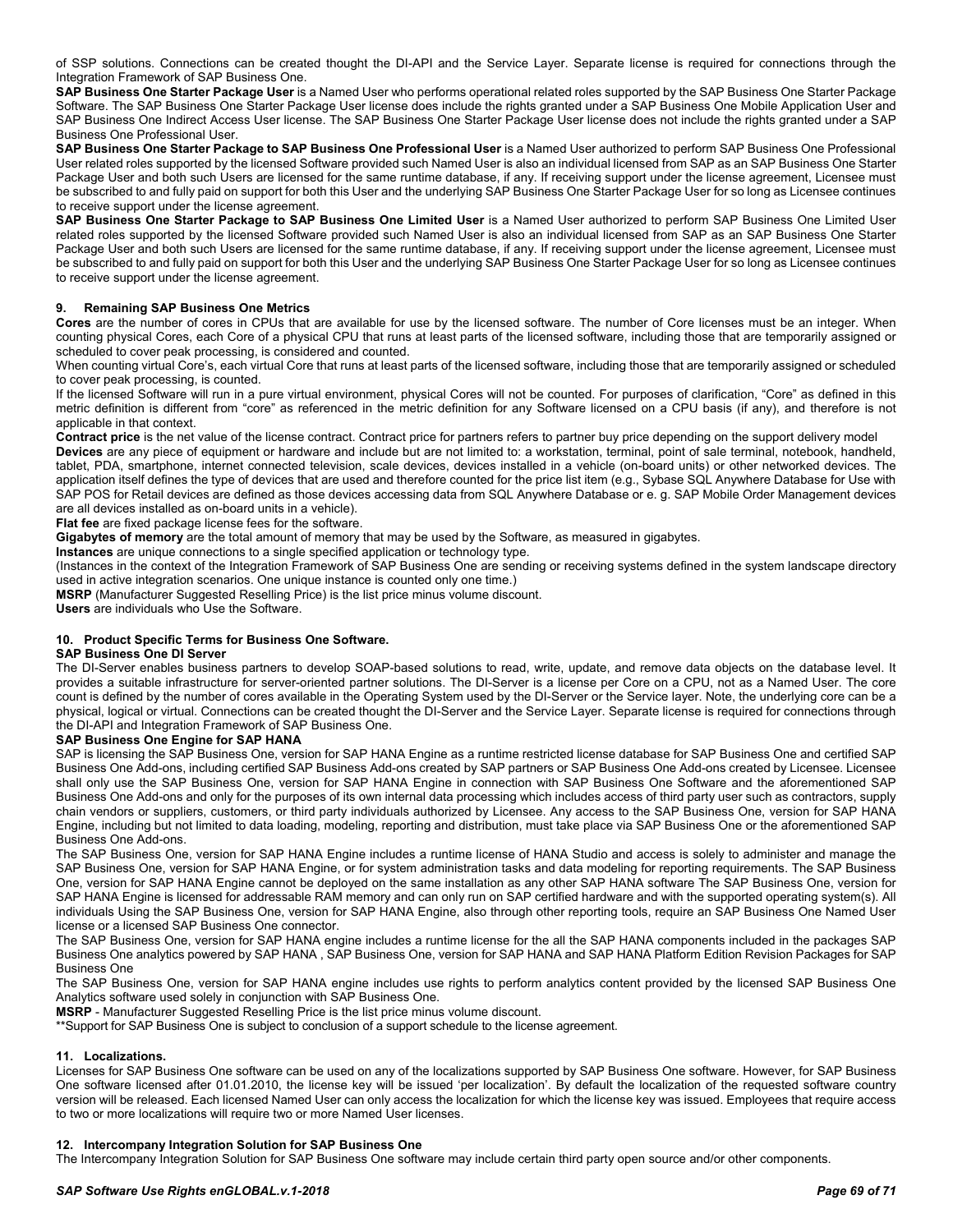of SSP solutions. Connections can be created thought the DI-API and the Service Layer. Separate license is required for connections through the Integration Framework of SAP Business One.

**SAP Business One Starter Package User** is a Named User who performs operational related roles supported by the SAP Business One Starter Package Software. The SAP Business One Starter Package User license does include the rights granted under a SAP Business One Mobile Application User and SAP Business One Indirect Access User license. The SAP Business One Starter Package User license does not include the rights granted under a SAP Business One Professional User.

**SAP Business One Starter Package to SAP Business One Professional User** is a Named User authorized to perform SAP Business One Professional User related roles supported by the licensed Software provided such Named User is also an individual licensed from SAP as an SAP Business One Starter Package User and both such Users are licensed for the same runtime database, if any. If receiving support under the license agreement, Licensee must be subscribed to and fully paid on support for both this User and the underlying SAP Business One Starter Package User for so long as Licensee continues to receive support under the license agreement.

**SAP Business One Starter Package to SAP Business One Limited User** is a Named User authorized to perform SAP Business One Limited User related roles supported by the licensed Software provided such Named User is also an individual licensed from SAP as an SAP Business One Starter Package User and both such Users are licensed for the same runtime database, if any. If receiving support under the license agreement, Licensee must be subscribed to and fully paid on support for both this User and the underlying SAP Business One Starter Package User for so long as Licensee continues to receive support under the license agreement.

### 9. Remaining SAP Business One Metrics

**Cores** are the number of cores in CPUs that are available for use by the licensed software. The number of Core licenses must be an integer. When counting physical Cores, each Core of a physical CPU that runs at least parts of the licensed software, including those that are temporarily assigned or scheduled to cover peak processing, is considered and counted.

When counting virtual Core's, each virtual Core that runs at least parts of the licensed software, including those that are temporarily assigned or scheduled to cover peak processing, is counted.

If the licensed Software will run in a pure virtual environment, physical Cores will not be counted. For purposes of clarification, "Core" as defined in this metric definition is different from "core" as referenced in the metric definition for any Software licensed on a CPU basis (if any), and therefore is not applicable in that context.

**Contract price** is the net value of the license contract. Contract price for partners refers to partner buy price depending on the support delivery model

**Devices** are any piece of equipment or hardware and include but are not limited to: a workstation, terminal, point of sale terminal, notebook, handheld, tablet, PDA, smartphone, internet connected television, scale devices, devices installed in a vehicle (on-board units) or other networked devices. The application itself defines the type of devices that are used and therefore counted for the price list item (e.g., Sybase SQL Anywhere Database for Use with SAP POS for Retail devices are defined as those devices accessing data from SQL Anywhere Database or e. g. SAP Mobile Order Management devices are all devices installed as on-board units in a vehicle).

**Flat fee** are fixed package license fees for the software.

**Gigabytes of memory** are the total amount of memory that may be used by the Software, as measured in gigabytes.

**Instances** are unique connections to a single specified application or technology type.

(Instances in the context of the Integration Framework of SAP Business One are sending or receiving systems defined in the system landscape directory used in active integration scenarios. One unique instance is counted only one time.)

**MSRP** (Manufacturer Suggested Reselling Price) is the list price minus volume discount.

**Users** are individuals who Use the Software.

### 10. Product Specific Terms for Business One Software.

**SAP Business One DI Server**

The DI-Server enables business partners to develop SOAP-based solutions to read, write, update, and remove data objects on the database level. It provides a suitable infrastructure for server-oriented partner solutions. The DI-Server is a license per Core on a CPU, not as a Named User. The core count is defined by the number of cores available in the Operating System used by the DI-Server or the Service layer. Note, the underlying core can be a physical, logical or virtual. Connections can be created thought the DI-Server and the Service Layer. Separate license is required for connections through the DI-API and Integration Framework of SAP Business One.

**SAP Business One Engine for SAP HANA**

SAP is licensing the SAP Business One, version for SAP HANA Engine as a runtime restricted license database for SAP Business One and certified SAP Business One Add-ons, including certified SAP Business Add-ons created by SAP partners or SAP Business One Add-ons created by Licensee. Licensee shall only use the SAP Business One, version for SAP HANA Engine in connection with SAP Business One Software and the aforementioned SAP Business One Add-ons and only for the purposes of its own internal data processing which includes access of third party user such as contractors, supply chain vendors or suppliers, customers, or third party individuals authorized by Licensee. Any access to the SAP Business One, version for SAP HANA Engine, including but not limited to data loading, modeling, reporting and distribution, must take place via SAP Business One or the aforementioned SAP Business One Add-ons.

The SAP Business One, version for SAP HANA Engine includes a runtime license of HANA Studio and access is solely to administer and manage the SAP Business One, version for SAP HANA Engine, or for system administration tasks and data modeling for reporting requirements. The SAP Business One, version for SAP HANA Engine cannot be deployed on the same installation as any other SAP HANA software The SAP Business One, version for SAP HANA Engine is licensed for addressable RAM memory and can only run on SAP certified hardware and with the supported operating system(s). All individuals Using the SAP Business One, version for SAP HANA Engine, also through other reporting tools, require an SAP Business One Named User license or a licensed SAP Business One connector.

The SAP Business One, version for SAP HANA engine includes a runtime license for the all the SAP HANA components included in the packages SAP Business One analytics powered by SAP HANA , SAP Business One, version for SAP HANA and SAP HANA Platform Edition Revision Packages for SAP Business One

The SAP Business One, version for SAP HANA engine includes use rights to perform analytics content provided by the licensed SAP Business One Analytics software used solely in conjunction with SAP Business One.

**MSRP** - Manufacturer Suggested Reselling Price is the list price minus volume discount.

**Support for SAP Business One is subject to conclusion of a support schedule to the license agreement.

### 11. Localizations.

Licenses for SAP Business One software can be used on any of the localizations supported by SAP Business One software. However, for SAP Business One software licensed after 01.01.2010, the license key will be issued 'per localization'. By default the localization of the requested software country version will be released. Each licensed Named User can only access the localization for which the license key was issued. Employees that require access to two or more localizations will require two or more Named User licenses.

### 12. Intercompany Integration Solution for SAP Business One

The Intercompany Integration Solution for SAP Business One software may include certain third party open source and/or other components.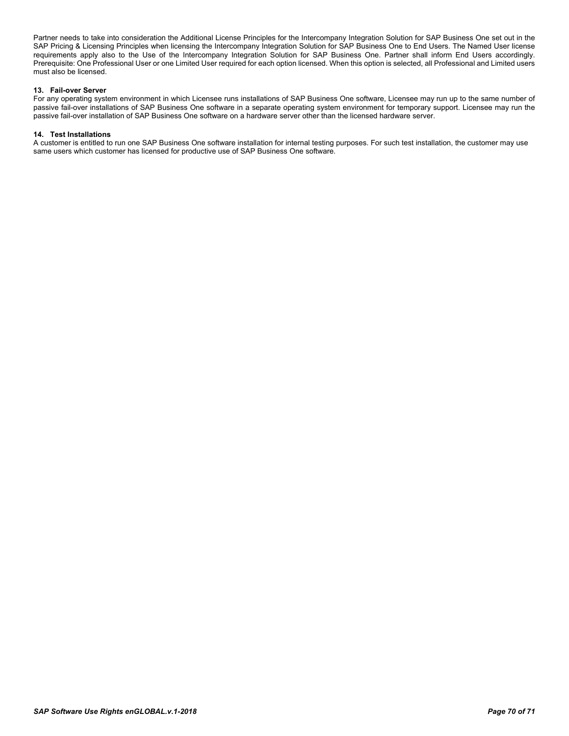Partner needs to take into consideration the Additional License Principles for the Intercompany Integration Solution for SAP Business One set out in the SAP Pricing & Licensing Principles when licensing the Intercompany Integration Solution for SAP Business One to End Users. The Named User license requirements apply also to the Use of the Intercompany Integration Solution for SAP Business One. Partner shall inform End Users accordingly. Prerequisite: One Professional User or one Limited User required for each option licensed. When this option is selected, all Professional and Limited users must also be licensed.

### 13. Fail-over Server

For any operating system environment in which Licensee runs installations of SAP Business One software, Licensee may run up to the same number of passive fail-over installations of SAP Business One software in a separate operating system environment for temporary support. Licensee may run the passive fail-over installation of SAP Business One software on a hardware server other than the licensed hardware server.

### 14. Test Installations

A customer is entitled to run one SAP Business One software installation for internal testing purposes. For such test installation, the customer may use same users which customer has licensed for productive use of SAP Business One software.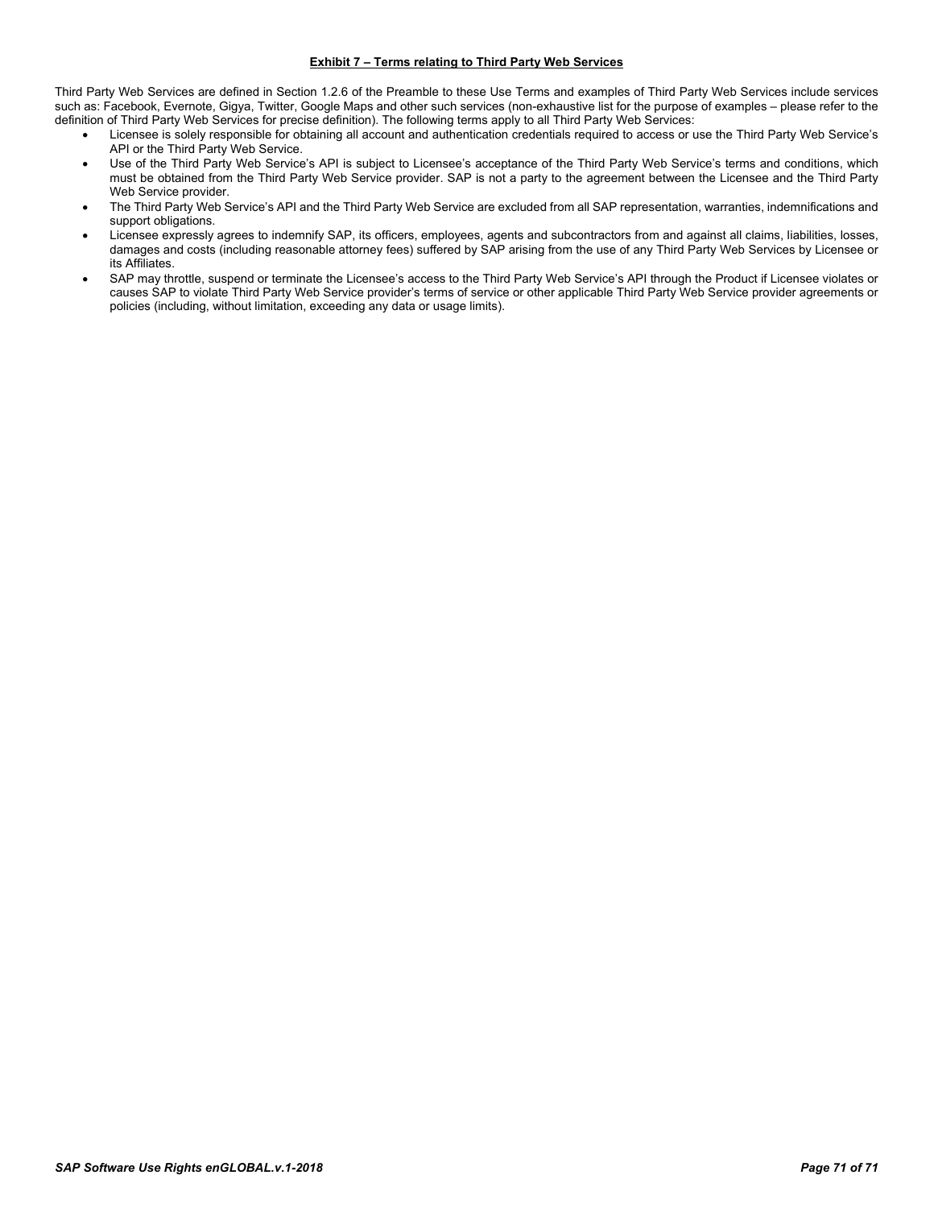**Exhibit 7 – Terms relating to Third Party Web Services**

Third Party Web Services are defined in Section 1.2.6 of the Preamble to these Use Terms and examples of Third Party Web Services include services such as: Facebook, Evernote, Gigya, Twitter, Google Maps and other such services (non-exhaustive list for the purpose of examples – please refer to the definition of Third Party Web Services for precise definition). The following terms apply to all Third Party Web Services:

- Licensee is solely responsible for obtaining all account and authentication credentials required to access or use the Third Party Web Service's API or the Third Party Web Service.
- Use of the Third Party Web Service's API is subject to Licensee's acceptance of the Third Party Web Service's terms and conditions, which must be obtained from the Third Party Web Service provider. SAP is not a party to the agreement between the Licensee and the Third Party Web Service provider.
- The Third Party Web Service's API and the Third Party Web Service are excluded from all SAP representation, warranties, indemnifications and support obligations.
- Licensee expressly agrees to indemnify SAP, its officers, employees, agents and subcontractors from and against all claims, liabilities, losses, damages and costs (including reasonable attorney fees) suffered by SAP arising from the use of any Third Party Web Services by Licensee or its Affiliates.
- SAP may throttle, suspend or terminate the Licensee's access to the Third Party Web Service's API through the Product if Licensee violates or causes SAP to violate Third Party Web Service provider's terms of service or other applicable Third Party Web Service provider agreements or policies (including, without limitation, exceeding any data or usage limits).